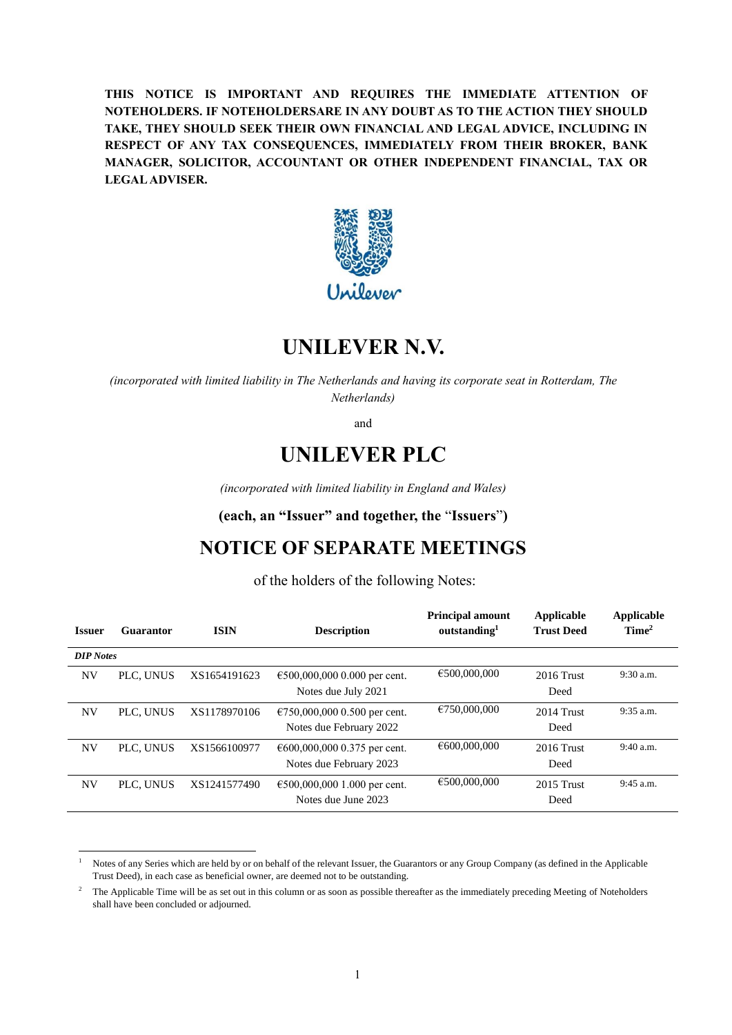**THIS NOTICE IS IMPORTANT AND REQUIRES THE IMMEDIATE ATTENTION OF NOTEHOLDERS. IF NOTEHOLDERSARE IN ANY DOUBT AS TO THE ACTION THEY SHOULD TAKE, THEY SHOULD SEEK THEIR OWN FINANCIAL AND LEGAL ADVICE, INCLUDING IN RESPECT OF ANY TAX CONSEQUENCES, IMMEDIATELY FROM THEIR BROKER, BANK MANAGER, SOLICITOR, ACCOUNTANT OR OTHER INDEPENDENT FINANCIAL, TAX OR LEGAL ADVISER.**

Unilever

# UNILEVER N.V.

*(incorporated with limited liability in The Netherlands and having its corporate seat in Rotterdam, The Netherlands)*

and

# UNILEVER PLC

*(incorporated with limited liability in England and Wales)*

**(each, an "Issuer" and together, the "Issuers")**

## NOTICE OF SEPARATE MEETINGS

of the holders of the following Notes:

| Issuer | Guarantor | ISIN | Description | Principal amount outstanding[1] | Applicable Trust Deed | Applicable Time[2] |
|---|---|---|---|---|---|---|
| ***DIP Notes*** | | | | | | |
| NV | PLC, UNUS | XS1654191623 | €500,000,000 0.000 per cent. Notes due July 2021 | €500,000,000 | 2016 Trust Deed | 9:30 a.m. |
| NV | PLC, UNUS | XS1178970106 | €750,000,000 0.500 per cent. Notes due February 2022 | €750,000,000 | 2014 Trust Deed | 9:35 a.m. |
| NV | PLC, UNUS | XS1566100977 | €600,000,000 0.375 per cent. Notes due February 2023 | €600,000,000 | 2016 Trust Deed | 9:40 a.m. |
| NV | PLC, UNUS | XS1241577490 | €500,000,000 1.000 per cent. Notes due June 2023 | €500,000,000 | 2015 Trust Deed | 9:45 a.m. |

[1] Notes of any Series which are held by or on behalf of the relevant Issuer, the Guarantors or any Group Company (as defined in the Applicable Trust Deed), in each case as beneficial owner, are deemed not to be outstanding.

[2] The Applicable Time will be as set out in this column or as soon as possible thereafter as the immediately preceding Meeting of Noteholders shall have been concluded or adjourned.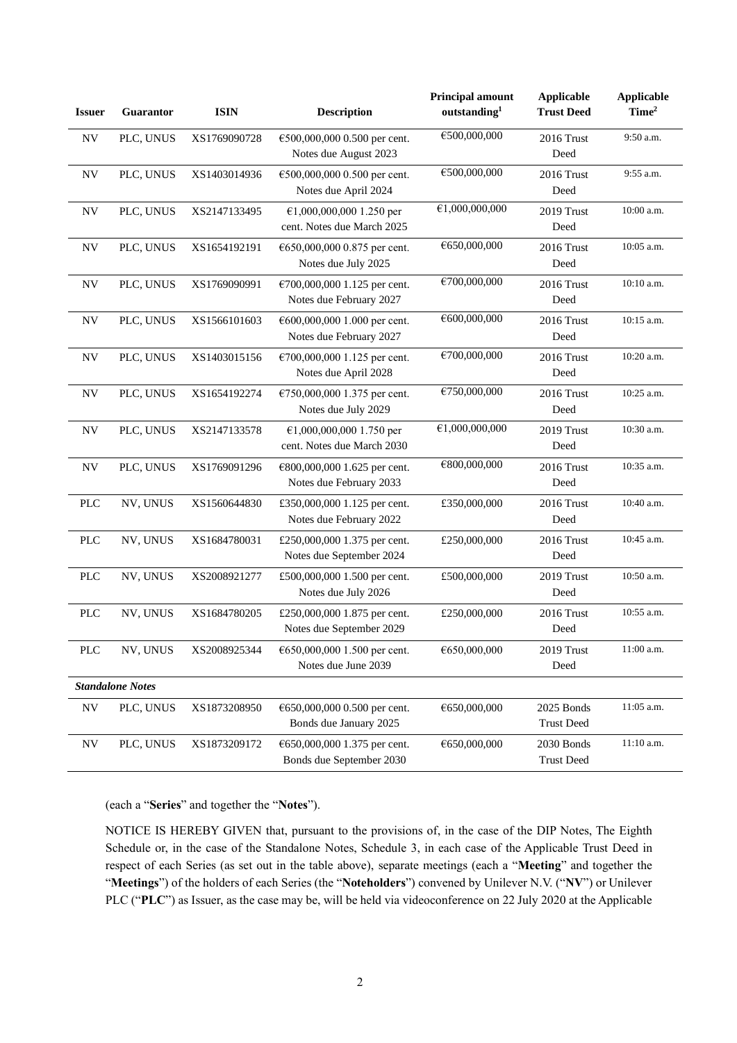| Issuer | Guarantor | ISIN | Description | Principal amount outstanding[1] | Applicable Trust Deed | Applicable Time[2] |
|---|---|---|---|---|---|---|
| NV | PLC, UNUS | XS1769090728 | €500,000,000 0.500 per cent. Notes due August 2023 | €500,000,000 | 2016 Trust Deed | 9:50 a.m. |
| NV | PLC, UNUS | XS1403014936 | €500,000,000 0.500 per cent. Notes due April 2024 | €500,000,000 | 2016 Trust Deed | 9:55 a.m. |
| NV | PLC, UNUS | XS2147133495 | €1,000,000,000 1.250 per cent. Notes due March 2025 | €1,000,000,000 | 2019 Trust Deed | 10:00 a.m. |
| NV | PLC, UNUS | XS1654192191 | €650,000,000 0.875 per cent. Notes due July 2025 | €650,000,000 | 2016 Trust Deed | 10:05 a.m. |
| NV | PLC, UNUS | XS1769090991 | €700,000,000 1.125 per cent. Notes due February 2027 | €700,000,000 | 2016 Trust Deed | 10:10 a.m. |
| NV | PLC, UNUS | XS1566101603 | €600,000,000 1.000 per cent. Notes due February 2027 | €600,000,000 | 2016 Trust Deed | 10:15 a.m. |
| NV | PLC, UNUS | XS1403015156 | €700,000,000 1.125 per cent. Notes due April 2028 | €700,000,000 | 2016 Trust Deed | 10:20 a.m. |
| NV | PLC, UNUS | XS1654192274 | €750,000,000 1.375 per cent. Notes due July 2029 | €750,000,000 | 2016 Trust Deed | 10:25 a.m. |
| NV | PLC, UNUS | XS2147133578 | €1,000,000,000 1.750 per cent. Notes due March 2030 | €1,000,000,000 | 2019 Trust Deed | 10:30 a.m. |
| NV | PLC, UNUS | XS1769091296 | €800,000,000 1.625 per cent. Notes due February 2033 | €800,000,000 | 2016 Trust Deed | 10:35 a.m. |
| PLC | NV, UNUS | XS1560644830 | £350,000,000 1.125 per cent. Notes due February 2022 | £350,000,000 | 2016 Trust Deed | 10:40 a.m. |
| PLC | NV, UNUS | XS1684780031 | £250,000,000 1.375 per cent. Notes due September 2024 | £250,000,000 | 2016 Trust Deed | 10:45 a.m. |
| PLC | NV, UNUS | XS2008921277 | £500,000,000 1.500 per cent. Notes due July 2026 | £500,000,000 | 2019 Trust Deed | 10:50 a.m. |
| PLC | NV, UNUS | XS1684780205 | £250,000,000 1.875 per cent. Notes due September 2029 | £250,000,000 | 2016 Trust Deed | 10:55 a.m. |
| PLC | NV, UNUS | XS2008925344 | €650,000,000 1.500 per cent. Notes due June 2039 | €650,000,000 | 2019 Trust Deed | 11:00 a.m. |
| ***Standalone Notes*** | | | | | | |
| NV | PLC, UNUS | XS1873208950 | €650,000,000 0.500 per cent. Bonds due January 2025 | €650,000,000 | 2025 Bonds Trust Deed | 11:05 a.m. |
| NV | PLC, UNUS | XS1873209172 | €650,000,000 1.375 per cent. Bonds due September 2030 | €650,000,000 | 2030 Bonds Trust Deed | 11:10 a.m. |

(each a "**Series**" and together the "**Notes**").

NOTICE IS HEREBY GIVEN that, pursuant to the provisions of, in the case of the DIP Notes, The Eighth Schedule or, in the case of the Standalone Notes, Schedule 3, in each case of the Applicable Trust Deed in respect of each Series (as set out in the table above), separate meetings (each a "**Meeting**" and together the "**Meetings**") of the holders of each Series (the "**Noteholders**") convened by Unilever N.V. ("**NV**") or Unilever PLC ("**PLC**") as Issuer, as the case may be, will be held via videoconference on 22 July 2020 at the Applicable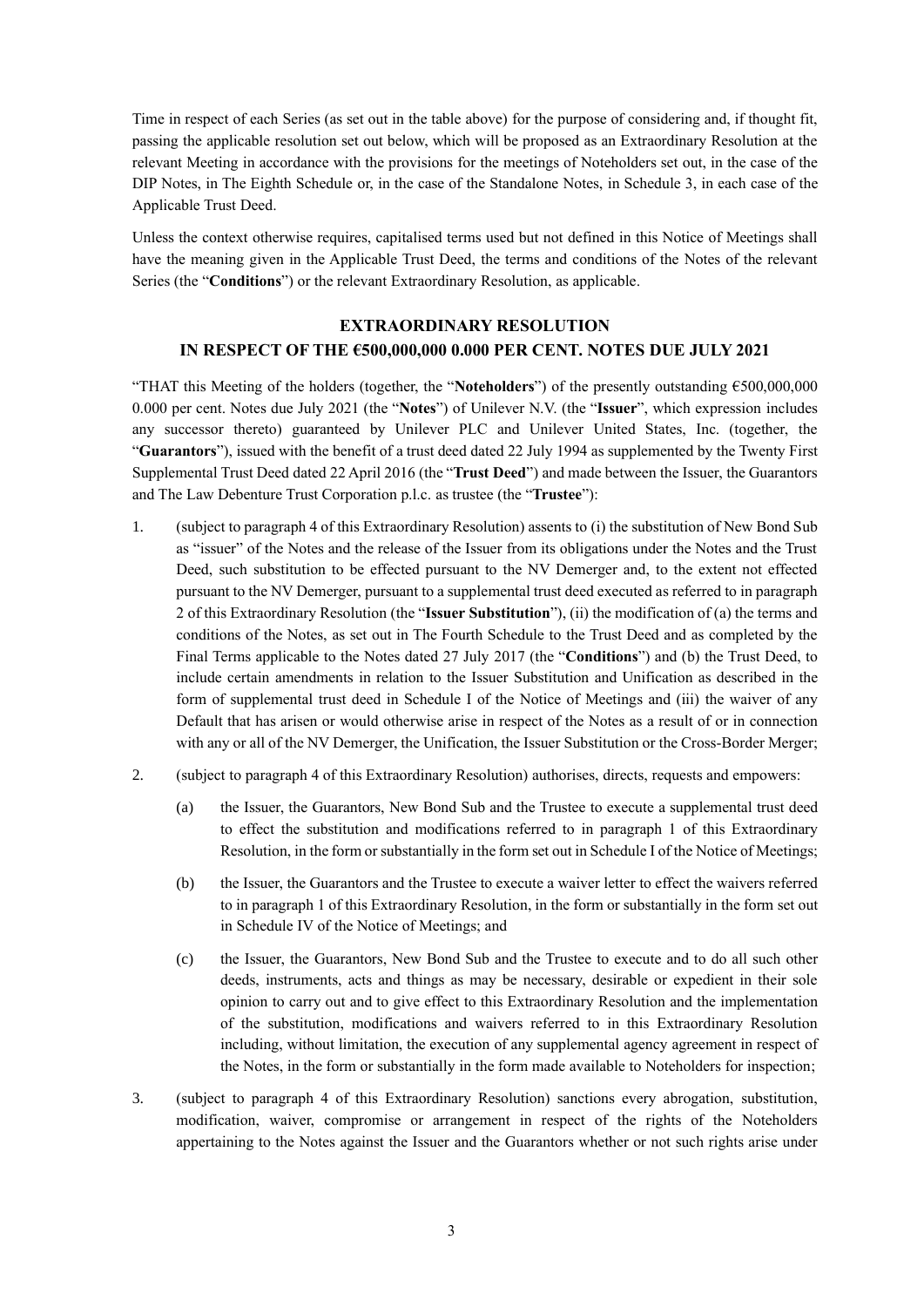Time in respect of each Series (as set out in the table above) for the purpose of considering and, if thought fit, passing the applicable resolution set out below, which will be proposed as an Extraordinary Resolution at the relevant Meeting in accordance with the provisions for the meetings of Noteholders set out, in the case of the DIP Notes, in The Eighth Schedule or, in the case of the Standalone Notes, in Schedule 3, in each case of the Applicable Trust Deed.

Unless the context otherwise requires, capitalised terms used but not defined in this Notice of Meetings shall have the meaning given in the Applicable Trust Deed, the terms and conditions of the Notes of the relevant Series (the "**Conditions**") or the relevant Extraordinary Resolution, as applicable.

## EXTRAORDINARY RESOLUTION IN RESPECT OF THE €500,000,000 0.000 PER CENT. NOTES DUE JULY 2021

"THAT this Meeting of the holders (together, the "**Noteholders**") of the presently outstanding €500,000,000 0.000 per cent. Notes due July 2021 (the "**Notes**") of Unilever N.V. (the "**Issuer**", which expression includes any successor thereto) guaranteed by Unilever PLC and Unilever United States, Inc. (together, the "**Guarantors**"), issued with the benefit of a trust deed dated 22 July 1994 as supplemented by the Twenty First Supplemental Trust Deed dated 22 April 2016 (the "**Trust Deed**") and made between the Issuer, the Guarantors and The Law Debenture Trust Corporation p.l.c. as trustee (the "**Trustee**"):

1. (subject to paragraph 4 of this Extraordinary Resolution) assents to (i) the substitution of New Bond Sub as "issuer" of the Notes and the release of the Issuer from its obligations under the Notes and the Trust Deed, such substitution to be effected pursuant to the NV Demerger and, to the extent not effected pursuant to the NV Demerger, pursuant to a supplemental trust deed executed as referred to in paragraph 2 of this Extraordinary Resolution (the "**Issuer Substitution**"), (ii) the modification of (a) the terms and conditions of the Notes, as set out in The Fourth Schedule to the Trust Deed and as completed by the Final Terms applicable to the Notes dated 27 July 2017 (the "**Conditions**") and (b) the Trust Deed, to include certain amendments in relation to the Issuer Substitution and Unification as described in the form of supplemental trust deed in Schedule I of the Notice of Meetings and (iii) the waiver of any Default that has arisen or would otherwise arise in respect of the Notes as a result of or in connection with any or all of the NV Demerger, the Unification, the Issuer Substitution or the Cross-Border Merger;

2. (subject to paragraph 4 of this Extraordinary Resolution) authorises, directs, requests and empowers:

   (a) the Issuer, the Guarantors, New Bond Sub and the Trustee to execute a supplemental trust deed to effect the substitution and modifications referred to in paragraph 1 of this Extraordinary Resolution, in the form or substantially in the form set out in Schedule I of the Notice of Meetings;

   (b) the Issuer, the Guarantors and the Trustee to execute a waiver letter to effect the waivers referred to in paragraph 1 of this Extraordinary Resolution, in the form or substantially in the form set out in Schedule IV of the Notice of Meetings; and

   (c) the Issuer, the Guarantors, New Bond Sub and the Trustee to execute and to do all such other deeds, instruments, acts and things as may be necessary, desirable or expedient in their sole opinion to carry out and to give effect to this Extraordinary Resolution and the implementation of the substitution, modifications and waivers referred to in this Extraordinary Resolution including, without limitation, the execution of any supplemental agency agreement in respect of the Notes, in the form or substantially in the form made available to Noteholders for inspection;

3. (subject to paragraph 4 of this Extraordinary Resolution) sanctions every abrogation, substitution, modification, waiver, compromise or arrangement in respect of the rights of the Noteholders appertaining to the Notes against the Issuer and the Guarantors whether or not such rights arise under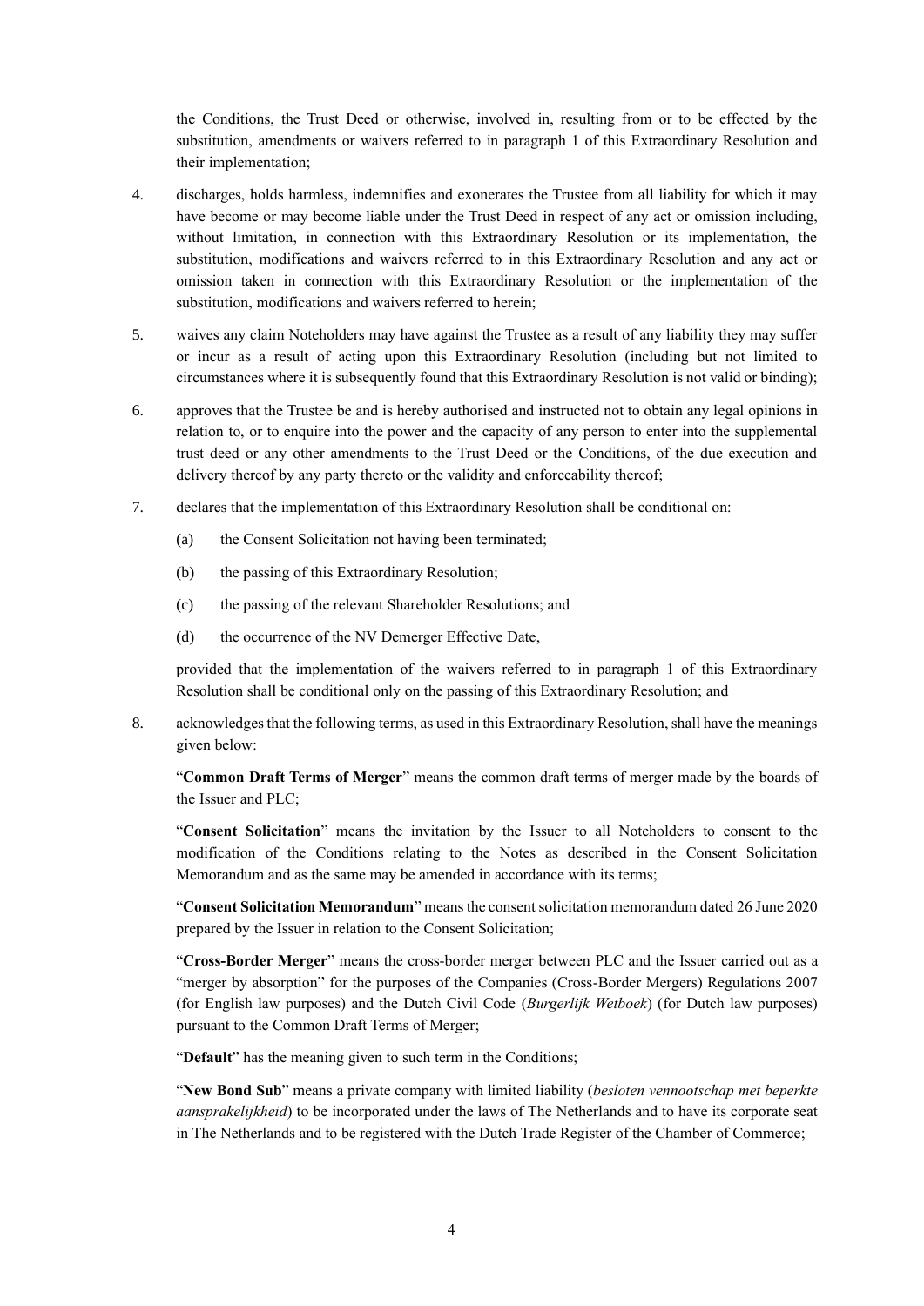the Conditions, the Trust Deed or otherwise, involved in, resulting from or to be effected by the substitution, amendments or waivers referred to in paragraph 1 of this Extraordinary Resolution and their implementation;

4. discharges, holds harmless, indemnifies and exonerates the Trustee from all liability for which it may have become or may become liable under the Trust Deed in respect of any act or omission including, without limitation, in connection with this Extraordinary Resolution or its implementation, the substitution, modifications and waivers referred to in this Extraordinary Resolution and any act or omission taken in connection with this Extraordinary Resolution or the implementation of the substitution, modifications and waivers referred to herein;

5. waives any claim Noteholders may have against the Trustee as a result of any liability they may suffer or incur as a result of acting upon this Extraordinary Resolution (including but not limited to circumstances where it is subsequently found that this Extraordinary Resolution is not valid or binding);

6. approves that the Trustee be and is hereby authorised and instructed not to obtain any legal opinions in relation to, or to enquire into the power and the capacity of any person to enter into the supplemental trust deed or any other amendments to the Trust Deed or the Conditions, of the due execution and delivery thereof by any party thereto or the validity and enforceability thereof;

7. declares that the implementation of this Extraordinary Resolution shall be conditional on:

   (a) the Consent Solicitation not having been terminated;

   (b) the passing of this Extraordinary Resolution;

   (c) the passing of the relevant Shareholder Resolutions; and

   (d) the occurrence of the NV Demerger Effective Date,

   provided that the implementation of the waivers referred to in paragraph 1 of this Extraordinary Resolution shall be conditional only on the passing of this Extraordinary Resolution; and

8. acknowledges that the following terms, as used in this Extraordinary Resolution, shall have the meanings given below:

   "**Common Draft Terms of Merger**" means the common draft terms of merger made by the boards of the Issuer and PLC;

   "**Consent Solicitation**" means the invitation by the Issuer to all Noteholders to consent to the modification of the Conditions relating to the Notes as described in the Consent Solicitation Memorandum and as the same may be amended in accordance with its terms;

   "**Consent Solicitation Memorandum**" means the consent solicitation memorandum dated 26 June 2020 prepared by the Issuer in relation to the Consent Solicitation;

   "**Cross-Border Merger**" means the cross-border merger between PLC and the Issuer carried out as a "merger by absorption" for the purposes of the Companies (Cross-Border Mergers) Regulations 2007 (for English law purposes) and the Dutch Civil Code (*Burgerlijk Wetboek*) (for Dutch law purposes) pursuant to the Common Draft Terms of Merger;

   "**Default**" has the meaning given to such term in the Conditions;

   "**New Bond Sub**" means a private company with limited liability (*besloten vennootschap met beperkte aansprakelijkheid*) to be incorporated under the laws of The Netherlands and to have its corporate seat in The Netherlands and to be registered with the Dutch Trade Register of the Chamber of Commerce;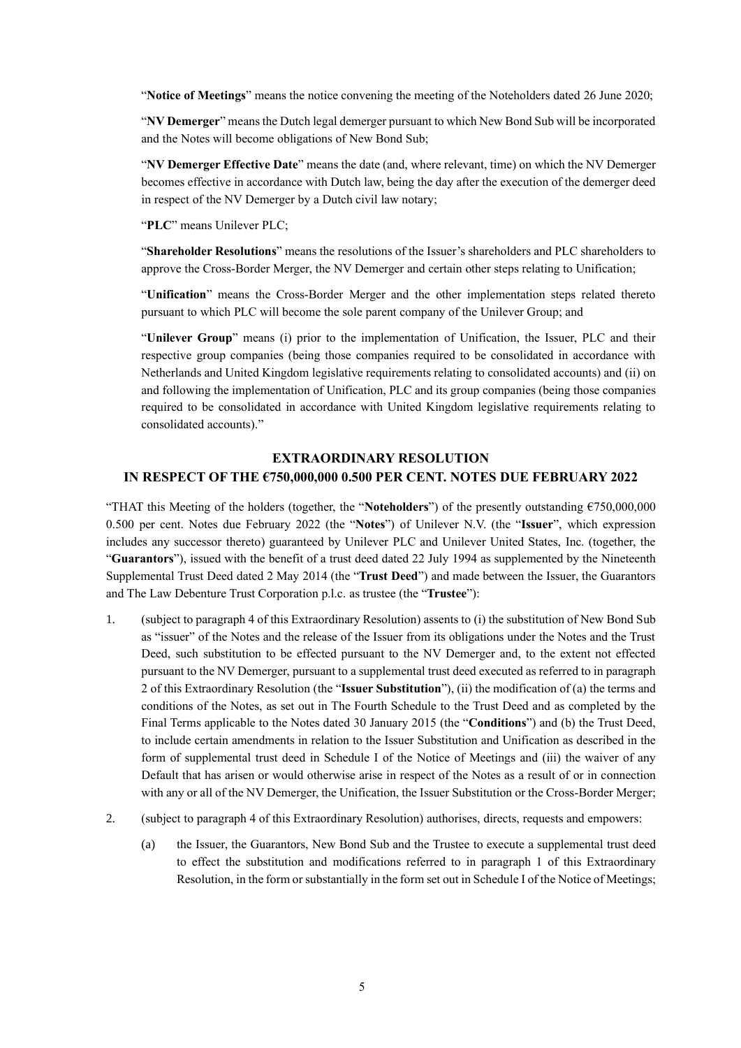"**Notice of Meetings**" means the notice convening the meeting of the Noteholders dated 26 June 2020;

"**NV Demerger**" means the Dutch legal demerger pursuant to which New Bond Sub will be incorporated and the Notes will become obligations of New Bond Sub;

"**NV Demerger Effective Date**" means the date (and, where relevant, time) on which the NV Demerger becomes effective in accordance with Dutch law, being the day after the execution of the demerger deed in respect of the NV Demerger by a Dutch civil law notary;

"**PLC**" means Unilever PLC;

"**Shareholder Resolutions**" means the resolutions of the Issuer's shareholders and PLC shareholders to approve the Cross-Border Merger, the NV Demerger and certain other steps relating to Unification;

"**Unification**" means the Cross-Border Merger and the other implementation steps related thereto pursuant to which PLC will become the sole parent company of the Unilever Group; and

"**Unilever Group**" means (i) prior to the implementation of Unification, the Issuer, PLC and their respective group companies (being those companies required to be consolidated in accordance with Netherlands and United Kingdom legislative requirements relating to consolidated accounts) and (ii) on and following the implementation of Unification, PLC and its group companies (being those companies required to be consolidated in accordance with United Kingdom legislative requirements relating to consolidated accounts)."

## EXTRAORDINARY RESOLUTION IN RESPECT OF THE €750,000,000 0.500 PER CENT. NOTES DUE FEBRUARY 2022

"THAT this Meeting of the holders (together, the "**Noteholders**") of the presently outstanding €750,000,000 0.500 per cent. Notes due February 2022 (the "**Notes**") of Unilever N.V. (the "**Issuer**", which expression includes any successor thereto) guaranteed by Unilever PLC and Unilever United States, Inc. (together, the "**Guarantors**"), issued with the benefit of a trust deed dated 22 July 1994 as supplemented by the Nineteenth Supplemental Trust Deed dated 2 May 2014 (the "**Trust Deed**") and made between the Issuer, the Guarantors and The Law Debenture Trust Corporation p.l.c. as trustee (the "**Trustee**"):

1. (subject to paragraph 4 of this Extraordinary Resolution) assents to (i) the substitution of New Bond Sub as "issuer" of the Notes and the release of the Issuer from its obligations under the Notes and the Trust Deed, such substitution to be effected pursuant to the NV Demerger and, to the extent not effected pursuant to the NV Demerger, pursuant to a supplemental trust deed executed as referred to in paragraph 2 of this Extraordinary Resolution (the "**Issuer Substitution**"), (ii) the modification of (a) the terms and conditions of the Notes, as set out in The Fourth Schedule to the Trust Deed and as completed by the Final Terms applicable to the Notes dated 30 January 2015 (the "**Conditions**") and (b) the Trust Deed, to include certain amendments in relation to the Issuer Substitution and Unification as described in the form of supplemental trust deed in Schedule I of the Notice of Meetings and (iii) the waiver of any Default that has arisen or would otherwise arise in respect of the Notes as a result of or in connection with any or all of the NV Demerger, the Unification, the Issuer Substitution or the Cross-Border Merger;

2. (subject to paragraph 4 of this Extraordinary Resolution) authorises, directs, requests and empowers:

   (a) the Issuer, the Guarantors, New Bond Sub and the Trustee to execute a supplemental trust deed to effect the substitution and modifications referred to in paragraph 1 of this Extraordinary Resolution, in the form or substantially in the form set out in Schedule I of the Notice of Meetings;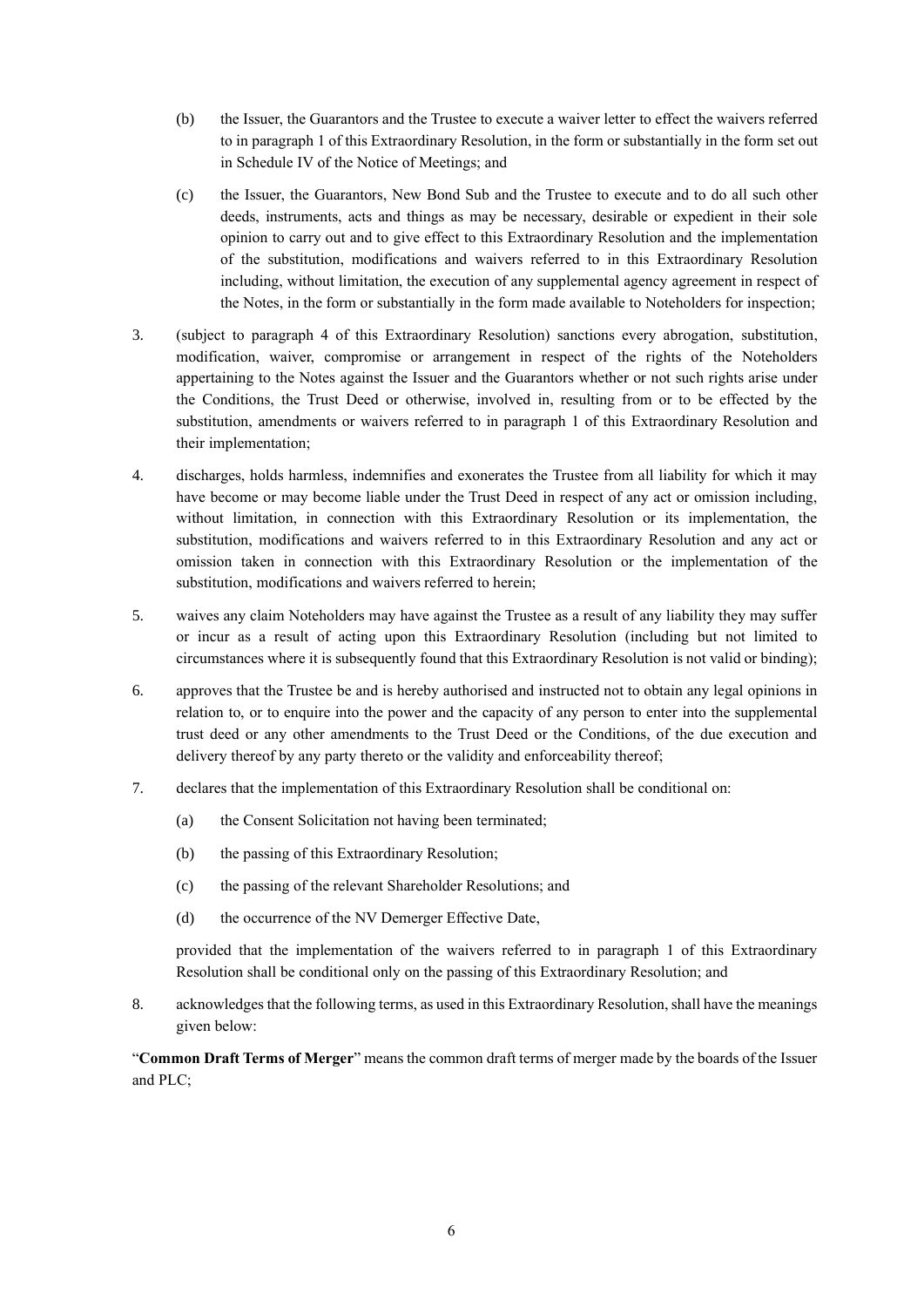(b) the Issuer, the Guarantors and the Trustee to execute a waiver letter to effect the waivers referred to in paragraph 1 of this Extraordinary Resolution, in the form or substantially in the form set out in Schedule IV of the Notice of Meetings; and

(c) the Issuer, the Guarantors, New Bond Sub and the Trustee to execute and to do all such other deeds, instruments, acts and things as may be necessary, desirable or expedient in their sole opinion to carry out and to give effect to this Extraordinary Resolution and the implementation of the substitution, modifications and waivers referred to in this Extraordinary Resolution including, without limitation, the execution of any supplemental agency agreement in respect of the Notes, in the form or substantially in the form made available to Noteholders for inspection;

3. (subject to paragraph 4 of this Extraordinary Resolution) sanctions every abrogation, substitution, modification, waiver, compromise or arrangement in respect of the rights of the Noteholders appertaining to the Notes against the Issuer and the Guarantors whether or not such rights arise under the Conditions, the Trust Deed or otherwise, involved in, resulting from or to be effected by the substitution, amendments or waivers referred to in paragraph 1 of this Extraordinary Resolution and their implementation;

4. discharges, holds harmless, indemnifies and exonerates the Trustee from all liability for which it may have become or may become liable under the Trust Deed in respect of any act or omission including, without limitation, in connection with this Extraordinary Resolution or its implementation, the substitution, modifications and waivers referred to in this Extraordinary Resolution and any act or omission taken in connection with this Extraordinary Resolution or the implementation of the substitution, modifications and waivers referred to herein;

5. waives any claim Noteholders may have against the Trustee as a result of any liability they may suffer or incur as a result of acting upon this Extraordinary Resolution (including but not limited to circumstances where it is subsequently found that this Extraordinary Resolution is not valid or binding);

6. approves that the Trustee be and is hereby authorised and instructed not to obtain any legal opinions in relation to, or to enquire into the power and the capacity of any person to enter into the supplemental trust deed or any other amendments to the Trust Deed or the Conditions, of the due execution and delivery thereof by any party thereto or the validity and enforceability thereof;

7. declares that the implementation of this Extraordinary Resolution shall be conditional on:

   (a) the Consent Solicitation not having been terminated;

   (b) the passing of this Extraordinary Resolution;

   (c) the passing of the relevant Shareholder Resolutions; and

   (d) the occurrence of the NV Demerger Effective Date,

   provided that the implementation of the waivers referred to in paragraph 1 of this Extraordinary Resolution shall be conditional only on the passing of this Extraordinary Resolution; and

8. acknowledges that the following terms, as used in this Extraordinary Resolution, shall have the meanings given below:

"**Common Draft Terms of Merger**" means the common draft terms of merger made by the boards of the Issuer and PLC;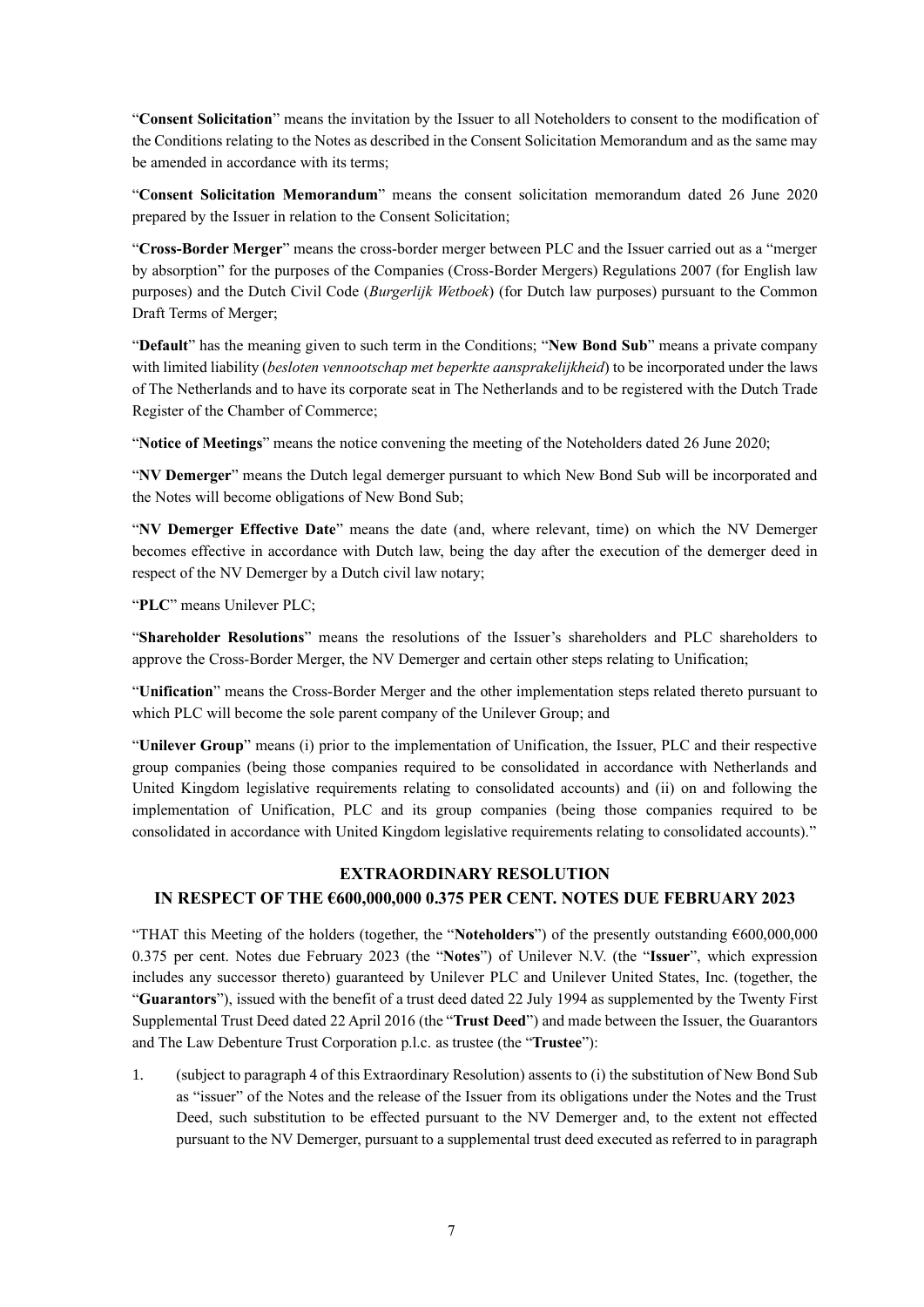"**Consent Solicitation**" means the invitation by the Issuer to all Noteholders to consent to the modification of the Conditions relating to the Notes as described in the Consent Solicitation Memorandum and as the same may be amended in accordance with its terms;

"**Consent Solicitation Memorandum**" means the consent solicitation memorandum dated 26 June 2020 prepared by the Issuer in relation to the Consent Solicitation;

"**Cross-Border Merger**" means the cross-border merger between PLC and the Issuer carried out as a "merger by absorption" for the purposes of the Companies (Cross-Border Mergers) Regulations 2007 (for English law purposes) and the Dutch Civil Code (*Burgerlijk Wetboek*) (for Dutch law purposes) pursuant to the Common Draft Terms of Merger;

"**Default**" has the meaning given to such term in the Conditions; "**New Bond Sub**" means a private company with limited liability (*besloten vennootschap met beperkte aansprakelijkheid*) to be incorporated under the laws of The Netherlands and to have its corporate seat in The Netherlands and to be registered with the Dutch Trade Register of the Chamber of Commerce;

"**Notice of Meetings**" means the notice convening the meeting of the Noteholders dated 26 June 2020;

"**NV Demerger**" means the Dutch legal demerger pursuant to which New Bond Sub will be incorporated and the Notes will become obligations of New Bond Sub;

"**NV Demerger Effective Date**" means the date (and, where relevant, time) on which the NV Demerger becomes effective in accordance with Dutch law, being the day after the execution of the demerger deed in respect of the NV Demerger by a Dutch civil law notary;

"**PLC**" means Unilever PLC;

"**Shareholder Resolutions**" means the resolutions of the Issuer's shareholders and PLC shareholders to approve the Cross-Border Merger, the NV Demerger and certain other steps relating to Unification;

"**Unification**" means the Cross-Border Merger and the other implementation steps related thereto pursuant to which PLC will become the sole parent company of the Unilever Group; and

"**Unilever Group**" means (i) prior to the implementation of Unification, the Issuer, PLC and their respective group companies (being those companies required to be consolidated in accordance with Netherlands and United Kingdom legislative requirements relating to consolidated accounts) and (ii) on and following the implementation of Unification, PLC and its group companies (being those companies required to be consolidated in accordance with United Kingdom legislative requirements relating to consolidated accounts)."

## EXTRAORDINARY RESOLUTION IN RESPECT OF THE €600,000,000 0.375 PER CENT. NOTES DUE FEBRUARY 2023

"THAT this Meeting of the holders (together, the "**Noteholders**") of the presently outstanding €600,000,000 0.375 per cent. Notes due February 2023 (the "**Notes**") of Unilever N.V. (the "**Issuer**", which expression includes any successor thereto) guaranteed by Unilever PLC and Unilever United States, Inc. (together, the "**Guarantors**"), issued with the benefit of a trust deed dated 22 July 1994 as supplemented by the Twenty First Supplemental Trust Deed dated 22 April 2016 (the "**Trust Deed**") and made between the Issuer, the Guarantors and The Law Debenture Trust Corporation p.l.c. as trustee (the "**Trustee**"):

1. (subject to paragraph 4 of this Extraordinary Resolution) assents to (i) the substitution of New Bond Sub as "issuer" of the Notes and the release of the Issuer from its obligations under the Notes and the Trust Deed, such substitution to be effected pursuant to the NV Demerger and, to the extent not effected pursuant to the NV Demerger, pursuant to a supplemental trust deed executed as referred to in paragraph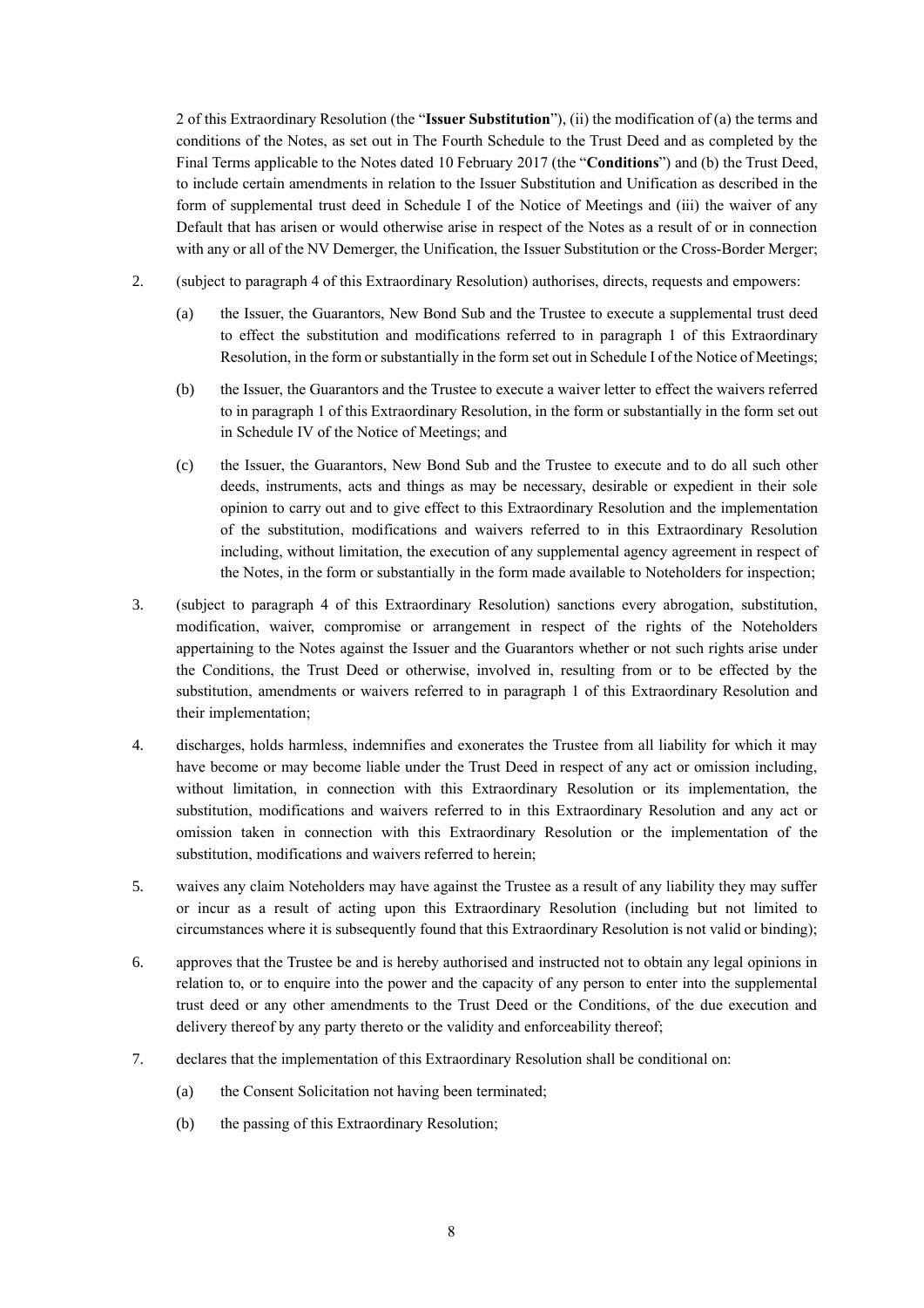2 of this Extraordinary Resolution (the "**Issuer Substitution**"), (ii) the modification of (a) the terms and conditions of the Notes, as set out in The Fourth Schedule to the Trust Deed and as completed by the Final Terms applicable to the Notes dated 10 February 2017 (the "**Conditions**") and (b) the Trust Deed, to include certain amendments in relation to the Issuer Substitution and Unification as described in the form of supplemental trust deed in Schedule I of the Notice of Meetings and (iii) the waiver of any Default that has arisen or would otherwise arise in respect of the Notes as a result of or in connection with any or all of the NV Demerger, the Unification, the Issuer Substitution or the Cross-Border Merger;

2. (subject to paragraph 4 of this Extraordinary Resolution) authorises, directs, requests and empowers:

   (a) the Issuer, the Guarantors, New Bond Sub and the Trustee to execute a supplemental trust deed to effect the substitution and modifications referred to in paragraph 1 of this Extraordinary Resolution, in the form or substantially in the form set out in Schedule I of the Notice of Meetings;

   (b) the Issuer, the Guarantors and the Trustee to execute a waiver letter to effect the waivers referred to in paragraph 1 of this Extraordinary Resolution, in the form or substantially in the form set out in Schedule IV of the Notice of Meetings; and

   (c) the Issuer, the Guarantors, New Bond Sub and the Trustee to execute and to do all such other deeds, instruments, acts and things as may be necessary, desirable or expedient in their sole opinion to carry out and to give effect to this Extraordinary Resolution and the implementation of the substitution, modifications and waivers referred to in this Extraordinary Resolution including, without limitation, the execution of any supplemental agency agreement in respect of the Notes, in the form or substantially in the form made available to Noteholders for inspection;

3. (subject to paragraph 4 of this Extraordinary Resolution) sanctions every abrogation, substitution, modification, waiver, compromise or arrangement in respect of the rights of the Noteholders appertaining to the Notes against the Issuer and the Guarantors whether or not such rights arise under the Conditions, the Trust Deed or otherwise, involved in, resulting from or to be effected by the substitution, amendments or waivers referred to in paragraph 1 of this Extraordinary Resolution and their implementation;

4. discharges, holds harmless, indemnifies and exonerates the Trustee from all liability for which it may have become or may become liable under the Trust Deed in respect of any act or omission including, without limitation, in connection with this Extraordinary Resolution or its implementation, the substitution, modifications and waivers referred to in this Extraordinary Resolution and any act or omission taken in connection with this Extraordinary Resolution or the implementation of the substitution, modifications and waivers referred to herein;

5. waives any claim Noteholders may have against the Trustee as a result of any liability they may suffer or incur as a result of acting upon this Extraordinary Resolution (including but not limited to circumstances where it is subsequently found that this Extraordinary Resolution is not valid or binding);

6. approves that the Trustee be and is hereby authorised and instructed not to obtain any legal opinions in relation to, or to enquire into the power and the capacity of any person to enter into the supplemental trust deed or any other amendments to the Trust Deed or the Conditions, of the due execution and delivery thereof by any party thereto or the validity and enforceability thereof;

7. declares that the implementation of this Extraordinary Resolution shall be conditional on:

   (a) the Consent Solicitation not having been terminated;

   (b) the passing of this Extraordinary Resolution;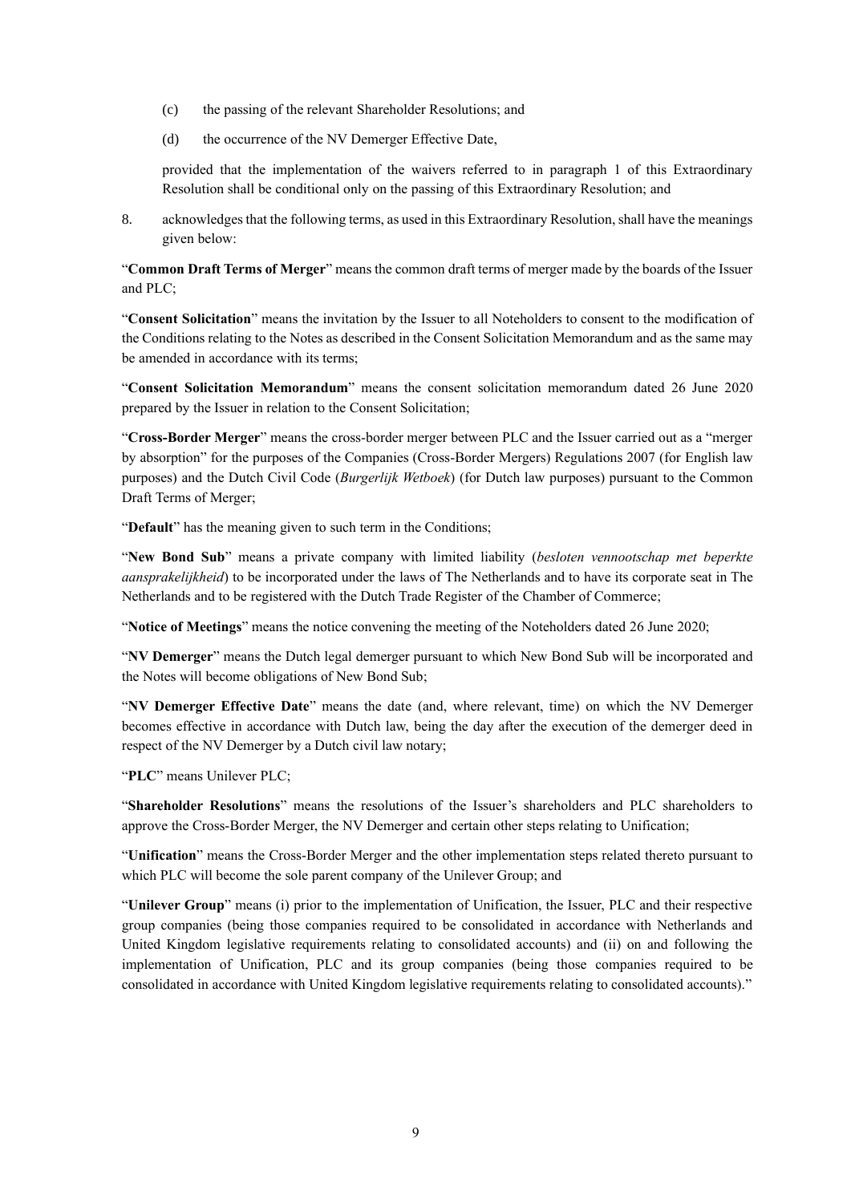(c) the passing of the relevant Shareholder Resolutions; and

(d) the occurrence of the NV Demerger Effective Date,

provided that the implementation of the waivers referred to in paragraph 1 of this Extraordinary Resolution shall be conditional only on the passing of this Extraordinary Resolution; and

8. acknowledges that the following terms, as used in this Extraordinary Resolution, shall have the meanings given below:

"**Common Draft Terms of Merger**" means the common draft terms of merger made by the boards of the Issuer and PLC;

"**Consent Solicitation**" means the invitation by the Issuer to all Noteholders to consent to the modification of the Conditions relating to the Notes as described in the Consent Solicitation Memorandum and as the same may be amended in accordance with its terms;

"**Consent Solicitation Memorandum**" means the consent solicitation memorandum dated 26 June 2020 prepared by the Issuer in relation to the Consent Solicitation;

"**Cross-Border Merger**" means the cross-border merger between PLC and the Issuer carried out as a "merger by absorption" for the purposes of the Companies (Cross-Border Mergers) Regulations 2007 (for English law purposes) and the Dutch Civil Code (*Burgerlijk Wetboek*) (for Dutch law purposes) pursuant to the Common Draft Terms of Merger;

"**Default**" has the meaning given to such term in the Conditions;

"**New Bond Sub**" means a private company with limited liability (*besloten vennootschap met beperkte aansprakelijkheid*) to be incorporated under the laws of The Netherlands and to have its corporate seat in The Netherlands and to be registered with the Dutch Trade Register of the Chamber of Commerce;

"**Notice of Meetings**" means the notice convening the meeting of the Noteholders dated 26 June 2020;

"**NV Demerger**" means the Dutch legal demerger pursuant to which New Bond Sub will be incorporated and the Notes will become obligations of New Bond Sub;

"**NV Demerger Effective Date**" means the date (and, where relevant, time) on which the NV Demerger becomes effective in accordance with Dutch law, being the day after the execution of the demerger deed in respect of the NV Demerger by a Dutch civil law notary;

"**PLC**" means Unilever PLC;

"**Shareholder Resolutions**" means the resolutions of the Issuer's shareholders and PLC shareholders to approve the Cross-Border Merger, the NV Demerger and certain other steps relating to Unification;

"**Unification**" means the Cross-Border Merger and the other implementation steps related thereto pursuant to which PLC will become the sole parent company of the Unilever Group; and

"**Unilever Group**" means (i) prior to the implementation of Unification, the Issuer, PLC and their respective group companies (being those companies required to be consolidated in accordance with Netherlands and United Kingdom legislative requirements relating to consolidated accounts) and (ii) on and following the implementation of Unification, PLC and its group companies (being those companies required to be consolidated in accordance with United Kingdom legislative requirements relating to consolidated accounts)."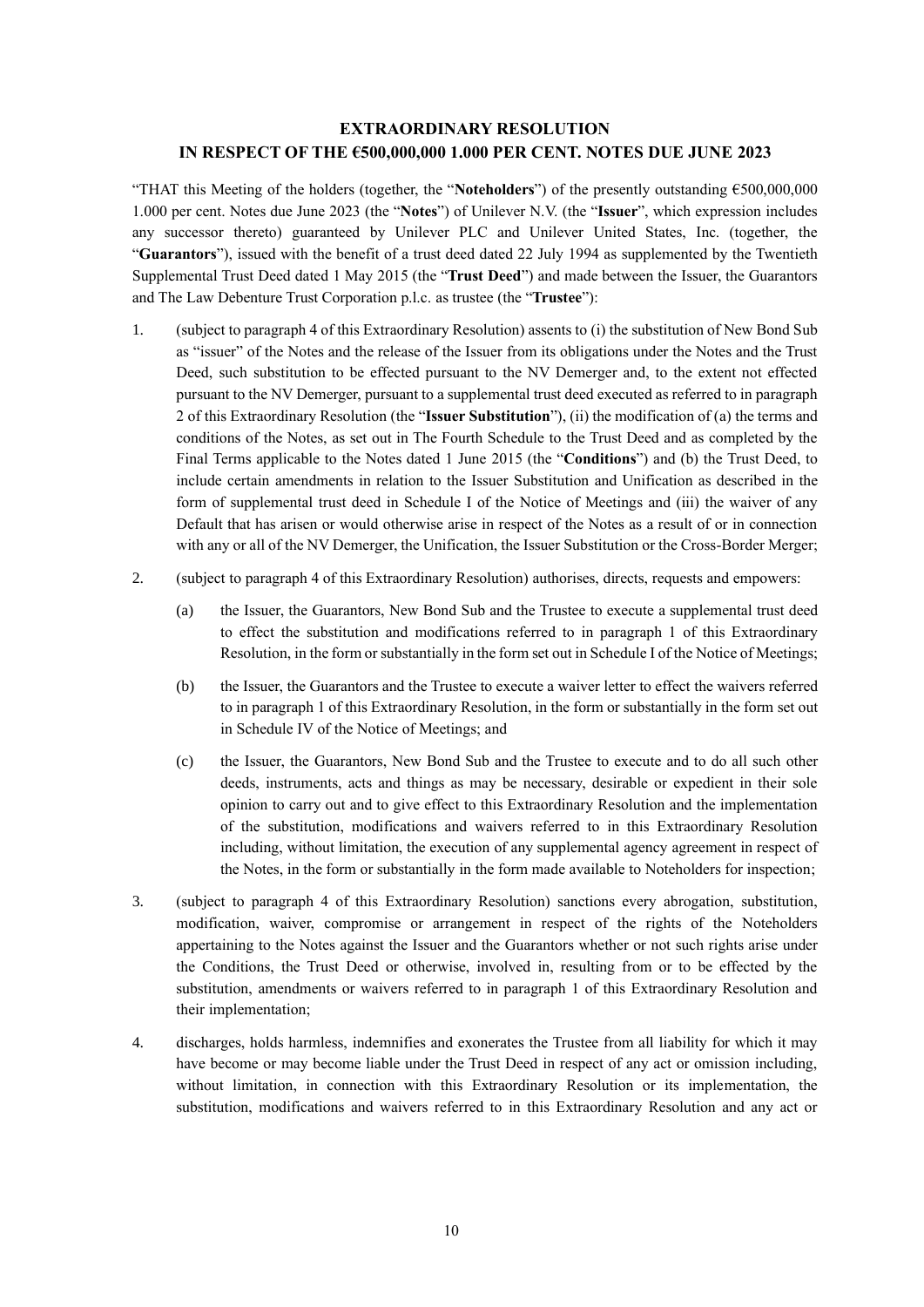**EXTRAORDINARY RESOLUTION**
**IN RESPECT OF THE €500,000,000 1.000 PER CENT. NOTES DUE JUNE 2023**

"THAT this Meeting of the holders (together, the "**Noteholders**") of the presently outstanding €500,000,000 1.000 per cent. Notes due June 2023 (the "**Notes**") of Unilever N.V. (the "**Issuer**", which expression includes any successor thereto) guaranteed by Unilever PLC and Unilever United States, Inc. (together, the "**Guarantors**"), issued with the benefit of a trust deed dated 22 July 1994 as supplemented by the Twentieth Supplemental Trust Deed dated 1 May 2015 (the "**Trust Deed**") and made between the Issuer, the Guarantors and The Law Debenture Trust Corporation p.l.c. as trustee (the "**Trustee**"):

1. (subject to paragraph 4 of this Extraordinary Resolution) assents to (i) the substitution of New Bond Sub as "issuer" of the Notes and the release of the Issuer from its obligations under the Notes and the Trust Deed, such substitution to be effected pursuant to the NV Demerger and, to the extent not effected pursuant to the NV Demerger, pursuant to a supplemental trust deed executed as referred to in paragraph 2 of this Extraordinary Resolution (the "**Issuer Substitution**"), (ii) the modification of (a) the terms and conditions of the Notes, as set out in The Fourth Schedule to the Trust Deed and as completed by the Final Terms applicable to the Notes dated 1 June 2015 (the "**Conditions**") and (b) the Trust Deed, to include certain amendments in relation to the Issuer Substitution and Unification as described in the form of supplemental trust deed in Schedule I of the Notice of Meetings and (iii) the waiver of any Default that has arisen or would otherwise arise in respect of the Notes as a result of or in connection with any or all of the NV Demerger, the Unification, the Issuer Substitution or the Cross-Border Merger;

2. (subject to paragraph 4 of this Extraordinary Resolution) authorises, directs, requests and empowers:

   (a) the Issuer, the Guarantors, New Bond Sub and the Trustee to execute a supplemental trust deed to effect the substitution and modifications referred to in paragraph 1 of this Extraordinary Resolution, in the form or substantially in the form set out in Schedule I of the Notice of Meetings;

   (b) the Issuer, the Guarantors and the Trustee to execute a waiver letter to effect the waivers referred to in paragraph 1 of this Extraordinary Resolution, in the form or substantially in the form set out in Schedule IV of the Notice of Meetings; and

   (c) the Issuer, the Guarantors, New Bond Sub and the Trustee to execute and to do all such other deeds, instruments, acts and things as may be necessary, desirable or expedient in their sole opinion to carry out and to give effect to this Extraordinary Resolution and the implementation of the substitution, modifications and waivers referred to in this Extraordinary Resolution including, without limitation, the execution of any supplemental agency agreement in respect of the Notes, in the form or substantially in the form made available to Noteholders for inspection;

3. (subject to paragraph 4 of this Extraordinary Resolution) sanctions every abrogation, substitution, modification, waiver, compromise or arrangement in respect of the rights of the Noteholders appertaining to the Notes against the Issuer and the Guarantors whether or not such rights arise under the Conditions, the Trust Deed or otherwise, involved in, resulting from or to be effected by the substitution, amendments or waivers referred to in paragraph 1 of this Extraordinary Resolution and their implementation;

4. discharges, holds harmless, indemnifies and exonerates the Trustee from all liability for which it may have become or may become liable under the Trust Deed in respect of any act or omission including, without limitation, in connection with this Extraordinary Resolution or its implementation, the substitution, modifications and waivers referred to in this Extraordinary Resolution and any act or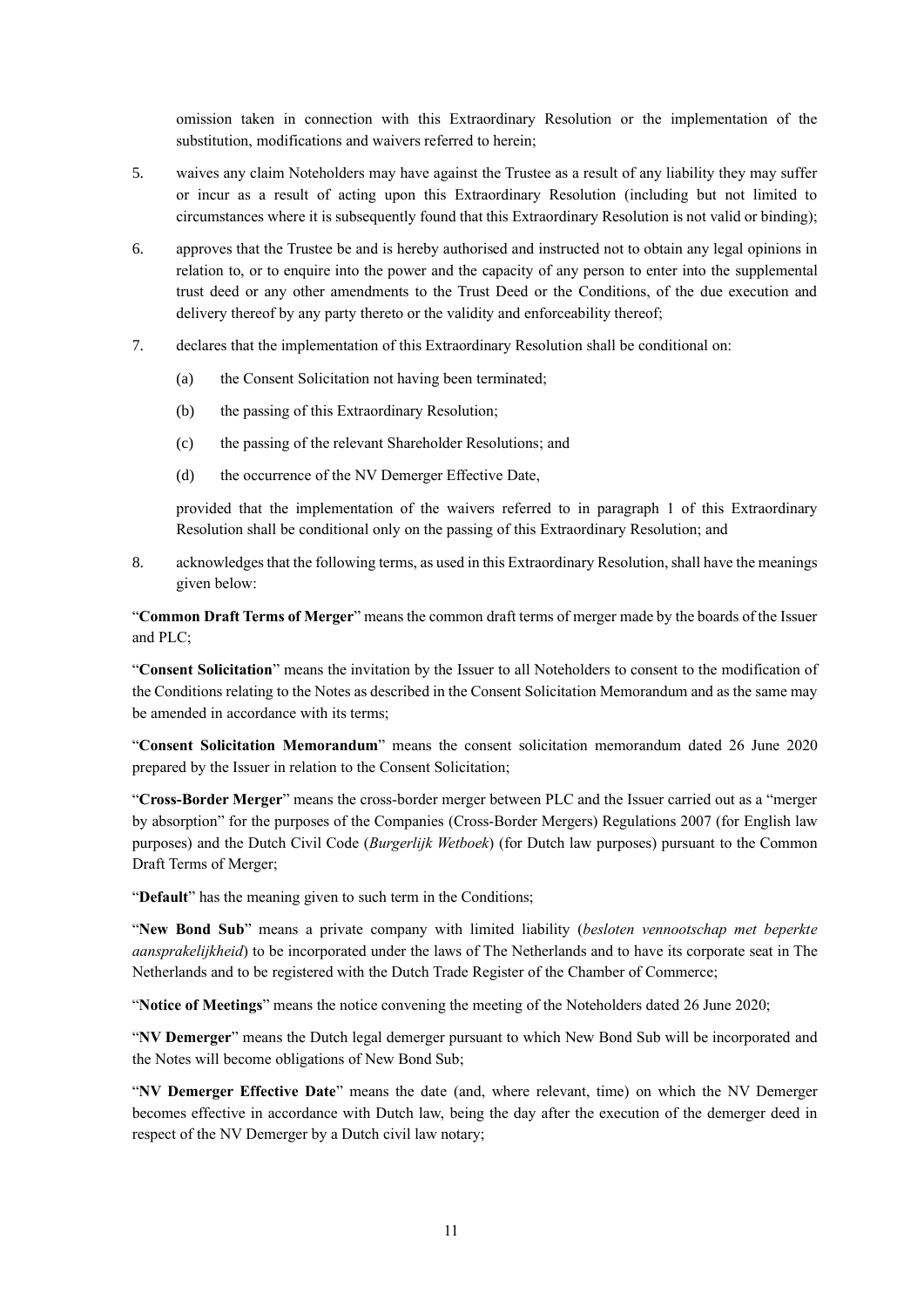omission taken in connection with this Extraordinary Resolution or the implementation of the substitution, modifications and waivers referred to herein;

5. waives any claim Noteholders may have against the Trustee as a result of any liability they may suffer or incur as a result of acting upon this Extraordinary Resolution (including but not limited to circumstances where it is subsequently found that this Extraordinary Resolution is not valid or binding);

6. approves that the Trustee be and is hereby authorised and instructed not to obtain any legal opinions in relation to, or to enquire into the power and the capacity of any person to enter into the supplemental trust deed or any other amendments to the Trust Deed or the Conditions, of the due execution and delivery thereof by any party thereto or the validity and enforceability thereof;

7. declares that the implementation of this Extraordinary Resolution shall be conditional on:

   (a) the Consent Solicitation not having been terminated;

   (b) the passing of this Extraordinary Resolution;

   (c) the passing of the relevant Shareholder Resolutions; and

   (d) the occurrence of the NV Demerger Effective Date,

   provided that the implementation of the waivers referred to in paragraph 1 of this Extraordinary Resolution shall be conditional only on the passing of this Extraordinary Resolution; and

8. acknowledges that the following terms, as used in this Extraordinary Resolution, shall have the meanings given below:

"**Common Draft Terms of Merger**" means the common draft terms of merger made by the boards of the Issuer and PLC;

"**Consent Solicitation**" means the invitation by the Issuer to all Noteholders to consent to the modification of the Conditions relating to the Notes as described in the Consent Solicitation Memorandum and as the same may be amended in accordance with its terms;

"**Consent Solicitation Memorandum**" means the consent solicitation memorandum dated 26 June 2020 prepared by the Issuer in relation to the Consent Solicitation;

"**Cross-Border Merger**" means the cross-border merger between PLC and the Issuer carried out as a "merger by absorption" for the purposes of the Companies (Cross-Border Mergers) Regulations 2007 (for English law purposes) and the Dutch Civil Code (*Burgerlijk Wetboek*) (for Dutch law purposes) pursuant to the Common Draft Terms of Merger;

"**Default**" has the meaning given to such term in the Conditions;

"**New Bond Sub**" means a private company with limited liability (*besloten vennootschap met beperkte aansprakelijkheid*) to be incorporated under the laws of The Netherlands and to have its corporate seat in The Netherlands and to be registered with the Dutch Trade Register of the Chamber of Commerce;

"**Notice of Meetings**" means the notice convening the meeting of the Noteholders dated 26 June 2020;

"**NV Demerger**" means the Dutch legal demerger pursuant to which New Bond Sub will be incorporated and the Notes will become obligations of New Bond Sub;

"**NV Demerger Effective Date**" means the date (and, where relevant, time) on which the NV Demerger becomes effective in accordance with Dutch law, being the day after the execution of the demerger deed in respect of the NV Demerger by a Dutch civil law notary;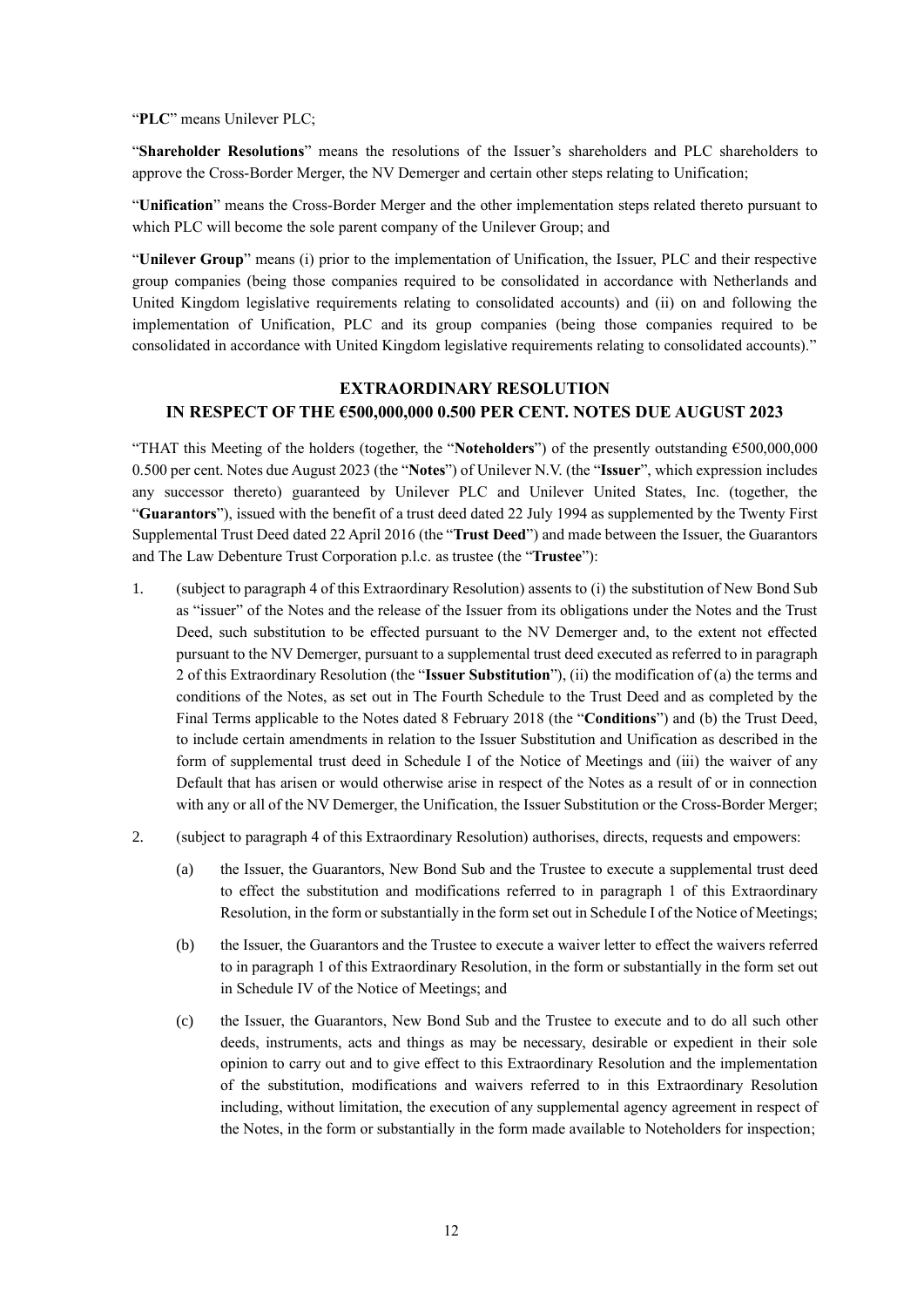"**PLC**" means Unilever PLC;

"**Shareholder Resolutions**" means the resolutions of the Issuer's shareholders and PLC shareholders to approve the Cross-Border Merger, the NV Demerger and certain other steps relating to Unification;

"**Unification**" means the Cross-Border Merger and the other implementation steps related thereto pursuant to which PLC will become the sole parent company of the Unilever Group; and

"**Unilever Group**" means (i) prior to the implementation of Unification, the Issuer, PLC and their respective group companies (being those companies required to be consolidated in accordance with Netherlands and United Kingdom legislative requirements relating to consolidated accounts) and (ii) on and following the implementation of Unification, PLC and its group companies (being those companies required to be consolidated in accordance with United Kingdom legislative requirements relating to consolidated accounts)."

## EXTRAORDINARY RESOLUTION IN RESPECT OF THE €500,000,000 0.500 PER CENT. NOTES DUE AUGUST 2023

"THAT this Meeting of the holders (together, the "**Noteholders**") of the presently outstanding €500,000,000 0.500 per cent. Notes due August 2023 (the "**Notes**") of Unilever N.V. (the "**Issuer**", which expression includes any successor thereto) guaranteed by Unilever PLC and Unilever United States, Inc. (together, the "**Guarantors**"), issued with the benefit of a trust deed dated 22 July 1994 as supplemented by the Twenty First Supplemental Trust Deed dated 22 April 2016 (the "**Trust Deed**") and made between the Issuer, the Guarantors and The Law Debenture Trust Corporation p.l.c. as trustee (the "**Trustee**"):

1. (subject to paragraph 4 of this Extraordinary Resolution) assents to (i) the substitution of New Bond Sub as "issuer" of the Notes and the release of the Issuer from its obligations under the Notes and the Trust Deed, such substitution to be effected pursuant to the NV Demerger and, to the extent not effected pursuant to the NV Demerger, pursuant to a supplemental trust deed executed as referred to in paragraph 2 of this Extraordinary Resolution (the "**Issuer Substitution**"), (ii) the modification of (a) the terms and conditions of the Notes, as set out in The Fourth Schedule to the Trust Deed and as completed by the Final Terms applicable to the Notes dated 8 February 2018 (the "**Conditions**") and (b) the Trust Deed, to include certain amendments in relation to the Issuer Substitution and Unification as described in the form of supplemental trust deed in Schedule I of the Notice of Meetings and (iii) the waiver of any Default that has arisen or would otherwise arise in respect of the Notes as a result of or in connection with any or all of the NV Demerger, the Unification, the Issuer Substitution or the Cross-Border Merger;

2. (subject to paragraph 4 of this Extraordinary Resolution) authorises, directs, requests and empowers:

   (a) the Issuer, the Guarantors, New Bond Sub and the Trustee to execute a supplemental trust deed to effect the substitution and modifications referred to in paragraph 1 of this Extraordinary Resolution, in the form or substantially in the form set out in Schedule I of the Notice of Meetings;

   (b) the Issuer, the Guarantors and the Trustee to execute a waiver letter to effect the waivers referred to in paragraph 1 of this Extraordinary Resolution, in the form or substantially in the form set out in Schedule IV of the Notice of Meetings; and

   (c) the Issuer, the Guarantors, New Bond Sub and the Trustee to execute and to do all such other deeds, instruments, acts and things as may be necessary, desirable or expedient in their sole opinion to carry out and to give effect to this Extraordinary Resolution and the implementation of the substitution, modifications and waivers referred to in this Extraordinary Resolution including, without limitation, the execution of any supplemental agency agreement in respect of the Notes, in the form or substantially in the form made available to Noteholders for inspection;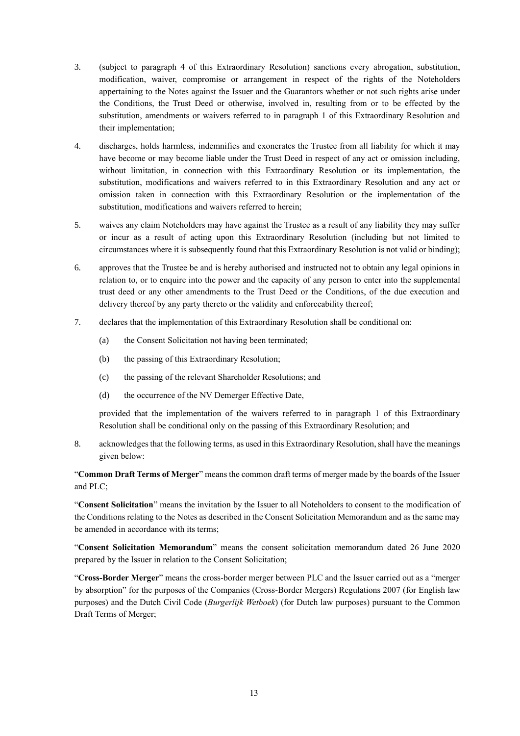3. (subject to paragraph 4 of this Extraordinary Resolution) sanctions every abrogation, substitution, modification, waiver, compromise or arrangement in respect of the rights of the Noteholders appertaining to the Notes against the Issuer and the Guarantors whether or not such rights arise under the Conditions, the Trust Deed or otherwise, involved in, resulting from or to be effected by the substitution, amendments or waivers referred to in paragraph 1 of this Extraordinary Resolution and their implementation;

4. discharges, holds harmless, indemnifies and exonerates the Trustee from all liability for which it may have become or may become liable under the Trust Deed in respect of any act or omission including, without limitation, in connection with this Extraordinary Resolution or its implementation, the substitution, modifications and waivers referred to in this Extraordinary Resolution and any act or omission taken in connection with this Extraordinary Resolution or the implementation of the substitution, modifications and waivers referred to herein;

5. waives any claim Noteholders may have against the Trustee as a result of any liability they may suffer or incur as a result of acting upon this Extraordinary Resolution (including but not limited to circumstances where it is subsequently found that this Extraordinary Resolution is not valid or binding);

6. approves that the Trustee be and is hereby authorised and instructed not to obtain any legal opinions in relation to, or to enquire into the power and the capacity of any person to enter into the supplemental trust deed or any other amendments to the Trust Deed or the Conditions, of the due execution and delivery thereof by any party thereto or the validity and enforceability thereof;

7. declares that the implementation of this Extraordinary Resolution shall be conditional on:

   (a) the Consent Solicitation not having been terminated;

   (b) the passing of this Extraordinary Resolution;

   (c) the passing of the relevant Shareholder Resolutions; and

   (d) the occurrence of the NV Demerger Effective Date,

   provided that the implementation of the waivers referred to in paragraph 1 of this Extraordinary Resolution shall be conditional only on the passing of this Extraordinary Resolution; and

8. acknowledges that the following terms, as used in this Extraordinary Resolution, shall have the meanings given below:

"**Common Draft Terms of Merger**" means the common draft terms of merger made by the boards of the Issuer and PLC;

"**Consent Solicitation**" means the invitation by the Issuer to all Noteholders to consent to the modification of the Conditions relating to the Notes as described in the Consent Solicitation Memorandum and as the same may be amended in accordance with its terms;

"**Consent Solicitation Memorandum**" means the consent solicitation memorandum dated 26 June 2020 prepared by the Issuer in relation to the Consent Solicitation;

"**Cross-Border Merger**" means the cross-border merger between PLC and the Issuer carried out as a "merger by absorption" for the purposes of the Companies (Cross-Border Mergers) Regulations 2007 (for English law purposes) and the Dutch Civil Code (*Burgerlijk Wetboek*) (for Dutch law purposes) pursuant to the Common Draft Terms of Merger;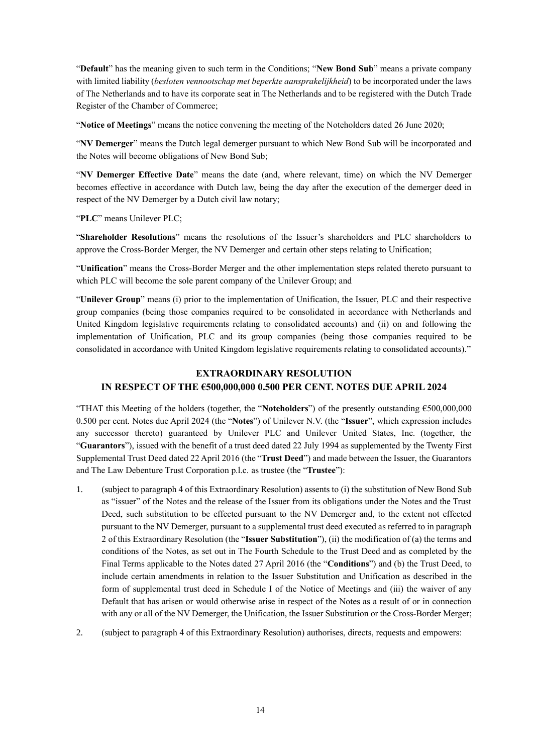"**Default**" has the meaning given to such term in the Conditions; "**New Bond Sub**" means a private company with limited liability (*besloten vennootschap met beperkte aansprakelijkheid*) to be incorporated under the laws of The Netherlands and to have its corporate seat in The Netherlands and to be registered with the Dutch Trade Register of the Chamber of Commerce;

"**Notice of Meetings**" means the notice convening the meeting of the Noteholders dated 26 June 2020;

"**NV Demerger**" means the Dutch legal demerger pursuant to which New Bond Sub will be incorporated and the Notes will become obligations of New Bond Sub;

"**NV Demerger Effective Date**" means the date (and, where relevant, time) on which the NV Demerger becomes effective in accordance with Dutch law, being the day after the execution of the demerger deed in respect of the NV Demerger by a Dutch civil law notary;

"**PLC**" means Unilever PLC;

"**Shareholder Resolutions**" means the resolutions of the Issuer's shareholders and PLC shareholders to approve the Cross-Border Merger, the NV Demerger and certain other steps relating to Unification;

"**Unification**" means the Cross-Border Merger and the other implementation steps related thereto pursuant to which PLC will become the sole parent company of the Unilever Group; and

"**Unilever Group**" means (i) prior to the implementation of Unification, the Issuer, PLC and their respective group companies (being those companies required to be consolidated in accordance with Netherlands and United Kingdom legislative requirements relating to consolidated accounts) and (ii) on and following the implementation of Unification, PLC and its group companies (being those companies required to be consolidated in accordance with United Kingdom legislative requirements relating to consolidated accounts)."

## EXTRAORDINARY RESOLUTION IN RESPECT OF THE €500,000,000 0.500 PER CENT. NOTES DUE APRIL 2024

"THAT this Meeting of the holders (together, the "**Noteholders**") of the presently outstanding €500,000,000 0.500 per cent. Notes due April 2024 (the "**Notes**") of Unilever N.V. (the "**Issuer**", which expression includes any successor thereto) guaranteed by Unilever PLC and Unilever United States, Inc. (together, the "**Guarantors**"), issued with the benefit of a trust deed dated 22 July 1994 as supplemented by the Twenty First Supplemental Trust Deed dated 22 April 2016 (the "**Trust Deed**") and made between the Issuer, the Guarantors and The Law Debenture Trust Corporation p.l.c. as trustee (the "**Trustee**"):

1. (subject to paragraph 4 of this Extraordinary Resolution) assents to (i) the substitution of New Bond Sub as "issuer" of the Notes and the release of the Issuer from its obligations under the Notes and the Trust Deed, such substitution to be effected pursuant to the NV Demerger and, to the extent not effected pursuant to the NV Demerger, pursuant to a supplemental trust deed executed as referred to in paragraph 2 of this Extraordinary Resolution (the "**Issuer Substitution**"), (ii) the modification of (a) the terms and conditions of the Notes, as set out in The Fourth Schedule to the Trust Deed and as completed by the Final Terms applicable to the Notes dated 27 April 2016 (the "**Conditions**") and (b) the Trust Deed, to include certain amendments in relation to the Issuer Substitution and Unification as described in the form of supplemental trust deed in Schedule I of the Notice of Meetings and (iii) the waiver of any Default that has arisen or would otherwise arise in respect of the Notes as a result of or in connection with any or all of the NV Demerger, the Unification, the Issuer Substitution or the Cross-Border Merger;

2. (subject to paragraph 4 of this Extraordinary Resolution) authorises, directs, requests and empowers: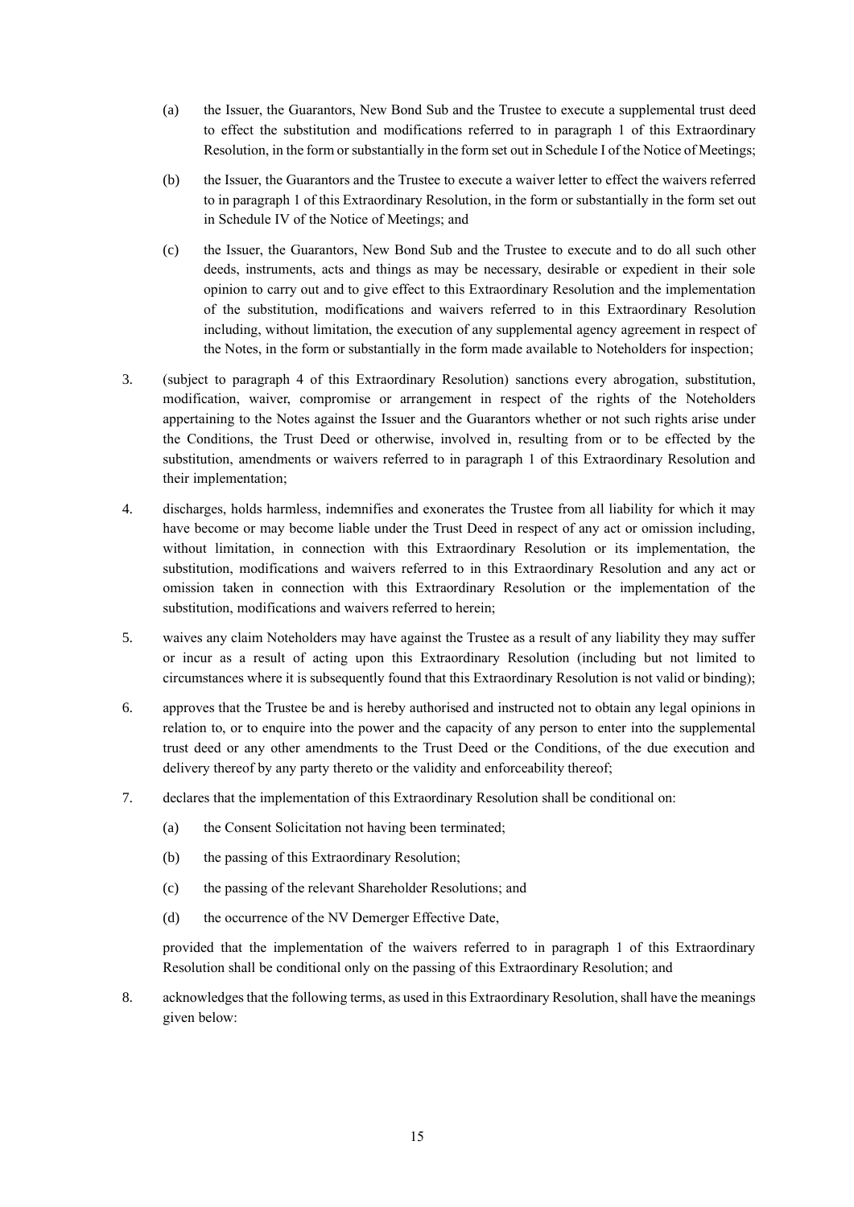(a) the Issuer, the Guarantors, New Bond Sub and the Trustee to execute a supplemental trust deed to effect the substitution and modifications referred to in paragraph 1 of this Extraordinary Resolution, in the form or substantially in the form set out in Schedule I of the Notice of Meetings;

(b) the Issuer, the Guarantors and the Trustee to execute a waiver letter to effect the waivers referred to in paragraph 1 of this Extraordinary Resolution, in the form or substantially in the form set out in Schedule IV of the Notice of Meetings; and

(c) the Issuer, the Guarantors, New Bond Sub and the Trustee to execute and to do all such other deeds, instruments, acts and things as may be necessary, desirable or expedient in their sole opinion to carry out and to give effect to this Extraordinary Resolution and the implementation of the substitution, modifications and waivers referred to in this Extraordinary Resolution including, without limitation, the execution of any supplemental agency agreement in respect of the Notes, in the form or substantially in the form made available to Noteholders for inspection;

3. (subject to paragraph 4 of this Extraordinary Resolution) sanctions every abrogation, substitution, modification, waiver, compromise or arrangement in respect of the rights of the Noteholders appertaining to the Notes against the Issuer and the Guarantors whether or not such rights arise under the Conditions, the Trust Deed or otherwise, involved in, resulting from or to be effected by the substitution, amendments or waivers referred to in paragraph 1 of this Extraordinary Resolution and their implementation;

4. discharges, holds harmless, indemnifies and exonerates the Trustee from all liability for which it may have become or may become liable under the Trust Deed in respect of any act or omission including, without limitation, in connection with this Extraordinary Resolution or its implementation, the substitution, modifications and waivers referred to in this Extraordinary Resolution and any act or omission taken in connection with this Extraordinary Resolution or the implementation of the substitution, modifications and waivers referred to herein;

5. waives any claim Noteholders may have against the Trustee as a result of any liability they may suffer or incur as a result of acting upon this Extraordinary Resolution (including but not limited to circumstances where it is subsequently found that this Extraordinary Resolution is not valid or binding);

6. approves that the Trustee be and is hereby authorised and instructed not to obtain any legal opinions in relation to, or to enquire into the power and the capacity of any person to enter into the supplemental trust deed or any other amendments to the Trust Deed or the Conditions, of the due execution and delivery thereof by any party thereto or the validity and enforceability thereof;

7. declares that the implementation of this Extraordinary Resolution shall be conditional on:

   (a) the Consent Solicitation not having been terminated;

   (b) the passing of this Extraordinary Resolution;

   (c) the passing of the relevant Shareholder Resolutions; and

   (d) the occurrence of the NV Demerger Effective Date,

   provided that the implementation of the waivers referred to in paragraph 1 of this Extraordinary Resolution shall be conditional only on the passing of this Extraordinary Resolution; and

8. acknowledges that the following terms, as used in this Extraordinary Resolution, shall have the meanings given below: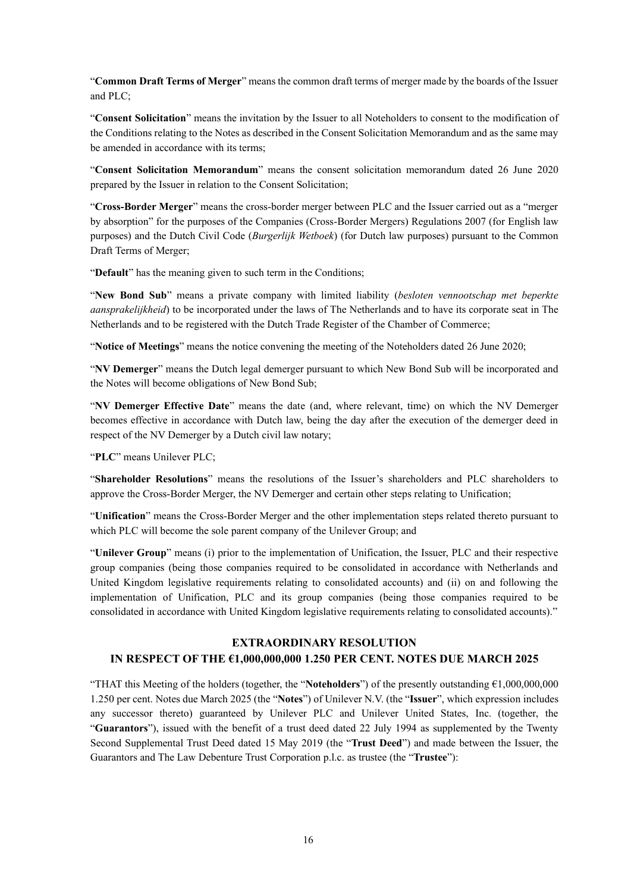"**Common Draft Terms of Merger**" means the common draft terms of merger made by the boards of the Issuer and PLC;

"**Consent Solicitation**" means the invitation by the Issuer to all Noteholders to consent to the modification of the Conditions relating to the Notes as described in the Consent Solicitation Memorandum and as the same may be amended in accordance with its terms;

"**Consent Solicitation Memorandum**" means the consent solicitation memorandum dated 26 June 2020 prepared by the Issuer in relation to the Consent Solicitation;

"**Cross-Border Merger**" means the cross-border merger between PLC and the Issuer carried out as a "merger by absorption" for the purposes of the Companies (Cross-Border Mergers) Regulations 2007 (for English law purposes) and the Dutch Civil Code (*Burgerlijk Wetboek*) (for Dutch law purposes) pursuant to the Common Draft Terms of Merger;

"**Default**" has the meaning given to such term in the Conditions;

"**New Bond Sub**" means a private company with limited liability (*besloten vennootschap met beperkte aansprakelijkheid*) to be incorporated under the laws of The Netherlands and to have its corporate seat in The Netherlands and to be registered with the Dutch Trade Register of the Chamber of Commerce;

"**Notice of Meetings**" means the notice convening the meeting of the Noteholders dated 26 June 2020;

"**NV Demerger**" means the Dutch legal demerger pursuant to which New Bond Sub will be incorporated and the Notes will become obligations of New Bond Sub;

"**NV Demerger Effective Date**" means the date (and, where relevant, time) on which the NV Demerger becomes effective in accordance with Dutch law, being the day after the execution of the demerger deed in respect of the NV Demerger by a Dutch civil law notary;

"**PLC**" means Unilever PLC;

"**Shareholder Resolutions**" means the resolutions of the Issuer's shareholders and PLC shareholders to approve the Cross-Border Merger, the NV Demerger and certain other steps relating to Unification;

"**Unification**" means the Cross-Border Merger and the other implementation steps related thereto pursuant to which PLC will become the sole parent company of the Unilever Group; and

"**Unilever Group**" means (i) prior to the implementation of Unification, the Issuer, PLC and their respective group companies (being those companies required to be consolidated in accordance with Netherlands and United Kingdom legislative requirements relating to consolidated accounts) and (ii) on and following the implementation of Unification, PLC and its group companies (being those companies required to be consolidated in accordance with United Kingdom legislative requirements relating to consolidated accounts)."

## EXTRAORDINARY RESOLUTION IN RESPECT OF THE €1,000,000,000 1.250 PER CENT. NOTES DUE MARCH 2025

"THAT this Meeting of the holders (together, the "**Noteholders**") of the presently outstanding €1,000,000,000 1.250 per cent. Notes due March 2025 (the "**Notes**") of Unilever N.V. (the "**Issuer**", which expression includes any successor thereto) guaranteed by Unilever PLC and Unilever United States, Inc. (together, the "**Guarantors**"), issued with the benefit of a trust deed dated 22 July 1994 as supplemented by the Twenty Second Supplemental Trust Deed dated 15 May 2019 (the "**Trust Deed**") and made between the Issuer, the Guarantors and The Law Debenture Trust Corporation p.l.c. as trustee (the "**Trustee**"):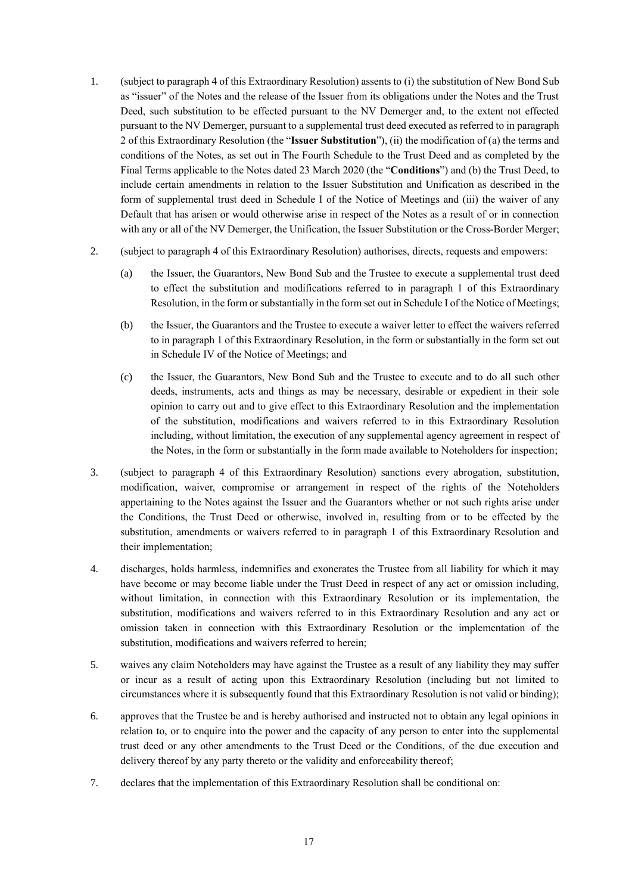1. (subject to paragraph 4 of this Extraordinary Resolution) assents to (i) the substitution of New Bond Sub as "issuer" of the Notes and the release of the Issuer from its obligations under the Notes and the Trust Deed, such substitution to be effected pursuant to the NV Demerger and, to the extent not effected pursuant to the NV Demerger, pursuant to a supplemental trust deed executed as referred to in paragraph 2 of this Extraordinary Resolution (the "**Issuer Substitution**"), (ii) the modification of (a) the terms and conditions of the Notes, as set out in The Fourth Schedule to the Trust Deed and as completed by the Final Terms applicable to the Notes dated 23 March 2020 (the "**Conditions**") and (b) the Trust Deed, to include certain amendments in relation to the Issuer Substitution and Unification as described in the form of supplemental trust deed in Schedule I of the Notice of Meetings and (iii) the waiver of any Default that has arisen or would otherwise arise in respect of the Notes as a result of or in connection with any or all of the NV Demerger, the Unification, the Issuer Substitution or the Cross-Border Merger;

2. (subject to paragraph 4 of this Extraordinary Resolution) authorises, directs, requests and empowers:

   (a) the Issuer, the Guarantors, New Bond Sub and the Trustee to execute a supplemental trust deed to effect the substitution and modifications referred to in paragraph 1 of this Extraordinary Resolution, in the form or substantially in the form set out in Schedule I of the Notice of Meetings;

   (b) the Issuer, the Guarantors and the Trustee to execute a waiver letter to effect the waivers referred to in paragraph 1 of this Extraordinary Resolution, in the form or substantially in the form set out in Schedule IV of the Notice of Meetings; and

   (c) the Issuer, the Guarantors, New Bond Sub and the Trustee to execute and to do all such other deeds, instruments, acts and things as may be necessary, desirable or expedient in their sole opinion to carry out and to give effect to this Extraordinary Resolution and the implementation of the substitution, modifications and waivers referred to in this Extraordinary Resolution including, without limitation, the execution of any supplemental agency agreement in respect of the Notes, in the form or substantially in the form made available to Noteholders for inspection;

3. (subject to paragraph 4 of this Extraordinary Resolution) sanctions every abrogation, substitution, modification, waiver, compromise or arrangement in respect of the rights of the Noteholders appertaining to the Notes against the Issuer and the Guarantors whether or not such rights arise under the Conditions, the Trust Deed or otherwise, involved in, resulting from or to be effected by the substitution, amendments or waivers referred to in paragraph 1 of this Extraordinary Resolution and their implementation;

4. discharges, holds harmless, indemnifies and exonerates the Trustee from all liability for which it may have become or may become liable under the Trust Deed in respect of any act or omission including, without limitation, in connection with this Extraordinary Resolution or its implementation, the substitution, modifications and waivers referred to in this Extraordinary Resolution and any act or omission taken in connection with this Extraordinary Resolution or the implementation of the substitution, modifications and waivers referred to herein;

5. waives any claim Noteholders may have against the Trustee as a result of any liability they may suffer or incur as a result of acting upon this Extraordinary Resolution (including but not limited to circumstances where it is subsequently found that this Extraordinary Resolution is not valid or binding);

6. approves that the Trustee be and is hereby authorised and instructed not to obtain any legal opinions in relation to, or to enquire into the power and the capacity of any person to enter into the supplemental trust deed or any other amendments to the Trust Deed or the Conditions, of the due execution and delivery thereof by any party thereto or the validity and enforceability thereof;

7. declares that the implementation of this Extraordinary Resolution shall be conditional on: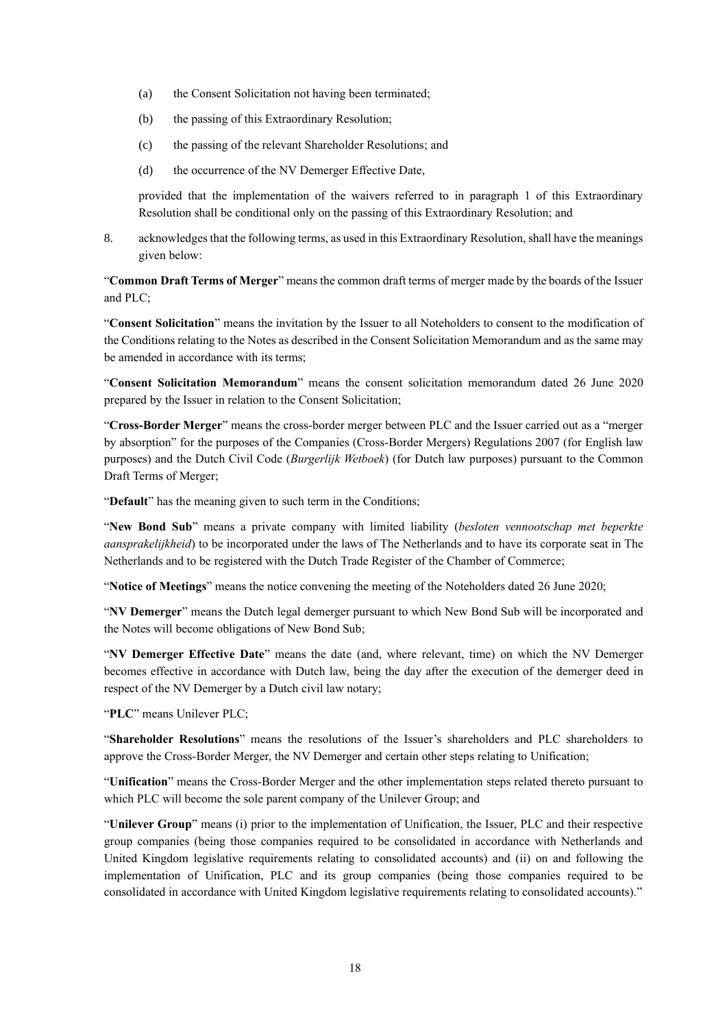(a) the Consent Solicitation not having been terminated;

(b) the passing of this Extraordinary Resolution;

(c) the passing of the relevant Shareholder Resolutions; and

(d) the occurrence of the NV Demerger Effective Date,

provided that the implementation of the waivers referred to in paragraph 1 of this Extraordinary Resolution shall be conditional only on the passing of this Extraordinary Resolution; and

8. acknowledges that the following terms, as used in this Extraordinary Resolution, shall have the meanings given below:

"**Common Draft Terms of Merger**" means the common draft terms of merger made by the boards of the Issuer and PLC;

"**Consent Solicitation**" means the invitation by the Issuer to all Noteholders to consent to the modification of the Conditions relating to the Notes as described in the Consent Solicitation Memorandum and as the same may be amended in accordance with its terms;

"**Consent Solicitation Memorandum**" means the consent solicitation memorandum dated 26 June 2020 prepared by the Issuer in relation to the Consent Solicitation;

"**Cross-Border Merger**" means the cross-border merger between PLC and the Issuer carried out as a "merger by absorption" for the purposes of the Companies (Cross-Border Mergers) Regulations 2007 (for English law purposes) and the Dutch Civil Code (*Burgerlijk Wetboek*) (for Dutch law purposes) pursuant to the Common Draft Terms of Merger;

"**Default**" has the meaning given to such term in the Conditions;

"**New Bond Sub**" means a private company with limited liability (*besloten vennootschap met beperkte aansprakelijkheid*) to be incorporated under the laws of The Netherlands and to have its corporate seat in The Netherlands and to be registered with the Dutch Trade Register of the Chamber of Commerce;

"**Notice of Meetings**" means the notice convening the meeting of the Noteholders dated 26 June 2020;

"**NV Demerger**" means the Dutch legal demerger pursuant to which New Bond Sub will be incorporated and the Notes will become obligations of New Bond Sub;

"**NV Demerger Effective Date**" means the date (and, where relevant, time) on which the NV Demerger becomes effective in accordance with Dutch law, being the day after the execution of the demerger deed in respect of the NV Demerger by a Dutch civil law notary;

"**PLC**" means Unilever PLC;

"**Shareholder Resolutions**" means the resolutions of the Issuer's shareholders and PLC shareholders to approve the Cross-Border Merger, the NV Demerger and certain other steps relating to Unification;

"**Unification**" means the Cross-Border Merger and the other implementation steps related thereto pursuant to which PLC will become the sole parent company of the Unilever Group; and

"**Unilever Group**" means (i) prior to the implementation of Unification, the Issuer, PLC and their respective group companies (being those companies required to be consolidated in accordance with Netherlands and United Kingdom legislative requirements relating to consolidated accounts) and (ii) on and following the implementation of Unification, PLC and its group companies (being those companies required to be consolidated in accordance with United Kingdom legislative requirements relating to consolidated accounts)."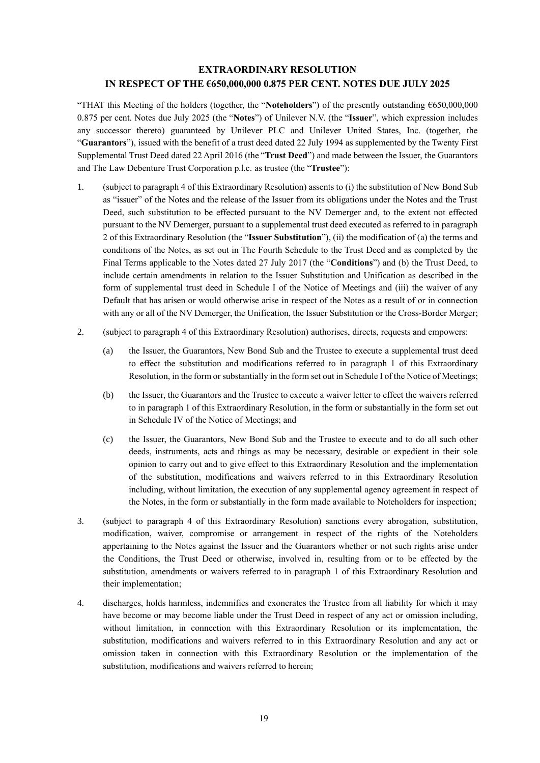**EXTRAORDINARY RESOLUTION**
**IN RESPECT OF THE €650,000,000 0.875 PER CENT. NOTES DUE JULY 2025**

"THAT this Meeting of the holders (together, the "**Noteholders**") of the presently outstanding €650,000,000 0.875 per cent. Notes due July 2025 (the "**Notes**") of Unilever N.V. (the "**Issuer**", which expression includes any successor thereto) guaranteed by Unilever PLC and Unilever United States, Inc. (together, the "**Guarantors**"), issued with the benefit of a trust deed dated 22 July 1994 as supplemented by the Twenty First Supplemental Trust Deed dated 22 April 2016 (the "**Trust Deed**") and made between the Issuer, the Guarantors and The Law Debenture Trust Corporation p.l.c. as trustee (the "**Trustee**"):

1. (subject to paragraph 4 of this Extraordinary Resolution) assents to (i) the substitution of New Bond Sub as "issuer" of the Notes and the release of the Issuer from its obligations under the Notes and the Trust Deed, such substitution to be effected pursuant to the NV Demerger and, to the extent not effected pursuant to the NV Demerger, pursuant to a supplemental trust deed executed as referred to in paragraph 2 of this Extraordinary Resolution (the "**Issuer Substitution**"), (ii) the modification of (a) the terms and conditions of the Notes, as set out in The Fourth Schedule to the Trust Deed and as completed by the Final Terms applicable to the Notes dated 27 July 2017 (the "**Conditions**") and (b) the Trust Deed, to include certain amendments in relation to the Issuer Substitution and Unification as described in the form of supplemental trust deed in Schedule I of the Notice of Meetings and (iii) the waiver of any Default that has arisen or would otherwise arise in respect of the Notes as a result of or in connection with any or all of the NV Demerger, the Unification, the Issuer Substitution or the Cross-Border Merger;

2. (subject to paragraph 4 of this Extraordinary Resolution) authorises, directs, requests and empowers:

   (a) the Issuer, the Guarantors, New Bond Sub and the Trustee to execute a supplemental trust deed to effect the substitution and modifications referred to in paragraph 1 of this Extraordinary Resolution, in the form or substantially in the form set out in Schedule I of the Notice of Meetings;

   (b) the Issuer, the Guarantors and the Trustee to execute a waiver letter to effect the waivers referred to in paragraph 1 of this Extraordinary Resolution, in the form or substantially in the form set out in Schedule IV of the Notice of Meetings; and

   (c) the Issuer, the Guarantors, New Bond Sub and the Trustee to execute and to do all such other deeds, instruments, acts and things as may be necessary, desirable or expedient in their sole opinion to carry out and to give effect to this Extraordinary Resolution and the implementation of the substitution, modifications and waivers referred to in this Extraordinary Resolution including, without limitation, the execution of any supplemental agency agreement in respect of the Notes, in the form or substantially in the form made available to Noteholders for inspection;

3. (subject to paragraph 4 of this Extraordinary Resolution) sanctions every abrogation, substitution, modification, waiver, compromise or arrangement in respect of the rights of the Noteholders appertaining to the Notes against the Issuer and the Guarantors whether or not such rights arise under the Conditions, the Trust Deed or otherwise, involved in, resulting from or to be effected by the substitution, amendments or waivers referred to in paragraph 1 of this Extraordinary Resolution and their implementation;

4. discharges, holds harmless, indemnifies and exonerates the Trustee from all liability for which it may have become or may become liable under the Trust Deed in respect of any act or omission including, without limitation, in connection with this Extraordinary Resolution or its implementation, the substitution, modifications and waivers referred to in this Extraordinary Resolution and any act or omission taken in connection with this Extraordinary Resolution or the implementation of the substitution, modifications and waivers referred to herein;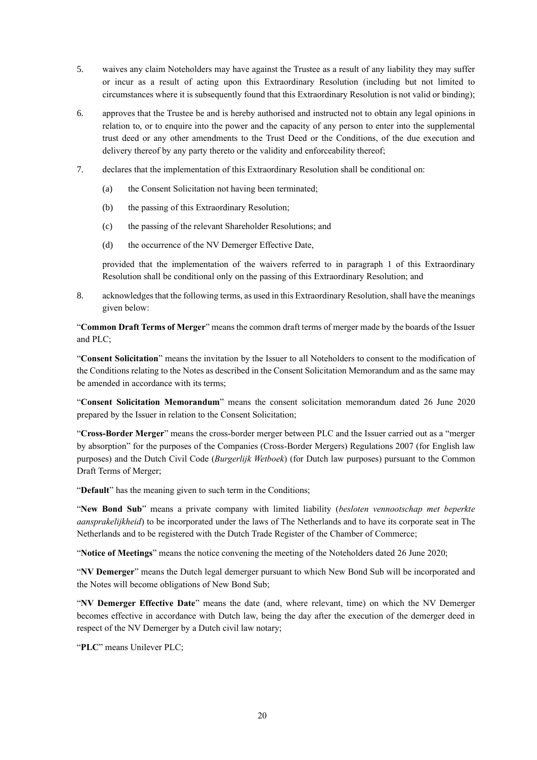5. waives any claim Noteholders may have against the Trustee as a result of any liability they may suffer or incur as a result of acting upon this Extraordinary Resolution (including but not limited to circumstances where it is subsequently found that this Extraordinary Resolution is not valid or binding);

6. approves that the Trustee be and is hereby authorised and instructed not to obtain any legal opinions in relation to, or to enquire into the power and the capacity of any person to enter into the supplemental trust deed or any other amendments to the Trust Deed or the Conditions, of the due execution and delivery thereof by any party thereto or the validity and enforceability thereof;

7. declares that the implementation of this Extraordinary Resolution shall be conditional on:

   (a) the Consent Solicitation not having been terminated;

   (b) the passing of this Extraordinary Resolution;

   (c) the passing of the relevant Shareholder Resolutions; and

   (d) the occurrence of the NV Demerger Effective Date,

   provided that the implementation of the waivers referred to in paragraph 1 of this Extraordinary Resolution shall be conditional only on the passing of this Extraordinary Resolution; and

8. acknowledges that the following terms, as used in this Extraordinary Resolution, shall have the meanings given below:

"**Common Draft Terms of Merger**" means the common draft terms of merger made by the boards of the Issuer and PLC;

"**Consent Solicitation**" means the invitation by the Issuer to all Noteholders to consent to the modification of the Conditions relating to the Notes as described in the Consent Solicitation Memorandum and as the same may be amended in accordance with its terms;

"**Consent Solicitation Memorandum**" means the consent solicitation memorandum dated 26 June 2020 prepared by the Issuer in relation to the Consent Solicitation;

"**Cross-Border Merger**" means the cross-border merger between PLC and the Issuer carried out as a "merger by absorption" for the purposes of the Companies (Cross-Border Mergers) Regulations 2007 (for English law purposes) and the Dutch Civil Code (*Burgerlijk Wetboek*) (for Dutch law purposes) pursuant to the Common Draft Terms of Merger;

"**Default**" has the meaning given to such term in the Conditions;

"**New Bond Sub**" means a private company with limited liability (*besloten vennootschap met beperkte aansprakelijkheid*) to be incorporated under the laws of The Netherlands and to have its corporate seat in The Netherlands and to be registered with the Dutch Trade Register of the Chamber of Commerce;

"**Notice of Meetings**" means the notice convening the meeting of the Noteholders dated 26 June 2020;

"**NV Demerger**" means the Dutch legal demerger pursuant to which New Bond Sub will be incorporated and the Notes will become obligations of New Bond Sub;

"**NV Demerger Effective Date**" means the date (and, where relevant, time) on which the NV Demerger becomes effective in accordance with Dutch law, being the day after the execution of the demerger deed in respect of the NV Demerger by a Dutch civil law notary;

"**PLC**" means Unilever PLC;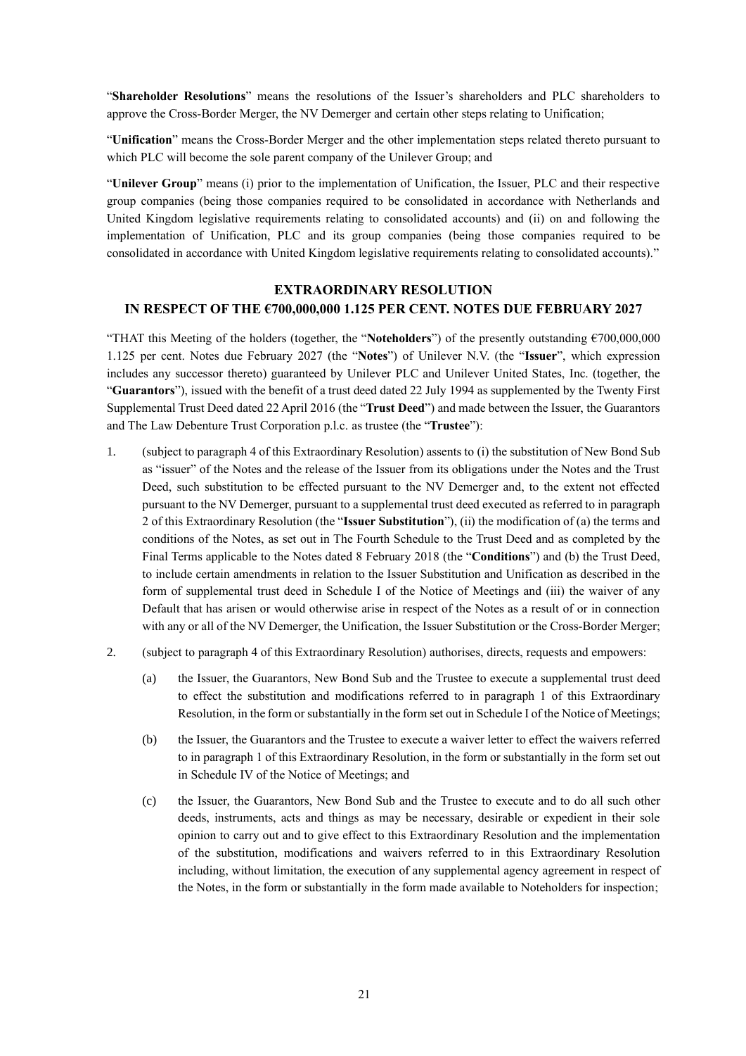"**Shareholder Resolutions**" means the resolutions of the Issuer's shareholders and PLC shareholders to approve the Cross-Border Merger, the NV Demerger and certain other steps relating to Unification;

"**Unification**" means the Cross-Border Merger and the other implementation steps related thereto pursuant to which PLC will become the sole parent company of the Unilever Group; and

"**Unilever Group**" means (i) prior to the implementation of Unification, the Issuer, PLC and their respective group companies (being those companies required to be consolidated in accordance with Netherlands and United Kingdom legislative requirements relating to consolidated accounts) and (ii) on and following the implementation of Unification, PLC and its group companies (being those companies required to be consolidated in accordance with United Kingdom legislative requirements relating to consolidated accounts)."

## EXTRAORDINARY RESOLUTION
## IN RESPECT OF THE €700,000,000 1.125 PER CENT. NOTES DUE FEBRUARY 2027

"THAT this Meeting of the holders (together, the "**Noteholders**") of the presently outstanding €700,000,000 1.125 per cent. Notes due February 2027 (the "**Notes**") of Unilever N.V. (the "**Issuer**", which expression includes any successor thereto) guaranteed by Unilever PLC and Unilever United States, Inc. (together, the "**Guarantors**"), issued with the benefit of a trust deed dated 22 July 1994 as supplemented by the Twenty First Supplemental Trust Deed dated 22 April 2016 (the "**Trust Deed**") and made between the Issuer, the Guarantors and The Law Debenture Trust Corporation p.l.c. as trustee (the "**Trustee**"):

1. (subject to paragraph 4 of this Extraordinary Resolution) assents to (i) the substitution of New Bond Sub as "issuer" of the Notes and the release of the Issuer from its obligations under the Notes and the Trust Deed, such substitution to be effected pursuant to the NV Demerger and, to the extent not effected pursuant to the NV Demerger, pursuant to a supplemental trust deed executed as referred to in paragraph 2 of this Extraordinary Resolution (the "**Issuer Substitution**"), (ii) the modification of (a) the terms and conditions of the Notes, as set out in The Fourth Schedule to the Trust Deed and as completed by the Final Terms applicable to the Notes dated 8 February 2018 (the "**Conditions**") and (b) the Trust Deed, to include certain amendments in relation to the Issuer Substitution and Unification as described in the form of supplemental trust deed in Schedule I of the Notice of Meetings and (iii) the waiver of any Default that has arisen or would otherwise arise in respect of the Notes as a result of or in connection with any or all of the NV Demerger, the Unification, the Issuer Substitution or the Cross-Border Merger;

2. (subject to paragraph 4 of this Extraordinary Resolution) authorises, directs, requests and empowers:

   (a) the Issuer, the Guarantors, New Bond Sub and the Trustee to execute a supplemental trust deed to effect the substitution and modifications referred to in paragraph 1 of this Extraordinary Resolution, in the form or substantially in the form set out in Schedule I of the Notice of Meetings;

   (b) the Issuer, the Guarantors and the Trustee to execute a waiver letter to effect the waivers referred to in paragraph 1 of this Extraordinary Resolution, in the form or substantially in the form set out in Schedule IV of the Notice of Meetings; and

   (c) the Issuer, the Guarantors, New Bond Sub and the Trustee to execute and to do all such other deeds, instruments, acts and things as may be necessary, desirable or expedient in their sole opinion to carry out and to give effect to this Extraordinary Resolution and the implementation of the substitution, modifications and waivers referred to in this Extraordinary Resolution including, without limitation, the execution of any supplemental agency agreement in respect of the Notes, in the form or substantially in the form made available to Noteholders for inspection;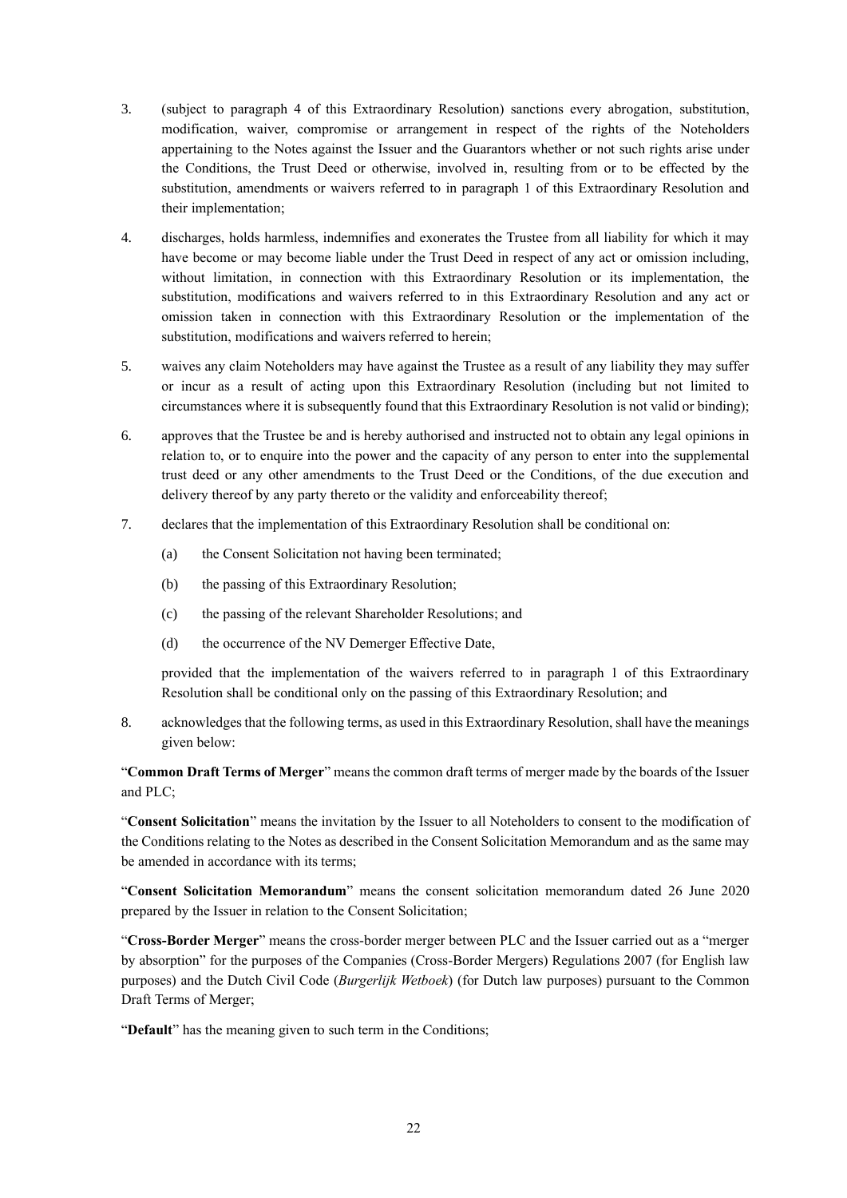3. (subject to paragraph 4 of this Extraordinary Resolution) sanctions every abrogation, substitution, modification, waiver, compromise or arrangement in respect of the rights of the Noteholders appertaining to the Notes against the Issuer and the Guarantors whether or not such rights arise under the Conditions, the Trust Deed or otherwise, involved in, resulting from or to be effected by the substitution, amendments or waivers referred to in paragraph 1 of this Extraordinary Resolution and their implementation;

4. discharges, holds harmless, indemnifies and exonerates the Trustee from all liability for which it may have become or may become liable under the Trust Deed in respect of any act or omission including, without limitation, in connection with this Extraordinary Resolution or its implementation, the substitution, modifications and waivers referred to in this Extraordinary Resolution and any act or omission taken in connection with this Extraordinary Resolution or the implementation of the substitution, modifications and waivers referred to herein;

5. waives any claim Noteholders may have against the Trustee as a result of any liability they may suffer or incur as a result of acting upon this Extraordinary Resolution (including but not limited to circumstances where it is subsequently found that this Extraordinary Resolution is not valid or binding);

6. approves that the Trustee be and is hereby authorised and instructed not to obtain any legal opinions in relation to, or to enquire into the power and the capacity of any person to enter into the supplemental trust deed or any other amendments to the Trust Deed or the Conditions, of the due execution and delivery thereof by any party thereto or the validity and enforceability thereof;

7. declares that the implementation of this Extraordinary Resolution shall be conditional on:

   (a) the Consent Solicitation not having been terminated;

   (b) the passing of this Extraordinary Resolution;

   (c) the passing of the relevant Shareholder Resolutions; and

   (d) the occurrence of the NV Demerger Effective Date,

   provided that the implementation of the waivers referred to in paragraph 1 of this Extraordinary Resolution shall be conditional only on the passing of this Extraordinary Resolution; and

8. acknowledges that the following terms, as used in this Extraordinary Resolution, shall have the meanings given below:

"**Common Draft Terms of Merger**" means the common draft terms of merger made by the boards of the Issuer and PLC;

"**Consent Solicitation**" means the invitation by the Issuer to all Noteholders to consent to the modification of the Conditions relating to the Notes as described in the Consent Solicitation Memorandum and as the same may be amended in accordance with its terms;

"**Consent Solicitation Memorandum**" means the consent solicitation memorandum dated 26 June 2020 prepared by the Issuer in relation to the Consent Solicitation;

"**Cross-Border Merger**" means the cross-border merger between PLC and the Issuer carried out as a "merger by absorption" for the purposes of the Companies (Cross-Border Mergers) Regulations 2007 (for English law purposes) and the Dutch Civil Code (*Burgerlijk Wetboek*) (for Dutch law purposes) pursuant to the Common Draft Terms of Merger;

"**Default**" has the meaning given to such term in the Conditions;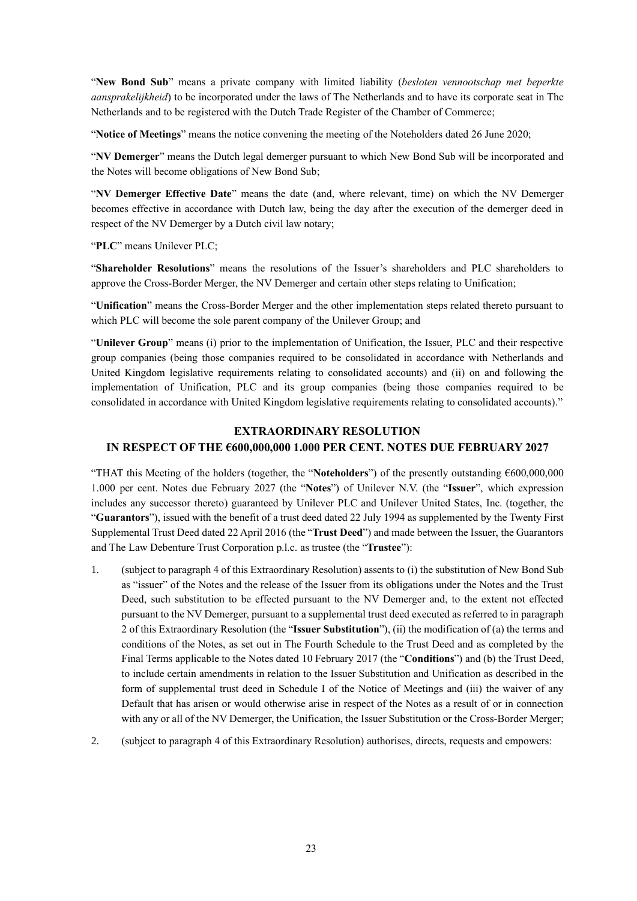"**New Bond Sub**" means a private company with limited liability (*besloten vennootschap met beperkte aansprakelijkheid*) to be incorporated under the laws of The Netherlands and to have its corporate seat in The Netherlands and to be registered with the Dutch Trade Register of the Chamber of Commerce;

"**Notice of Meetings**" means the notice convening the meeting of the Noteholders dated 26 June 2020;

"**NV Demerger**" means the Dutch legal demerger pursuant to which New Bond Sub will be incorporated and the Notes will become obligations of New Bond Sub;

"**NV Demerger Effective Date**" means the date (and, where relevant, time) on which the NV Demerger becomes effective in accordance with Dutch law, being the day after the execution of the demerger deed in respect of the NV Demerger by a Dutch civil law notary;

"**PLC**" means Unilever PLC;

"**Shareholder Resolutions**" means the resolutions of the Issuer's shareholders and PLC shareholders to approve the Cross-Border Merger, the NV Demerger and certain other steps relating to Unification;

"**Unification**" means the Cross-Border Merger and the other implementation steps related thereto pursuant to which PLC will become the sole parent company of the Unilever Group; and

"**Unilever Group**" means (i) prior to the implementation of Unification, the Issuer, PLC and their respective group companies (being those companies required to be consolidated in accordance with Netherlands and United Kingdom legislative requirements relating to consolidated accounts) and (ii) on and following the implementation of Unification, PLC and its group companies (being those companies required to be consolidated in accordance with United Kingdom legislative requirements relating to consolidated accounts)."

## EXTRAORDINARY RESOLUTION IN RESPECT OF THE €600,000,000 1.000 PER CENT. NOTES DUE FEBRUARY 2027

"THAT this Meeting of the holders (together, the "**Noteholders**") of the presently outstanding €600,000,000 1.000 per cent. Notes due February 2027 (the "**Notes**") of Unilever N.V. (the "**Issuer**", which expression includes any successor thereto) guaranteed by Unilever PLC and Unilever United States, Inc. (together, the "**Guarantors**"), issued with the benefit of a trust deed dated 22 July 1994 as supplemented by the Twenty First Supplemental Trust Deed dated 22 April 2016 (the "**Trust Deed**") and made between the Issuer, the Guarantors and The Law Debenture Trust Corporation p.l.c. as trustee (the "**Trustee**"):

1. (subject to paragraph 4 of this Extraordinary Resolution) assents to (i) the substitution of New Bond Sub as "issuer" of the Notes and the release of the Issuer from its obligations under the Notes and the Trust Deed, such substitution to be effected pursuant to the NV Demerger and, to the extent not effected pursuant to the NV Demerger, pursuant to a supplemental trust deed executed as referred to in paragraph 2 of this Extraordinary Resolution (the "**Issuer Substitution**"), (ii) the modification of (a) the terms and conditions of the Notes, as set out in The Fourth Schedule to the Trust Deed and as completed by the Final Terms applicable to the Notes dated 10 February 2017 (the "**Conditions**") and (b) the Trust Deed, to include certain amendments in relation to the Issuer Substitution and Unification as described in the form of supplemental trust deed in Schedule I of the Notice of Meetings and (iii) the waiver of any Default that has arisen or would otherwise arise in respect of the Notes as a result of or in connection with any or all of the NV Demerger, the Unification, the Issuer Substitution or the Cross-Border Merger;

2. (subject to paragraph 4 of this Extraordinary Resolution) authorises, directs, requests and empowers: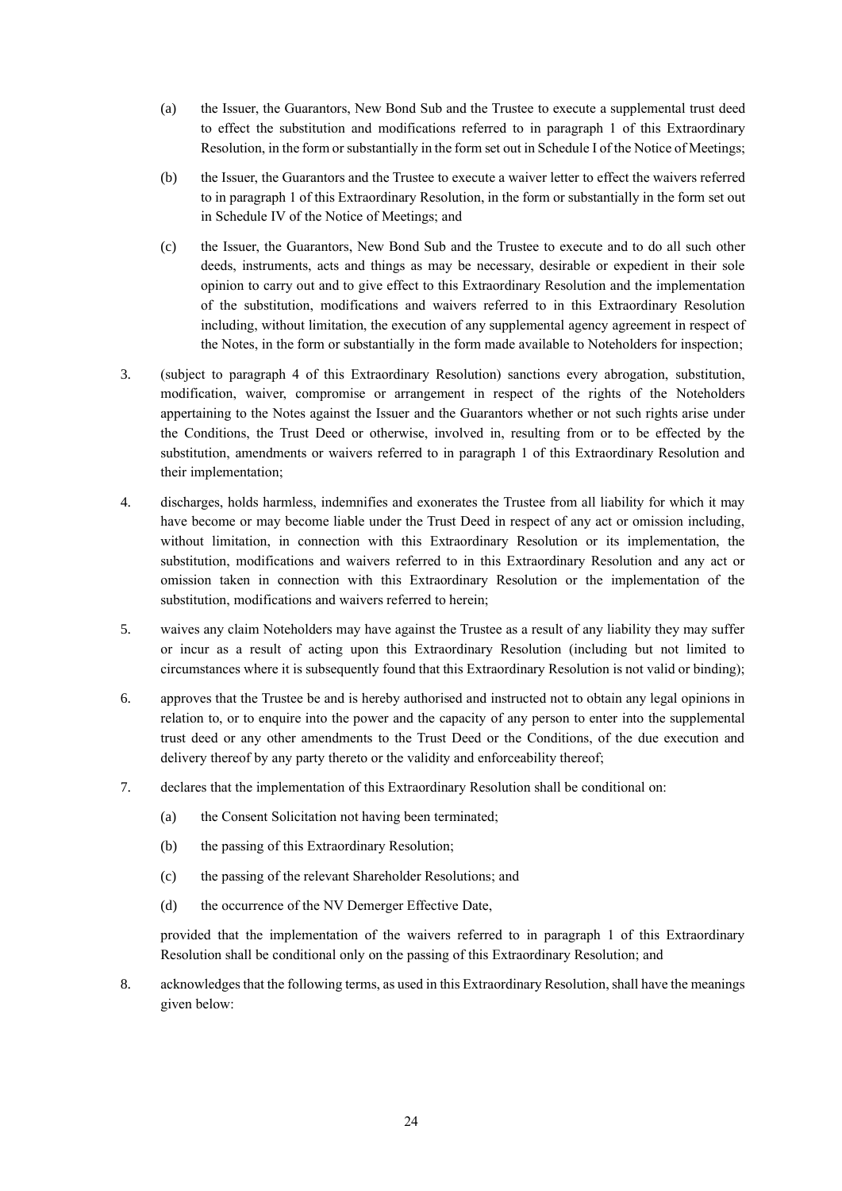(a) the Issuer, the Guarantors, New Bond Sub and the Trustee to execute a supplemental trust deed to effect the substitution and modifications referred to in paragraph 1 of this Extraordinary Resolution, in the form or substantially in the form set out in Schedule I of the Notice of Meetings;

(b) the Issuer, the Guarantors and the Trustee to execute a waiver letter to effect the waivers referred to in paragraph 1 of this Extraordinary Resolution, in the form or substantially in the form set out in Schedule IV of the Notice of Meetings; and

(c) the Issuer, the Guarantors, New Bond Sub and the Trustee to execute and to do all such other deeds, instruments, acts and things as may be necessary, desirable or expedient in their sole opinion to carry out and to give effect to this Extraordinary Resolution and the implementation of the substitution, modifications and waivers referred to in this Extraordinary Resolution including, without limitation, the execution of any supplemental agency agreement in respect of the Notes, in the form or substantially in the form made available to Noteholders for inspection;

3. (subject to paragraph 4 of this Extraordinary Resolution) sanctions every abrogation, substitution, modification, waiver, compromise or arrangement in respect of the rights of the Noteholders appertaining to the Notes against the Issuer and the Guarantors whether or not such rights arise under the Conditions, the Trust Deed or otherwise, involved in, resulting from or to be effected by the substitution, amendments or waivers referred to in paragraph 1 of this Extraordinary Resolution and their implementation;

4. discharges, holds harmless, indemnifies and exonerates the Trustee from all liability for which it may have become or may become liable under the Trust Deed in respect of any act or omission including, without limitation, in connection with this Extraordinary Resolution or its implementation, the substitution, modifications and waivers referred to in this Extraordinary Resolution and any act or omission taken in connection with this Extraordinary Resolution or the implementation of the substitution, modifications and waivers referred to herein;

5. waives any claim Noteholders may have against the Trustee as a result of any liability they may suffer or incur as a result of acting upon this Extraordinary Resolution (including but not limited to circumstances where it is subsequently found that this Extraordinary Resolution is not valid or binding);

6. approves that the Trustee be and is hereby authorised and instructed not to obtain any legal opinions in relation to, or to enquire into the power and the capacity of any person to enter into the supplemental trust deed or any other amendments to the Trust Deed or the Conditions, of the due execution and delivery thereof by any party thereto or the validity and enforceability thereof;

7. declares that the implementation of this Extraordinary Resolution shall be conditional on:

   (a) the Consent Solicitation not having been terminated;

   (b) the passing of this Extraordinary Resolution;

   (c) the passing of the relevant Shareholder Resolutions; and

   (d) the occurrence of the NV Demerger Effective Date,

   provided that the implementation of the waivers referred to in paragraph 1 of this Extraordinary Resolution shall be conditional only on the passing of this Extraordinary Resolution; and

8. acknowledges that the following terms, as used in this Extraordinary Resolution, shall have the meanings given below: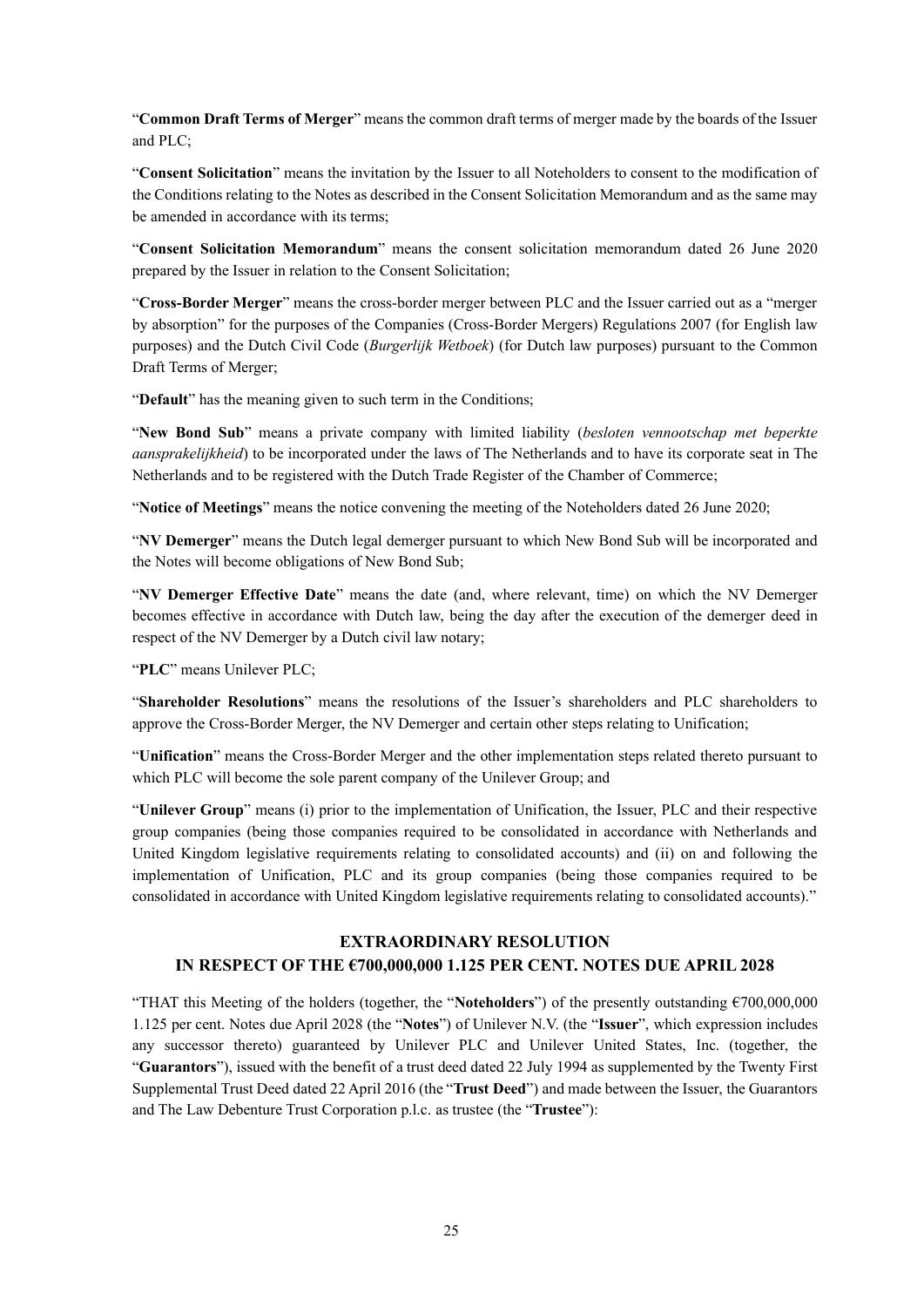"**Common Draft Terms of Merger**" means the common draft terms of merger made by the boards of the Issuer and PLC;

"**Consent Solicitation**" means the invitation by the Issuer to all Noteholders to consent to the modification of the Conditions relating to the Notes as described in the Consent Solicitation Memorandum and as the same may be amended in accordance with its terms;

"**Consent Solicitation Memorandum**" means the consent solicitation memorandum dated 26 June 2020 prepared by the Issuer in relation to the Consent Solicitation;

"**Cross-Border Merger**" means the cross-border merger between PLC and the Issuer carried out as a "merger by absorption" for the purposes of the Companies (Cross-Border Mergers) Regulations 2007 (for English law purposes) and the Dutch Civil Code (*Burgerlijk Wetboek*) (for Dutch law purposes) pursuant to the Common Draft Terms of Merger;

"**Default**" has the meaning given to such term in the Conditions;

"**New Bond Sub**" means a private company with limited liability (*besloten vennootschap met beperkte aansprakelijkheid*) to be incorporated under the laws of The Netherlands and to have its corporate seat in The Netherlands and to be registered with the Dutch Trade Register of the Chamber of Commerce;

"**Notice of Meetings**" means the notice convening the meeting of the Noteholders dated 26 June 2020;

"**NV Demerger**" means the Dutch legal demerger pursuant to which New Bond Sub will be incorporated and the Notes will become obligations of New Bond Sub;

"**NV Demerger Effective Date**" means the date (and, where relevant, time) on which the NV Demerger becomes effective in accordance with Dutch law, being the day after the execution of the demerger deed in respect of the NV Demerger by a Dutch civil law notary;

"**PLC**" means Unilever PLC;

"**Shareholder Resolutions**" means the resolutions of the Issuer's shareholders and PLC shareholders to approve the Cross-Border Merger, the NV Demerger and certain other steps relating to Unification;

"**Unification**" means the Cross-Border Merger and the other implementation steps related thereto pursuant to which PLC will become the sole parent company of the Unilever Group; and

"**Unilever Group**" means (i) prior to the implementation of Unification, the Issuer, PLC and their respective group companies (being those companies required to be consolidated in accordance with Netherlands and United Kingdom legislative requirements relating to consolidated accounts) and (ii) on and following the implementation of Unification, PLC and its group companies (being those companies required to be consolidated in accordance with United Kingdom legislative requirements relating to consolidated accounts)."

## EXTRAORDINARY RESOLUTION IN RESPECT OF THE €700,000,000 1.125 PER CENT. NOTES DUE APRIL 2028

"THAT this Meeting of the holders (together, the "**Noteholders**") of the presently outstanding €700,000,000 1.125 per cent. Notes due April 2028 (the "**Notes**") of Unilever N.V. (the "**Issuer**", which expression includes any successor thereto) guaranteed by Unilever PLC and Unilever United States, Inc. (together, the "**Guarantors**"), issued with the benefit of a trust deed dated 22 July 1994 as supplemented by the Twenty First Supplemental Trust Deed dated 22 April 2016 (the "**Trust Deed**") and made between the Issuer, the Guarantors and The Law Debenture Trust Corporation p.l.c. as trustee (the "**Trustee**"):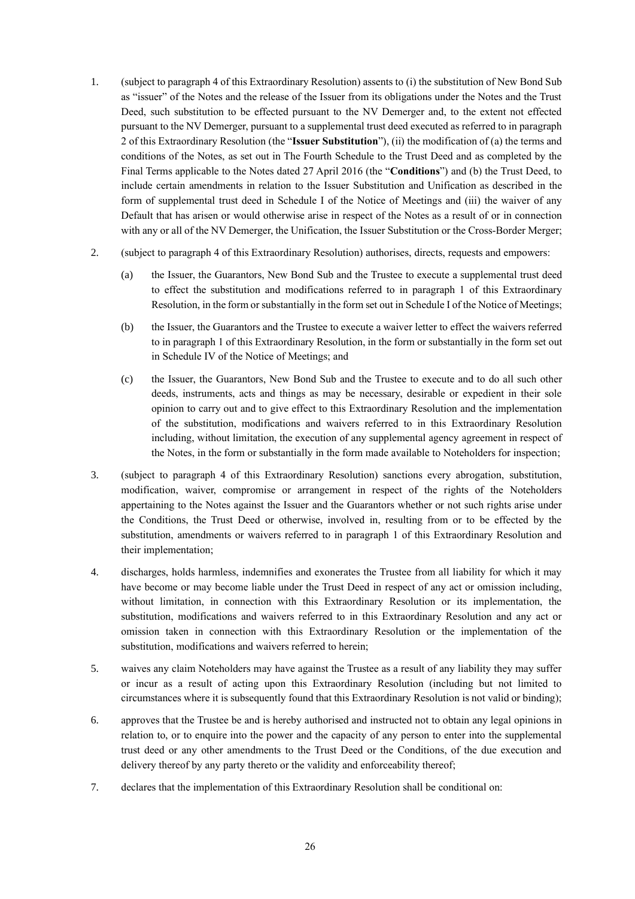1. (subject to paragraph 4 of this Extraordinary Resolution) assents to (i) the substitution of New Bond Sub as "issuer" of the Notes and the release of the Issuer from its obligations under the Notes and the Trust Deed, such substitution to be effected pursuant to the NV Demerger and, to the extent not effected pursuant to the NV Demerger, pursuant to a supplemental trust deed executed as referred to in paragraph 2 of this Extraordinary Resolution (the "**Issuer Substitution**"), (ii) the modification of (a) the terms and conditions of the Notes, as set out in The Fourth Schedule to the Trust Deed and as completed by the Final Terms applicable to the Notes dated 27 April 2016 (the "**Conditions**") and (b) the Trust Deed, to include certain amendments in relation to the Issuer Substitution and Unification as described in the form of supplemental trust deed in Schedule I of the Notice of Meetings and (iii) the waiver of any Default that has arisen or would otherwise arise in respect of the Notes as a result of or in connection with any or all of the NV Demerger, the Unification, the Issuer Substitution or the Cross-Border Merger;

2. (subject to paragraph 4 of this Extraordinary Resolution) authorises, directs, requests and empowers:

   (a) the Issuer, the Guarantors, New Bond Sub and the Trustee to execute a supplemental trust deed to effect the substitution and modifications referred to in paragraph 1 of this Extraordinary Resolution, in the form or substantially in the form set out in Schedule I of the Notice of Meetings;

   (b) the Issuer, the Guarantors and the Trustee to execute a waiver letter to effect the waivers referred to in paragraph 1 of this Extraordinary Resolution, in the form or substantially in the form set out in Schedule IV of the Notice of Meetings; and

   (c) the Issuer, the Guarantors, New Bond Sub and the Trustee to execute and to do all such other deeds, instruments, acts and things as may be necessary, desirable or expedient in their sole opinion to carry out and to give effect to this Extraordinary Resolution and the implementation of the substitution, modifications and waivers referred to in this Extraordinary Resolution including, without limitation, the execution of any supplemental agency agreement in respect of the Notes, in the form or substantially in the form made available to Noteholders for inspection;

3. (subject to paragraph 4 of this Extraordinary Resolution) sanctions every abrogation, substitution, modification, waiver, compromise or arrangement in respect of the rights of the Noteholders appertaining to the Notes against the Issuer and the Guarantors whether or not such rights arise under the Conditions, the Trust Deed or otherwise, involved in, resulting from or to be effected by the substitution, amendments or waivers referred to in paragraph 1 of this Extraordinary Resolution and their implementation;

4. discharges, holds harmless, indemnifies and exonerates the Trustee from all liability for which it may have become or may become liable under the Trust Deed in respect of any act or omission including, without limitation, in connection with this Extraordinary Resolution or its implementation, the substitution, modifications and waivers referred to in this Extraordinary Resolution and any act or omission taken in connection with this Extraordinary Resolution or the implementation of the substitution, modifications and waivers referred to herein;

5. waives any claim Noteholders may have against the Trustee as a result of any liability they may suffer or incur as a result of acting upon this Extraordinary Resolution (including but not limited to circumstances where it is subsequently found that this Extraordinary Resolution is not valid or binding);

6. approves that the Trustee be and is hereby authorised and instructed not to obtain any legal opinions in relation to, or to enquire into the power and the capacity of any person to enter into the supplemental trust deed or any other amendments to the Trust Deed or the Conditions, of the due execution and delivery thereof by any party thereto or the validity and enforceability thereof;

7. declares that the implementation of this Extraordinary Resolution shall be conditional on: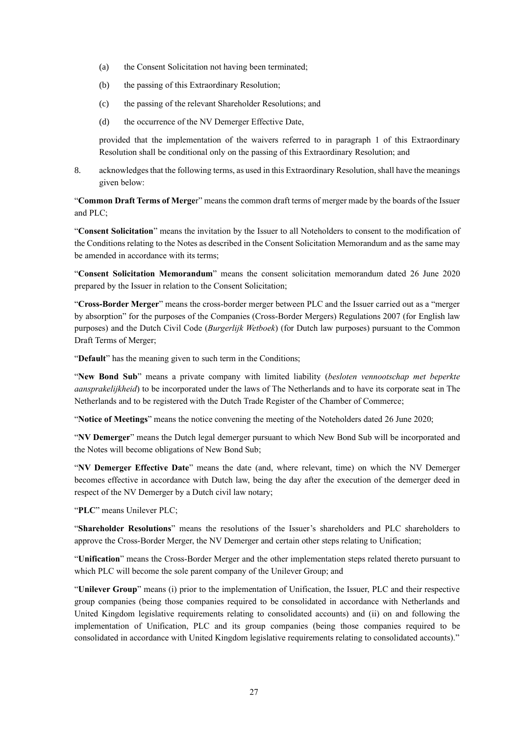(a) the Consent Solicitation not having been terminated;

(b) the passing of this Extraordinary Resolution;

(c) the passing of the relevant Shareholder Resolutions; and

(d) the occurrence of the NV Demerger Effective Date,

provided that the implementation of the waivers referred to in paragraph 1 of this Extraordinary Resolution shall be conditional only on the passing of this Extraordinary Resolution; and

8. acknowledges that the following terms, as used in this Extraordinary Resolution, shall have the meanings given below:

"**Common Draft Terms of Merger**" means the common draft terms of merger made by the boards of the Issuer and PLC;

"**Consent Solicitation**" means the invitation by the Issuer to all Noteholders to consent to the modification of the Conditions relating to the Notes as described in the Consent Solicitation Memorandum and as the same may be amended in accordance with its terms;

"**Consent Solicitation Memorandum**" means the consent solicitation memorandum dated 26 June 2020 prepared by the Issuer in relation to the Consent Solicitation;

"**Cross-Border Merger**" means the cross-border merger between PLC and the Issuer carried out as a "merger by absorption" for the purposes of the Companies (Cross-Border Mergers) Regulations 2007 (for English law purposes) and the Dutch Civil Code (*Burgerlijk Wetboek*) (for Dutch law purposes) pursuant to the Common Draft Terms of Merger;

"**Default**" has the meaning given to such term in the Conditions;

"**New Bond Sub**" means a private company with limited liability (*besloten vennootschap met beperkte aansprakelijkheid*) to be incorporated under the laws of The Netherlands and to have its corporate seat in The Netherlands and to be registered with the Dutch Trade Register of the Chamber of Commerce;

"**Notice of Meetings**" means the notice convening the meeting of the Noteholders dated 26 June 2020;

"**NV Demerger**" means the Dutch legal demerger pursuant to which New Bond Sub will be incorporated and the Notes will become obligations of New Bond Sub;

"**NV Demerger Effective Date**" means the date (and, where relevant, time) on which the NV Demerger becomes effective in accordance with Dutch law, being the day after the execution of the demerger deed in respect of the NV Demerger by a Dutch civil law notary;

"**PLC**" means Unilever PLC;

"**Shareholder Resolutions**" means the resolutions of the Issuer's shareholders and PLC shareholders to approve the Cross-Border Merger, the NV Demerger and certain other steps relating to Unification;

"**Unification**" means the Cross-Border Merger and the other implementation steps related thereto pursuant to which PLC will become the sole parent company of the Unilever Group; and

"**Unilever Group**" means (i) prior to the implementation of Unification, the Issuer, PLC and their respective group companies (being those companies required to be consolidated in accordance with Netherlands and United Kingdom legislative requirements relating to consolidated accounts) and (ii) on and following the implementation of Unification, PLC and its group companies (being those companies required to be consolidated in accordance with United Kingdom legislative requirements relating to consolidated accounts)."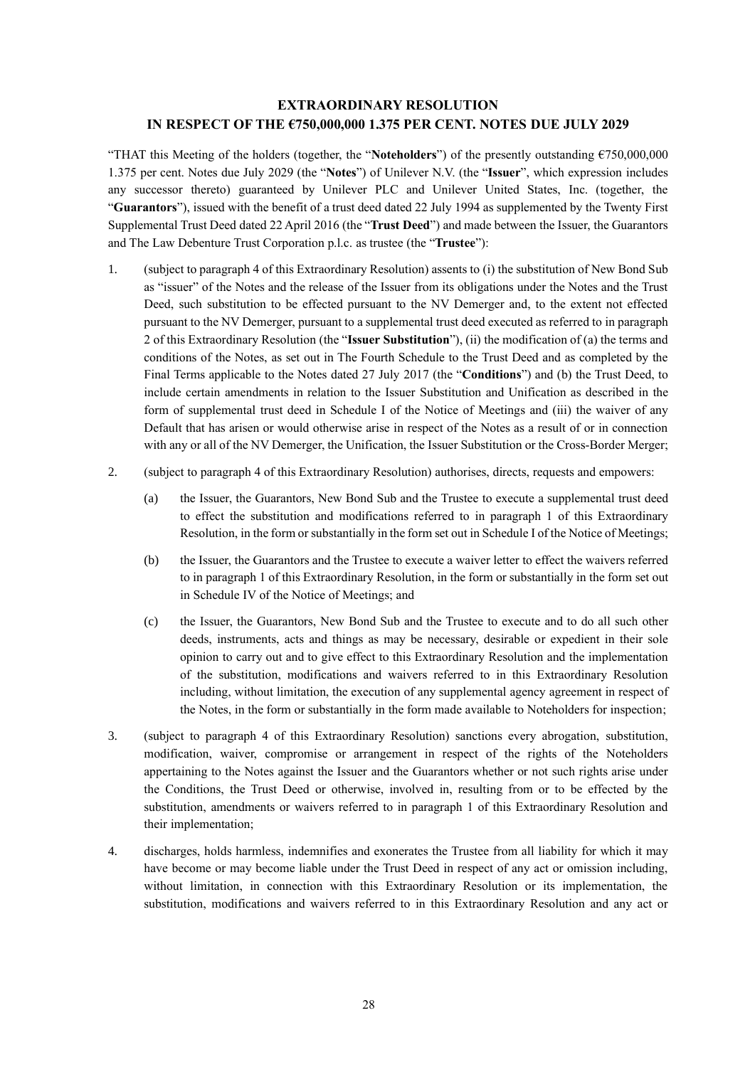# EXTRAORDINARY RESOLUTION
# IN RESPECT OF THE €750,000,000 1.375 PER CENT. NOTES DUE JULY 2029

"THAT this Meeting of the holders (together, the "**Noteholders**") of the presently outstanding €750,000,000 1.375 per cent. Notes due July 2029 (the "**Notes**") of Unilever N.V. (the "**Issuer**", which expression includes any successor thereto) guaranteed by Unilever PLC and Unilever United States, Inc. (together, the "**Guarantors**"), issued with the benefit of a trust deed dated 22 July 1994 as supplemented by the Twenty First Supplemental Trust Deed dated 22 April 2016 (the "**Trust Deed**") and made between the Issuer, the Guarantors and The Law Debenture Trust Corporation p.l.c. as trustee (the "**Trustee**"):

1. (subject to paragraph 4 of this Extraordinary Resolution) assents to (i) the substitution of New Bond Sub as "issuer" of the Notes and the release of the Issuer from its obligations under the Notes and the Trust Deed, such substitution to be effected pursuant to the NV Demerger and, to the extent not effected pursuant to the NV Demerger, pursuant to a supplemental trust deed executed as referred to in paragraph 2 of this Extraordinary Resolution (the "**Issuer Substitution**"), (ii) the modification of (a) the terms and conditions of the Notes, as set out in The Fourth Schedule to the Trust Deed and as completed by the Final Terms applicable to the Notes dated 27 July 2017 (the "**Conditions**") and (b) the Trust Deed, to include certain amendments in relation to the Issuer Substitution and Unification as described in the form of supplemental trust deed in Schedule I of the Notice of Meetings and (iii) the waiver of any Default that has arisen or would otherwise arise in respect of the Notes as a result of or in connection with any or all of the NV Demerger, the Unification, the Issuer Substitution or the Cross-Border Merger;

2. (subject to paragraph 4 of this Extraordinary Resolution) authorises, directs, requests and empowers:

   (a) the Issuer, the Guarantors, New Bond Sub and the Trustee to execute a supplemental trust deed to effect the substitution and modifications referred to in paragraph 1 of this Extraordinary Resolution, in the form or substantially in the form set out in Schedule I of the Notice of Meetings;

   (b) the Issuer, the Guarantors and the Trustee to execute a waiver letter to effect the waivers referred to in paragraph 1 of this Extraordinary Resolution, in the form or substantially in the form set out in Schedule IV of the Notice of Meetings; and

   (c) the Issuer, the Guarantors, New Bond Sub and the Trustee to execute and to do all such other deeds, instruments, acts and things as may be necessary, desirable or expedient in their sole opinion to carry out and to give effect to this Extraordinary Resolution and the implementation of the substitution, modifications and waivers referred to in this Extraordinary Resolution including, without limitation, the execution of any supplemental agency agreement in respect of the Notes, in the form or substantially in the form made available to Noteholders for inspection;

3. (subject to paragraph 4 of this Extraordinary Resolution) sanctions every abrogation, substitution, modification, waiver, compromise or arrangement in respect of the rights of the Noteholders appertaining to the Notes against the Issuer and the Guarantors whether or not such rights arise under the Conditions, the Trust Deed or otherwise, involved in, resulting from or to be effected by the substitution, amendments or waivers referred to in paragraph 1 of this Extraordinary Resolution and their implementation;

4. discharges, holds harmless, indemnifies and exonerates the Trustee from all liability for which it may have become or may become liable under the Trust Deed in respect of any act or omission including, without limitation, in connection with this Extraordinary Resolution or its implementation, the substitution, modifications and waivers referred to in this Extraordinary Resolution and any act or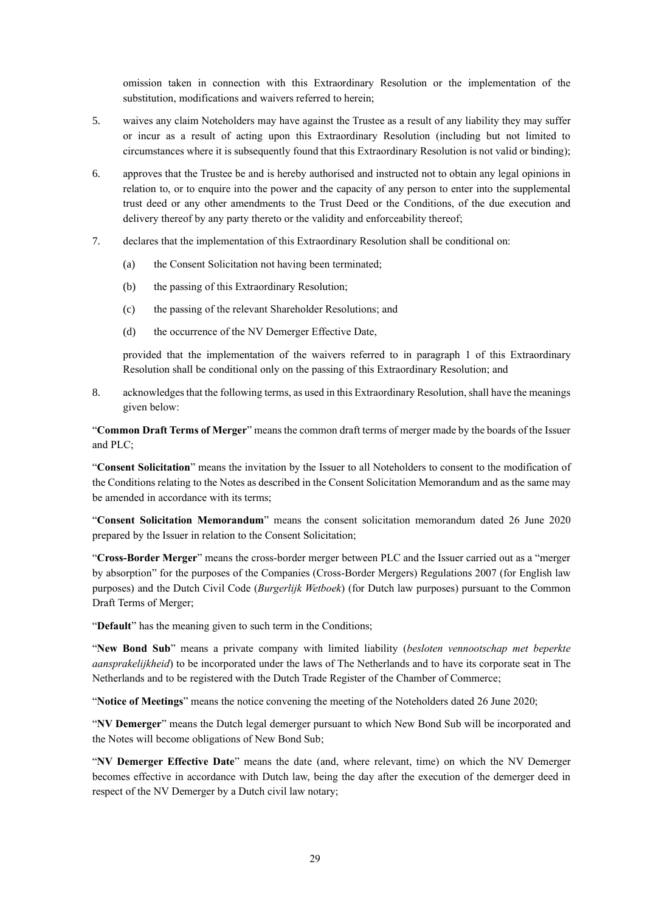omission taken in connection with this Extraordinary Resolution or the implementation of the substitution, modifications and waivers referred to herein;

5. waives any claim Noteholders may have against the Trustee as a result of any liability they may suffer or incur as a result of acting upon this Extraordinary Resolution (including but not limited to circumstances where it is subsequently found that this Extraordinary Resolution is not valid or binding);

6. approves that the Trustee be and is hereby authorised and instructed not to obtain any legal opinions in relation to, or to enquire into the power and the capacity of any person to enter into the supplemental trust deed or any other amendments to the Trust Deed or the Conditions, of the due execution and delivery thereof by any party thereto or the validity and enforceability thereof;

7. declares that the implementation of this Extraordinary Resolution shall be conditional on:

   (a) the Consent Solicitation not having been terminated;

   (b) the passing of this Extraordinary Resolution;

   (c) the passing of the relevant Shareholder Resolutions; and

   (d) the occurrence of the NV Demerger Effective Date,

   provided that the implementation of the waivers referred to in paragraph 1 of this Extraordinary Resolution shall be conditional only on the passing of this Extraordinary Resolution; and

8. acknowledges that the following terms, as used in this Extraordinary Resolution, shall have the meanings given below:

"**Common Draft Terms of Merger**" means the common draft terms of merger made by the boards of the Issuer and PLC;

"**Consent Solicitation**" means the invitation by the Issuer to all Noteholders to consent to the modification of the Conditions relating to the Notes as described in the Consent Solicitation Memorandum and as the same may be amended in accordance with its terms;

"**Consent Solicitation Memorandum**" means the consent solicitation memorandum dated 26 June 2020 prepared by the Issuer in relation to the Consent Solicitation;

"**Cross-Border Merger**" means the cross-border merger between PLC and the Issuer carried out as a "merger by absorption" for the purposes of the Companies (Cross-Border Mergers) Regulations 2007 (for English law purposes) and the Dutch Civil Code (*Burgerlijk Wetboek*) (for Dutch law purposes) pursuant to the Common Draft Terms of Merger;

"**Default**" has the meaning given to such term in the Conditions;

"**New Bond Sub**" means a private company with limited liability (*besloten vennootschap met beperkte aansprakelijkheid*) to be incorporated under the laws of The Netherlands and to have its corporate seat in The Netherlands and to be registered with the Dutch Trade Register of the Chamber of Commerce;

"**Notice of Meetings**" means the notice convening the meeting of the Noteholders dated 26 June 2020;

"**NV Demerger**" means the Dutch legal demerger pursuant to which New Bond Sub will be incorporated and the Notes will become obligations of New Bond Sub;

"**NV Demerger Effective Date**" means the date (and, where relevant, time) on which the NV Demerger becomes effective in accordance with Dutch law, being the day after the execution of the demerger deed in respect of the NV Demerger by a Dutch civil law notary;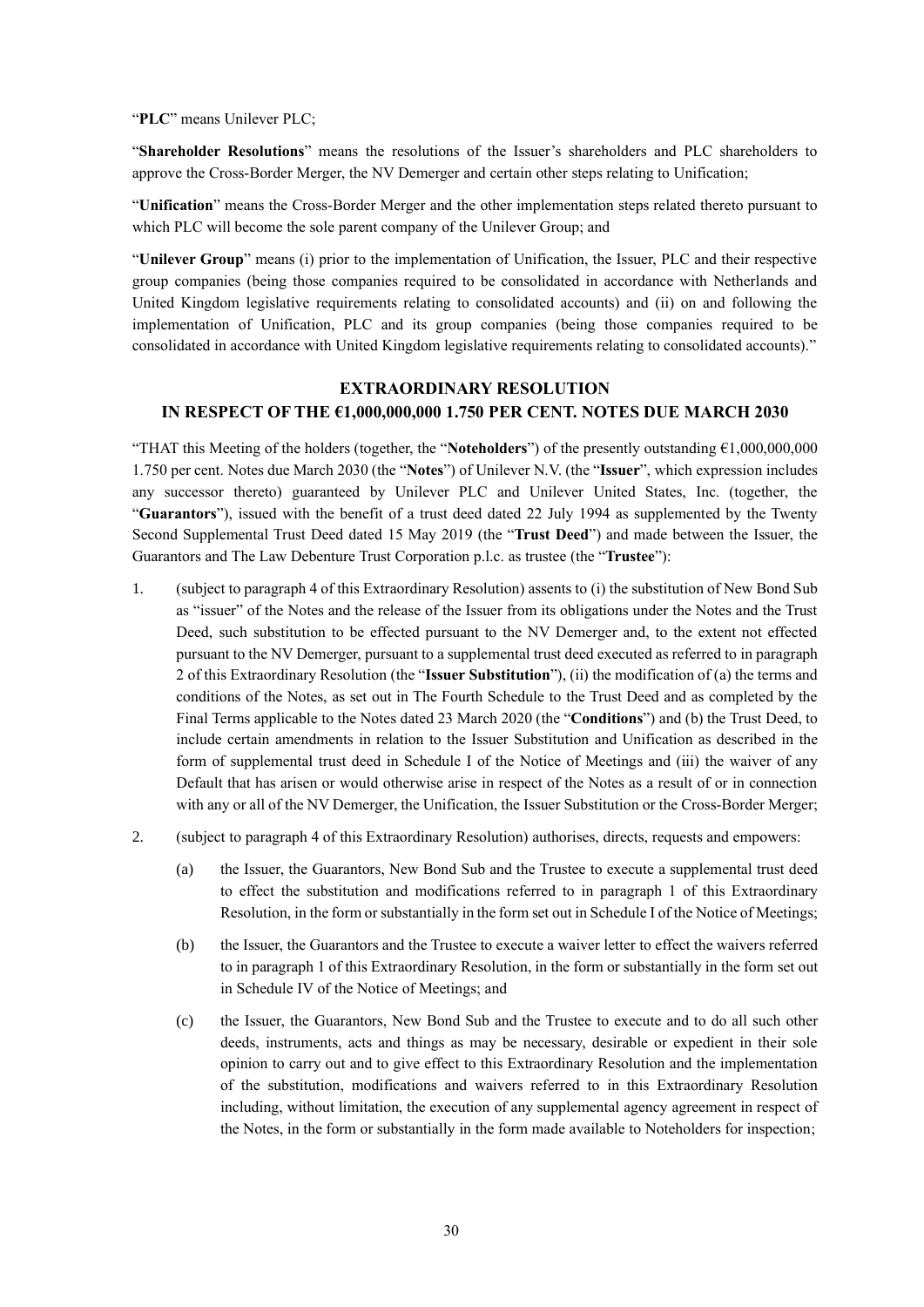"**PLC**" means Unilever PLC;

"**Shareholder Resolutions**" means the resolutions of the Issuer's shareholders and PLC shareholders to approve the Cross-Border Merger, the NV Demerger and certain other steps relating to Unification;

"**Unification**" means the Cross-Border Merger and the other implementation steps related thereto pursuant to which PLC will become the sole parent company of the Unilever Group; and

"**Unilever Group**" means (i) prior to the implementation of Unification, the Issuer, PLC and their respective group companies (being those companies required to be consolidated in accordance with Netherlands and United Kingdom legislative requirements relating to consolidated accounts) and (ii) on and following the implementation of Unification, PLC and its group companies (being those companies required to be consolidated in accordance with United Kingdom legislative requirements relating to consolidated accounts)."

## EXTRAORDINARY RESOLUTION IN RESPECT OF THE €1,000,000,000 1.750 PER CENT. NOTES DUE MARCH 2030

"THAT this Meeting of the holders (together, the "**Noteholders**") of the presently outstanding €1,000,000,000 1.750 per cent. Notes due March 2030 (the "**Notes**") of Unilever N.V. (the "**Issuer**", which expression includes any successor thereto) guaranteed by Unilever PLC and Unilever United States, Inc. (together, the "**Guarantors**"), issued with the benefit of a trust deed dated 22 July 1994 as supplemented by the Twenty Second Supplemental Trust Deed dated 15 May 2019 (the "**Trust Deed**") and made between the Issuer, the Guarantors and The Law Debenture Trust Corporation p.l.c. as trustee (the "**Trustee**"):

1. (subject to paragraph 4 of this Extraordinary Resolution) assents to (i) the substitution of New Bond Sub as "issuer" of the Notes and the release of the Issuer from its obligations under the Notes and the Trust Deed, such substitution to be effected pursuant to the NV Demerger and, to the extent not effected pursuant to the NV Demerger, pursuant to a supplemental trust deed executed as referred to in paragraph 2 of this Extraordinary Resolution (the "**Issuer Substitution**"), (ii) the modification of (a) the terms and conditions of the Notes, as set out in The Fourth Schedule to the Trust Deed and as completed by the Final Terms applicable to the Notes dated 23 March 2020 (the "**Conditions**") and (b) the Trust Deed, to include certain amendments in relation to the Issuer Substitution and Unification as described in the form of supplemental trust deed in Schedule I of the Notice of Meetings and (iii) the waiver of any Default that has arisen or would otherwise arise in respect of the Notes as a result of or in connection with any or all of the NV Demerger, the Unification, the Issuer Substitution or the Cross-Border Merger;

2. (subject to paragraph 4 of this Extraordinary Resolution) authorises, directs, requests and empowers:

   (a) the Issuer, the Guarantors, New Bond Sub and the Trustee to execute a supplemental trust deed to effect the substitution and modifications referred to in paragraph 1 of this Extraordinary Resolution, in the form or substantially in the form set out in Schedule I of the Notice of Meetings;

   (b) the Issuer, the Guarantors and the Trustee to execute a waiver letter to effect the waivers referred to in paragraph 1 of this Extraordinary Resolution, in the form or substantially in the form set out in Schedule IV of the Notice of Meetings; and

   (c) the Issuer, the Guarantors, New Bond Sub and the Trustee to execute and to do all such other deeds, instruments, acts and things as may be necessary, desirable or expedient in their sole opinion to carry out and to give effect to this Extraordinary Resolution and the implementation of the substitution, modifications and waivers referred to in this Extraordinary Resolution including, without limitation, the execution of any supplemental agency agreement in respect of the Notes, in the form or substantially in the form made available to Noteholders for inspection;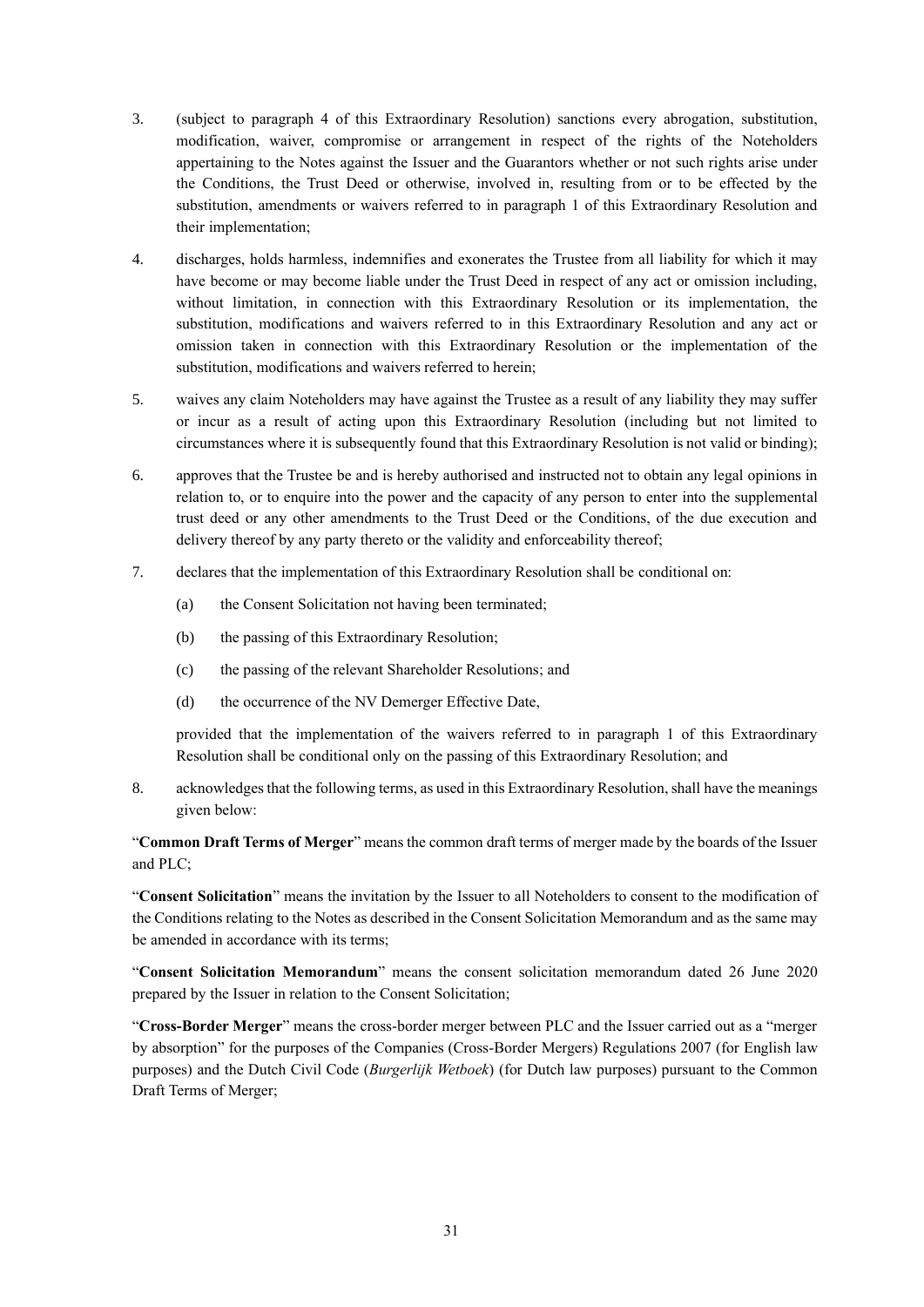3. (subject to paragraph 4 of this Extraordinary Resolution) sanctions every abrogation, substitution, modification, waiver, compromise or arrangement in respect of the rights of the Noteholders appertaining to the Notes against the Issuer and the Guarantors whether or not such rights arise under the Conditions, the Trust Deed or otherwise, involved in, resulting from or to be effected by the substitution, amendments or waivers referred to in paragraph 1 of this Extraordinary Resolution and their implementation;

4. discharges, holds harmless, indemnifies and exonerates the Trustee from all liability for which it may have become or may become liable under the Trust Deed in respect of any act or omission including, without limitation, in connection with this Extraordinary Resolution or its implementation, the substitution, modifications and waivers referred to in this Extraordinary Resolution and any act or omission taken in connection with this Extraordinary Resolution or the implementation of the substitution, modifications and waivers referred to herein;

5. waives any claim Noteholders may have against the Trustee as a result of any liability they may suffer or incur as a result of acting upon this Extraordinary Resolution (including but not limited to circumstances where it is subsequently found that this Extraordinary Resolution is not valid or binding);

6. approves that the Trustee be and is hereby authorised and instructed not to obtain any legal opinions in relation to, or to enquire into the power and the capacity of any person to enter into the supplemental trust deed or any other amendments to the Trust Deed or the Conditions, of the due execution and delivery thereof by any party thereto or the validity and enforceability thereof;

7. declares that the implementation of this Extraordinary Resolution shall be conditional on:

   (a) the Consent Solicitation not having been terminated;

   (b) the passing of this Extraordinary Resolution;

   (c) the passing of the relevant Shareholder Resolutions; and

   (d) the occurrence of the NV Demerger Effective Date,

   provided that the implementation of the waivers referred to in paragraph 1 of this Extraordinary Resolution shall be conditional only on the passing of this Extraordinary Resolution; and

8. acknowledges that the following terms, as used in this Extraordinary Resolution, shall have the meanings given below:

"**Common Draft Terms of Merger**" means the common draft terms of merger made by the boards of the Issuer and PLC;

"**Consent Solicitation**" means the invitation by the Issuer to all Noteholders to consent to the modification of the Conditions relating to the Notes as described in the Consent Solicitation Memorandum and as the same may be amended in accordance with its terms;

"**Consent Solicitation Memorandum**" means the consent solicitation memorandum dated 26 June 2020 prepared by the Issuer in relation to the Consent Solicitation;

"**Cross-Border Merger**" means the cross-border merger between PLC and the Issuer carried out as a "merger by absorption" for the purposes of the Companies (Cross-Border Mergers) Regulations 2007 (for English law purposes) and the Dutch Civil Code (*Burgerlijk Wetboek*) (for Dutch law purposes) pursuant to the Common Draft Terms of Merger;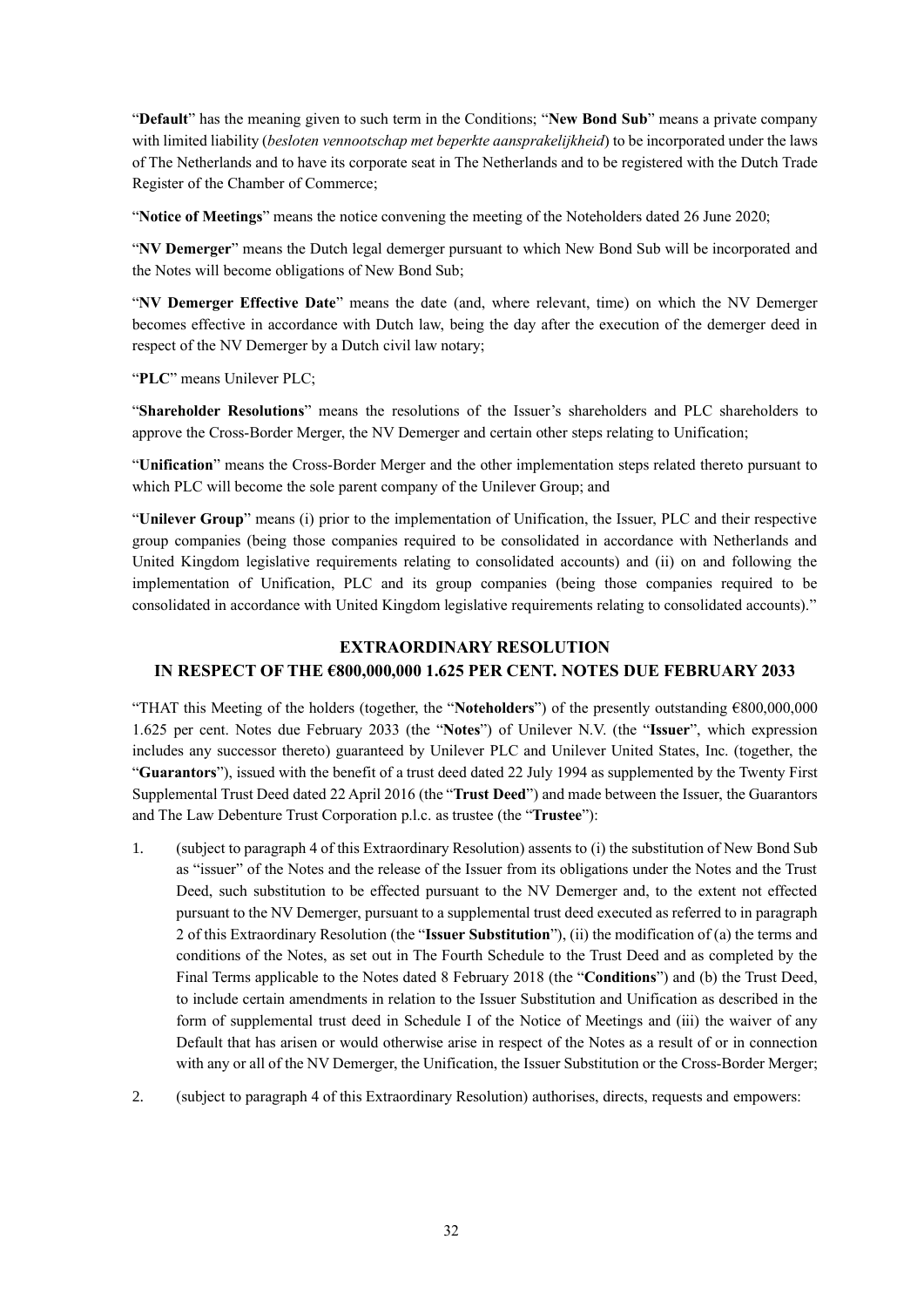"**Default**" has the meaning given to such term in the Conditions; "**New Bond Sub**" means a private company with limited liability (*besloten vennootschap met beperkte aansprakelijkheid*) to be incorporated under the laws of The Netherlands and to have its corporate seat in The Netherlands and to be registered with the Dutch Trade Register of the Chamber of Commerce;

"**Notice of Meetings**" means the notice convening the meeting of the Noteholders dated 26 June 2020;

"**NV Demerger**" means the Dutch legal demerger pursuant to which New Bond Sub will be incorporated and the Notes will become obligations of New Bond Sub;

"**NV Demerger Effective Date**" means the date (and, where relevant, time) on which the NV Demerger becomes effective in accordance with Dutch law, being the day after the execution of the demerger deed in respect of the NV Demerger by a Dutch civil law notary;

"**PLC**" means Unilever PLC;

"**Shareholder Resolutions**" means the resolutions of the Issuer's shareholders and PLC shareholders to approve the Cross-Border Merger, the NV Demerger and certain other steps relating to Unification;

"**Unification**" means the Cross-Border Merger and the other implementation steps related thereto pursuant to which PLC will become the sole parent company of the Unilever Group; and

"**Unilever Group**" means (i) prior to the implementation of Unification, the Issuer, PLC and their respective group companies (being those companies required to be consolidated in accordance with Netherlands and United Kingdom legislative requirements relating to consolidated accounts) and (ii) on and following the implementation of Unification, PLC and its group companies (being those companies required to be consolidated in accordance with United Kingdom legislative requirements relating to consolidated accounts)."

## EXTRAORDINARY RESOLUTION
## IN RESPECT OF THE €800,000,000 1.625 PER CENT. NOTES DUE FEBRUARY 2033

"THAT this Meeting of the holders (together, the "**Noteholders**") of the presently outstanding €800,000,000 1.625 per cent. Notes due February 2033 (the "**Notes**") of Unilever N.V. (the "**Issuer**", which expression includes any successor thereto) guaranteed by Unilever PLC and Unilever United States, Inc. (together, the "**Guarantors**"), issued with the benefit of a trust deed dated 22 July 1994 as supplemented by the Twenty First Supplemental Trust Deed dated 22 April 2016 (the "**Trust Deed**") and made between the Issuer, the Guarantors and The Law Debenture Trust Corporation p.l.c. as trustee (the "**Trustee**"):

1. (subject to paragraph 4 of this Extraordinary Resolution) assents to (i) the substitution of New Bond Sub as "issuer" of the Notes and the release of the Issuer from its obligations under the Notes and the Trust Deed, such substitution to be effected pursuant to the NV Demerger and, to the extent not effected pursuant to the NV Demerger, pursuant to a supplemental trust deed executed as referred to in paragraph 2 of this Extraordinary Resolution (the "**Issuer Substitution**"), (ii) the modification of (a) the terms and conditions of the Notes, as set out in The Fourth Schedule to the Trust Deed and as completed by the Final Terms applicable to the Notes dated 8 February 2018 (the "**Conditions**") and (b) the Trust Deed, to include certain amendments in relation to the Issuer Substitution and Unification as described in the form of supplemental trust deed in Schedule I of the Notice of Meetings and (iii) the waiver of any Default that has arisen or would otherwise arise in respect of the Notes as a result of or in connection with any or all of the NV Demerger, the Unification, the Issuer Substitution or the Cross-Border Merger;

2. (subject to paragraph 4 of this Extraordinary Resolution) authorises, directs, requests and empowers: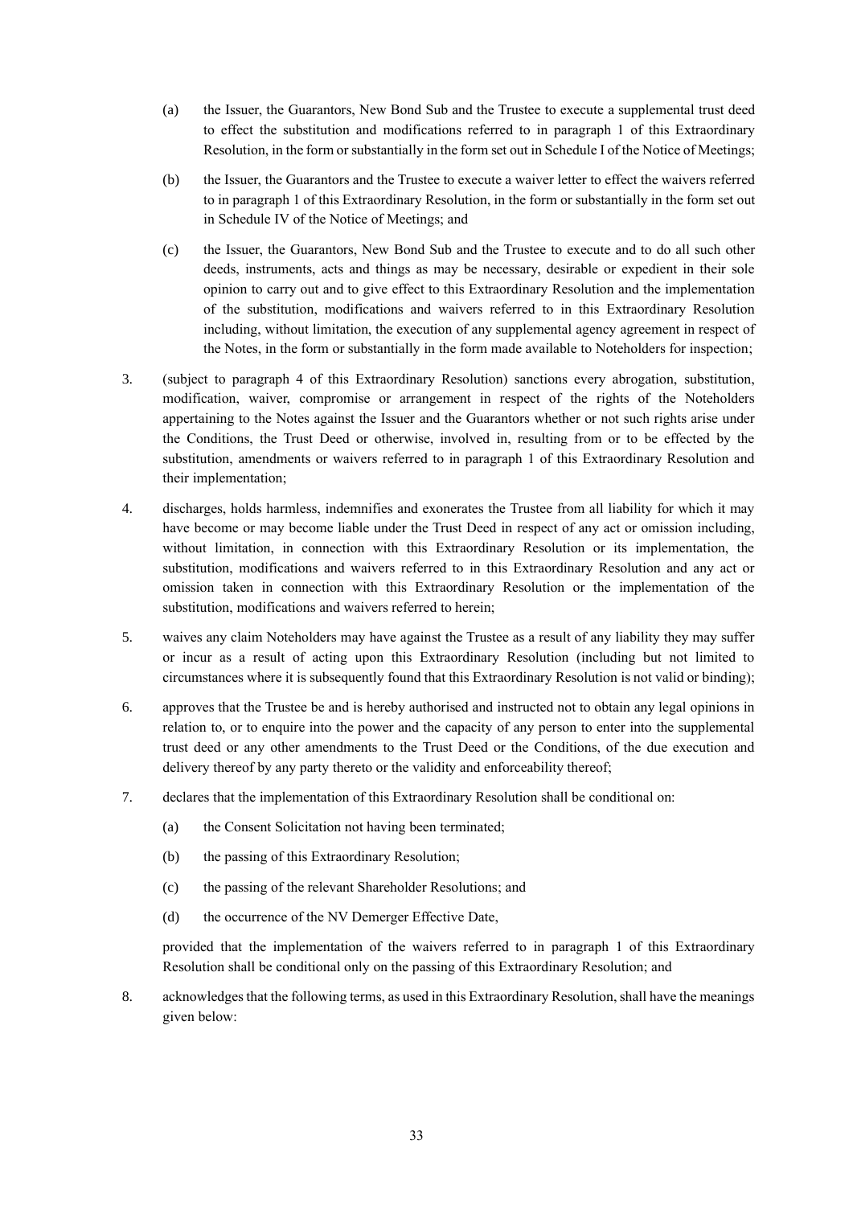(a) the Issuer, the Guarantors, New Bond Sub and the Trustee to execute a supplemental trust deed to effect the substitution and modifications referred to in paragraph 1 of this Extraordinary Resolution, in the form or substantially in the form set out in Schedule I of the Notice of Meetings;

(b) the Issuer, the Guarantors and the Trustee to execute a waiver letter to effect the waivers referred to in paragraph 1 of this Extraordinary Resolution, in the form or substantially in the form set out in Schedule IV of the Notice of Meetings; and

(c) the Issuer, the Guarantors, New Bond Sub and the Trustee to execute and to do all such other deeds, instruments, acts and things as may be necessary, desirable or expedient in their sole opinion to carry out and to give effect to this Extraordinary Resolution and the implementation of the substitution, modifications and waivers referred to in this Extraordinary Resolution including, without limitation, the execution of any supplemental agency agreement in respect of the Notes, in the form or substantially in the form made available to Noteholders for inspection;

3. (subject to paragraph 4 of this Extraordinary Resolution) sanctions every abrogation, substitution, modification, waiver, compromise or arrangement in respect of the rights of the Noteholders appertaining to the Notes against the Issuer and the Guarantors whether or not such rights arise under the Conditions, the Trust Deed or otherwise, involved in, resulting from or to be effected by the substitution, amendments or waivers referred to in paragraph 1 of this Extraordinary Resolution and their implementation;

4. discharges, holds harmless, indemnifies and exonerates the Trustee from all liability for which it may have become or may become liable under the Trust Deed in respect of any act or omission including, without limitation, in connection with this Extraordinary Resolution or its implementation, the substitution, modifications and waivers referred to in this Extraordinary Resolution and any act or omission taken in connection with this Extraordinary Resolution or the implementation of the substitution, modifications and waivers referred to herein;

5. waives any claim Noteholders may have against the Trustee as a result of any liability they may suffer or incur as a result of acting upon this Extraordinary Resolution (including but not limited to circumstances where it is subsequently found that this Extraordinary Resolution is not valid or binding);

6. approves that the Trustee be and is hereby authorised and instructed not to obtain any legal opinions in relation to, or to enquire into the power and the capacity of any person to enter into the supplemental trust deed or any other amendments to the Trust Deed or the Conditions, of the due execution and delivery thereof by any party thereto or the validity and enforceability thereof;

7. declares that the implementation of this Extraordinary Resolution shall be conditional on:

   (a) the Consent Solicitation not having been terminated;

   (b) the passing of this Extraordinary Resolution;

   (c) the passing of the relevant Shareholder Resolutions; and

   (d) the occurrence of the NV Demerger Effective Date,

   provided that the implementation of the waivers referred to in paragraph 1 of this Extraordinary Resolution shall be conditional only on the passing of this Extraordinary Resolution; and

8. acknowledges that the following terms, as used in this Extraordinary Resolution, shall have the meanings given below: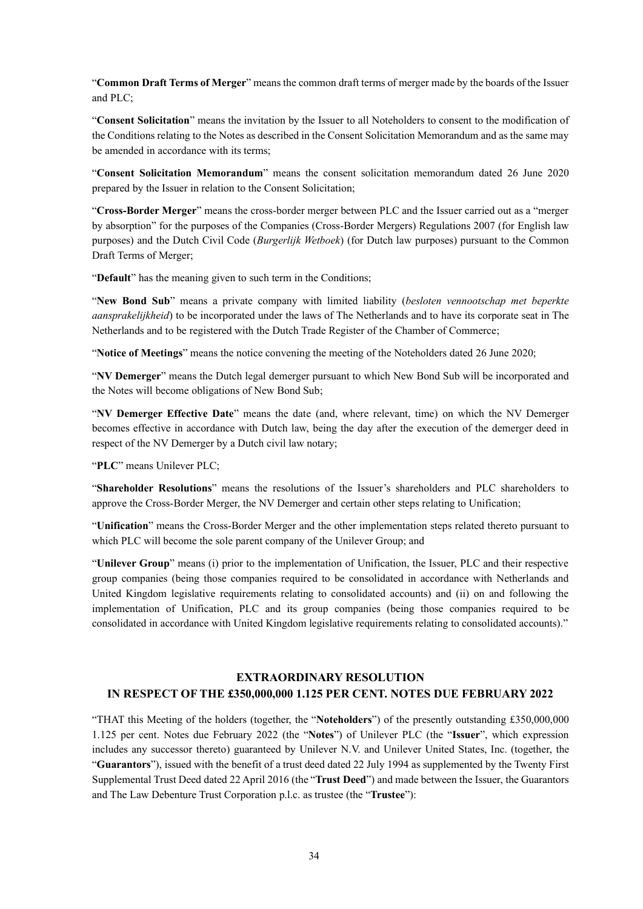"**Common Draft Terms of Merger**" means the common draft terms of merger made by the boards of the Issuer and PLC;

"**Consent Solicitation**" means the invitation by the Issuer to all Noteholders to consent to the modification of the Conditions relating to the Notes as described in the Consent Solicitation Memorandum and as the same may be amended in accordance with its terms;

"**Consent Solicitation Memorandum**" means the consent solicitation memorandum dated 26 June 2020 prepared by the Issuer in relation to the Consent Solicitation;

"**Cross-Border Merger**" means the cross-border merger between PLC and the Issuer carried out as a "merger by absorption" for the purposes of the Companies (Cross-Border Mergers) Regulations 2007 (for English law purposes) and the Dutch Civil Code (*Burgerlijk Wetboek*) (for Dutch law purposes) pursuant to the Common Draft Terms of Merger;

"**Default**" has the meaning given to such term in the Conditions;

"**New Bond Sub**" means a private company with limited liability (*besloten vennootschap met beperkte aansprakelijkheid*) to be incorporated under the laws of The Netherlands and to have its corporate seat in The Netherlands and to be registered with the Dutch Trade Register of the Chamber of Commerce;

"**Notice of Meetings**" means the notice convening the meeting of the Noteholders dated 26 June 2020;

"**NV Demerger**" means the Dutch legal demerger pursuant to which New Bond Sub will be incorporated and the Notes will become obligations of New Bond Sub;

"**NV Demerger Effective Date**" means the date (and, where relevant, time) on which the NV Demerger becomes effective in accordance with Dutch law, being the day after the execution of the demerger deed in respect of the NV Demerger by a Dutch civil law notary;

"**PLC**" means Unilever PLC;

"**Shareholder Resolutions**" means the resolutions of the Issuer's shareholders and PLC shareholders to approve the Cross-Border Merger, the NV Demerger and certain other steps relating to Unification;

"**Unification**" means the Cross-Border Merger and the other implementation steps related thereto pursuant to which PLC will become the sole parent company of the Unilever Group; and

"**Unilever Group**" means (i) prior to the implementation of Unification, the Issuer, PLC and their respective group companies (being those companies required to be consolidated in accordance with Netherlands and United Kingdom legislative requirements relating to consolidated accounts) and (ii) on and following the implementation of Unification, PLC and its group companies (being those companies required to be consolidated in accordance with United Kingdom legislative requirements relating to consolidated accounts)."

## EXTRAORDINARY RESOLUTION
## IN RESPECT OF THE £350,000,000 1.125 PER CENT. NOTES DUE FEBRUARY 2022

"THAT this Meeting of the holders (together, the "**Noteholders**") of the presently outstanding £350,000,000 1.125 per cent. Notes due February 2022 (the "**Notes**") of Unilever PLC (the "**Issuer**", which expression includes any successor thereto) guaranteed by Unilever N.V. and Unilever United States, Inc. (together, the "**Guarantors**"), issued with the benefit of a trust deed dated 22 July 1994 as supplemented by the Twenty First Supplemental Trust Deed dated 22 April 2016 (the "**Trust Deed**") and made between the Issuer, the Guarantors and The Law Debenture Trust Corporation p.l.c. as trustee (the "**Trustee**"):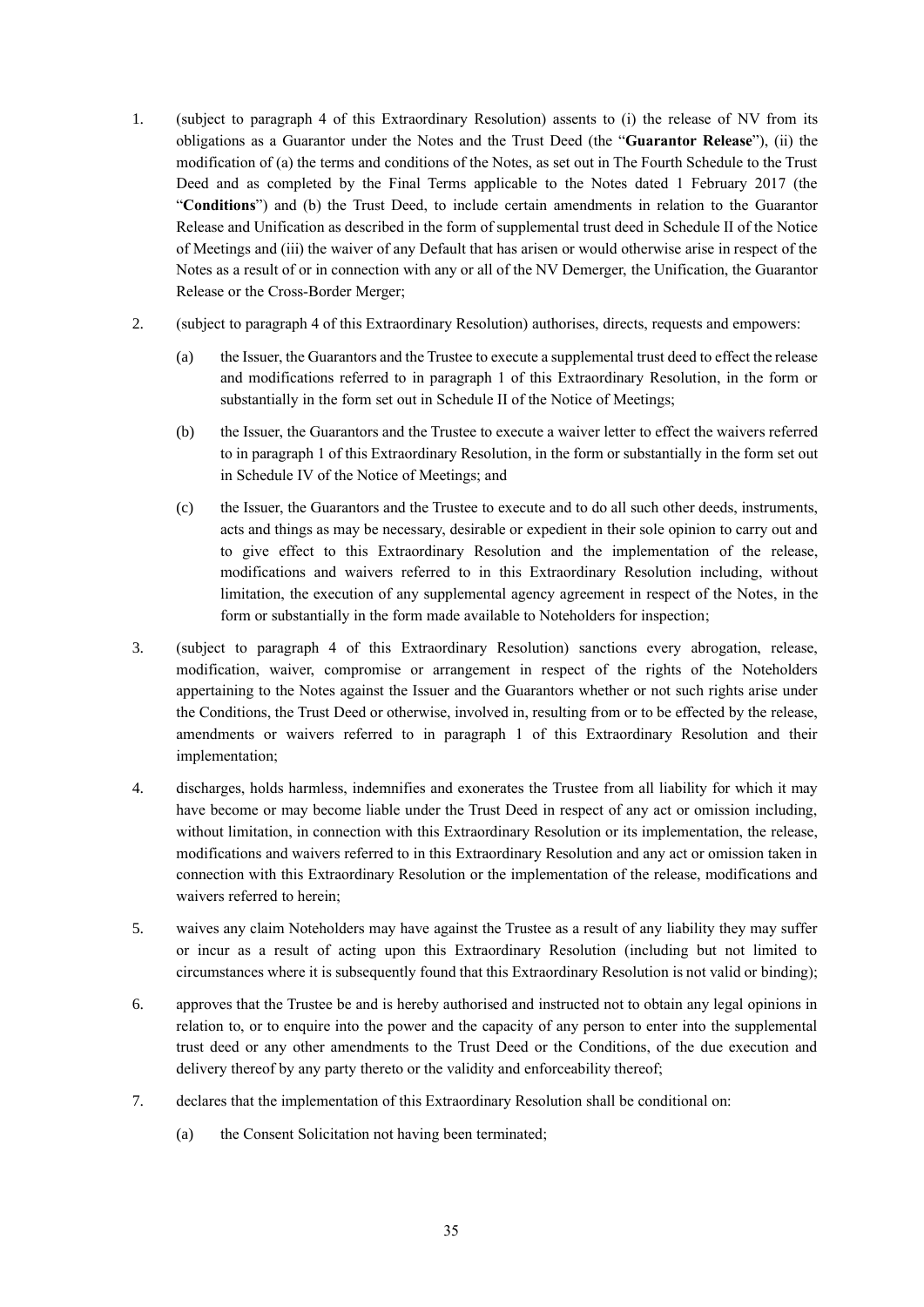1. (subject to paragraph 4 of this Extraordinary Resolution) assents to (i) the release of NV from its obligations as a Guarantor under the Notes and the Trust Deed (the "**Guarantor Release**"), (ii) the modification of (a) the terms and conditions of the Notes, as set out in The Fourth Schedule to the Trust Deed and as completed by the Final Terms applicable to the Notes dated 1 February 2017 (the "**Conditions**") and (b) the Trust Deed, to include certain amendments in relation to the Guarantor Release and Unification as described in the form of supplemental trust deed in Schedule II of the Notice of Meetings and (iii) the waiver of any Default that has arisen or would otherwise arise in respect of the Notes as a result of or in connection with any or all of the NV Demerger, the Unification, the Guarantor Release or the Cross-Border Merger;

2. (subject to paragraph 4 of this Extraordinary Resolution) authorises, directs, requests and empowers:

   (a) the Issuer, the Guarantors and the Trustee to execute a supplemental trust deed to effect the release and modifications referred to in paragraph 1 of this Extraordinary Resolution, in the form or substantially in the form set out in Schedule II of the Notice of Meetings;

   (b) the Issuer, the Guarantors and the Trustee to execute a waiver letter to effect the waivers referred to in paragraph 1 of this Extraordinary Resolution, in the form or substantially in the form set out in Schedule IV of the Notice of Meetings; and

   (c) the Issuer, the Guarantors and the Trustee to execute and to do all such other deeds, instruments, acts and things as may be necessary, desirable or expedient in their sole opinion to carry out and to give effect to this Extraordinary Resolution and the implementation of the release, modifications and waivers referred to in this Extraordinary Resolution including, without limitation, the execution of any supplemental agency agreement in respect of the Notes, in the form or substantially in the form made available to Noteholders for inspection;

3. (subject to paragraph 4 of this Extraordinary Resolution) sanctions every abrogation, release, modification, waiver, compromise or arrangement in respect of the rights of the Noteholders appertaining to the Notes against the Issuer and the Guarantors whether or not such rights arise under the Conditions, the Trust Deed or otherwise, involved in, resulting from or to be effected by the release, amendments or waivers referred to in paragraph 1 of this Extraordinary Resolution and their implementation;

4. discharges, holds harmless, indemnifies and exonerates the Trustee from all liability for which it may have become or may become liable under the Trust Deed in respect of any act or omission including, without limitation, in connection with this Extraordinary Resolution or its implementation, the release, modifications and waivers referred to in this Extraordinary Resolution and any act or omission taken in connection with this Extraordinary Resolution or the implementation of the release, modifications and waivers referred to herein;

5. waives any claim Noteholders may have against the Trustee as a result of any liability they may suffer or incur as a result of acting upon this Extraordinary Resolution (including but not limited to circumstances where it is subsequently found that this Extraordinary Resolution is not valid or binding);

6. approves that the Trustee be and is hereby authorised and instructed not to obtain any legal opinions in relation to, or to enquire into the power and the capacity of any person to enter into the supplemental trust deed or any other amendments to the Trust Deed or the Conditions, of the due execution and delivery thereof by any party thereto or the validity and enforceability thereof;

7. declares that the implementation of this Extraordinary Resolution shall be conditional on:

   (a) the Consent Solicitation not having been terminated;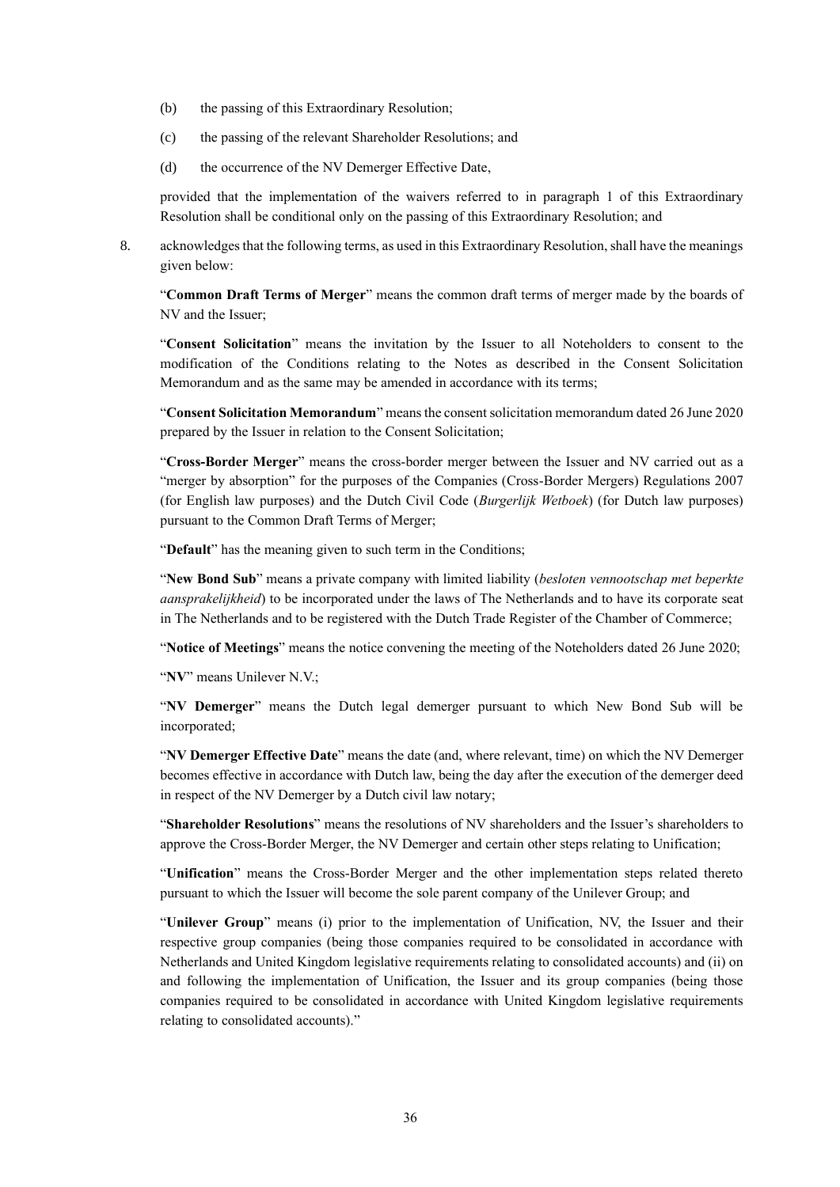(b) the passing of this Extraordinary Resolution;

(c) the passing of the relevant Shareholder Resolutions; and

(d) the occurrence of the NV Demerger Effective Date,

provided that the implementation of the waivers referred to in paragraph 1 of this Extraordinary Resolution shall be conditional only on the passing of this Extraordinary Resolution; and

8. acknowledges that the following terms, as used in this Extraordinary Resolution, shall have the meanings given below:

"**Common Draft Terms of Merger**" means the common draft terms of merger made by the boards of NV and the Issuer;

"**Consent Solicitation**" means the invitation by the Issuer to all Noteholders to consent to the modification of the Conditions relating to the Notes as described in the Consent Solicitation Memorandum and as the same may be amended in accordance with its terms;

"**Consent Solicitation Memorandum**" means the consent solicitation memorandum dated 26 June 2020 prepared by the Issuer in relation to the Consent Solicitation;

"**Cross-Border Merger**" means the cross-border merger between the Issuer and NV carried out as a "merger by absorption" for the purposes of the Companies (Cross-Border Mergers) Regulations 2007 (for English law purposes) and the Dutch Civil Code (*Burgerlijk Wetboek*) (for Dutch law purposes) pursuant to the Common Draft Terms of Merger;

"**Default**" has the meaning given to such term in the Conditions;

"**New Bond Sub**" means a private company with limited liability (*besloten vennootschap met beperkte aansprakelijkheid*) to be incorporated under the laws of The Netherlands and to have its corporate seat in The Netherlands and to be registered with the Dutch Trade Register of the Chamber of Commerce;

"**Notice of Meetings**" means the notice convening the meeting of the Noteholders dated 26 June 2020;

"**NV**" means Unilever N.V.;

"**NV Demerger**" means the Dutch legal demerger pursuant to which New Bond Sub will be incorporated;

"**NV Demerger Effective Date**" means the date (and, where relevant, time) on which the NV Demerger becomes effective in accordance with Dutch law, being the day after the execution of the demerger deed in respect of the NV Demerger by a Dutch civil law notary;

"**Shareholder Resolutions**" means the resolutions of NV shareholders and the Issuer's shareholders to approve the Cross-Border Merger, the NV Demerger and certain other steps relating to Unification;

"**Unification**" means the Cross-Border Merger and the other implementation steps related thereto pursuant to which the Issuer will become the sole parent company of the Unilever Group; and

"**Unilever Group**" means (i) prior to the implementation of Unification, NV, the Issuer and their respective group companies (being those companies required to be consolidated in accordance with Netherlands and United Kingdom legislative requirements relating to consolidated accounts) and (ii) on and following the implementation of Unification, the Issuer and its group companies (being those companies required to be consolidated in accordance with United Kingdom legislative requirements relating to consolidated accounts)."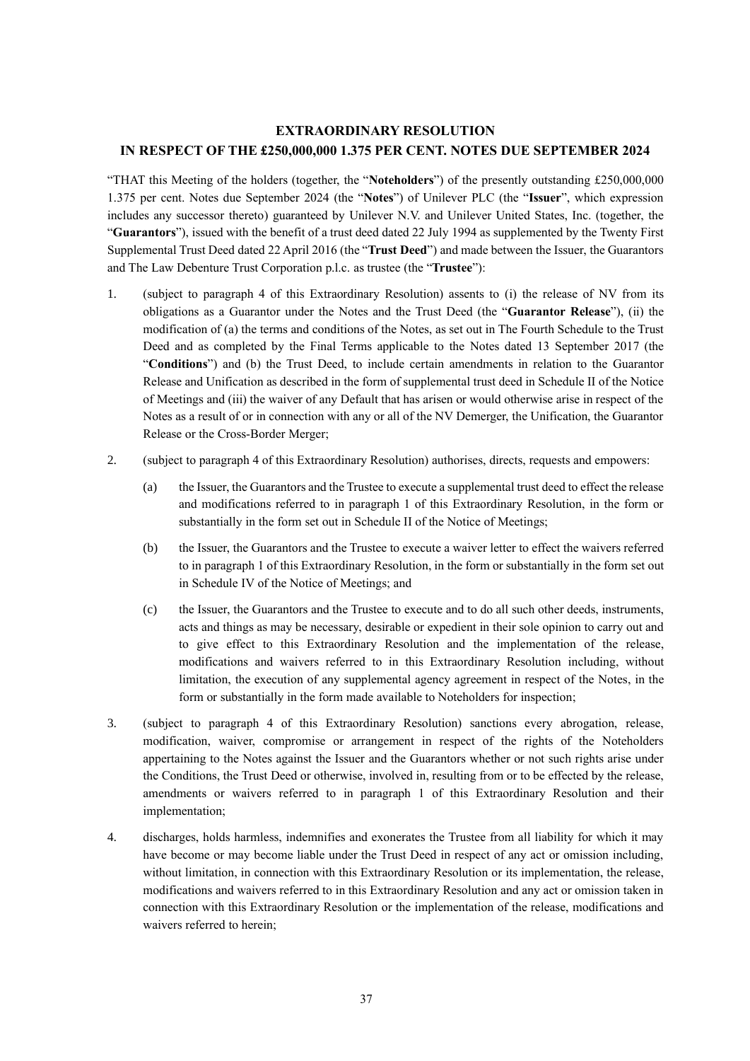## EXTRAORDINARY RESOLUTION
## IN RESPECT OF THE £250,000,000 1.375 PER CENT. NOTES DUE SEPTEMBER 2024

"THAT this Meeting of the holders (together, the "**Noteholders**") of the presently outstanding £250,000,000 1.375 per cent. Notes due September 2024 (the "**Notes**") of Unilever PLC (the "**Issuer**", which expression includes any successor thereto) guaranteed by Unilever N.V. and Unilever United States, Inc. (together, the "**Guarantors**"), issued with the benefit of a trust deed dated 22 July 1994 as supplemented by the Twenty First Supplemental Trust Deed dated 22 April 2016 (the "**Trust Deed**") and made between the Issuer, the Guarantors and The Law Debenture Trust Corporation p.l.c. as trustee (the "**Trustee**"):

1. (subject to paragraph 4 of this Extraordinary Resolution) assents to (i) the release of NV from its obligations as a Guarantor under the Notes and the Trust Deed (the "**Guarantor Release**"), (ii) the modification of (a) the terms and conditions of the Notes, as set out in The Fourth Schedule to the Trust Deed and as completed by the Final Terms applicable to the Notes dated 13 September 2017 (the "**Conditions**") and (b) the Trust Deed, to include certain amendments in relation to the Guarantor Release and Unification as described in the form of supplemental trust deed in Schedule II of the Notice of Meetings and (iii) the waiver of any Default that has arisen or would otherwise arise in respect of the Notes as a result of or in connection with any or all of the NV Demerger, the Unification, the Guarantor Release or the Cross-Border Merger;

2. (subject to paragraph 4 of this Extraordinary Resolution) authorises, directs, requests and empowers:

   (a) the Issuer, the Guarantors and the Trustee to execute a supplemental trust deed to effect the release and modifications referred to in paragraph 1 of this Extraordinary Resolution, in the form or substantially in the form set out in Schedule II of the Notice of Meetings;

   (b) the Issuer, the Guarantors and the Trustee to execute a waiver letter to effect the waivers referred to in paragraph 1 of this Extraordinary Resolution, in the form or substantially in the form set out in Schedule IV of the Notice of Meetings; and

   (c) the Issuer, the Guarantors and the Trustee to execute and to do all such other deeds, instruments, acts and things as may be necessary, desirable or expedient in their sole opinion to carry out and to give effect to this Extraordinary Resolution and the implementation of the release, modifications and waivers referred to in this Extraordinary Resolution including, without limitation, the execution of any supplemental agency agreement in respect of the Notes, in the form or substantially in the form made available to Noteholders for inspection;

3. (subject to paragraph 4 of this Extraordinary Resolution) sanctions every abrogation, release, modification, waiver, compromise or arrangement in respect of the rights of the Noteholders appertaining to the Notes against the Issuer and the Guarantors whether or not such rights arise under the Conditions, the Trust Deed or otherwise, involved in, resulting from or to be effected by the release, amendments or waivers referred to in paragraph 1 of this Extraordinary Resolution and their implementation;

4. discharges, holds harmless, indemnifies and exonerates the Trustee from all liability for which it may have become or may become liable under the Trust Deed in respect of any act or omission including, without limitation, in connection with this Extraordinary Resolution or its implementation, the release, modifications and waivers referred to in this Extraordinary Resolution and any act or omission taken in connection with this Extraordinary Resolution or the implementation of the release, modifications and waivers referred to herein;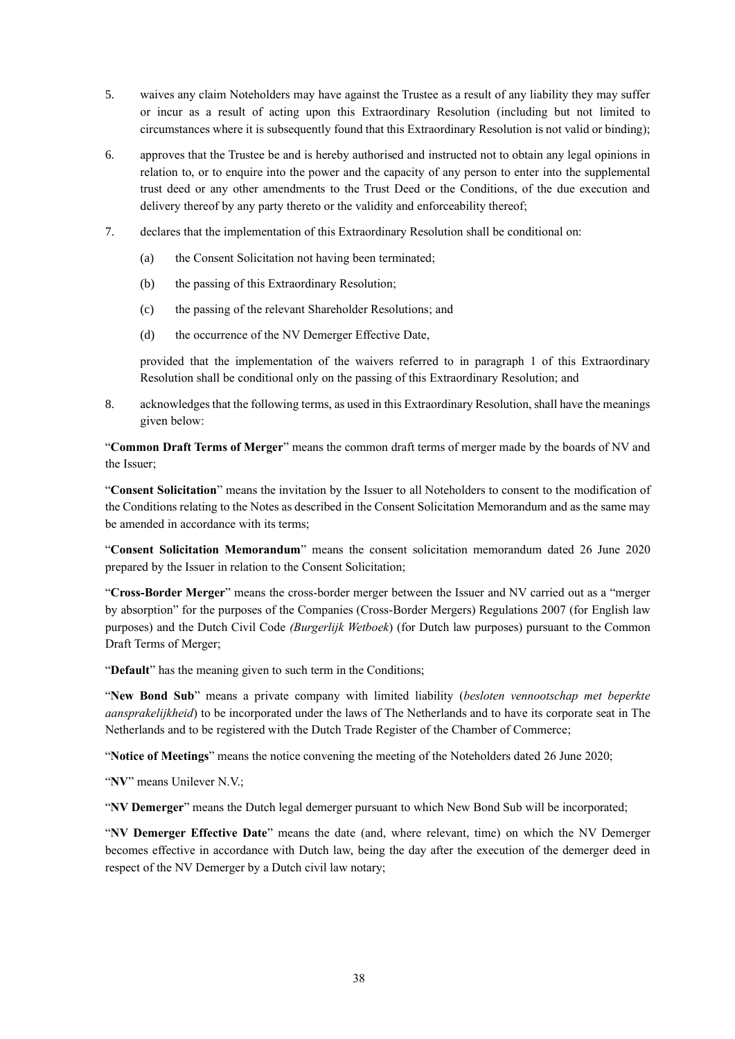5. waives any claim Noteholders may have against the Trustee as a result of any liability they may suffer or incur as a result of acting upon this Extraordinary Resolution (including but not limited to circumstances where it is subsequently found that this Extraordinary Resolution is not valid or binding);

6. approves that the Trustee be and is hereby authorised and instructed not to obtain any legal opinions in relation to, or to enquire into the power and the capacity of any person to enter into the supplemental trust deed or any other amendments to the Trust Deed or the Conditions, of the due execution and delivery thereof by any party thereto or the validity and enforceability thereof;

7. declares that the implementation of this Extraordinary Resolution shall be conditional on:

   (a) the Consent Solicitation not having been terminated;

   (b) the passing of this Extraordinary Resolution;

   (c) the passing of the relevant Shareholder Resolutions; and

   (d) the occurrence of the NV Demerger Effective Date,

   provided that the implementation of the waivers referred to in paragraph 1 of this Extraordinary Resolution shall be conditional only on the passing of this Extraordinary Resolution; and

8. acknowledges that the following terms, as used in this Extraordinary Resolution, shall have the meanings given below:

"**Common Draft Terms of Merger**" means the common draft terms of merger made by the boards of NV and the Issuer;

"**Consent Solicitation**" means the invitation by the Issuer to all Noteholders to consent to the modification of the Conditions relating to the Notes as described in the Consent Solicitation Memorandum and as the same may be amended in accordance with its terms;

"**Consent Solicitation Memorandum**" means the consent solicitation memorandum dated 26 June 2020 prepared by the Issuer in relation to the Consent Solicitation;

"**Cross-Border Merger**" means the cross-border merger between the Issuer and NV carried out as a "merger by absorption" for the purposes of the Companies (Cross-Border Mergers) Regulations 2007 (for English law purposes) and the Dutch Civil Code *(Burgerlijk Wetboek*) (for Dutch law purposes) pursuant to the Common Draft Terms of Merger;

"**Default**" has the meaning given to such term in the Conditions;

"**New Bond Sub**" means a private company with limited liability (*besloten vennootschap met beperkte aansprakelijkheid*) to be incorporated under the laws of The Netherlands and to have its corporate seat in The Netherlands and to be registered with the Dutch Trade Register of the Chamber of Commerce;

"**Notice of Meetings**" means the notice convening the meeting of the Noteholders dated 26 June 2020;

"**NV**" means Unilever N.V.;

"**NV Demerger**" means the Dutch legal demerger pursuant to which New Bond Sub will be incorporated;

"**NV Demerger Effective Date**" means the date (and, where relevant, time) on which the NV Demerger becomes effective in accordance with Dutch law, being the day after the execution of the demerger deed in respect of the NV Demerger by a Dutch civil law notary;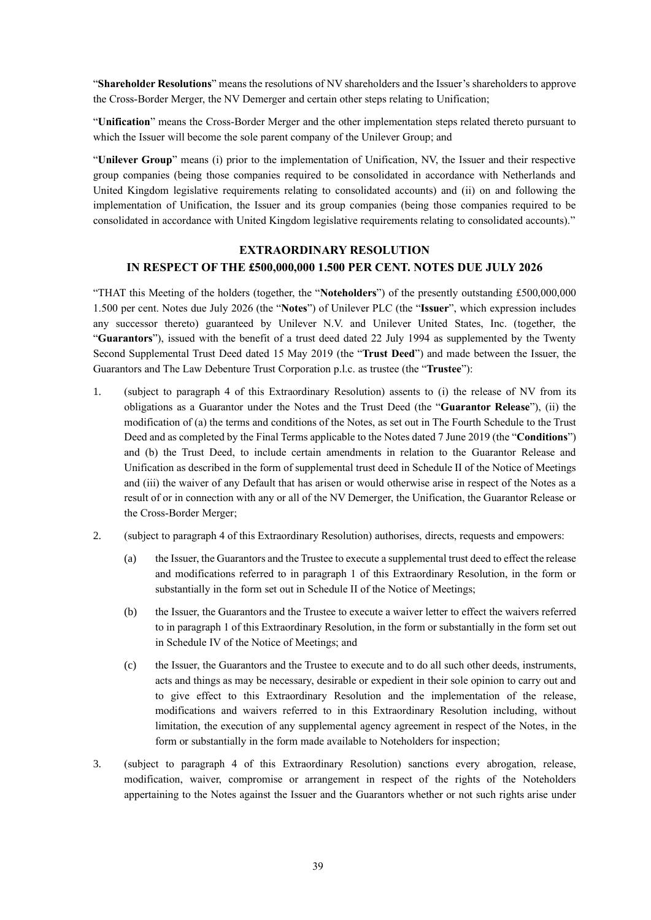"**Shareholder Resolutions**" means the resolutions of NV shareholders and the Issuer's shareholders to approve the Cross-Border Merger, the NV Demerger and certain other steps relating to Unification;

"**Unification**" means the Cross-Border Merger and the other implementation steps related thereto pursuant to which the Issuer will become the sole parent company of the Unilever Group; and

"**Unilever Group**" means (i) prior to the implementation of Unification, NV, the Issuer and their respective group companies (being those companies required to be consolidated in accordance with Netherlands and United Kingdom legislative requirements relating to consolidated accounts) and (ii) on and following the implementation of Unification, the Issuer and its group companies (being those companies required to be consolidated in accordance with United Kingdom legislative requirements relating to consolidated accounts)."

## EXTRAORDINARY RESOLUTION
## IN RESPECT OF THE £500,000,000 1.500 PER CENT. NOTES DUE JULY 2026

"THAT this Meeting of the holders (together, the "**Noteholders**") of the presently outstanding £500,000,000 1.500 per cent. Notes due July 2026 (the "**Notes**") of Unilever PLC (the "**Issuer**", which expression includes any successor thereto) guaranteed by Unilever N.V. and Unilever United States, Inc. (together, the "**Guarantors**"), issued with the benefit of a trust deed dated 22 July 1994 as supplemented by the Twenty Second Supplemental Trust Deed dated 15 May 2019 (the "**Trust Deed**") and made between the Issuer, the Guarantors and The Law Debenture Trust Corporation p.l.c. as trustee (the "**Trustee**"):

1. (subject to paragraph 4 of this Extraordinary Resolution) assents to (i) the release of NV from its obligations as a Guarantor under the Notes and the Trust Deed (the "**Guarantor Release**"), (ii) the modification of (a) the terms and conditions of the Notes, as set out in The Fourth Schedule to the Trust Deed and as completed by the Final Terms applicable to the Notes dated 7 June 2019 (the "**Conditions**") and (b) the Trust Deed, to include certain amendments in relation to the Guarantor Release and Unification as described in the form of supplemental trust deed in Schedule II of the Notice of Meetings and (iii) the waiver of any Default that has arisen or would otherwise arise in respect of the Notes as a result of or in connection with any or all of the NV Demerger, the Unification, the Guarantor Release or the Cross-Border Merger;

2. (subject to paragraph 4 of this Extraordinary Resolution) authorises, directs, requests and empowers:

   (a) the Issuer, the Guarantors and the Trustee to execute a supplemental trust deed to effect the release and modifications referred to in paragraph 1 of this Extraordinary Resolution, in the form or substantially in the form set out in Schedule II of the Notice of Meetings;

   (b) the Issuer, the Guarantors and the Trustee to execute a waiver letter to effect the waivers referred to in paragraph 1 of this Extraordinary Resolution, in the form or substantially in the form set out in Schedule IV of the Notice of Meetings; and

   (c) the Issuer, the Guarantors and the Trustee to execute and to do all such other deeds, instruments, acts and things as may be necessary, desirable or expedient in their sole opinion to carry out and to give effect to this Extraordinary Resolution and the implementation of the release, modifications and waivers referred to in this Extraordinary Resolution including, without limitation, the execution of any supplemental agency agreement in respect of the Notes, in the form or substantially in the form made available to Noteholders for inspection;

3. (subject to paragraph 4 of this Extraordinary Resolution) sanctions every abrogation, release, modification, waiver, compromise or arrangement in respect of the rights of the Noteholders appertaining to the Notes against the Issuer and the Guarantors whether or not such rights arise under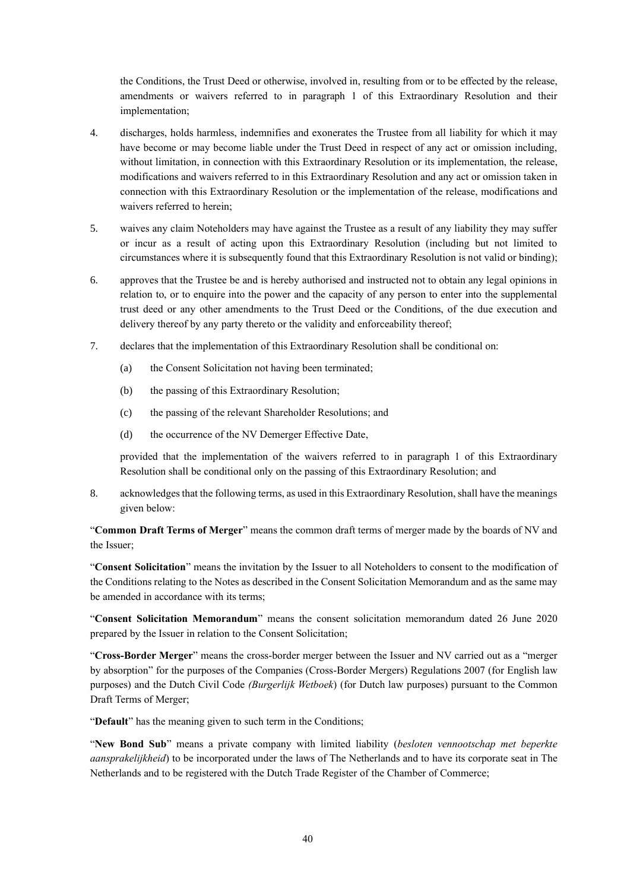the Conditions, the Trust Deed or otherwise, involved in, resulting from or to be effected by the release, amendments or waivers referred to in paragraph 1 of this Extraordinary Resolution and their implementation;

4. discharges, holds harmless, indemnifies and exonerates the Trustee from all liability for which it may have become or may become liable under the Trust Deed in respect of any act or omission including, without limitation, in connection with this Extraordinary Resolution or its implementation, the release, modifications and waivers referred to in this Extraordinary Resolution and any act or omission taken in connection with this Extraordinary Resolution or the implementation of the release, modifications and waivers referred to herein;

5. waives any claim Noteholders may have against the Trustee as a result of any liability they may suffer or incur as a result of acting upon this Extraordinary Resolution (including but not limited to circumstances where it is subsequently found that this Extraordinary Resolution is not valid or binding);

6. approves that the Trustee be and is hereby authorised and instructed not to obtain any legal opinions in relation to, or to enquire into the power and the capacity of any person to enter into the supplemental trust deed or any other amendments to the Trust Deed or the Conditions, of the due execution and delivery thereof by any party thereto or the validity and enforceability thereof;

7. declares that the implementation of this Extraordinary Resolution shall be conditional on:

   (a) the Consent Solicitation not having been terminated;

   (b) the passing of this Extraordinary Resolution;

   (c) the passing of the relevant Shareholder Resolutions; and

   (d) the occurrence of the NV Demerger Effective Date,

   provided that the implementation of the waivers referred to in paragraph 1 of this Extraordinary Resolution shall be conditional only on the passing of this Extraordinary Resolution; and

8. acknowledges that the following terms, as used in this Extraordinary Resolution, shall have the meanings given below:

"**Common Draft Terms of Merger**" means the common draft terms of merger made by the boards of NV and the Issuer;

"**Consent Solicitation**" means the invitation by the Issuer to all Noteholders to consent to the modification of the Conditions relating to the Notes as described in the Consent Solicitation Memorandum and as the same may be amended in accordance with its terms;

"**Consent Solicitation Memorandum**" means the consent solicitation memorandum dated 26 June 2020 prepared by the Issuer in relation to the Consent Solicitation;

"**Cross-Border Merger**" means the cross-border merger between the Issuer and NV carried out as a "merger by absorption" for the purposes of the Companies (Cross-Border Mergers) Regulations 2007 (for English law purposes) and the Dutch Civil Code *(Burgerlijk Wetboek*) (for Dutch law purposes) pursuant to the Common Draft Terms of Merger;

"**Default**" has the meaning given to such term in the Conditions;

"**New Bond Sub**" means a private company with limited liability (*besloten vennootschap met beperkte aansprakelijkheid*) to be incorporated under the laws of The Netherlands and to have its corporate seat in The Netherlands and to be registered with the Dutch Trade Register of the Chamber of Commerce;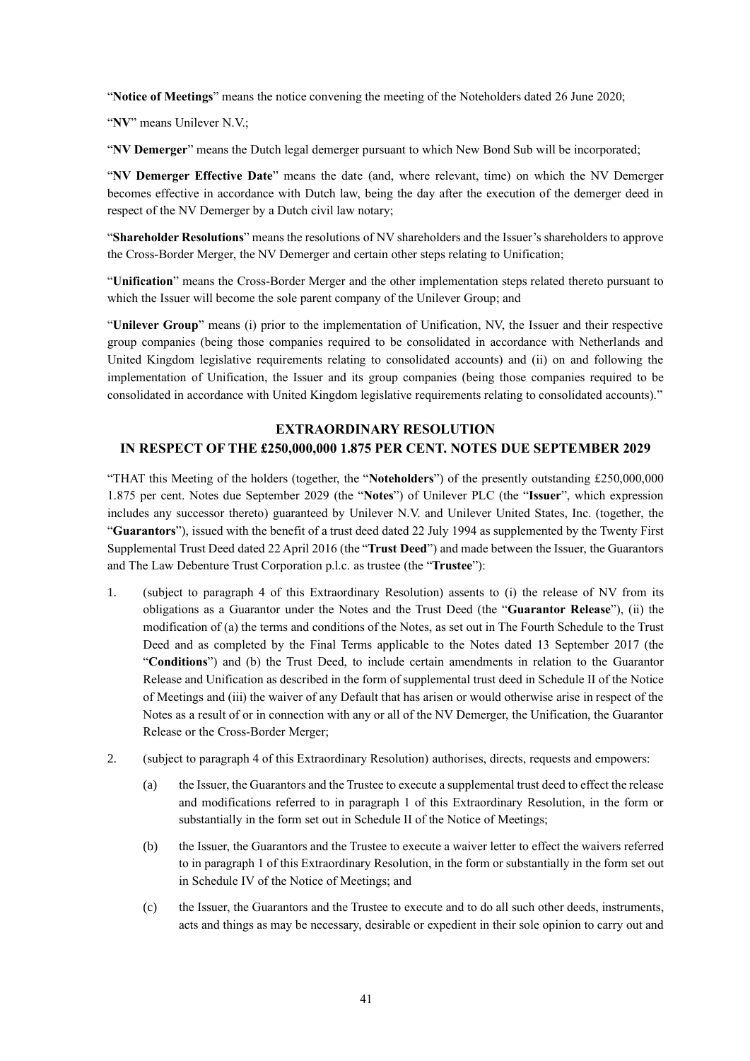"**Notice of Meetings**" means the notice convening the meeting of the Noteholders dated 26 June 2020;

"**NV**" means Unilever N.V.;

"**NV Demerger**" means the Dutch legal demerger pursuant to which New Bond Sub will be incorporated;

"**NV Demerger Effective Date**" means the date (and, where relevant, time) on which the NV Demerger becomes effective in accordance with Dutch law, being the day after the execution of the demerger deed in respect of the NV Demerger by a Dutch civil law notary;

"**Shareholder Resolutions**" means the resolutions of NV shareholders and the Issuer's shareholders to approve the Cross-Border Merger, the NV Demerger and certain other steps relating to Unification;

"**Unification**" means the Cross-Border Merger and the other implementation steps related thereto pursuant to which the Issuer will become the sole parent company of the Unilever Group; and

"**Unilever Group**" means (i) prior to the implementation of Unification, NV, the Issuer and their respective group companies (being those companies required to be consolidated in accordance with Netherlands and United Kingdom legislative requirements relating to consolidated accounts) and (ii) on and following the implementation of Unification, the Issuer and its group companies (being those companies required to be consolidated in accordance with United Kingdom legislative requirements relating to consolidated accounts)."

## EXTRAORDINARY RESOLUTION
## IN RESPECT OF THE £250,000,000 1.875 PER CENT. NOTES DUE SEPTEMBER 2029

"THAT this Meeting of the holders (together, the "**Noteholders**") of the presently outstanding £250,000,000 1.875 per cent. Notes due September 2029 (the "**Notes**") of Unilever PLC (the "**Issuer**", which expression includes any successor thereto) guaranteed by Unilever N.V. and Unilever United States, Inc. (together, the "**Guarantors**"), issued with the benefit of a trust deed dated 22 July 1994 as supplemented by the Twenty First Supplemental Trust Deed dated 22 April 2016 (the "**Trust Deed**") and made between the Issuer, the Guarantors and The Law Debenture Trust Corporation p.l.c. as trustee (the "**Trustee**"):

1. (subject to paragraph 4 of this Extraordinary Resolution) assents to (i) the release of NV from its obligations as a Guarantor under the Notes and the Trust Deed (the "**Guarantor Release**"), (ii) the modification of (a) the terms and conditions of the Notes, as set out in The Fourth Schedule to the Trust Deed and as completed by the Final Terms applicable to the Notes dated 13 September 2017 (the "**Conditions**") and (b) the Trust Deed, to include certain amendments in relation to the Guarantor Release and Unification as described in the form of supplemental trust deed in Schedule II of the Notice of Meetings and (iii) the waiver of any Default that has arisen or would otherwise arise in respect of the Notes as a result of or in connection with any or all of the NV Demerger, the Unification, the Guarantor Release or the Cross-Border Merger;

2. (subject to paragraph 4 of this Extraordinary Resolution) authorises, directs, requests and empowers:

   (a) the Issuer, the Guarantors and the Trustee to execute a supplemental trust deed to effect the release and modifications referred to in paragraph 1 of this Extraordinary Resolution, in the form or substantially in the form set out in Schedule II of the Notice of Meetings;

   (b) the Issuer, the Guarantors and the Trustee to execute a waiver letter to effect the waivers referred to in paragraph 1 of this Extraordinary Resolution, in the form or substantially in the form set out in Schedule IV of the Notice of Meetings; and

   (c) the Issuer, the Guarantors and the Trustee to execute and to do all such other deeds, instruments, acts and things as may be necessary, desirable or expedient in their sole opinion to carry out and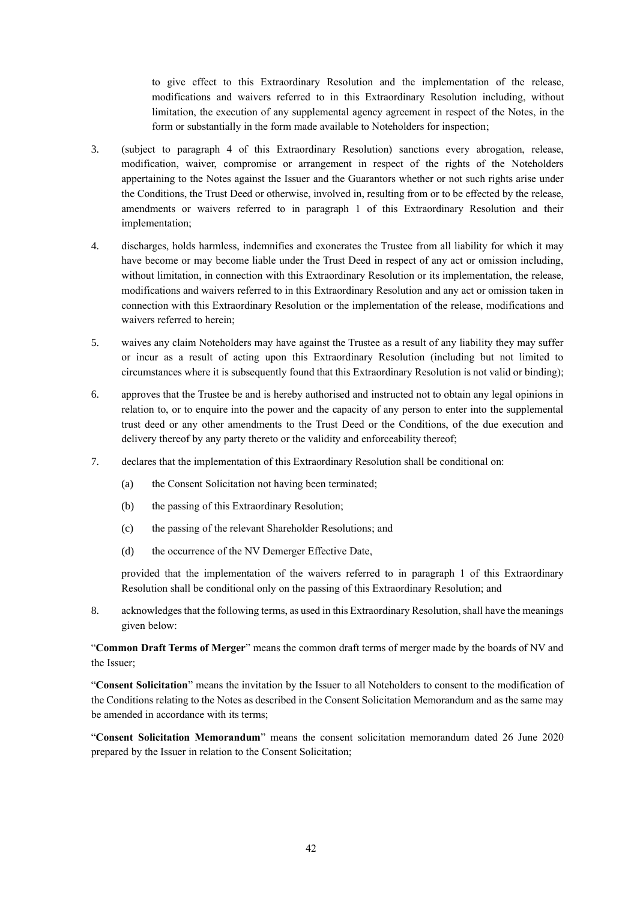to give effect to this Extraordinary Resolution and the implementation of the release, modifications and waivers referred to in this Extraordinary Resolution including, without limitation, the execution of any supplemental agency agreement in respect of the Notes, in the form or substantially in the form made available to Noteholders for inspection;

3. (subject to paragraph 4 of this Extraordinary Resolution) sanctions every abrogation, release, modification, waiver, compromise or arrangement in respect of the rights of the Noteholders appertaining to the Notes against the Issuer and the Guarantors whether or not such rights arise under the Conditions, the Trust Deed or otherwise, involved in, resulting from or to be effected by the release, amendments or waivers referred to in paragraph 1 of this Extraordinary Resolution and their implementation;

4. discharges, holds harmless, indemnifies and exonerates the Trustee from all liability for which it may have become or may become liable under the Trust Deed in respect of any act or omission including, without limitation, in connection with this Extraordinary Resolution or its implementation, the release, modifications and waivers referred to in this Extraordinary Resolution and any act or omission taken in connection with this Extraordinary Resolution or the implementation of the release, modifications and waivers referred to herein;

5. waives any claim Noteholders may have against the Trustee as a result of any liability they may suffer or incur as a result of acting upon this Extraordinary Resolution (including but not limited to circumstances where it is subsequently found that this Extraordinary Resolution is not valid or binding);

6. approves that the Trustee be and is hereby authorised and instructed not to obtain any legal opinions in relation to, or to enquire into the power and the capacity of any person to enter into the supplemental trust deed or any other amendments to the Trust Deed or the Conditions, of the due execution and delivery thereof by any party thereto or the validity and enforceability thereof;

7. declares that the implementation of this Extraordinary Resolution shall be conditional on:

   (a) the Consent Solicitation not having been terminated;

   (b) the passing of this Extraordinary Resolution;

   (c) the passing of the relevant Shareholder Resolutions; and

   (d) the occurrence of the NV Demerger Effective Date,

   provided that the implementation of the waivers referred to in paragraph 1 of this Extraordinary Resolution shall be conditional only on the passing of this Extraordinary Resolution; and

8. acknowledges that the following terms, as used in this Extraordinary Resolution, shall have the meanings given below:

"**Common Draft Terms of Merger**" means the common draft terms of merger made by the boards of NV and the Issuer;

"**Consent Solicitation**" means the invitation by the Issuer to all Noteholders to consent to the modification of the Conditions relating to the Notes as described in the Consent Solicitation Memorandum and as the same may be amended in accordance with its terms;

"**Consent Solicitation Memorandum**" means the consent solicitation memorandum dated 26 June 2020 prepared by the Issuer in relation to the Consent Solicitation;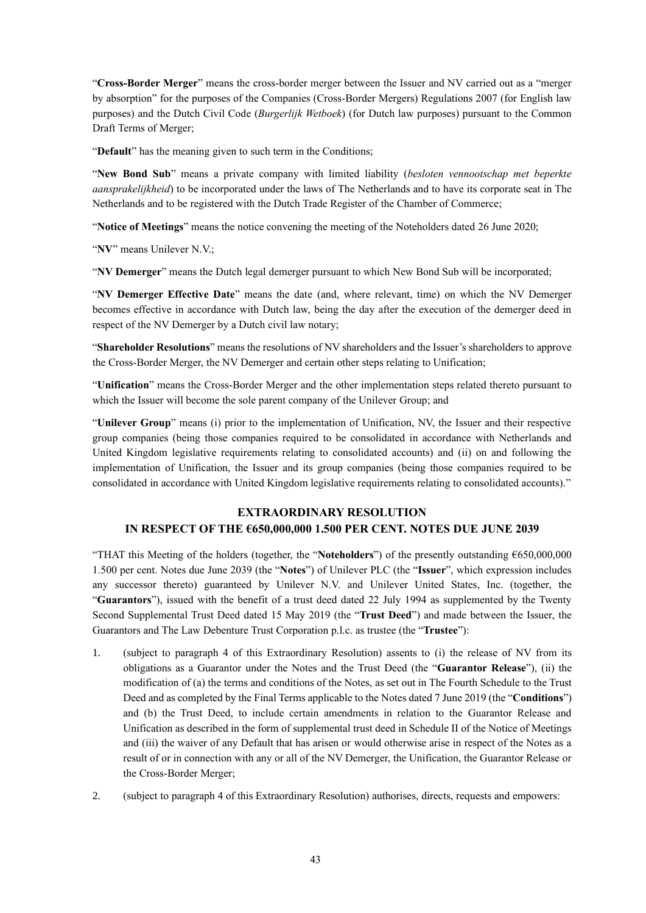"**Cross-Border Merger**" means the cross-border merger between the Issuer and NV carried out as a "merger by absorption" for the purposes of the Companies (Cross-Border Mergers) Regulations 2007 (for English law purposes) and the Dutch Civil Code (*Burgerlijk Wetboek*) (for Dutch law purposes) pursuant to the Common Draft Terms of Merger;

"**Default**" has the meaning given to such term in the Conditions;

"**New Bond Sub**" means a private company with limited liability (*besloten vennootschap met beperkte aansprakelijkheid*) to be incorporated under the laws of The Netherlands and to have its corporate seat in The Netherlands and to be registered with the Dutch Trade Register of the Chamber of Commerce;

"**Notice of Meetings**" means the notice convening the meeting of the Noteholders dated 26 June 2020;

"**NV**" means Unilever N.V.;

"**NV Demerger**" means the Dutch legal demerger pursuant to which New Bond Sub will be incorporated;

"**NV Demerger Effective Date**" means the date (and, where relevant, time) on which the NV Demerger becomes effective in accordance with Dutch law, being the day after the execution of the demerger deed in respect of the NV Demerger by a Dutch civil law notary;

"**Shareholder Resolutions**" means the resolutions of NV shareholders and the Issuer's shareholders to approve the Cross-Border Merger, the NV Demerger and certain other steps relating to Unification;

"**Unification**" means the Cross-Border Merger and the other implementation steps related thereto pursuant to which the Issuer will become the sole parent company of the Unilever Group; and

"**Unilever Group**" means (i) prior to the implementation of Unification, NV, the Issuer and their respective group companies (being those companies required to be consolidated in accordance with Netherlands and United Kingdom legislative requirements relating to consolidated accounts) and (ii) on and following the implementation of Unification, the Issuer and its group companies (being those companies required to be consolidated in accordance with United Kingdom legislative requirements relating to consolidated accounts)."

## EXTRAORDINARY RESOLUTION IN RESPECT OF THE €650,000,000 1.500 PER CENT. NOTES DUE JUNE 2039

"THAT this Meeting of the holders (together, the "**Noteholders**") of the presently outstanding €650,000,000 1.500 per cent. Notes due June 2039 (the "**Notes**") of Unilever PLC (the "**Issuer**", which expression includes any successor thereto) guaranteed by Unilever N.V. and Unilever United States, Inc. (together, the "**Guarantors**"), issued with the benefit of a trust deed dated 22 July 1994 as supplemented by the Twenty Second Supplemental Trust Deed dated 15 May 2019 (the "**Trust Deed**") and made between the Issuer, the Guarantors and The Law Debenture Trust Corporation p.l.c. as trustee (the "**Trustee**"):

1. (subject to paragraph 4 of this Extraordinary Resolution) assents to (i) the release of NV from its obligations as a Guarantor under the Notes and the Trust Deed (the "**Guarantor Release**"), (ii) the modification of (a) the terms and conditions of the Notes, as set out in The Fourth Schedule to the Trust Deed and as completed by the Final Terms applicable to the Notes dated 7 June 2019 (the "**Conditions**") and (b) the Trust Deed, to include certain amendments in relation to the Guarantor Release and Unification as described in the form of supplemental trust deed in Schedule II of the Notice of Meetings and (iii) the waiver of any Default that has arisen or would otherwise arise in respect of the Notes as a result of or in connection with any or all of the NV Demerger, the Unification, the Guarantor Release or the Cross-Border Merger;

2. (subject to paragraph 4 of this Extraordinary Resolution) authorises, directs, requests and empowers: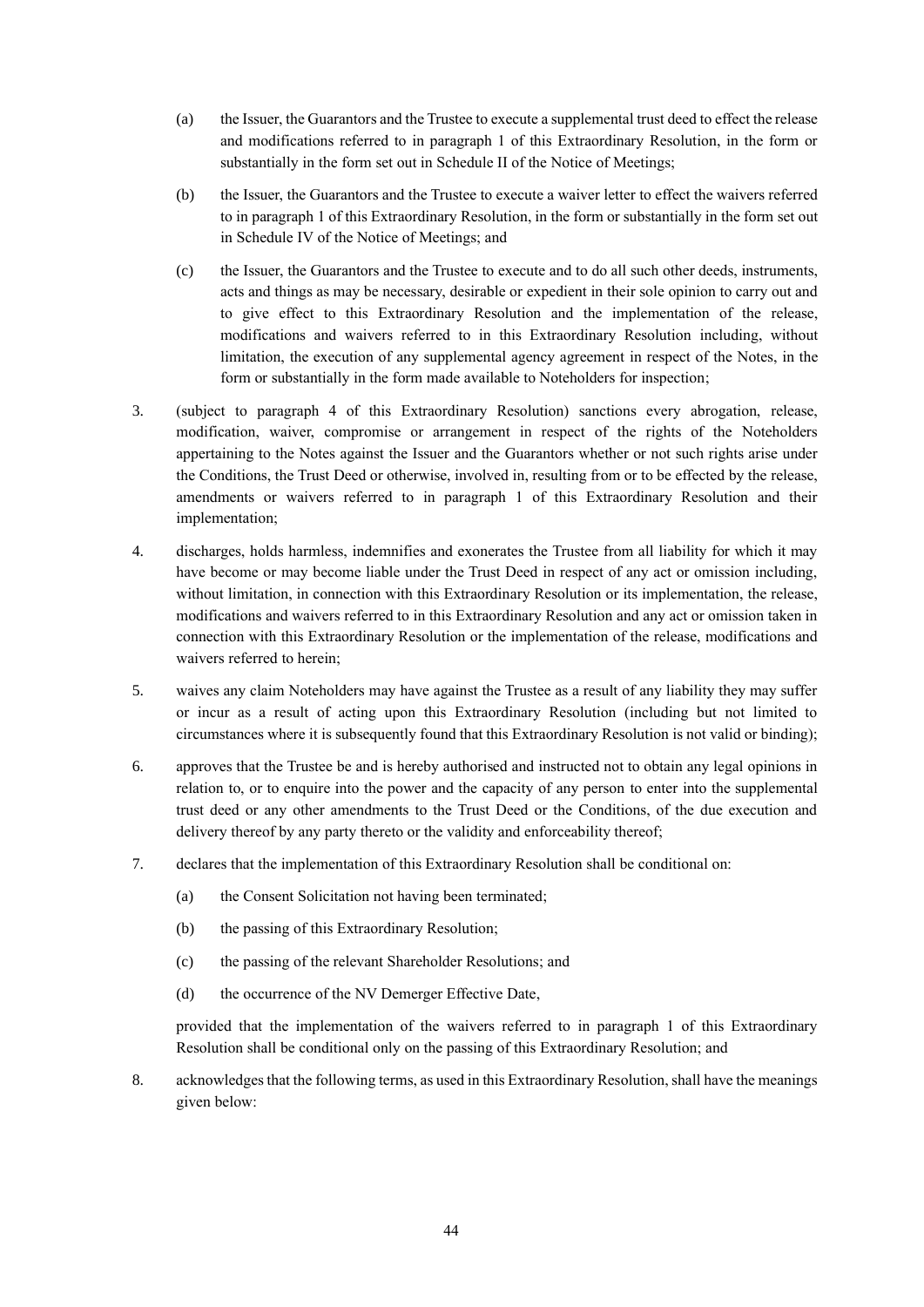(a) the Issuer, the Guarantors and the Trustee to execute a supplemental trust deed to effect the release and modifications referred to in paragraph 1 of this Extraordinary Resolution, in the form or substantially in the form set out in Schedule II of the Notice of Meetings;

(b) the Issuer, the Guarantors and the Trustee to execute a waiver letter to effect the waivers referred to in paragraph 1 of this Extraordinary Resolution, in the form or substantially in the form set out in Schedule IV of the Notice of Meetings; and

(c) the Issuer, the Guarantors and the Trustee to execute and to do all such other deeds, instruments, acts and things as may be necessary, desirable or expedient in their sole opinion to carry out and to give effect to this Extraordinary Resolution and the implementation of the release, modifications and waivers referred to in this Extraordinary Resolution including, without limitation, the execution of any supplemental agency agreement in respect of the Notes, in the form or substantially in the form made available to Noteholders for inspection;

3. (subject to paragraph 4 of this Extraordinary Resolution) sanctions every abrogation, release, modification, waiver, compromise or arrangement in respect of the rights of the Noteholders appertaining to the Notes against the Issuer and the Guarantors whether or not such rights arise under the Conditions, the Trust Deed or otherwise, involved in, resulting from or to be effected by the release, amendments or waivers referred to in paragraph 1 of this Extraordinary Resolution and their implementation;

4. discharges, holds harmless, indemnifies and exonerates the Trustee from all liability for which it may have become or may become liable under the Trust Deed in respect of any act or omission including, without limitation, in connection with this Extraordinary Resolution or its implementation, the release, modifications and waivers referred to in this Extraordinary Resolution and any act or omission taken in connection with this Extraordinary Resolution or the implementation of the release, modifications and waivers referred to herein;

5. waives any claim Noteholders may have against the Trustee as a result of any liability they may suffer or incur as a result of acting upon this Extraordinary Resolution (including but not limited to circumstances where it is subsequently found that this Extraordinary Resolution is not valid or binding);

6. approves that the Trustee be and is hereby authorised and instructed not to obtain any legal opinions in relation to, or to enquire into the power and the capacity of any person to enter into the supplemental trust deed or any other amendments to the Trust Deed or the Conditions, of the due execution and delivery thereof by any party thereto or the validity and enforceability thereof;

7. declares that the implementation of this Extraordinary Resolution shall be conditional on:

   (a) the Consent Solicitation not having been terminated;

   (b) the passing of this Extraordinary Resolution;

   (c) the passing of the relevant Shareholder Resolutions; and

   (d) the occurrence of the NV Demerger Effective Date,

   provided that the implementation of the waivers referred to in paragraph 1 of this Extraordinary Resolution shall be conditional only on the passing of this Extraordinary Resolution; and

8. acknowledges that the following terms, as used in this Extraordinary Resolution, shall have the meanings given below: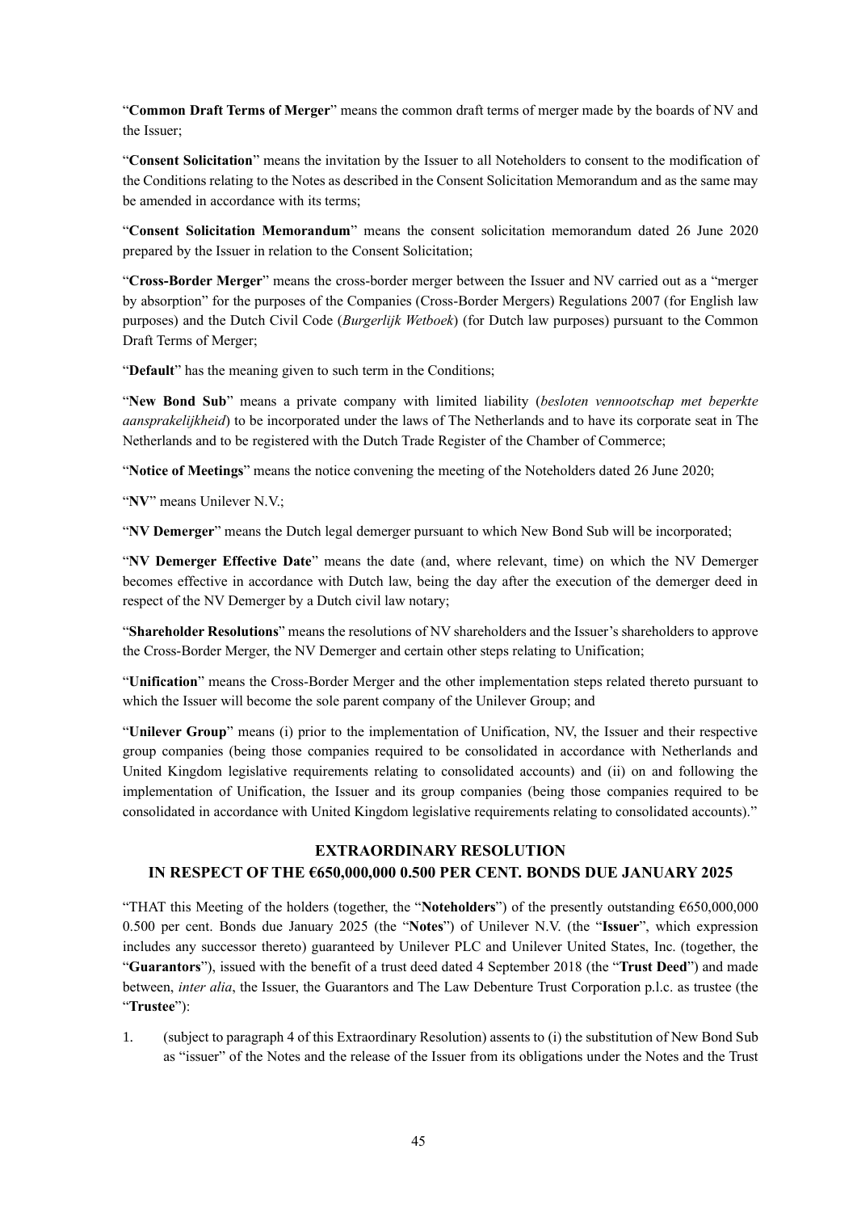"**Common Draft Terms of Merger**" means the common draft terms of merger made by the boards of NV and the Issuer;

"**Consent Solicitation**" means the invitation by the Issuer to all Noteholders to consent to the modification of the Conditions relating to the Notes as described in the Consent Solicitation Memorandum and as the same may be amended in accordance with its terms;

"**Consent Solicitation Memorandum**" means the consent solicitation memorandum dated 26 June 2020 prepared by the Issuer in relation to the Consent Solicitation;

"**Cross-Border Merger**" means the cross-border merger between the Issuer and NV carried out as a "merger by absorption" for the purposes of the Companies (Cross-Border Mergers) Regulations 2007 (for English law purposes) and the Dutch Civil Code (*Burgerlijk Wetboek*) (for Dutch law purposes) pursuant to the Common Draft Terms of Merger;

"**Default**" has the meaning given to such term in the Conditions;

"**New Bond Sub**" means a private company with limited liability (*besloten vennootschap met beperkte aansprakelijkheid*) to be incorporated under the laws of The Netherlands and to have its corporate seat in The Netherlands and to be registered with the Dutch Trade Register of the Chamber of Commerce;

"**Notice of Meetings**" means the notice convening the meeting of the Noteholders dated 26 June 2020;

"**NV**" means Unilever N.V.;

"**NV Demerger**" means the Dutch legal demerger pursuant to which New Bond Sub will be incorporated;

"**NV Demerger Effective Date**" means the date (and, where relevant, time) on which the NV Demerger becomes effective in accordance with Dutch law, being the day after the execution of the demerger deed in respect of the NV Demerger by a Dutch civil law notary;

"**Shareholder Resolutions**" means the resolutions of NV shareholders and the Issuer's shareholders to approve the Cross-Border Merger, the NV Demerger and certain other steps relating to Unification;

"**Unification**" means the Cross-Border Merger and the other implementation steps related thereto pursuant to which the Issuer will become the sole parent company of the Unilever Group; and

"**Unilever Group**" means (i) prior to the implementation of Unification, NV, the Issuer and their respective group companies (being those companies required to be consolidated in accordance with Netherlands and United Kingdom legislative requirements relating to consolidated accounts) and (ii) on and following the implementation of Unification, the Issuer and its group companies (being those companies required to be consolidated in accordance with United Kingdom legislative requirements relating to consolidated accounts)."

## EXTRAORDINARY RESOLUTION IN RESPECT OF THE €650,000,000 0.500 PER CENT. BONDS DUE JANUARY 2025

"THAT this Meeting of the holders (together, the "**Noteholders**") of the presently outstanding €650,000,000 0.500 per cent. Bonds due January 2025 (the "**Notes**") of Unilever N.V. (the "**Issuer**", which expression includes any successor thereto) guaranteed by Unilever PLC and Unilever United States, Inc. (together, the "**Guarantors**"), issued with the benefit of a trust deed dated 4 September 2018 (the "**Trust Deed**") and made between, *inter alia*, the Issuer, the Guarantors and The Law Debenture Trust Corporation p.l.c. as trustee (the "**Trustee**"):

1. (subject to paragraph 4 of this Extraordinary Resolution) assents to (i) the substitution of New Bond Sub as "issuer" of the Notes and the release of the Issuer from its obligations under the Notes and the Trust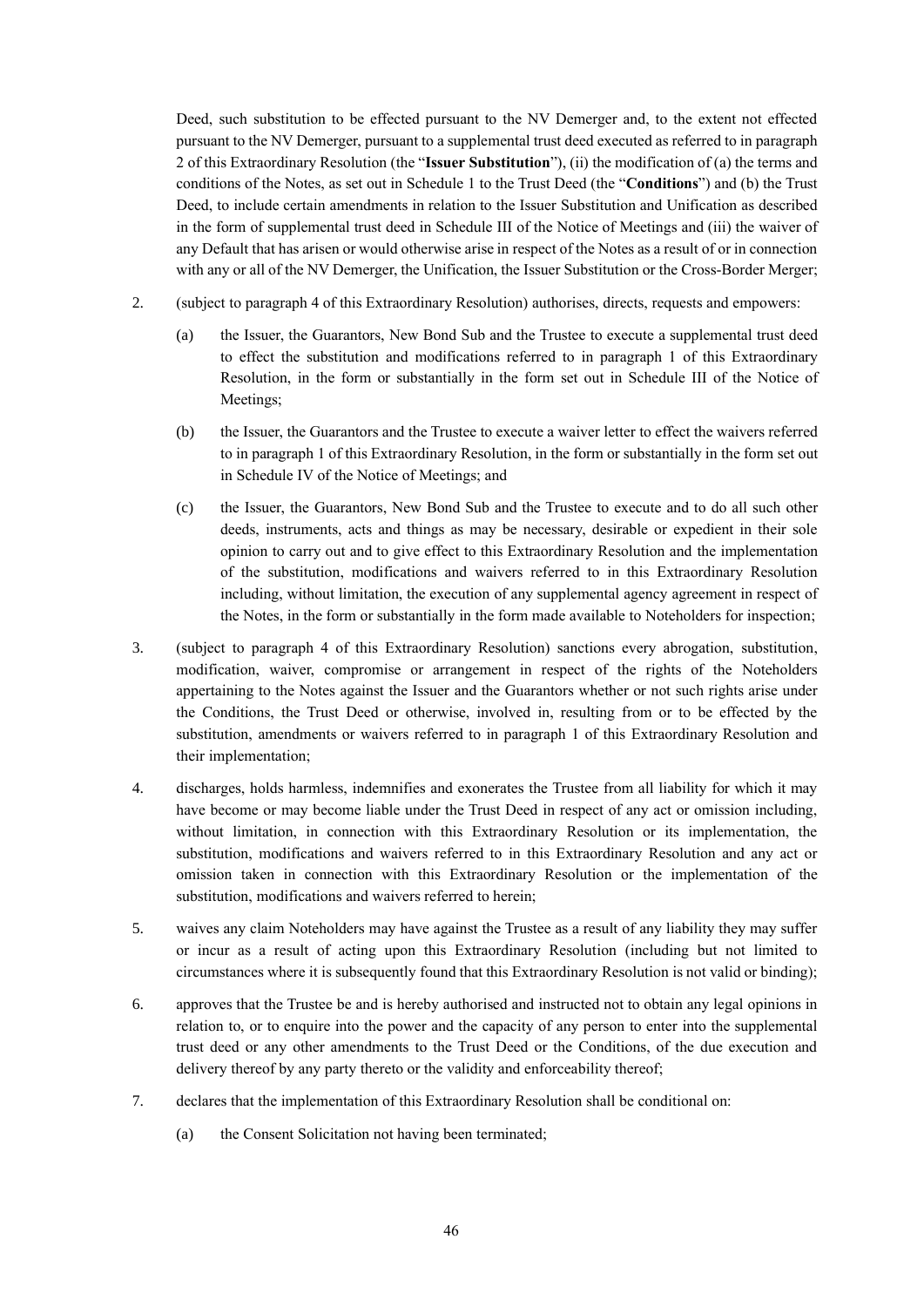Deed, such substitution to be effected pursuant to the NV Demerger and, to the extent not effected pursuant to the NV Demerger, pursuant to a supplemental trust deed executed as referred to in paragraph 2 of this Extraordinary Resolution (the "**Issuer Substitution**"), (ii) the modification of (a) the terms and conditions of the Notes, as set out in Schedule 1 to the Trust Deed (the "**Conditions**") and (b) the Trust Deed, to include certain amendments in relation to the Issuer Substitution and Unification as described in the form of supplemental trust deed in Schedule III of the Notice of Meetings and (iii) the waiver of any Default that has arisen or would otherwise arise in respect of the Notes as a result of or in connection with any or all of the NV Demerger, the Unification, the Issuer Substitution or the Cross-Border Merger;

2. (subject to paragraph 4 of this Extraordinary Resolution) authorises, directs, requests and empowers:

   (a) the Issuer, the Guarantors, New Bond Sub and the Trustee to execute a supplemental trust deed to effect the substitution and modifications referred to in paragraph 1 of this Extraordinary Resolution, in the form or substantially in the form set out in Schedule III of the Notice of Meetings;

   (b) the Issuer, the Guarantors and the Trustee to execute a waiver letter to effect the waivers referred to in paragraph 1 of this Extraordinary Resolution, in the form or substantially in the form set out in Schedule IV of the Notice of Meetings; and

   (c) the Issuer, the Guarantors, New Bond Sub and the Trustee to execute and to do all such other deeds, instruments, acts and things as may be necessary, desirable or expedient in their sole opinion to carry out and to give effect to this Extraordinary Resolution and the implementation of the substitution, modifications and waivers referred to in this Extraordinary Resolution including, without limitation, the execution of any supplemental agency agreement in respect of the Notes, in the form or substantially in the form made available to Noteholders for inspection;

3. (subject to paragraph 4 of this Extraordinary Resolution) sanctions every abrogation, substitution, modification, waiver, compromise or arrangement in respect of the rights of the Noteholders appertaining to the Notes against the Issuer and the Guarantors whether or not such rights arise under the Conditions, the Trust Deed or otherwise, involved in, resulting from or to be effected by the substitution, amendments or waivers referred to in paragraph 1 of this Extraordinary Resolution and their implementation;

4. discharges, holds harmless, indemnifies and exonerates the Trustee from all liability for which it may have become or may become liable under the Trust Deed in respect of any act or omission including, without limitation, in connection with this Extraordinary Resolution or its implementation, the substitution, modifications and waivers referred to in this Extraordinary Resolution and any act or omission taken in connection with this Extraordinary Resolution or the implementation of the substitution, modifications and waivers referred to herein;

5. waives any claim Noteholders may have against the Trustee as a result of any liability they may suffer or incur as a result of acting upon this Extraordinary Resolution (including but not limited to circumstances where it is subsequently found that this Extraordinary Resolution is not valid or binding);

6. approves that the Trustee be and is hereby authorised and instructed not to obtain any legal opinions in relation to, or to enquire into the power and the capacity of any person to enter into the supplemental trust deed or any other amendments to the Trust Deed or the Conditions, of the due execution and delivery thereof by any party thereto or the validity and enforceability thereof;

7. declares that the implementation of this Extraordinary Resolution shall be conditional on:

   (a) the Consent Solicitation not having been terminated;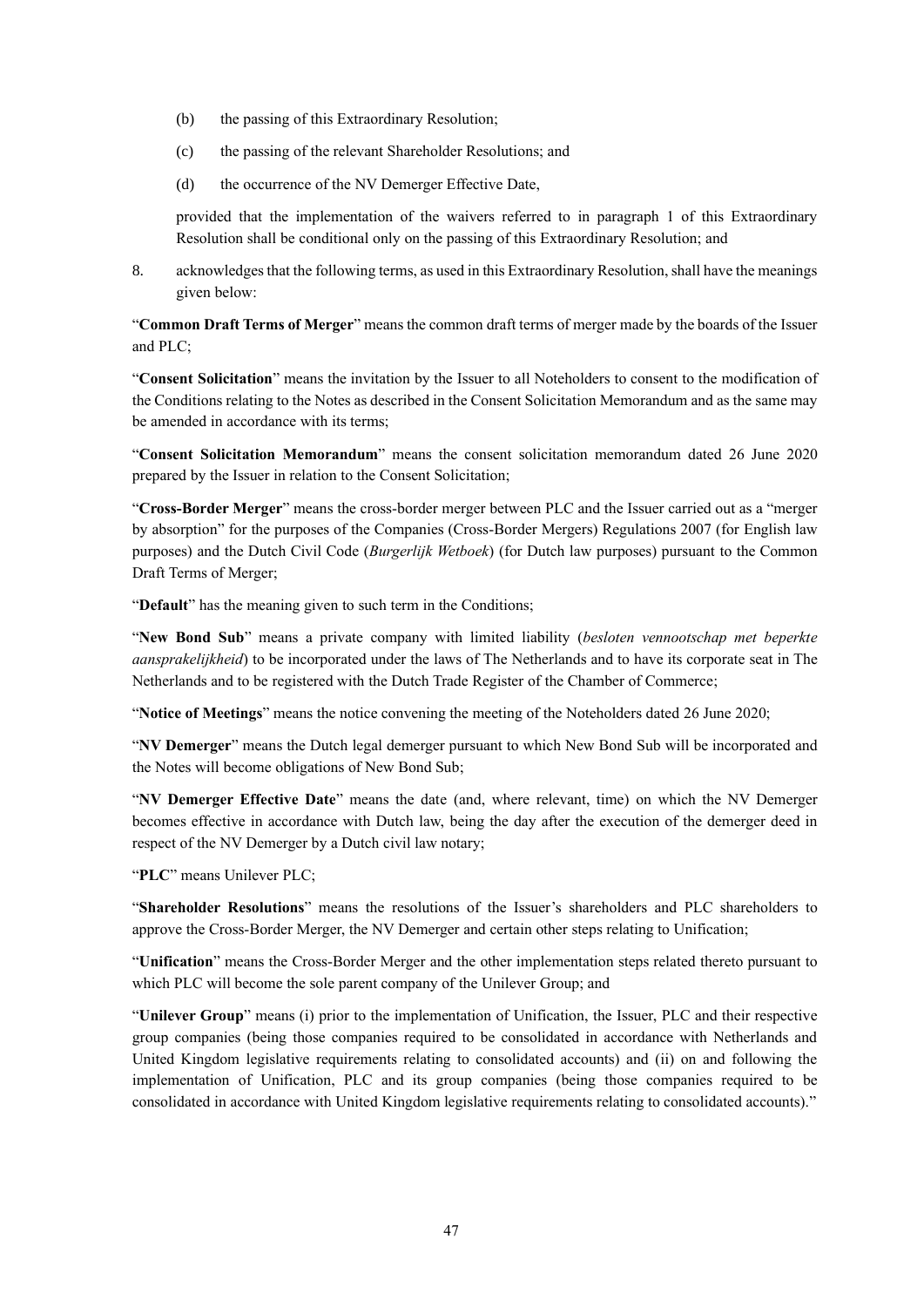(b) the passing of this Extraordinary Resolution;

(c) the passing of the relevant Shareholder Resolutions; and

(d) the occurrence of the NV Demerger Effective Date,

provided that the implementation of the waivers referred to in paragraph 1 of this Extraordinary Resolution shall be conditional only on the passing of this Extraordinary Resolution; and

8. acknowledges that the following terms, as used in this Extraordinary Resolution, shall have the meanings given below:

"**Common Draft Terms of Merger**" means the common draft terms of merger made by the boards of the Issuer and PLC;

"**Consent Solicitation**" means the invitation by the Issuer to all Noteholders to consent to the modification of the Conditions relating to the Notes as described in the Consent Solicitation Memorandum and as the same may be amended in accordance with its terms;

"**Consent Solicitation Memorandum**" means the consent solicitation memorandum dated 26 June 2020 prepared by the Issuer in relation to the Consent Solicitation;

"**Cross-Border Merger**" means the cross-border merger between PLC and the Issuer carried out as a "merger by absorption" for the purposes of the Companies (Cross-Border Mergers) Regulations 2007 (for English law purposes) and the Dutch Civil Code (*Burgerlijk Wetboek*) (for Dutch law purposes) pursuant to the Common Draft Terms of Merger;

"**Default**" has the meaning given to such term in the Conditions;

"**New Bond Sub**" means a private company with limited liability (*besloten vennootschap met beperkte aansprakelijkheid*) to be incorporated under the laws of The Netherlands and to have its corporate seat in The Netherlands and to be registered with the Dutch Trade Register of the Chamber of Commerce;

"**Notice of Meetings**" means the notice convening the meeting of the Noteholders dated 26 June 2020;

"**NV Demerger**" means the Dutch legal demerger pursuant to which New Bond Sub will be incorporated and the Notes will become obligations of New Bond Sub;

"**NV Demerger Effective Date**" means the date (and, where relevant, time) on which the NV Demerger becomes effective in accordance with Dutch law, being the day after the execution of the demerger deed in respect of the NV Demerger by a Dutch civil law notary;

"**PLC**" means Unilever PLC;

"**Shareholder Resolutions**" means the resolutions of the Issuer's shareholders and PLC shareholders to approve the Cross-Border Merger, the NV Demerger and certain other steps relating to Unification;

"**Unification**" means the Cross-Border Merger and the other implementation steps related thereto pursuant to which PLC will become the sole parent company of the Unilever Group; and

"**Unilever Group**" means (i) prior to the implementation of Unification, the Issuer, PLC and their respective group companies (being those companies required to be consolidated in accordance with Netherlands and United Kingdom legislative requirements relating to consolidated accounts) and (ii) on and following the implementation of Unification, PLC and its group companies (being those companies required to be consolidated in accordance with United Kingdom legislative requirements relating to consolidated accounts)."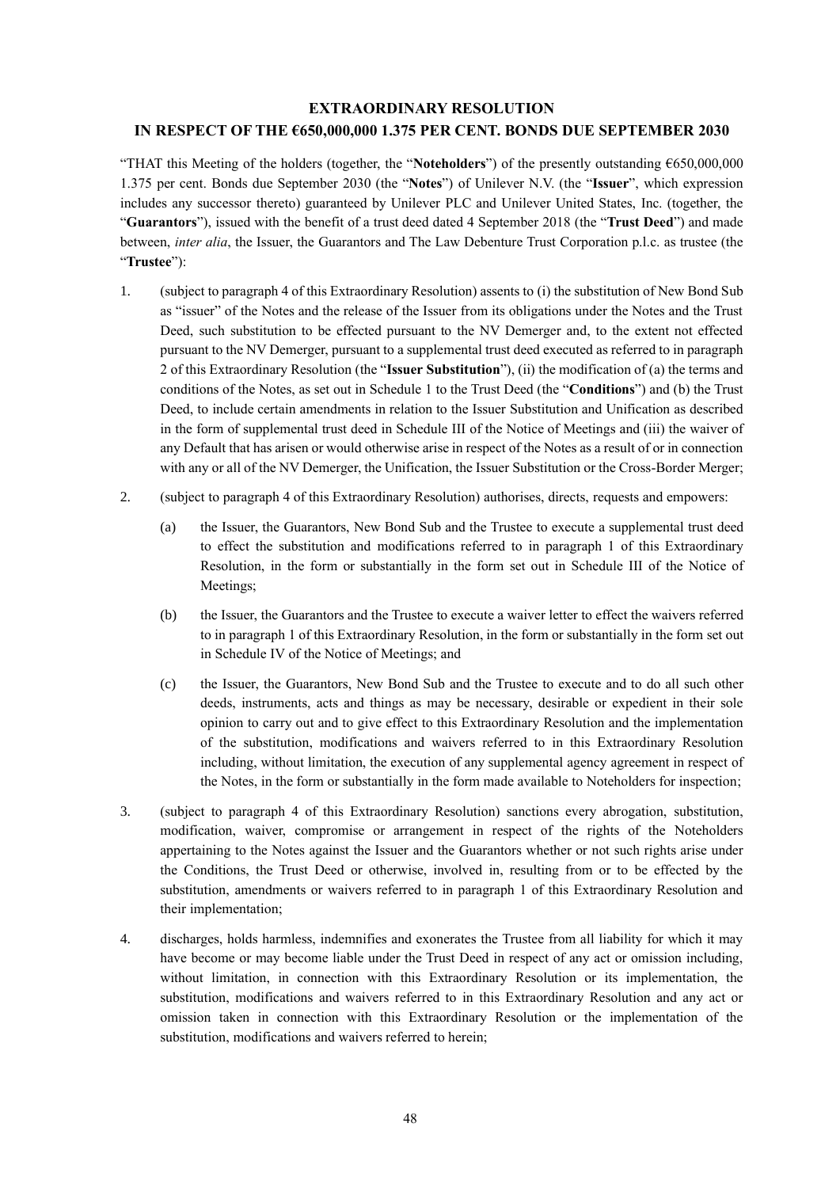# EXTRAORDINARY RESOLUTION IN RESPECT OF THE €650,000,000 1.375 PER CENT. BONDS DUE SEPTEMBER 2030

"THAT this Meeting of the holders (together, the "**Noteholders**") of the presently outstanding €650,000,000 1.375 per cent. Bonds due September 2030 (the "**Notes**") of Unilever N.V. (the "**Issuer**", which expression includes any successor thereto) guaranteed by Unilever PLC and Unilever United States, Inc. (together, the "**Guarantors**"), issued with the benefit of a trust deed dated 4 September 2018 (the "**Trust Deed**") and made between, *inter alia*, the Issuer, the Guarantors and The Law Debenture Trust Corporation p.l.c. as trustee (the "**Trustee**"):

1. (subject to paragraph 4 of this Extraordinary Resolution) assents to (i) the substitution of New Bond Sub as "issuer" of the Notes and the release of the Issuer from its obligations under the Notes and the Trust Deed, such substitution to be effected pursuant to the NV Demerger and, to the extent not effected pursuant to the NV Demerger, pursuant to a supplemental trust deed executed as referred to in paragraph 2 of this Extraordinary Resolution (the "**Issuer Substitution**"), (ii) the modification of (a) the terms and conditions of the Notes, as set out in Schedule 1 to the Trust Deed (the "**Conditions**") and (b) the Trust Deed, to include certain amendments in relation to the Issuer Substitution and Unification as described in the form of supplemental trust deed in Schedule III of the Notice of Meetings and (iii) the waiver of any Default that has arisen or would otherwise arise in respect of the Notes as a result of or in connection with any or all of the NV Demerger, the Unification, the Issuer Substitution or the Cross-Border Merger;

2. (subject to paragraph 4 of this Extraordinary Resolution) authorises, directs, requests and empowers:

   (a) the Issuer, the Guarantors, New Bond Sub and the Trustee to execute a supplemental trust deed to effect the substitution and modifications referred to in paragraph 1 of this Extraordinary Resolution, in the form or substantially in the form set out in Schedule III of the Notice of Meetings;

   (b) the Issuer, the Guarantors and the Trustee to execute a waiver letter to effect the waivers referred to in paragraph 1 of this Extraordinary Resolution, in the form or substantially in the form set out in Schedule IV of the Notice of Meetings; and

   (c) the Issuer, the Guarantors, New Bond Sub and the Trustee to execute and to do all such other deeds, instruments, acts and things as may be necessary, desirable or expedient in their sole opinion to carry out and to give effect to this Extraordinary Resolution and the implementation of the substitution, modifications and waivers referred to in this Extraordinary Resolution including, without limitation, the execution of any supplemental agency agreement in respect of the Notes, in the form or substantially in the form made available to Noteholders for inspection;

3. (subject to paragraph 4 of this Extraordinary Resolution) sanctions every abrogation, substitution, modification, waiver, compromise or arrangement in respect of the rights of the Noteholders appertaining to the Notes against the Issuer and the Guarantors whether or not such rights arise under the Conditions, the Trust Deed or otherwise, involved in, resulting from or to be effected by the substitution, amendments or waivers referred to in paragraph 1 of this Extraordinary Resolution and their implementation;

4. discharges, holds harmless, indemnifies and exonerates the Trustee from all liability for which it may have become or may become liable under the Trust Deed in respect of any act or omission including, without limitation, in connection with this Extraordinary Resolution or its implementation, the substitution, modifications and waivers referred to in this Extraordinary Resolution and any act or omission taken in connection with this Extraordinary Resolution or the implementation of the substitution, modifications and waivers referred to herein;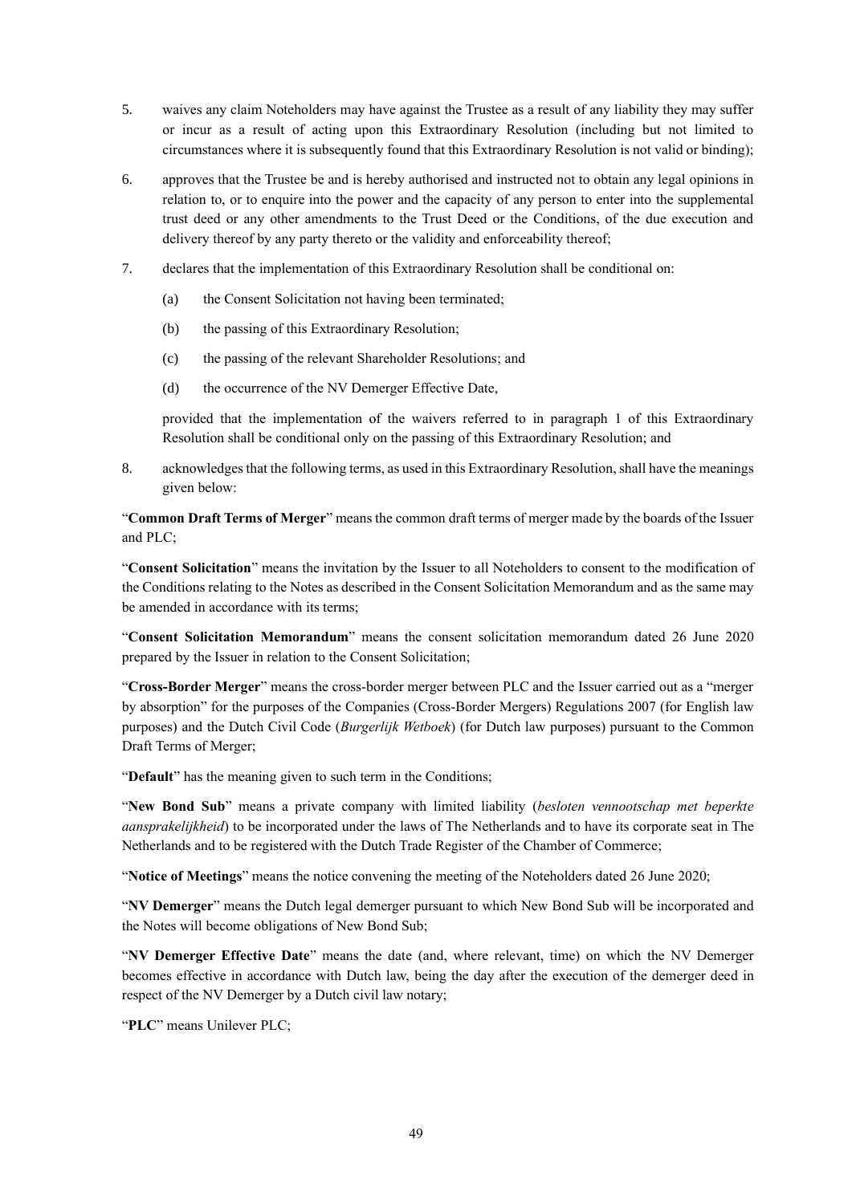5. waives any claim Noteholders may have against the Trustee as a result of any liability they may suffer or incur as a result of acting upon this Extraordinary Resolution (including but not limited to circumstances where it is subsequently found that this Extraordinary Resolution is not valid or binding);

6. approves that the Trustee be and is hereby authorised and instructed not to obtain any legal opinions in relation to, or to enquire into the power and the capacity of any person to enter into the supplemental trust deed or any other amendments to the Trust Deed or the Conditions, of the due execution and delivery thereof by any party thereto or the validity and enforceability thereof;

7. declares that the implementation of this Extraordinary Resolution shall be conditional on:

   (a) the Consent Solicitation not having been terminated;

   (b) the passing of this Extraordinary Resolution;

   (c) the passing of the relevant Shareholder Resolutions; and

   (d) the occurrence of the NV Demerger Effective Date,

   provided that the implementation of the waivers referred to in paragraph 1 of this Extraordinary Resolution shall be conditional only on the passing of this Extraordinary Resolution; and

8. acknowledges that the following terms, as used in this Extraordinary Resolution, shall have the meanings given below:

"**Common Draft Terms of Merger**" means the common draft terms of merger made by the boards of the Issuer and PLC;

"**Consent Solicitation**" means the invitation by the Issuer to all Noteholders to consent to the modification of the Conditions relating to the Notes as described in the Consent Solicitation Memorandum and as the same may be amended in accordance with its terms;

"**Consent Solicitation Memorandum**" means the consent solicitation memorandum dated 26 June 2020 prepared by the Issuer in relation to the Consent Solicitation;

"**Cross-Border Merger**" means the cross-border merger between PLC and the Issuer carried out as a "merger by absorption" for the purposes of the Companies (Cross-Border Mergers) Regulations 2007 (for English law purposes) and the Dutch Civil Code (*Burgerlijk Wetboek*) (for Dutch law purposes) pursuant to the Common Draft Terms of Merger;

"**Default**" has the meaning given to such term in the Conditions;

"**New Bond Sub**" means a private company with limited liability (*besloten vennootschap met beperkte aansprakelijkheid*) to be incorporated under the laws of The Netherlands and to have its corporate seat in The Netherlands and to be registered with the Dutch Trade Register of the Chamber of Commerce;

"**Notice of Meetings**" means the notice convening the meeting of the Noteholders dated 26 June 2020;

"**NV Demerger**" means the Dutch legal demerger pursuant to which New Bond Sub will be incorporated and the Notes will become obligations of New Bond Sub;

"**NV Demerger Effective Date**" means the date (and, where relevant, time) on which the NV Demerger becomes effective in accordance with Dutch law, being the day after the execution of the demerger deed in respect of the NV Demerger by a Dutch civil law notary;

"**PLC**" means Unilever PLC;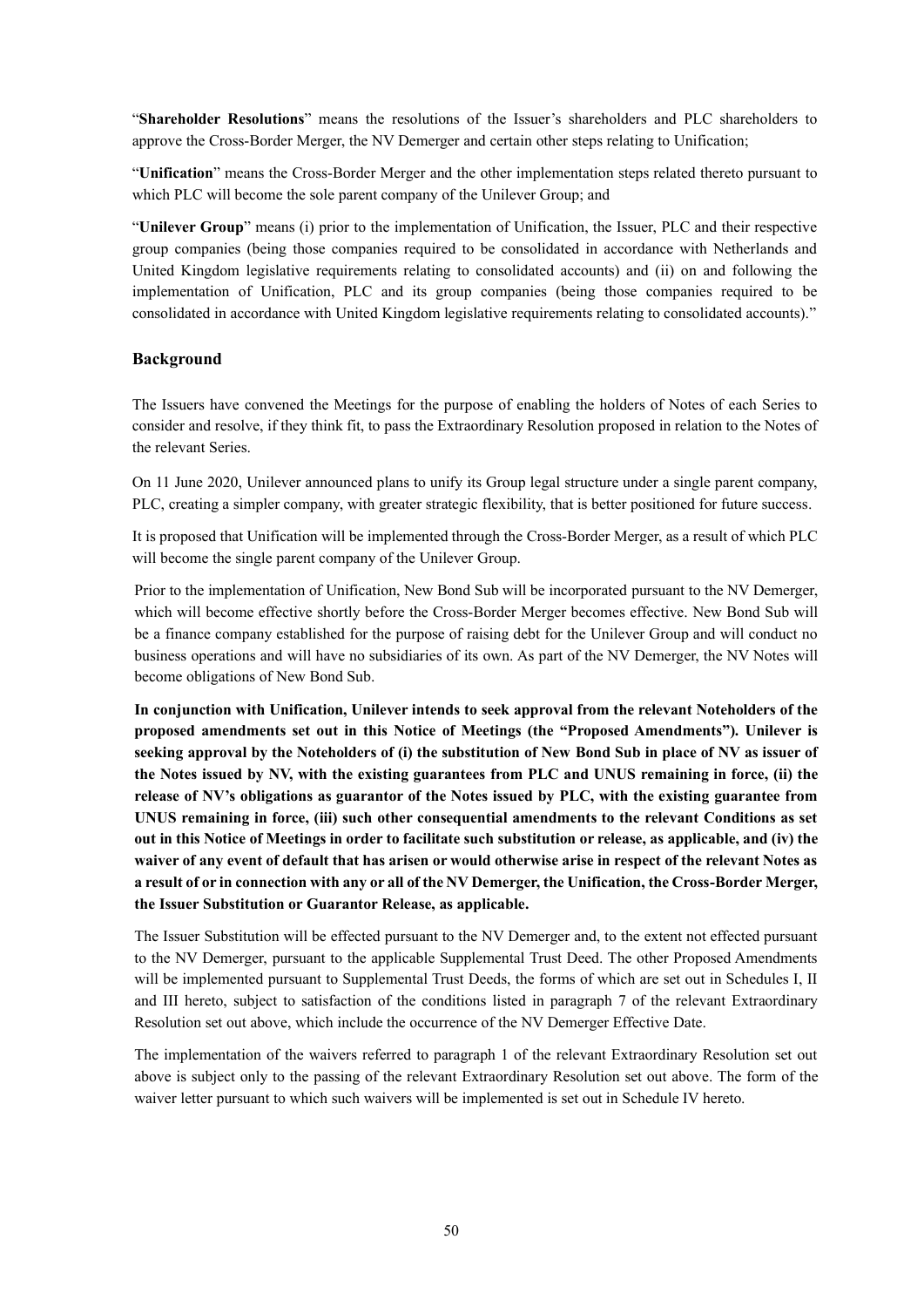"**Shareholder Resolutions**" means the resolutions of the Issuer's shareholders and PLC shareholders to approve the Cross-Border Merger, the NV Demerger and certain other steps relating to Unification;

"**Unification**" means the Cross-Border Merger and the other implementation steps related thereto pursuant to which PLC will become the sole parent company of the Unilever Group; and

"**Unilever Group**" means (i) prior to the implementation of Unification, the Issuer, PLC and their respective group companies (being those companies required to be consolidated in accordance with Netherlands and United Kingdom legislative requirements relating to consolidated accounts) and (ii) on and following the implementation of Unification, PLC and its group companies (being those companies required to be consolidated in accordance with United Kingdom legislative requirements relating to consolidated accounts)."

### Background

The Issuers have convened the Meetings for the purpose of enabling the holders of Notes of each Series to consider and resolve, if they think fit, to pass the Extraordinary Resolution proposed in relation to the Notes of the relevant Series.

On 11 June 2020, Unilever announced plans to unify its Group legal structure under a single parent company, PLC, creating a simpler company, with greater strategic flexibility, that is better positioned for future success.

It is proposed that Unification will be implemented through the Cross-Border Merger, as a result of which PLC will become the single parent company of the Unilever Group.

Prior to the implementation of Unification, New Bond Sub will be incorporated pursuant to the NV Demerger, which will become effective shortly before the Cross-Border Merger becomes effective. New Bond Sub will be a finance company established for the purpose of raising debt for the Unilever Group and will conduct no business operations and will have no subsidiaries of its own. As part of the NV Demerger, the NV Notes will become obligations of New Bond Sub.

**In conjunction with Unification, Unilever intends to seek approval from the relevant Noteholders of the proposed amendments set out in this Notice of Meetings (the "Proposed Amendments"). Unilever is seeking approval by the Noteholders of (i) the substitution of New Bond Sub in place of NV as issuer of the Notes issued by NV, with the existing guarantees from PLC and UNUS remaining in force, (ii) the release of NV's obligations as guarantor of the Notes issued by PLC, with the existing guarantee from UNUS remaining in force, (iii) such other consequential amendments to the relevant Conditions as set out in this Notice of Meetings in order to facilitate such substitution or release, as applicable, and (iv) the waiver of any event of default that has arisen or would otherwise arise in respect of the relevant Notes as a result of or in connection with any or all of the NV Demerger, the Unification, the Cross-Border Merger, the Issuer Substitution or Guarantor Release, as applicable.**

The Issuer Substitution will be effected pursuant to the NV Demerger and, to the extent not effected pursuant to the NV Demerger, pursuant to the applicable Supplemental Trust Deed. The other Proposed Amendments will be implemented pursuant to Supplemental Trust Deeds, the forms of which are set out in Schedules I, II and III hereto, subject to satisfaction of the conditions listed in paragraph 7 of the relevant Extraordinary Resolution set out above, which include the occurrence of the NV Demerger Effective Date.

The implementation of the waivers referred to paragraph 1 of the relevant Extraordinary Resolution set out above is subject only to the passing of the relevant Extraordinary Resolution set out above. The form of the waiver letter pursuant to which such waivers will be implemented is set out in Schedule IV hereto.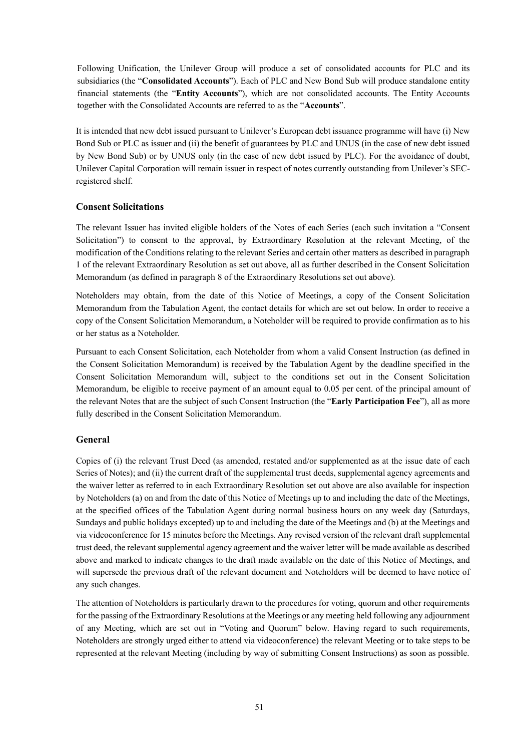Following Unification, the Unilever Group will produce a set of consolidated accounts for PLC and its subsidiaries (the "**Consolidated Accounts**"). Each of PLC and New Bond Sub will produce standalone entity financial statements (the "**Entity Accounts**"), which are not consolidated accounts. The Entity Accounts together with the Consolidated Accounts are referred to as the "**Accounts**".

It is intended that new debt issued pursuant to Unilever's European debt issuance programme will have (i) New Bond Sub or PLC as issuer and (ii) the benefit of guarantees by PLC and UNUS (in the case of new debt issued by New Bond Sub) or by UNUS only (in the case of new debt issued by PLC). For the avoidance of doubt, Unilever Capital Corporation will remain issuer in respect of notes currently outstanding from Unilever's SEC-registered shelf.

### Consent Solicitations

The relevant Issuer has invited eligible holders of the Notes of each Series (each such invitation a "Consent Solicitation") to consent to the approval, by Extraordinary Resolution at the relevant Meeting, of the modification of the Conditions relating to the relevant Series and certain other matters as described in paragraph 1 of the relevant Extraordinary Resolution as set out above, all as further described in the Consent Solicitation Memorandum (as defined in paragraph 8 of the Extraordinary Resolutions set out above).

Noteholders may obtain, from the date of this Notice of Meetings, a copy of the Consent Solicitation Memorandum from the Tabulation Agent, the contact details for which are set out below. In order to receive a copy of the Consent Solicitation Memorandum, a Noteholder will be required to provide confirmation as to his or her status as a Noteholder.

Pursuant to each Consent Solicitation, each Noteholder from whom a valid Consent Instruction (as defined in the Consent Solicitation Memorandum) is received by the Tabulation Agent by the deadline specified in the Consent Solicitation Memorandum will, subject to the conditions set out in the Consent Solicitation Memorandum, be eligible to receive payment of an amount equal to 0.05 per cent. of the principal amount of the relevant Notes that are the subject of such Consent Instruction (the "**Early Participation Fee**"), all as more fully described in the Consent Solicitation Memorandum.

### General

Copies of (i) the relevant Trust Deed (as amended, restated and/or supplemented as at the issue date of each Series of Notes); and (ii) the current draft of the supplemental trust deeds, supplemental agency agreements and the waiver letter as referred to in each Extraordinary Resolution set out above are also available for inspection by Noteholders (a) on and from the date of this Notice of Meetings up to and including the date of the Meetings, at the specified offices of the Tabulation Agent during normal business hours on any week day (Saturdays, Sundays and public holidays excepted) up to and including the date of the Meetings and (b) at the Meetings and via videoconference for 15 minutes before the Meetings. Any revised version of the relevant draft supplemental trust deed, the relevant supplemental agency agreement and the waiver letter will be made available as described above and marked to indicate changes to the draft made available on the date of this Notice of Meetings, and will supersede the previous draft of the relevant document and Noteholders will be deemed to have notice of any such changes.

The attention of Noteholders is particularly drawn to the procedures for voting, quorum and other requirements for the passing of the Extraordinary Resolutions at the Meetings or any meeting held following any adjournment of any Meeting, which are set out in "Voting and Quorum" below. Having regard to such requirements, Noteholders are strongly urged either to attend via videoconference) the relevant Meeting or to take steps to be represented at the relevant Meeting (including by way of submitting Consent Instructions) as soon as possible.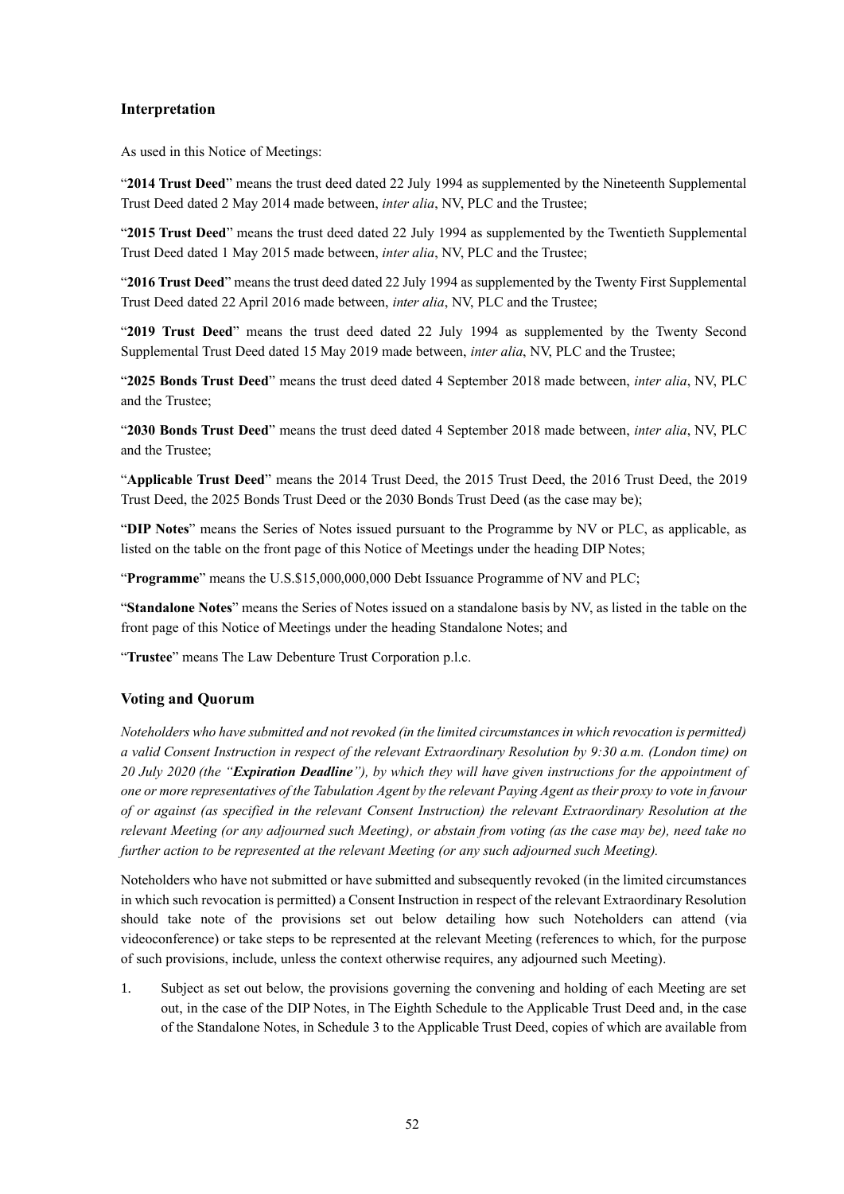## Interpretation

As used in this Notice of Meetings:

"**2014 Trust Deed**" means the trust deed dated 22 July 1994 as supplemented by the Nineteenth Supplemental Trust Deed dated 2 May 2014 made between, *inter alia*, NV, PLC and the Trustee;

"**2015 Trust Deed**" means the trust deed dated 22 July 1994 as supplemented by the Twentieth Supplemental Trust Deed dated 1 May 2015 made between, *inter alia*, NV, PLC and the Trustee;

"**2016 Trust Deed**" means the trust deed dated 22 July 1994 as supplemented by the Twenty First Supplemental Trust Deed dated 22 April 2016 made between, *inter alia*, NV, PLC and the Trustee;

"**2019 Trust Deed**" means the trust deed dated 22 July 1994 as supplemented by the Twenty Second Supplemental Trust Deed dated 15 May 2019 made between, *inter alia*, NV, PLC and the Trustee;

"**2025 Bonds Trust Deed**" means the trust deed dated 4 September 2018 made between, *inter alia*, NV, PLC and the Trustee;

"**2030 Bonds Trust Deed**" means the trust deed dated 4 September 2018 made between, *inter alia*, NV, PLC and the Trustee;

"**Applicable Trust Deed**" means the 2014 Trust Deed, the 2015 Trust Deed, the 2016 Trust Deed, the 2019 Trust Deed, the 2025 Bonds Trust Deed or the 2030 Bonds Trust Deed (as the case may be);

"**DIP Notes**" means the Series of Notes issued pursuant to the Programme by NV or PLC, as applicable, as listed on the table on the front page of this Notice of Meetings under the heading DIP Notes;

"**Programme**" means the U.S.$15,000,000,000 Debt Issuance Programme of NV and PLC;

"**Standalone Notes**" means the Series of Notes issued on a standalone basis by NV, as listed in the table on the front page of this Notice of Meetings under the heading Standalone Notes; and

"**Trustee**" means The Law Debenture Trust Corporation p.l.c.

## Voting and Quorum

*Noteholders who have submitted and not revoked (in the limited circumstances in which revocation is permitted) a valid Consent Instruction in respect of the relevant Extraordinary Resolution by 9:30 a.m. (London time) on 20 July 2020 (the "**Expiration Deadline**"), by which they will have given instructions for the appointment of one or more representatives of the Tabulation Agent by the relevant Paying Agent as their proxy to vote in favour of or against (as specified in the relevant Consent Instruction) the relevant Extraordinary Resolution at the relevant Meeting (or any adjourned such Meeting), or abstain from voting (as the case may be), need take no further action to be represented at the relevant Meeting (or any such adjourned such Meeting).*

Noteholders who have not submitted or have submitted and subsequently revoked (in the limited circumstances in which such revocation is permitted) a Consent Instruction in respect of the relevant Extraordinary Resolution should take note of the provisions set out below detailing how such Noteholders can attend (via videoconference) or take steps to be represented at the relevant Meeting (references to which, for the purpose of such provisions, include, unless the context otherwise requires, any adjourned such Meeting).

1. Subject as set out below, the provisions governing the convening and holding of each Meeting are set out, in the case of the DIP Notes, in The Eighth Schedule to the Applicable Trust Deed and, in the case of the Standalone Notes, in Schedule 3 to the Applicable Trust Deed, copies of which are available from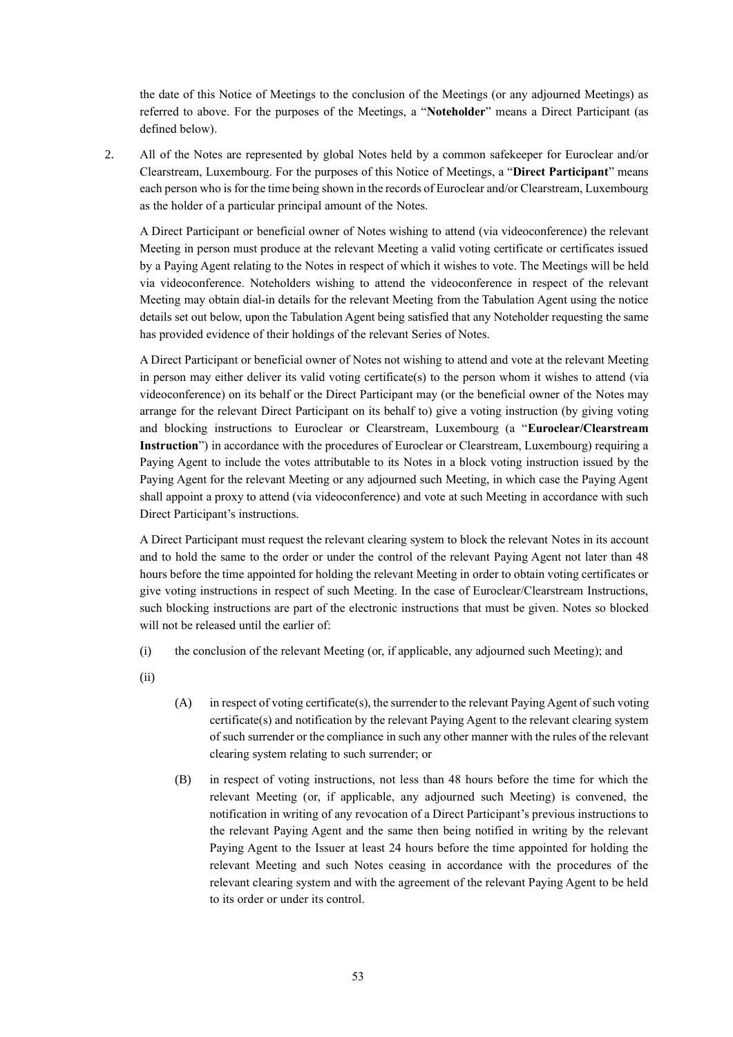the date of this Notice of Meetings to the conclusion of the Meetings (or any adjourned Meetings) as referred to above. For the purposes of the Meetings, a "**Noteholder**" means a Direct Participant (as defined below).

2. All of the Notes are represented by global Notes held by a common safekeeper for Euroclear and/or Clearstream, Luxembourg. For the purposes of this Notice of Meetings, a "**Direct Participant**" means each person who is for the time being shown in the records of Euroclear and/or Clearstream, Luxembourg as the holder of a particular principal amount of the Notes.

   A Direct Participant or beneficial owner of Notes wishing to attend (via videoconference) the relevant Meeting in person must produce at the relevant Meeting a valid voting certificate or certificates issued by a Paying Agent relating to the Notes in respect of which it wishes to vote. The Meetings will be held via videoconference. Noteholders wishing to attend the videoconference in respect of the relevant Meeting may obtain dial-in details for the relevant Meeting from the Tabulation Agent using the notice details set out below, upon the Tabulation Agent being satisfied that any Noteholder requesting the same has provided evidence of their holdings of the relevant Series of Notes.

   A Direct Participant or beneficial owner of Notes not wishing to attend and vote at the relevant Meeting in person may either deliver its valid voting certificate(s) to the person whom it wishes to attend (via videoconference) on its behalf or the Direct Participant may (or the beneficial owner of the Notes may arrange for the relevant Direct Participant on its behalf to) give a voting instruction (by giving voting and blocking instructions to Euroclear or Clearstream, Luxembourg (a "**Euroclear/Clearstream Instruction**") in accordance with the procedures of Euroclear or Clearstream, Luxembourg) requiring a Paying Agent to include the votes attributable to its Notes in a block voting instruction issued by the Paying Agent for the relevant Meeting or any adjourned such Meeting, in which case the Paying Agent shall appoint a proxy to attend (via videoconference) and vote at such Meeting in accordance with such Direct Participant's instructions.

   A Direct Participant must request the relevant clearing system to block the relevant Notes in its account and to hold the same to the order or under the control of the relevant Paying Agent not later than 48 hours before the time appointed for holding the relevant Meeting in order to obtain voting certificates or give voting instructions in respect of such Meeting. In the case of Euroclear/Clearstream Instructions, such blocking instructions are part of the electronic instructions that must be given. Notes so blocked will not be released until the earlier of:

   (i) the conclusion of the relevant Meeting (or, if applicable, any adjourned such Meeting); and

   (ii)

      (A) in respect of voting certificate(s), the surrender to the relevant Paying Agent of such voting certificate(s) and notification by the relevant Paying Agent to the relevant clearing system of such surrender or the compliance in such any other manner with the rules of the relevant clearing system relating to such surrender; or

      (B) in respect of voting instructions, not less than 48 hours before the time for which the relevant Meeting (or, if applicable, any adjourned such Meeting) is convened, the notification in writing of any revocation of a Direct Participant's previous instructions to the relevant Paying Agent and the same then being notified in writing by the relevant Paying Agent to the Issuer at least 24 hours before the time appointed for holding the relevant Meeting and such Notes ceasing in accordance with the procedures of the relevant clearing system and with the agreement of the relevant Paying Agent to be held to its order or under its control.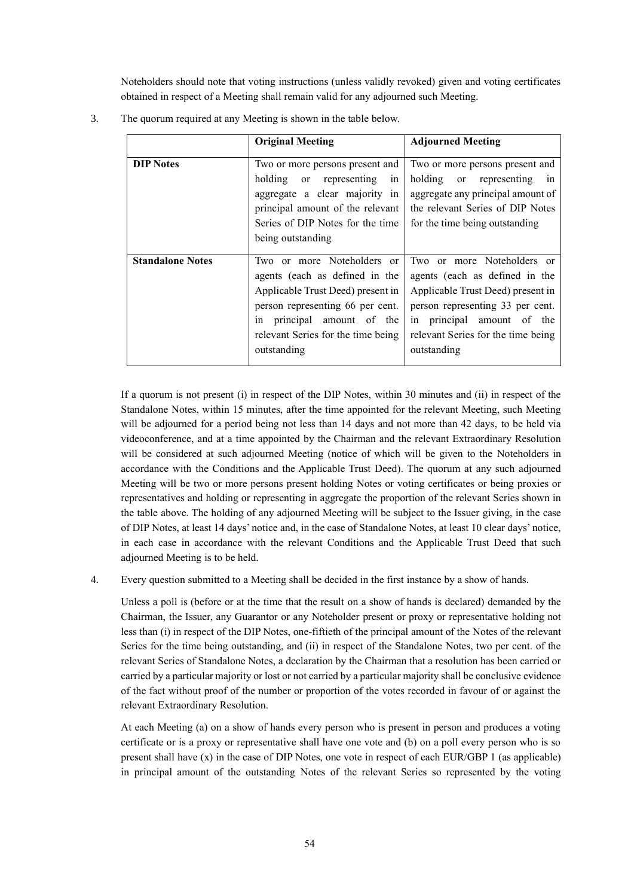Noteholders should note that voting instructions (unless validly revoked) given and voting certificates obtained in respect of a Meeting shall remain valid for any adjourned such Meeting.

3. The quorum required at any Meeting is shown in the table below.

| | **Original Meeting** | **Adjourned Meeting** |
|---|---|---|
| **DIP Notes** | Two or more persons present and holding or representing in aggregate a clear majority in principal amount of the relevant Series of DIP Notes for the time being outstanding | Two or more persons present and holding or representing in aggregate any principal amount of the relevant Series of DIP Notes for the time being outstanding |
| **Standalone Notes** | Two or more Noteholders or agents (each as defined in the Applicable Trust Deed) present in person representing 66 per cent. in principal amount of the relevant Series for the time being outstanding | Two or more Noteholders or agents (each as defined in the Applicable Trust Deed) present in person representing 33 per cent. in principal amount of the relevant Series for the time being outstanding |

If a quorum is not present (i) in respect of the DIP Notes, within 30 minutes and (ii) in respect of the Standalone Notes, within 15 minutes, after the time appointed for the relevant Meeting, such Meeting will be adjourned for a period being not less than 14 days and not more than 42 days, to be held via videoconference, and at a time appointed by the Chairman and the relevant Extraordinary Resolution will be considered at such adjourned Meeting (notice of which will be given to the Noteholders in accordance with the Conditions and the Applicable Trust Deed). The quorum at any such adjourned Meeting will be two or more persons present holding Notes or voting certificates or being proxies or representatives and holding or representing in aggregate the proportion of the relevant Series shown in the table above. The holding of any adjourned Meeting will be subject to the Issuer giving, in the case of DIP Notes, at least 14 days' notice and, in the case of Standalone Notes, at least 10 clear days' notice, in each case in accordance with the relevant Conditions and the Applicable Trust Deed that such adjourned Meeting is to be held.

4. Every question submitted to a Meeting shall be decided in the first instance by a show of hands.

Unless a poll is (before or at the time that the result on a show of hands is declared) demanded by the Chairman, the Issuer, any Guarantor or any Noteholder present or proxy or representative holding not less than (i) in respect of the DIP Notes, one-fiftieth of the principal amount of the Notes of the relevant Series for the time being outstanding, and (ii) in respect of the Standalone Notes, two per cent. of the relevant Series of Standalone Notes, a declaration by the Chairman that a resolution has been carried or carried by a particular majority or lost or not carried by a particular majority shall be conclusive evidence of the fact without proof of the number or proportion of the votes recorded in favour of or against the relevant Extraordinary Resolution.

At each Meeting (a) on a show of hands every person who is present in person and produces a voting certificate or is a proxy or representative shall have one vote and (b) on a poll every person who is so present shall have (x) in the case of DIP Notes, one vote in respect of each EUR/GBP 1 (as applicable) in principal amount of the outstanding Notes of the relevant Series so represented by the voting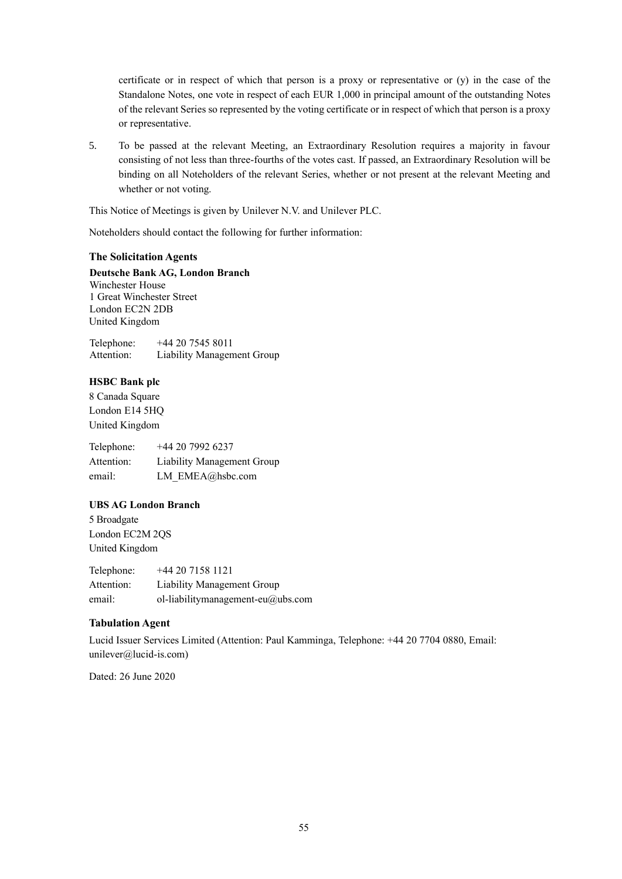certificate or in respect of which that person is a proxy or representative or (y) in the case of the Standalone Notes, one vote in respect of each EUR 1,000 in principal amount of the outstanding Notes of the relevant Series so represented by the voting certificate or in respect of which that person is a proxy or representative.

5. To be passed at the relevant Meeting, an Extraordinary Resolution requires a majority in favour consisting of not less than three-fourths of the votes cast. If passed, an Extraordinary Resolution will be binding on all Noteholders of the relevant Series, whether or not present at the relevant Meeting and whether or not voting.

This Notice of Meetings is given by Unilever N.V. and Unilever PLC.

Noteholders should contact the following for further information:

**The Solicitation Agents**

**Deutsche Bank AG, London Branch**
Winchester House
1 Great Winchester Street
London EC2N 2DB
United Kingdom

Telephone: +44 20 7545 8011
Attention: Liability Management Group

**HSBC Bank plc**
8 Canada Square
London E14 5HQ
United Kingdom

Telephone: +44 20 7992 6237
Attention: Liability Management Group
email: LM_EMEA@hsbc.com

**UBS AG London Branch**
5 Broadgate
London EC2M 2QS
United Kingdom

Telephone: +44 20 7158 1121
Attention: Liability Management Group
email: ol-liabilitymanagement-eu@ubs.com

**Tabulation Agent**

Lucid Issuer Services Limited (Attention: Paul Kamminga, Telephone: +44 20 7704 0880, Email: unilever@lucid-is.com)

Dated: 26 June 2020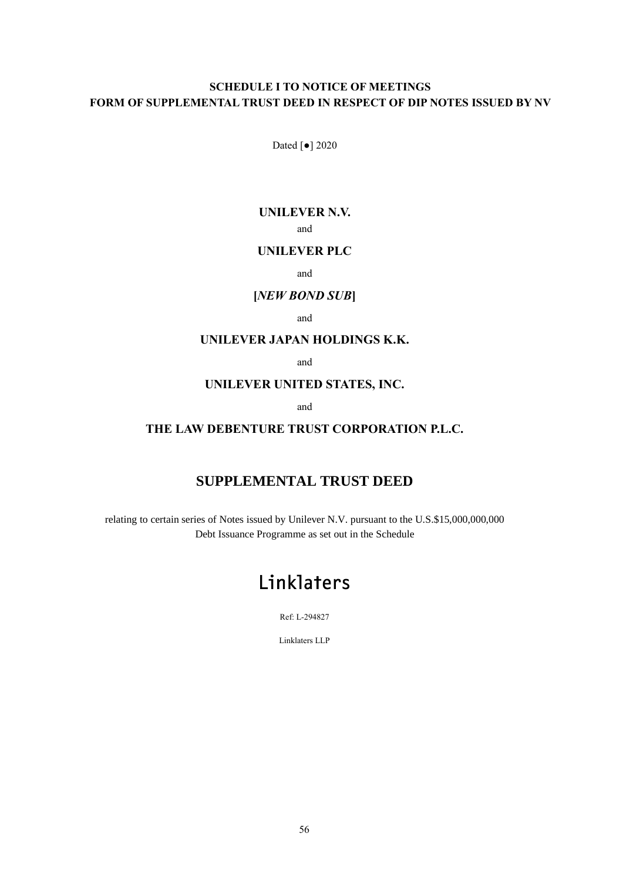**SCHEDULE I TO NOTICE OF MEETINGS**
**FORM OF SUPPLEMENTAL TRUST DEED IN RESPECT OF DIP NOTES ISSUED BY NV**

Dated [●] 2020

**UNILEVER N.V.**

and

**UNILEVER PLC**

and

**[*NEW BOND SUB*]**

and

**UNILEVER JAPAN HOLDINGS K.K.**

and

**UNILEVER UNITED STATES, INC.**

and

**THE LAW DEBENTURE TRUST CORPORATION P.L.C.**

# SUPPLEMENTAL TRUST DEED

relating to certain series of Notes issued by Unilever N.V. pursuant to the U.S.$15,000,000,000 Debt Issuance Programme as set out in the Schedule

Linklaters

Ref: L-294827

Linklaters LLP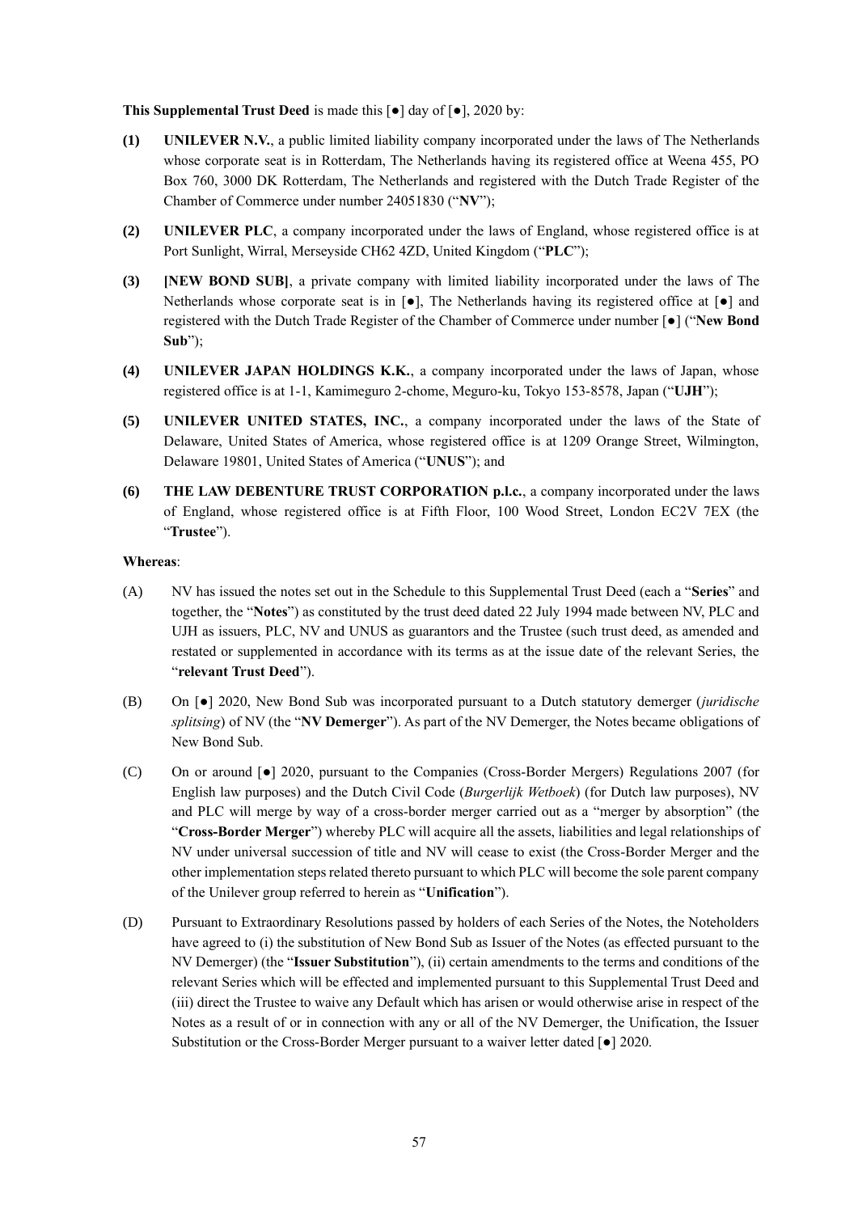**This Supplemental Trust Deed** is made this [●] day of [●], 2020 by:

**(1)** **UNILEVER N.V.**, a public limited liability company incorporated under the laws of The Netherlands whose corporate seat is in Rotterdam, The Netherlands having its registered office at Weena 455, PO Box 760, 3000 DK Rotterdam, The Netherlands and registered with the Dutch Trade Register of the Chamber of Commerce under number 24051830 ("**NV**");

**(2)** **UNILEVER PLC**, a company incorporated under the laws of England, whose registered office is at Port Sunlight, Wirral, Merseyside CH62 4ZD, United Kingdom ("**PLC**");

**(3)** **[NEW BOND SUB]**, a private company with limited liability incorporated under the laws of The Netherlands whose corporate seat is in [●], The Netherlands having its registered office at [●] and registered with the Dutch Trade Register of the Chamber of Commerce under number [●] ("**New Bond Sub**");

**(4)** **UNILEVER JAPAN HOLDINGS K.K.**, a company incorporated under the laws of Japan, whose registered office is at 1-1, Kamimeguro 2-chome, Meguro-ku, Tokyo 153-8578, Japan ("**UJH**");

**(5)** **UNILEVER UNITED STATES, INC.**, a company incorporated under the laws of the State of Delaware, United States of America, whose registered office is at 1209 Orange Street, Wilmington, Delaware 19801, United States of America ("**UNUS**"); and

**(6)** **THE LAW DEBENTURE TRUST CORPORATION p.l.c.**, a company incorporated under the laws of England, whose registered office is at Fifth Floor, 100 Wood Street, London EC2V 7EX (the "**Trustee**").

**Whereas**:

(A) NV has issued the notes set out in the Schedule to this Supplemental Trust Deed (each a "**Series**" and together, the "**Notes**") as constituted by the trust deed dated 22 July 1994 made between NV, PLC and UJH as issuers, PLC, NV and UNUS as guarantors and the Trustee (such trust deed, as amended and restated or supplemented in accordance with its terms as at the issue date of the relevant Series, the "**relevant Trust Deed**").

(B) On [●] 2020, New Bond Sub was incorporated pursuant to a Dutch statutory demerger (*juridische splitsing*) of NV (the "**NV Demerger**"). As part of the NV Demerger, the Notes became obligations of New Bond Sub.

(C) On or around [●] 2020, pursuant to the Companies (Cross-Border Mergers) Regulations 2007 (for English law purposes) and the Dutch Civil Code (*Burgerlijk Wetboek*) (for Dutch law purposes), NV and PLC will merge by way of a cross-border merger carried out as a "merger by absorption" (the "**Cross-Border Merger**") whereby PLC will acquire all the assets, liabilities and legal relationships of NV under universal succession of title and NV will cease to exist (the Cross-Border Merger and the other implementation steps related thereto pursuant to which PLC will become the sole parent company of the Unilever group referred to herein as "**Unification**").

(D) Pursuant to Extraordinary Resolutions passed by holders of each Series of the Notes, the Noteholders have agreed to (i) the substitution of New Bond Sub as Issuer of the Notes (as effected pursuant to the NV Demerger) (the "**Issuer Substitution**"), (ii) certain amendments to the terms and conditions of the relevant Series which will be effected and implemented pursuant to this Supplemental Trust Deed and (iii) direct the Trustee to waive any Default which has arisen or would otherwise arise in respect of the Notes as a result of or in connection with any or all of the NV Demerger, the Unification, the Issuer Substitution or the Cross-Border Merger pursuant to a waiver letter dated [●] 2020.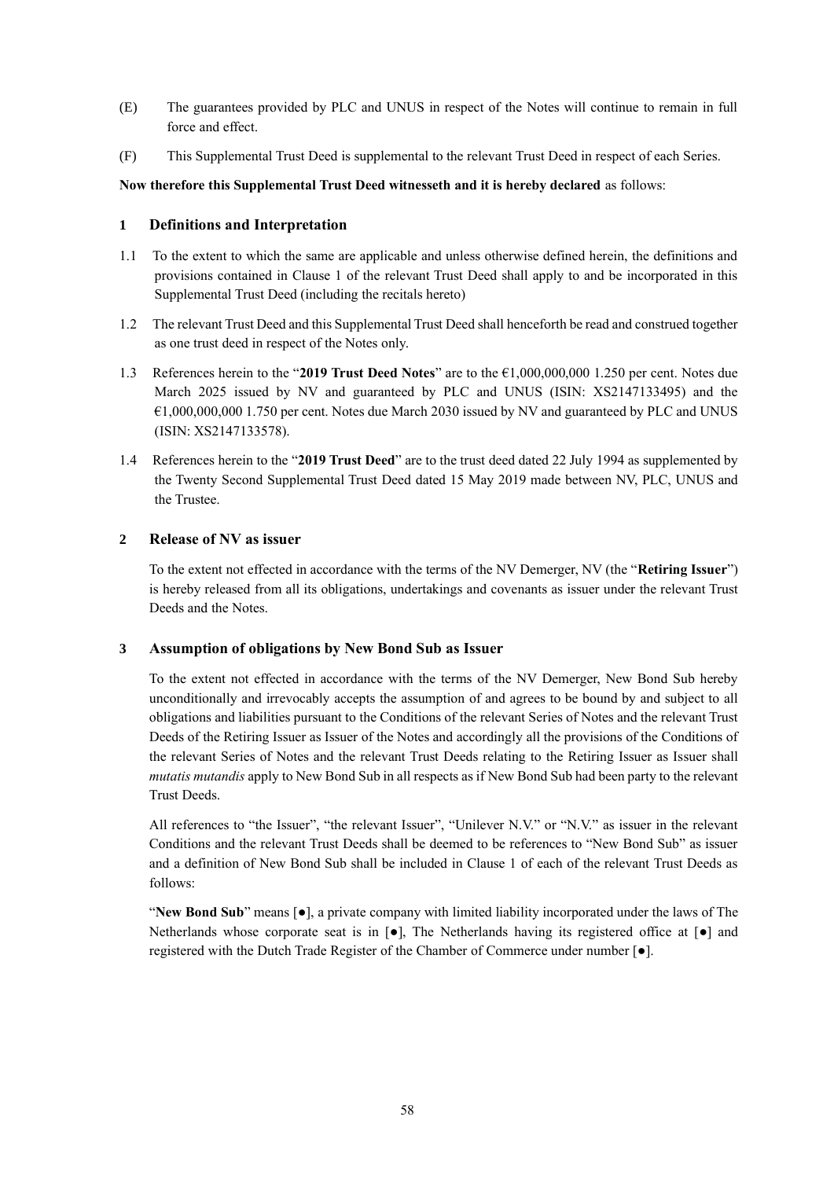(E) The guarantees provided by PLC and UNUS in respect of the Notes will continue to remain in full force and effect.

(F) This Supplemental Trust Deed is supplemental to the relevant Trust Deed in respect of each Series.

**Now therefore this Supplemental Trust Deed witnesseth and it is hereby declared** as follows:

## 1 Definitions and Interpretation

1.1 To the extent to which the same are applicable and unless otherwise defined herein, the definitions and provisions contained in Clause 1 of the relevant Trust Deed shall apply to and be incorporated in this Supplemental Trust Deed (including the recitals hereto)

1.2 The relevant Trust Deed and this Supplemental Trust Deed shall henceforth be read and construed together as one trust deed in respect of the Notes only.

1.3 References herein to the "**2019 Trust Deed Notes**" are to the €1,000,000,000 1.250 per cent. Notes due March 2025 issued by NV and guaranteed by PLC and UNUS (ISIN: XS2147133495) and the €1,000,000,000 1.750 per cent. Notes due March 2030 issued by NV and guaranteed by PLC and UNUS (ISIN: XS2147133578).

1.4 References herein to the "**2019 Trust Deed**" are to the trust deed dated 22 July 1994 as supplemented by the Twenty Second Supplemental Trust Deed dated 15 May 2019 made between NV, PLC, UNUS and the Trustee.

## 2 Release of NV as issuer

To the extent not effected in accordance with the terms of the NV Demerger, NV (the "**Retiring Issuer**") is hereby released from all its obligations, undertakings and covenants as issuer under the relevant Trust Deeds and the Notes.

## 3 Assumption of obligations by New Bond Sub as Issuer

To the extent not effected in accordance with the terms of the NV Demerger, New Bond Sub hereby unconditionally and irrevocably accepts the assumption of and agrees to be bound by and subject to all obligations and liabilities pursuant to the Conditions of the relevant Series of Notes and the relevant Trust Deeds of the Retiring Issuer as Issuer of the Notes and accordingly all the provisions of the Conditions of the relevant Series of Notes and the relevant Trust Deeds relating to the Retiring Issuer as Issuer shall *mutatis mutandis* apply to New Bond Sub in all respects as if New Bond Sub had been party to the relevant Trust Deeds.

All references to "the Issuer", "the relevant Issuer", "Unilever N.V." or "N.V." as issuer in the relevant Conditions and the relevant Trust Deeds shall be deemed to be references to "New Bond Sub" as issuer and a definition of New Bond Sub shall be included in Clause 1 of each of the relevant Trust Deeds as follows:

"**New Bond Sub**" means [●], a private company with limited liability incorporated under the laws of The Netherlands whose corporate seat is in [●], The Netherlands having its registered office at [●] and registered with the Dutch Trade Register of the Chamber of Commerce under number [●].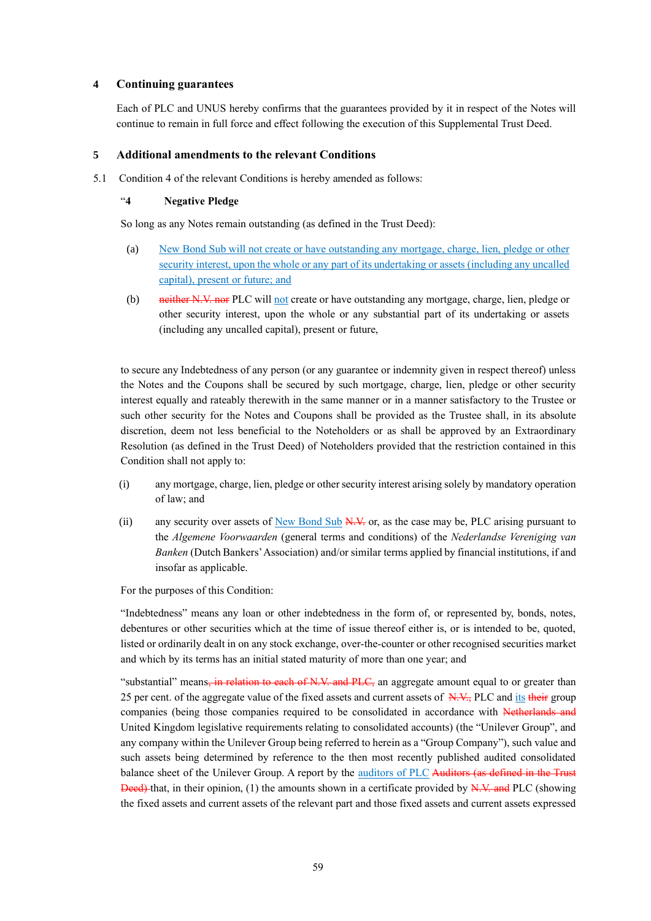## 4 Continuing guarantees

Each of PLC and UNUS hereby confirms that the guarantees provided by it in respect of the Notes will continue to remain in full force and effect following the execution of this Supplemental Trust Deed.

## 5 Additional amendments to the relevant Conditions

5.1 Condition 4 of the relevant Conditions is hereby amended as follows:

"**4 Negative Pledge**

So long as any Notes remain outstanding (as defined in the Trust Deed):

(a) New Bond Sub will not create or have outstanding any mortgage, charge, lien, pledge or other security interest, upon the whole or any part of its undertaking or assets (including any uncalled capital), present or future; and

(b) ~~neither N.V. nor~~ PLC will not create or have outstanding any mortgage, charge, lien, pledge or other security interest, upon the whole or any substantial part of its undertaking or assets (including any uncalled capital), present or future,

to secure any Indebtedness of any person (or any guarantee or indemnity given in respect thereof) unless the Notes and the Coupons shall be secured by such mortgage, charge, lien, pledge or other security interest equally and rateably therewith in the same manner or in a manner satisfactory to the Trustee or such other security for the Notes and Coupons shall be provided as the Trustee shall, in its absolute discretion, deem not less beneficial to the Noteholders or as shall be approved by an Extraordinary Resolution (as defined in the Trust Deed) of Noteholders provided that the restriction contained in this Condition shall not apply to:

(i) any mortgage, charge, lien, pledge or other security interest arising solely by mandatory operation of law; and

(ii) any security over assets of New Bond Sub ~~N.V.~~ or, as the case may be, PLC arising pursuant to the *Algemene Voorwaarden* (general terms and conditions) of the *Nederlandse Vereniging van Banken* (Dutch Bankers' Association) and/or similar terms applied by financial institutions, if and insofar as applicable.

For the purposes of this Condition:

"Indebtedness" means any loan or other indebtedness in the form of, or represented by, bonds, notes, debentures or other securities which at the time of issue thereof either is, or is intended to be, quoted, listed or ordinarily dealt in on any stock exchange, over-the-counter or other recognised securities market and which by its terms has an initial stated maturity of more than one year; and

"substantial" means~~, in relation to each of N.V. and PLC,~~ an aggregate amount equal to or greater than 25 per cent. of the aggregate value of the fixed assets and current assets of ~~N.V.,~~ PLC and its ~~their~~ group companies (being those companies required to be consolidated in accordance with ~~Netherlands and~~ United Kingdom legislative requirements relating to consolidated accounts) (the "Unilever Group", and any company within the Unilever Group being referred to herein as a "Group Company"), such value and such assets being determined by reference to the then most recently published audited consolidated balance sheet of the Unilever Group. A report by the auditors of PLC ~~Auditors (as defined in the Trust Deed)~~ that, in their opinion, (1) the amounts shown in a certificate provided by ~~N.V. and~~ PLC (showing the fixed assets and current assets of the relevant part and those fixed assets and current assets expressed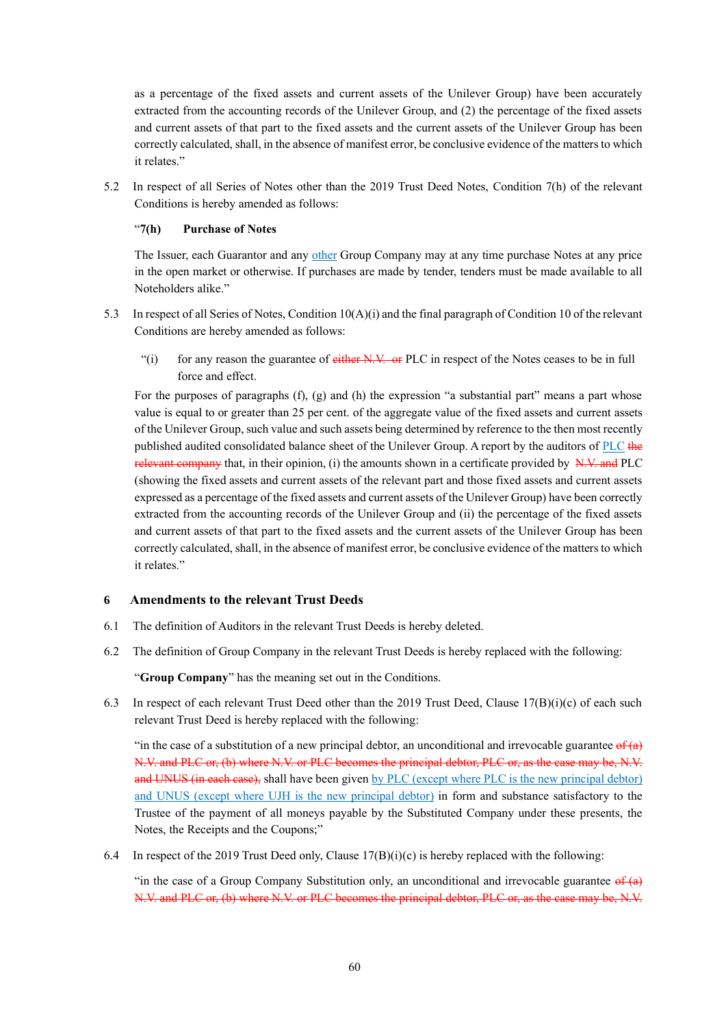as a percentage of the fixed assets and current assets of the Unilever Group) have been accurately extracted from the accounting records of the Unilever Group, and (2) the percentage of the fixed assets and current assets of that part to the fixed assets and the current assets of the Unilever Group has been correctly calculated, shall, in the absence of manifest error, be conclusive evidence of the matters to which it relates."

5.2 In respect of all Series of Notes other than the 2019 Trust Deed Notes, Condition 7(h) of the relevant Conditions is hereby amended as follows:

"**7(h) Purchase of Notes**

The Issuer, each Guarantor and any other Group Company may at any time purchase Notes at any price in the open market or otherwise. If purchases are made by tender, tenders must be made available to all Noteholders alike."

5.3 In respect of all Series of Notes, Condition 10(A)(i) and the final paragraph of Condition 10 of the relevant Conditions are hereby amended as follows:

"(i) for any reason the guarantee of ~~either N.V. or~~ PLC in respect of the Notes ceases to be in full force and effect.

For the purposes of paragraphs (f), (g) and (h) the expression "a substantial part" means a part whose value is equal to or greater than 25 per cent. of the aggregate value of the fixed assets and current assets of the Unilever Group, such value and such assets being determined by reference to the then most recently published audited consolidated balance sheet of the Unilever Group. A report by the auditors of PLC ~~the relevant company~~ that, in their opinion, (i) the amounts shown in a certificate provided by ~~N.V. and~~ PLC (showing the fixed assets and current assets of the relevant part and those fixed assets and current assets expressed as a percentage of the fixed assets and current assets of the Unilever Group) have been correctly extracted from the accounting records of the Unilever Group and (ii) the percentage of the fixed assets and current assets of that part to the fixed assets and the current assets of the Unilever Group has been correctly calculated, shall, in the absence of manifest error, be conclusive evidence of the matters to which it relates."

## 6 Amendments to the relevant Trust Deeds

6.1 The definition of Auditors in the relevant Trust Deeds is hereby deleted.

6.2 The definition of Group Company in the relevant Trust Deeds is hereby replaced with the following:

"**Group Company**" has the meaning set out in the Conditions.

6.3 In respect of each relevant Trust Deed other than the 2019 Trust Deed, Clause 17(B)(i)(c) of each such relevant Trust Deed is hereby replaced with the following:

"in the case of a substitution of a new principal debtor, an unconditional and irrevocable guarantee ~~of (a) N.V. and PLC or, (b) where N.V. or PLC becomes the principal debtor, PLC or, as the case may be, N.V. and UNUS (in each case),~~ shall have been given by PLC (except where PLC is the new principal debtor) and UNUS (except where UJH is the new principal debtor) in form and substance satisfactory to the Trustee of the payment of all moneys payable by the Substituted Company under these presents, the Notes, the Receipts and the Coupons;"

6.4 In respect of the 2019 Trust Deed only, Clause 17(B)(i)(c) is hereby replaced with the following:

"in the case of a Group Company Substitution only, an unconditional and irrevocable guarantee ~~of (a) N.V. and PLC or, (b) where N.V. or PLC becomes the principal debtor, PLC or, as the case may be, N.V.~~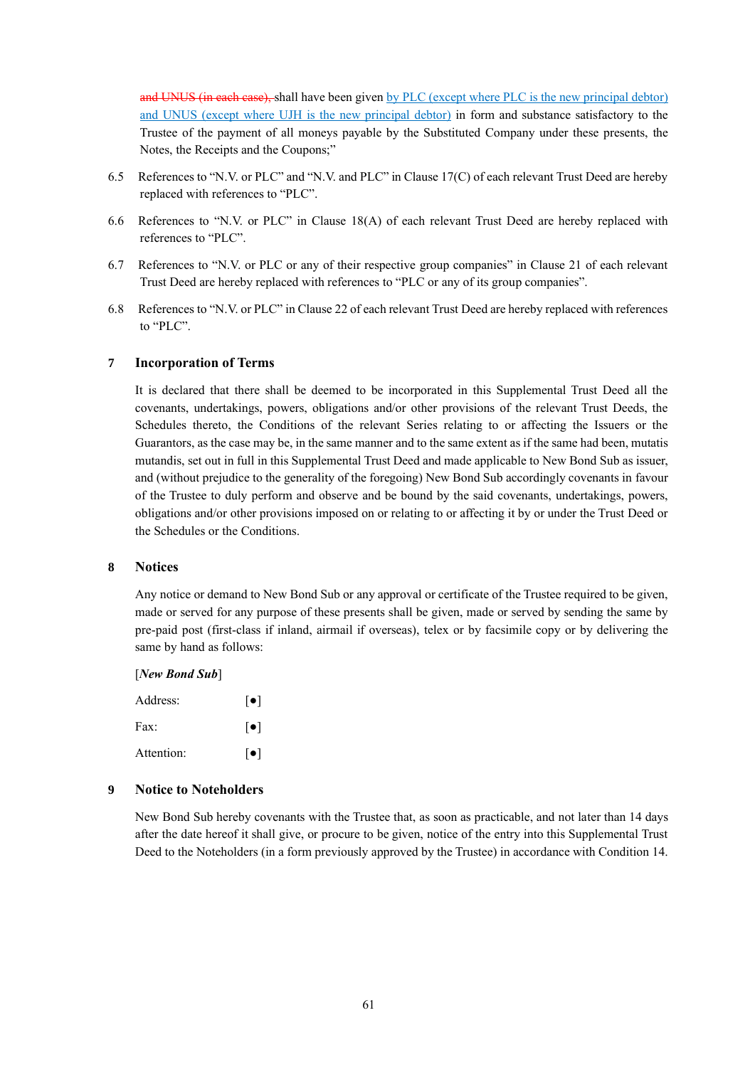~~and UNUS (in each case),~~ shall have been given by PLC (except where PLC is the new principal debtor) and UNUS (except where UJH is the new principal debtor) in form and substance satisfactory to the Trustee of the payment of all moneys payable by the Substituted Company under these presents, the Notes, the Receipts and the Coupons;"

6.5 References to "N.V. or PLC" and "N.V. and PLC" in Clause 17(C) of each relevant Trust Deed are hereby replaced with references to "PLC".

6.6 References to "N.V. or PLC" in Clause 18(A) of each relevant Trust Deed are hereby replaced with references to "PLC".

6.7 References to "N.V. or PLC or any of their respective group companies" in Clause 21 of each relevant Trust Deed are hereby replaced with references to "PLC or any of its group companies".

6.8 References to "N.V. or PLC" in Clause 22 of each relevant Trust Deed are hereby replaced with references to "PLC".

## 7 Incorporation of Terms

It is declared that there shall be deemed to be incorporated in this Supplemental Trust Deed all the covenants, undertakings, powers, obligations and/or other provisions of the relevant Trust Deeds, the Schedules thereto, the Conditions of the relevant Series relating to or affecting the Issuers or the Guarantors, as the case may be, in the same manner and to the same extent as if the same had been, mutatis mutandis, set out in full in this Supplemental Trust Deed and made applicable to New Bond Sub as issuer, and (without prejudice to the generality of the foregoing) New Bond Sub accordingly covenants in favour of the Trustee to duly perform and observe and be bound by the said covenants, undertakings, powers, obligations and/or other provisions imposed on or relating to or affecting it by or under the Trust Deed or the Schedules or the Conditions.

## 8 Notices

Any notice or demand to New Bond Sub or any approval or certificate of the Trustee required to be given, made or served for any purpose of these presents shall be given, made or served by sending the same by pre-paid post (first-class if inland, airmail if overseas), telex or by facsimile copy or by delivering the same by hand as follows:

[***New Bond Sub***]

Address: [●]

Fax: [●]

Attention: [●]

## 9 Notice to Noteholders

New Bond Sub hereby covenants with the Trustee that, as soon as practicable, and not later than 14 days after the date hereof it shall give, or procure to be given, notice of the entry into this Supplemental Trust Deed to the Noteholders (in a form previously approved by the Trustee) in accordance with Condition 14.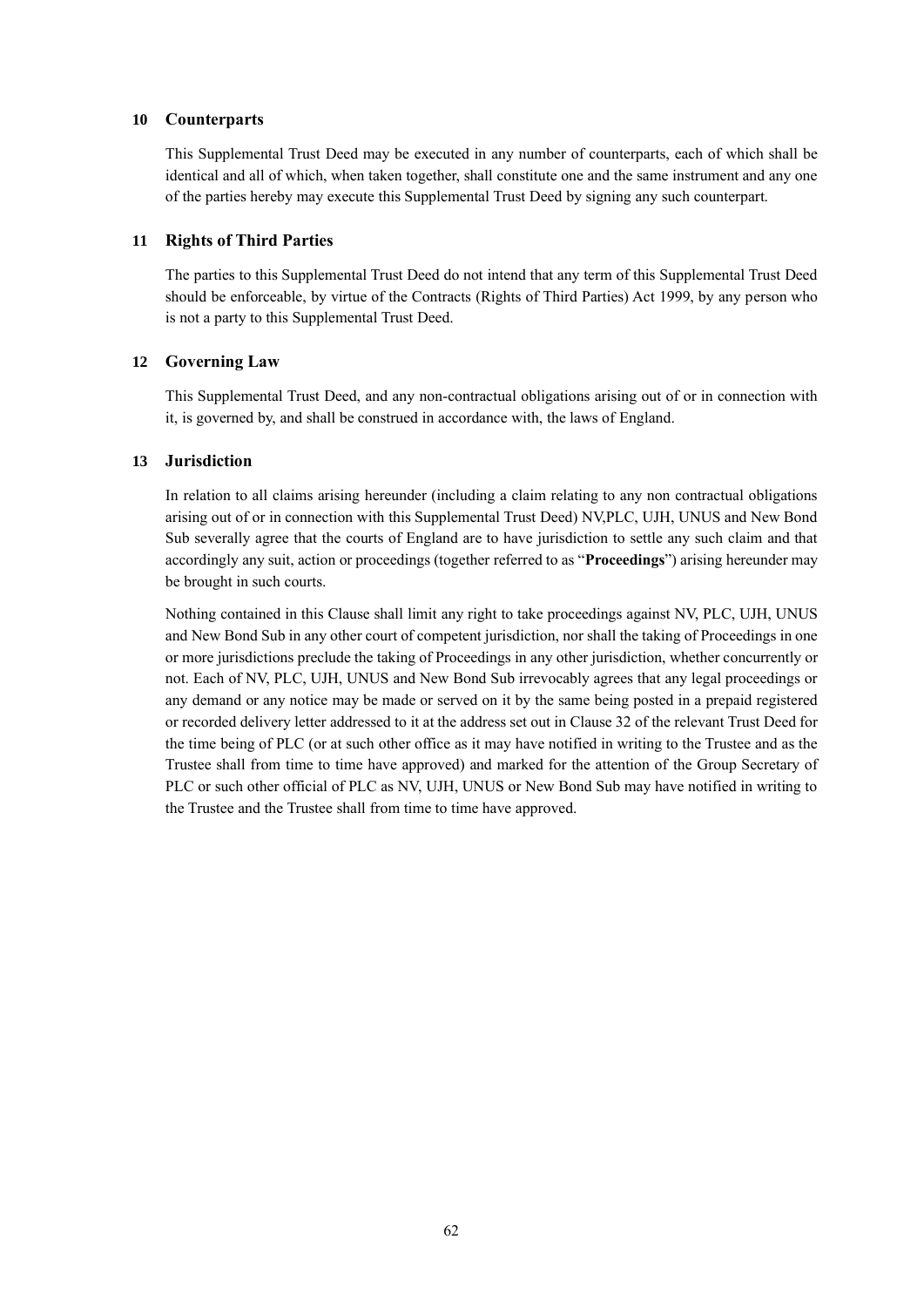### 10 Counterparts

This Supplemental Trust Deed may be executed in any number of counterparts, each of which shall be identical and all of which, when taken together, shall constitute one and the same instrument and any one of the parties hereby may execute this Supplemental Trust Deed by signing any such counterpart.

### 11 Rights of Third Parties

The parties to this Supplemental Trust Deed do not intend that any term of this Supplemental Trust Deed should be enforceable, by virtue of the Contracts (Rights of Third Parties) Act 1999, by any person who is not a party to this Supplemental Trust Deed.

### 12 Governing Law

This Supplemental Trust Deed, and any non-contractual obligations arising out of or in connection with it, is governed by, and shall be construed in accordance with, the laws of England.

### 13 Jurisdiction

In relation to all claims arising hereunder (including a claim relating to any non contractual obligations arising out of or in connection with this Supplemental Trust Deed) NV,PLC, UJH, UNUS and New Bond Sub severally agree that the courts of England are to have jurisdiction to settle any such claim and that accordingly any suit, action or proceedings (together referred to as "**Proceedings**") arising hereunder may be brought in such courts.

Nothing contained in this Clause shall limit any right to take proceedings against NV, PLC, UJH, UNUS and New Bond Sub in any other court of competent jurisdiction, nor shall the taking of Proceedings in one or more jurisdictions preclude the taking of Proceedings in any other jurisdiction, whether concurrently or not. Each of NV, PLC, UJH, UNUS and New Bond Sub irrevocably agrees that any legal proceedings or any demand or any notice may be made or served on it by the same being posted in a prepaid registered or recorded delivery letter addressed to it at the address set out in Clause 32 of the relevant Trust Deed for the time being of PLC (or at such other office as it may have notified in writing to the Trustee and as the Trustee shall from time to time have approved) and marked for the attention of the Group Secretary of PLC or such other official of PLC as NV, UJH, UNUS or New Bond Sub may have notified in writing to the Trustee and the Trustee shall from time to time have approved.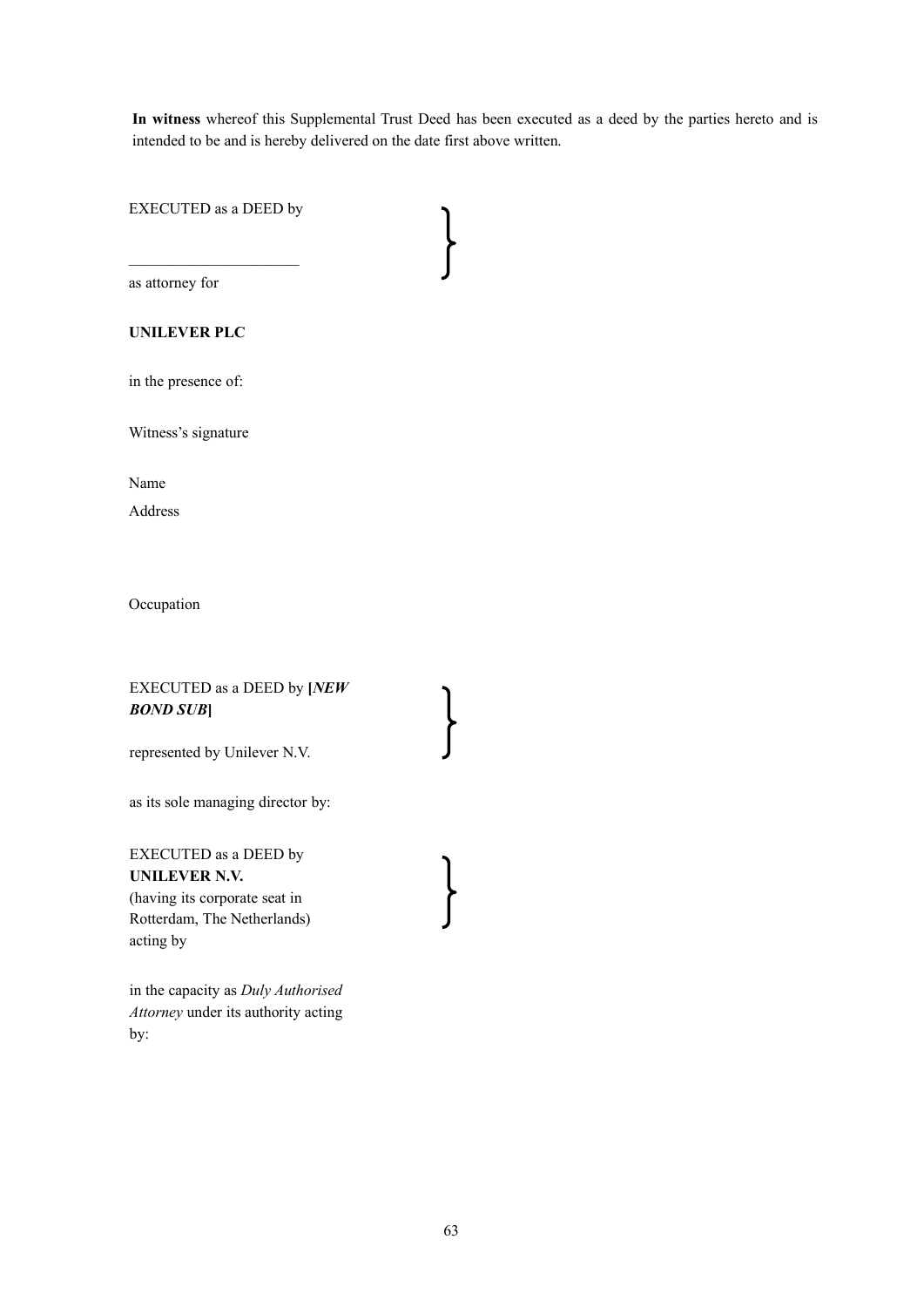**In witness** whereof this Supplemental Trust Deed has been executed as a deed by the parties hereto and is intended to be and is hereby delivered on the date first above written.

EXECUTED as a DEED by

______________________

as attorney for

**UNILEVER PLC**

in the presence of:

Witness's signature

Name

Address

Occupation

EXECUTED as a DEED by **[*NEW BOND SUB*]**

represented by Unilever N.V.

as its sole managing director by:

EXECUTED as a DEED by
**UNILEVER N.V.**
(having its corporate seat in Rotterdam, The Netherlands)
acting by

in the capacity as *Duly Authorised Attorney* under its authority acting by: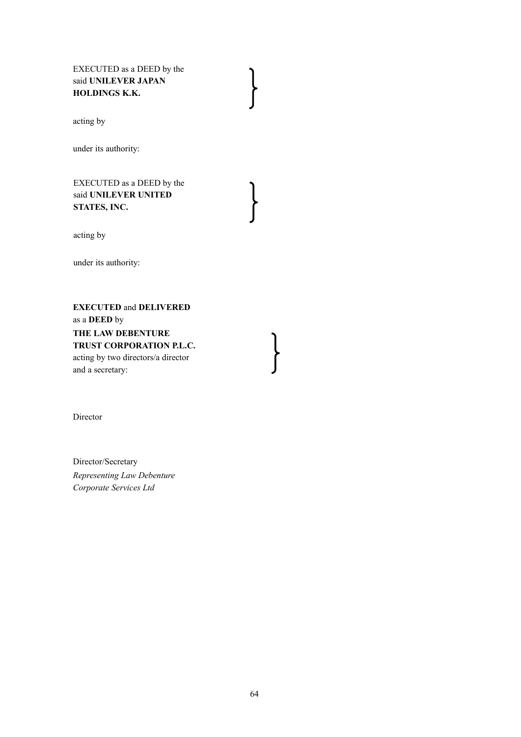EXECUTED as a DEED by the
said **UNILEVER JAPAN HOLDINGS K.K.**

acting by

under its authority:

EXECUTED as a DEED by the
said **UNILEVER UNITED STATES, INC.**

acting by

under its authority:

**EXECUTED** and **DELIVERED**
as a **DEED** by
**THE LAW DEBENTURE TRUST CORPORATION P.L.C.**
acting by two directors/a director
and a secretary:

Director

Director/Secretary
*Representing Law Debenture Corporate Services Ltd*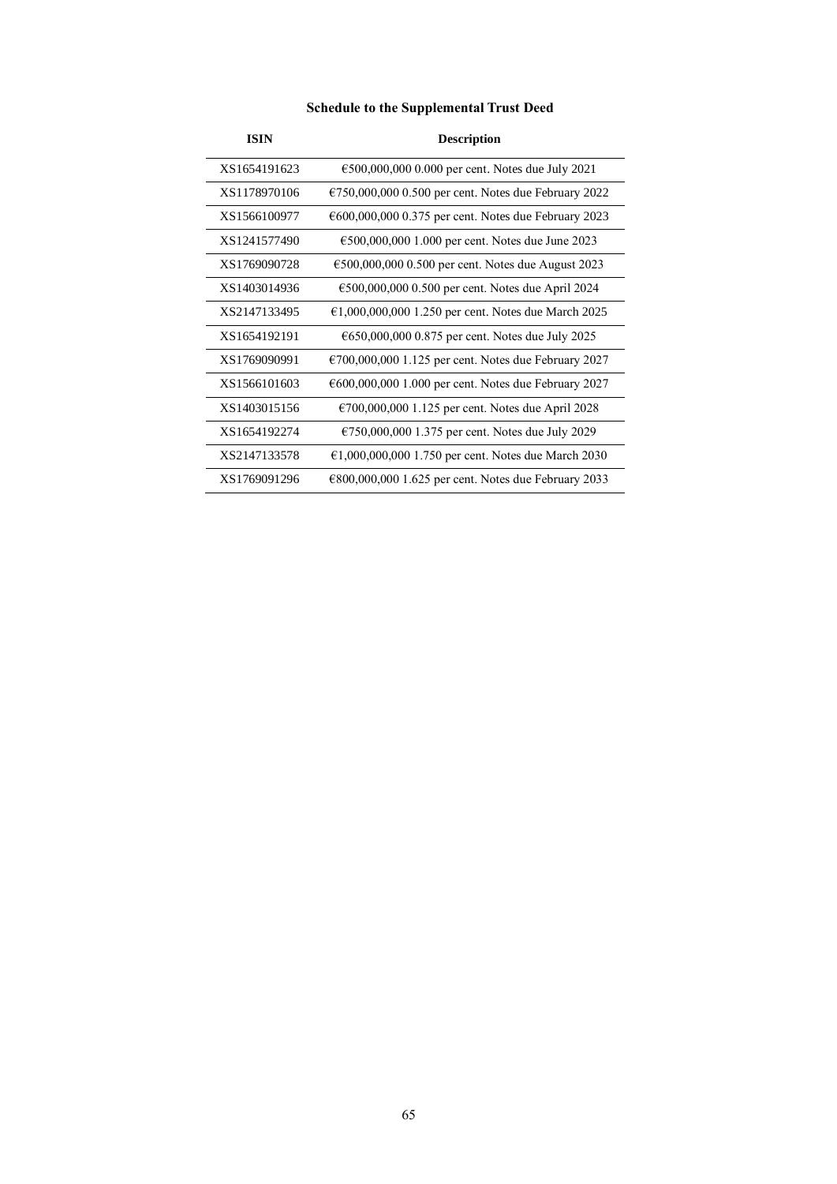# Schedule to the Supplemental Trust Deed

| ISIN | Description |
| --- | --- |
| XS1654191623 | €500,000,000 0.000 per cent. Notes due July 2021 |
| XS1178970106 | €750,000,000 0.500 per cent. Notes due February 2022 |
| XS1566100977 | €600,000,000 0.375 per cent. Notes due February 2023 |
| XS1241577490 | €500,000,000 1.000 per cent. Notes due June 2023 |
| XS1769090728 | €500,000,000 0.500 per cent. Notes due August 2023 |
| XS1403014936 | €500,000,000 0.500 per cent. Notes due April 2024 |
| XS2147133495 | €1,000,000,000 1.250 per cent. Notes due March 2025 |
| XS1654192191 | €650,000,000 0.875 per cent. Notes due July 2025 |
| XS1769090991 | €700,000,000 1.125 per cent. Notes due February 2027 |
| XS1566101603 | €600,000,000 1.000 per cent. Notes due February 2027 |
| XS1403015156 | €700,000,000 1.125 per cent. Notes due April 2028 |
| XS1654192274 | €750,000,000 1.375 per cent. Notes due July 2029 |
| XS2147133578 | €1,000,000,000 1.750 per cent. Notes due March 2030 |
| XS1769091296 | €800,000,000 1.625 per cent. Notes due February 2033 |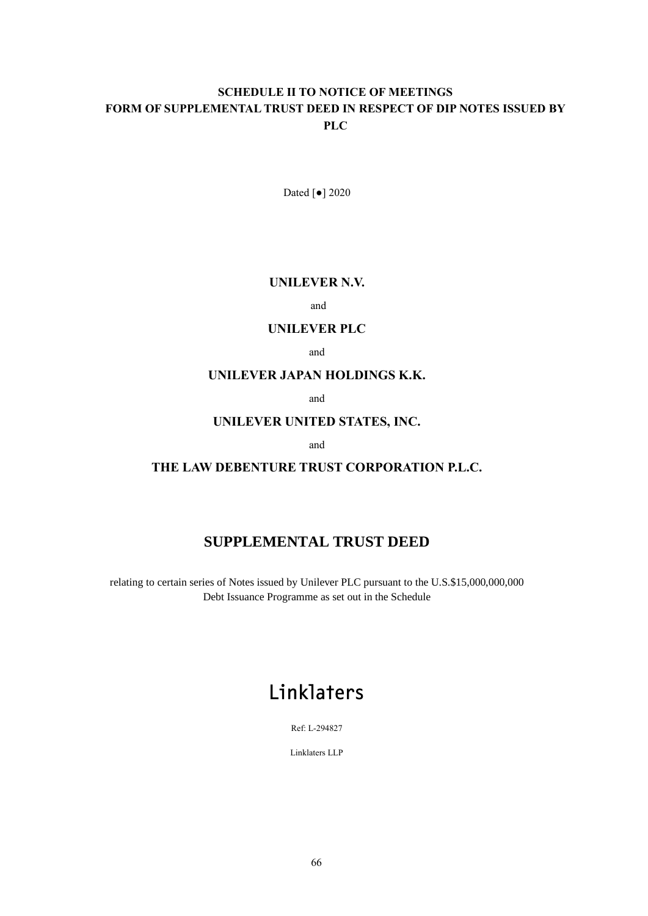**SCHEDULE II TO NOTICE OF MEETINGS**
**FORM OF SUPPLEMENTAL TRUST DEED IN RESPECT OF DIP NOTES ISSUED BY PLC**

Dated [●] 2020

**UNILEVER N.V.**

and

**UNILEVER PLC**

and

**UNILEVER JAPAN HOLDINGS K.K.**

and

**UNILEVER UNITED STATES, INC.**

and

**THE LAW DEBENTURE TRUST CORPORATION P.L.C.**

# SUPPLEMENTAL TRUST DEED

relating to certain series of Notes issued by Unilever PLC pursuant to the U.S.$15,000,000,000 Debt Issuance Programme as set out in the Schedule

Linklaters

Ref: L-294827

Linklaters LLP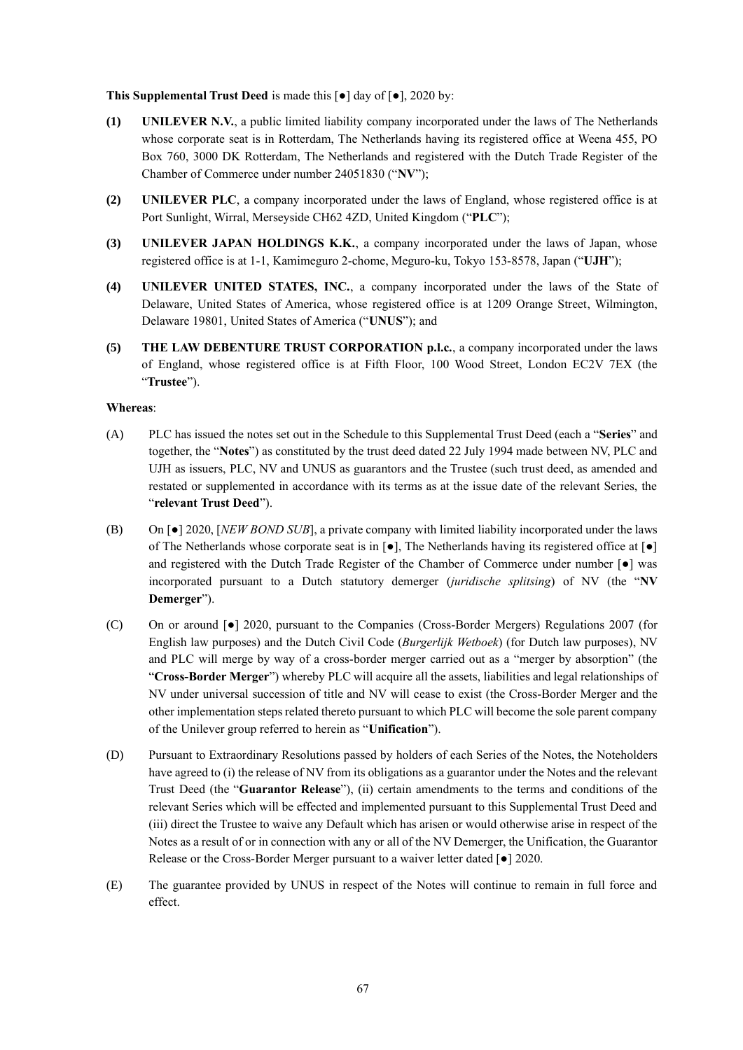**This Supplemental Trust Deed** is made this [●] day of [●], 2020 by:

**(1)** **UNILEVER N.V.**, a public limited liability company incorporated under the laws of The Netherlands whose corporate seat is in Rotterdam, The Netherlands having its registered office at Weena 455, PO Box 760, 3000 DK Rotterdam, The Netherlands and registered with the Dutch Trade Register of the Chamber of Commerce under number 24051830 ("**NV**");

**(2)** **UNILEVER PLC**, a company incorporated under the laws of England, whose registered office is at Port Sunlight, Wirral, Merseyside CH62 4ZD, United Kingdom ("**PLC**");

**(3)** **UNILEVER JAPAN HOLDINGS K.K.**, a company incorporated under the laws of Japan, whose registered office is at 1-1, Kamimeguro 2-chome, Meguro-ku, Tokyo 153-8578, Japan ("**UJH**");

**(4)** **UNILEVER UNITED STATES, INC.**, a company incorporated under the laws of the State of Delaware, United States of America, whose registered office is at 1209 Orange Street, Wilmington, Delaware 19801, United States of America ("**UNUS**"); and

**(5)** **THE LAW DEBENTURE TRUST CORPORATION p.l.c.**, a company incorporated under the laws of England, whose registered office is at Fifth Floor, 100 Wood Street, London EC2V 7EX (the "**Trustee**").

**Whereas**:

(A) PLC has issued the notes set out in the Schedule to this Supplemental Trust Deed (each a "**Series**" and together, the "**Notes**") as constituted by the trust deed dated 22 July 1994 made between NV, PLC and UJH as issuers, PLC, NV and UNUS as guarantors and the Trustee (such trust deed, as amended and restated or supplemented in accordance with its terms as at the issue date of the relevant Series, the "**relevant Trust Deed**").

(B) On [●] 2020, [*NEW BOND SUB*], a private company with limited liability incorporated under the laws of The Netherlands whose corporate seat is in [●], The Netherlands having its registered office at [●] and registered with the Dutch Trade Register of the Chamber of Commerce under number [●] was incorporated pursuant to a Dutch statutory demerger (*juridische splitsing*) of NV (the "**NV Demerger**").

(C) On or around [●] 2020, pursuant to the Companies (Cross-Border Mergers) Regulations 2007 (for English law purposes) and the Dutch Civil Code (*Burgerlijk Wetboek*) (for Dutch law purposes), NV and PLC will merge by way of a cross-border merger carried out as a "merger by absorption" (the "**Cross-Border Merger**") whereby PLC will acquire all the assets, liabilities and legal relationships of NV under universal succession of title and NV will cease to exist (the Cross-Border Merger and the other implementation steps related thereto pursuant to which PLC will become the sole parent company of the Unilever group referred to herein as "**Unification**").

(D) Pursuant to Extraordinary Resolutions passed by holders of each Series of the Notes, the Noteholders have agreed to (i) the release of NV from its obligations as a guarantor under the Notes and the relevant Trust Deed (the "**Guarantor Release**"), (ii) certain amendments to the terms and conditions of the relevant Series which will be effected and implemented pursuant to this Supplemental Trust Deed and (iii) direct the Trustee to waive any Default which has arisen or would otherwise arise in respect of the Notes as a result of or in connection with any or all of the NV Demerger, the Unification, the Guarantor Release or the Cross-Border Merger pursuant to a waiver letter dated [●] 2020.

(E) The guarantee provided by UNUS in respect of the Notes will continue to remain in full force and effect.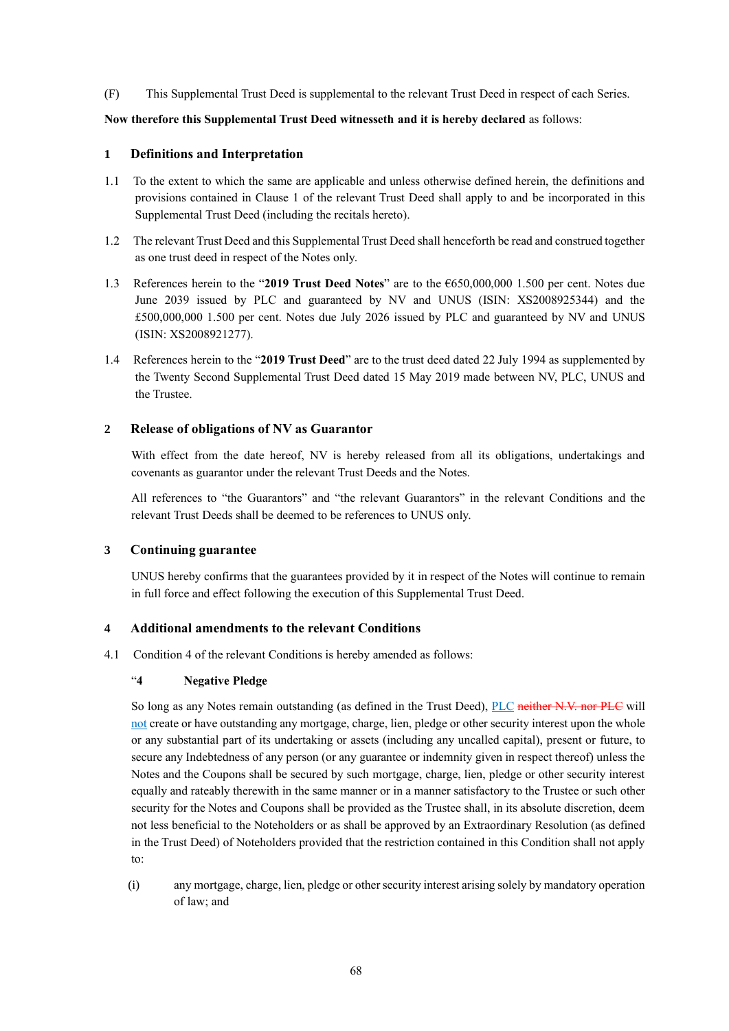(F) This Supplemental Trust Deed is supplemental to the relevant Trust Deed in respect of each Series.

**Now therefore this Supplemental Trust Deed witnesseth and it is hereby declared** as follows:

## 1 Definitions and Interpretation

1.1 To the extent to which the same are applicable and unless otherwise defined herein, the definitions and provisions contained in Clause 1 of the relevant Trust Deed shall apply to and be incorporated in this Supplemental Trust Deed (including the recitals hereto).

1.2 The relevant Trust Deed and this Supplemental Trust Deed shall henceforth be read and construed together as one trust deed in respect of the Notes only.

1.3 References herein to the "**2019 Trust Deed Notes**" are to the €650,000,000 1.500 per cent. Notes due June 2039 issued by PLC and guaranteed by NV and UNUS (ISIN: XS2008925344) and the £500,000,000 1.500 per cent. Notes due July 2026 issued by PLC and guaranteed by NV and UNUS (ISIN: XS2008921277).

1.4 References herein to the "**2019 Trust Deed**" are to the trust deed dated 22 July 1994 as supplemented by the Twenty Second Supplemental Trust Deed dated 15 May 2019 made between NV, PLC, UNUS and the Trustee.

## 2 Release of obligations of NV as Guarantor

With effect from the date hereof, NV is hereby released from all its obligations, undertakings and covenants as guarantor under the relevant Trust Deeds and the Notes.

All references to "the Guarantors" and "the relevant Guarantors" in the relevant Conditions and the relevant Trust Deeds shall be deemed to be references to UNUS only.

## 3 Continuing guarantee

UNUS hereby confirms that the guarantees provided by it in respect of the Notes will continue to remain in full force and effect following the execution of this Supplemental Trust Deed.

## 4 Additional amendments to the relevant Conditions

4.1 Condition 4 of the relevant Conditions is hereby amended as follows:

"**4 Negative Pledge**

So long as any Notes remain outstanding (as defined in the Trust Deed), PLC ~~neither N.V. nor PLC~~ will not create or have outstanding any mortgage, charge, lien, pledge or other security interest upon the whole or any substantial part of its undertaking or assets (including any uncalled capital), present or future, to secure any Indebtedness of any person (or any guarantee or indemnity given in respect thereof) unless the Notes and the Coupons shall be secured by such mortgage, charge, lien, pledge or other security interest equally and rateably therewith in the same manner or in a manner satisfactory to the Trustee or such other security for the Notes and Coupons shall be provided as the Trustee shall, in its absolute discretion, deem not less beneficial to the Noteholders or as shall be approved by an Extraordinary Resolution (as defined in the Trust Deed) of Noteholders provided that the restriction contained in this Condition shall not apply to:

(i) any mortgage, charge, lien, pledge or other security interest arising solely by mandatory operation of law; and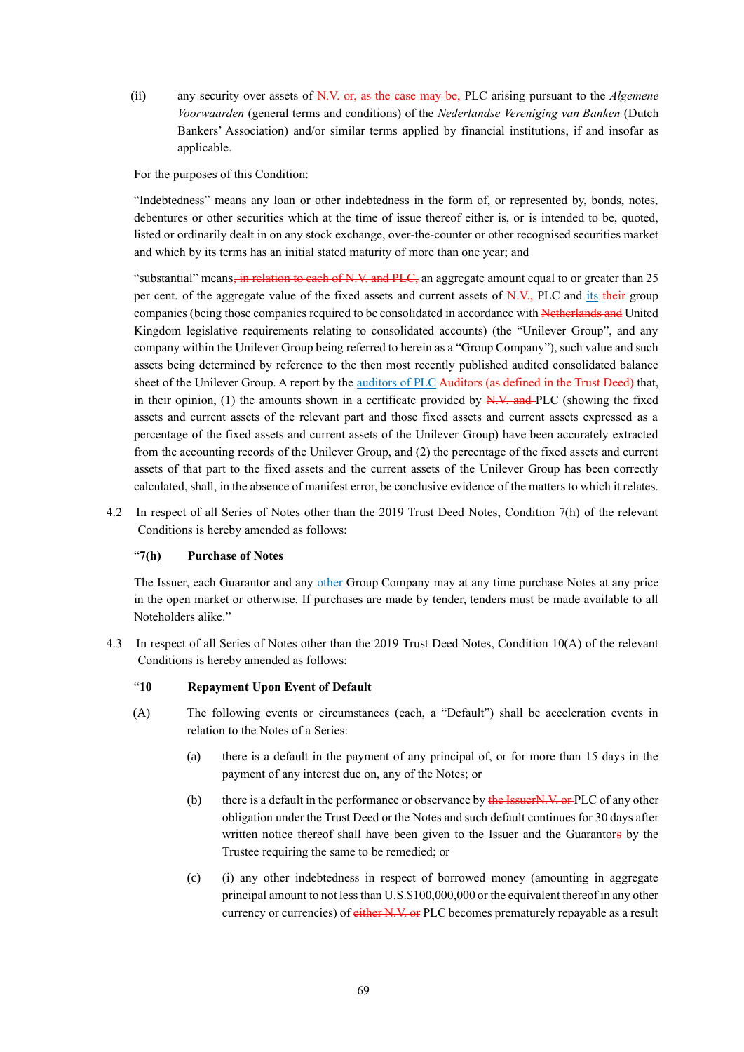(ii) any security over assets of ~~N.V. or, as the case may be,~~ PLC arising pursuant to the *Algemene Voorwaarden* (general terms and conditions) of the *Nederlandse Vereniging van Banken* (Dutch Bankers' Association) and/or similar terms applied by financial institutions, if and insofar as applicable.

For the purposes of this Condition:

"Indebtedness" means any loan or other indebtedness in the form of, or represented by, bonds, notes, debentures or other securities which at the time of issue thereof either is, or is intended to be, quoted, listed or ordinarily dealt in on any stock exchange, over-the-counter or other recognised securities market and which by its terms has an initial stated maturity of more than one year; and

"substantial" means~~, in relation to each of N.V. and PLC,~~ an aggregate amount equal to or greater than 25 per cent. of the aggregate value of the fixed assets and current assets of ~~N.V.,~~ PLC and its ~~their~~ group companies (being those companies required to be consolidated in accordance with ~~Netherlands and~~ United Kingdom legislative requirements relating to consolidated accounts) (the "Unilever Group", and any company within the Unilever Group being referred to herein as a "Group Company"), such value and such assets being determined by reference to the then most recently published audited consolidated balance sheet of the Unilever Group. A report by the auditors of PLC ~~Auditors (as defined in the Trust Deed)~~ that, in their opinion, (1) the amounts shown in a certificate provided by ~~N.V. and~~ PLC (showing the fixed assets and current assets of the relevant part and those fixed assets and current assets expressed as a percentage of the fixed assets and current assets of the Unilever Group) have been accurately extracted from the accounting records of the Unilever Group, and (2) the percentage of the fixed assets and current assets of that part to the fixed assets and the current assets of the Unilever Group has been correctly calculated, shall, in the absence of manifest error, be conclusive evidence of the matters to which it relates.

4.2 In respect of all Series of Notes other than the 2019 Trust Deed Notes, Condition 7(h) of the relevant Conditions is hereby amended as follows:

"**7(h) Purchase of Notes**

The Issuer, each Guarantor and any other Group Company may at any time purchase Notes at any price in the open market or otherwise. If purchases are made by tender, tenders must be made available to all Noteholders alike."

4.3 In respect of all Series of Notes other than the 2019 Trust Deed Notes, Condition 10(A) of the relevant Conditions is hereby amended as follows:

"**10 Repayment Upon Event of Default**

(A) The following events or circumstances (each, a "Default") shall be acceleration events in relation to the Notes of a Series:

(a) there is a default in the payment of any principal of, or for more than 15 days in the payment of any interest due on, any of the Notes; or

(b) there is a default in the performance or observance by ~~the Issuer~~~~N.V. or~~ PLC of any other obligation under the Trust Deed or the Notes and such default continues for 30 days after written notice thereof shall have been given to the Issuer and the Guarantor~~s~~ by the Trustee requiring the same to be remedied; or

(c) (i) any other indebtedness in respect of borrowed money (amounting in aggregate principal amount to not less than U.S.$100,000,000 or the equivalent thereof in any other currency or currencies) of ~~either N.V. or~~ PLC becomes prematurely repayable as a result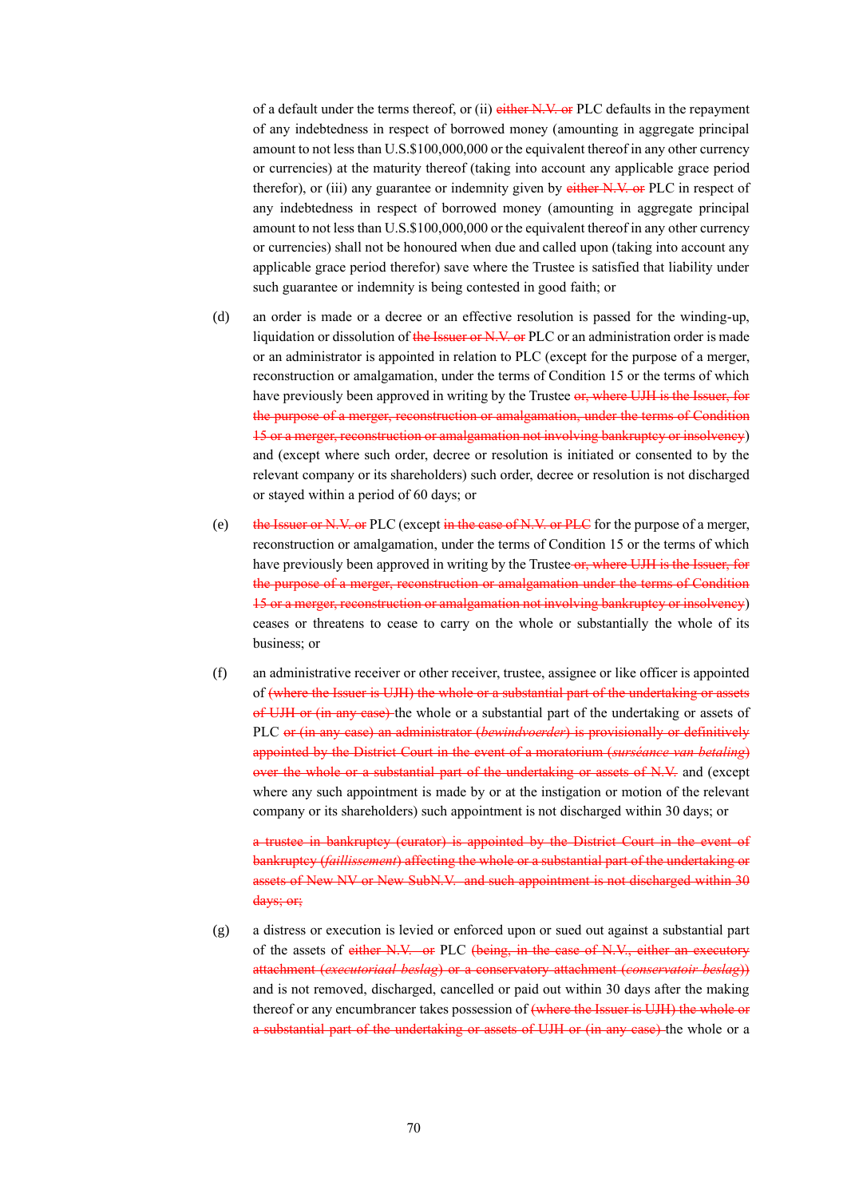of a default under the terms thereof, or (ii) ~~either N.V. or~~ PLC defaults in the repayment of any indebtedness in respect of borrowed money (amounting in aggregate principal amount to not less than U.S.$100,000,000 or the equivalent thereof in any other currency or currencies) at the maturity thereof (taking into account any applicable grace period therefor), or (iii) any guarantee or indemnity given by ~~either N.V. or~~ PLC in respect of any indebtedness in respect of borrowed money (amounting in aggregate principal amount to not less than U.S.$100,000,000 or the equivalent thereof in any other currency or currencies) shall not be honoured when due and called upon (taking into account any applicable grace period therefor) save where the Trustee is satisfied that liability under such guarantee or indemnity is being contested in good faith; or

(d) an order is made or a decree or an effective resolution is passed for the winding-up, liquidation or dissolution of ~~the Issuer or N.V. or~~ PLC or an administration order is made or an administrator is appointed in relation to PLC (except for the purpose of a merger, reconstruction or amalgamation, under the terms of Condition 15 or the terms of which have previously been approved in writing by the Trustee ~~or, where UJH is the Issuer, for the purpose of a merger, reconstruction or amalgamation, under the terms of Condition 15 or a merger, reconstruction or amalgamation not involving bankruptcy or insolvency~~) and (except where such order, decree or resolution is initiated or consented to by the relevant company or its shareholders) such order, decree or resolution is not discharged or stayed within a period of 60 days; or

(e) ~~the Issuer or N.V. or~~ PLC (except ~~in the case of N.V. or PLC~~ for the purpose of a merger, reconstruction or amalgamation, under the terms of Condition 15 or the terms of which have previously been approved in writing by the Trustee ~~or, where UJH is the Issuer, for the purpose of a merger, reconstruction or amalgamation under the terms of Condition 15 or a merger, reconstruction or amalgamation not involving bankruptcy or insolvency~~) ceases or threatens to cease to carry on the whole or substantially the whole of its business; or

(f) an administrative receiver or other receiver, trustee, assignee or like officer is appointed of ~~(where the Issuer is UJH) the whole or a substantial part of the undertaking or assets of UJH or (in any case)~~ the whole or a substantial part of the undertaking or assets of PLC ~~or (in any case) an administrator (*bewindvoerder*) is provisionally or definitively appointed by the District Court in the event of a moratorium (*surséance van betaling*) over the whole or a substantial part of the undertaking or assets of N.V.~~ and (except where any such appointment is made by or at the instigation or motion of the relevant company or its shareholders) such appointment is not discharged within 30 days; or

~~a trustee in bankruptcy (curator) is appointed by the District Court in the event of bankruptcy (*faillissement*) affecting the whole or a substantial part of the undertaking or assets of New NV or New SubN.V. and such appointment is not discharged within 30 days; or;~~

(g) a distress or execution is levied or enforced upon or sued out against a substantial part of the assets of ~~either N.V. or~~ PLC ~~(being, in the case of N.V., either an executory attachment (*executoriaal beslag*) or a conservatory attachment (*conservatoir beslag*))~~ and is not removed, discharged, cancelled or paid out within 30 days after the making thereof or any encumbrancer takes possession of ~~(where the Issuer is UJH) the whole or a substantial part of the undertaking or assets of UJH or (in any case)~~ the whole or a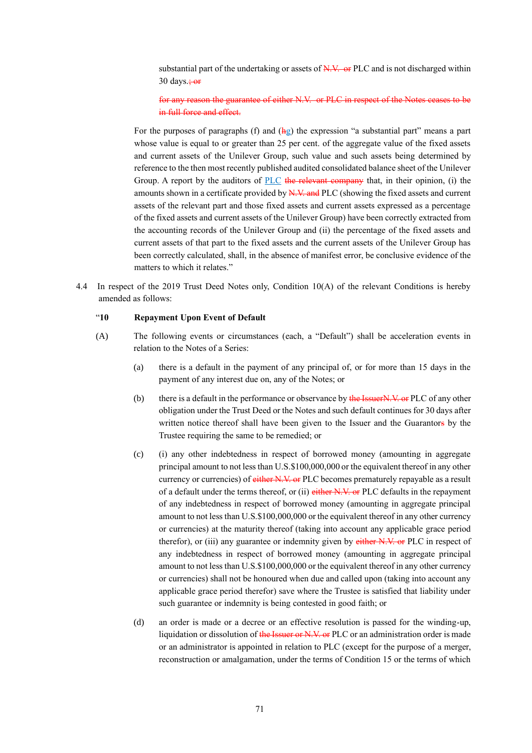substantial part of the undertaking or assets of ~~N.V. or~~ PLC and is not discharged within 30 days.~~; or~~

~~for any reason the guarantee of either N.V. or PLC in respect of the Notes ceases to be in full force and effect.~~

For the purposes of paragraphs (f) and (~~h~~g) the expression "a substantial part" means a part whose value is equal to or greater than 25 per cent. of the aggregate value of the fixed assets and current assets of the Unilever Group, such value and such assets being determined by reference to the then most recently published audited consolidated balance sheet of the Unilever Group. A report by the auditors of PLC ~~the relevant company~~ that, in their opinion, (i) the amounts shown in a certificate provided by ~~N.V. and~~ PLC (showing the fixed assets and current assets of the relevant part and those fixed assets and current assets expressed as a percentage of the fixed assets and current assets of the Unilever Group) have been correctly extracted from the accounting records of the Unilever Group and (ii) the percentage of the fixed assets and current assets of that part to the fixed assets and the current assets of the Unilever Group has been correctly calculated, shall, in the absence of manifest error, be conclusive evidence of the matters to which it relates."

4.4 In respect of the 2019 Trust Deed Notes only, Condition 10(A) of the relevant Conditions is hereby amended as follows:

"**10 Repayment Upon Event of Default**

(A) The following events or circumstances (each, a "Default") shall be acceleration events in relation to the Notes of a Series:

(a) there is a default in the payment of any principal of, or for more than 15 days in the payment of any interest due on, any of the Notes; or

(b) there is a default in the performance or observance by ~~the IssuerN.V. or~~ PLC of any other obligation under the Trust Deed or the Notes and such default continues for 30 days after written notice thereof shall have been given to the Issuer and the Guarantor~~s~~ by the Trustee requiring the same to be remedied; or

(c) (i) any other indebtedness in respect of borrowed money (amounting in aggregate principal amount to not less than U.S.$100,000,000 or the equivalent thereof in any other currency or currencies) of ~~either N.V. or~~ PLC becomes prematurely repayable as a result of a default under the terms thereof, or (ii) ~~either N.V. or~~ PLC defaults in the repayment of any indebtedness in respect of borrowed money (amounting in aggregate principal amount to not less than U.S.$100,000,000 or the equivalent thereof in any other currency or currencies) at the maturity thereof (taking into account any applicable grace period therefor), or (iii) any guarantee or indemnity given by ~~either N.V. or~~ PLC in respect of any indebtedness in respect of borrowed money (amounting in aggregate principal amount to not less than U.S.$100,000,000 or the equivalent thereof in any other currency or currencies) shall not be honoured when due and called upon (taking into account any applicable grace period therefor) save where the Trustee is satisfied that liability under such guarantee or indemnity is being contested in good faith; or

(d) an order is made or a decree or an effective resolution is passed for the winding-up, liquidation or dissolution of ~~the Issuer or N.V. or~~ PLC or an administration order is made or an administrator is appointed in relation to PLC (except for the purpose of a merger, reconstruction or amalgamation, under the terms of Condition 15 or the terms of which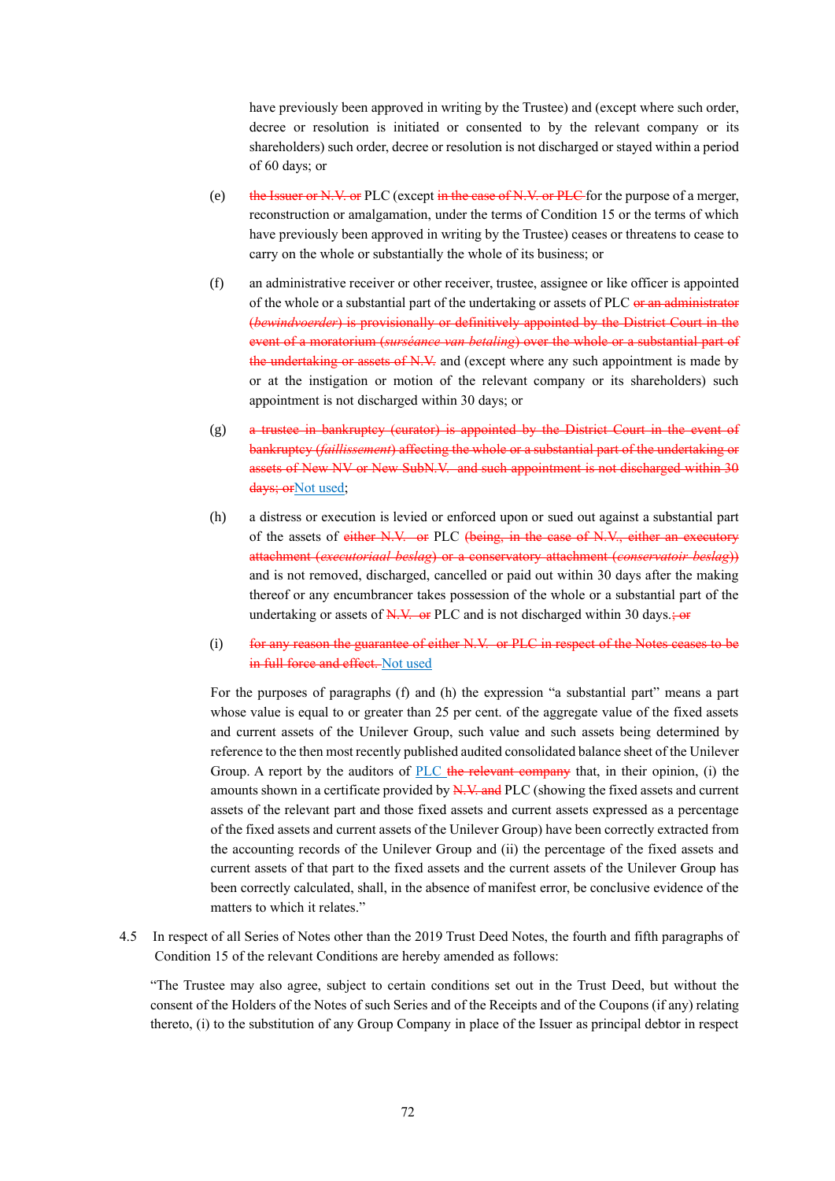have previously been approved in writing by the Trustee) and (except where such order, decree or resolution is initiated or consented to by the relevant company or its shareholders) such order, decree or resolution is not discharged or stayed within a period of 60 days; or

(e) ~~the Issuer or N.V. or~~ PLC (except ~~in the case of N.V. or PLC~~ for the purpose of a merger, reconstruction or amalgamation, under the terms of Condition 15 or the terms of which have previously been approved in writing by the Trustee) ceases or threatens to cease to carry on the whole or substantially the whole of its business; or

(f) an administrative receiver or other receiver, trustee, assignee or like officer is appointed of the whole or a substantial part of the undertaking or assets of PLC ~~or an administrator (*bewindvoerder*) is provisionally or definitively appointed by the District Court in the event of a moratorium (*surséance van betaling*) over the whole or a substantial part of the undertaking or assets of N.V.~~ and (except where any such appointment is made by or at the instigation or motion of the relevant company or its shareholders) such appointment is not discharged within 30 days; or

(g) ~~a trustee in bankruptcy (curator) is appointed by the District Court in the event of bankruptcy (*faillissement*) affecting the whole or a substantial part of the undertaking or assets of New NV or New SubN.V. and such appointment is not discharged within 30 days; or~~Not used;

(h) a distress or execution is levied or enforced upon or sued out against a substantial part of the assets of ~~either N.V. or~~ PLC ~~(being, in the case of N.V., either an executory attachment (*executoriaal beslag*) or a conservatory attachment (*conservatoir beslag*))~~ and is not removed, discharged, cancelled or paid out within 30 days after the making thereof or any encumbrancer takes possession of the whole or a substantial part of the undertaking or assets of ~~N.V. or~~ PLC and is not discharged within 30 days.~~; or~~

(i) ~~for any reason the guarantee of either N.V. or PLC in respect of the Notes ceases to be in full force and effect.~~ Not used

For the purposes of paragraphs (f) and (h) the expression "a substantial part" means a part whose value is equal to or greater than 25 per cent. of the aggregate value of the fixed assets and current assets of the Unilever Group, such value and such assets being determined by reference to the then most recently published audited consolidated balance sheet of the Unilever Group. A report by the auditors of PLC ~~the relevant company~~ that, in their opinion, (i) the amounts shown in a certificate provided by ~~N.V. and~~ PLC (showing the fixed assets and current assets of the relevant part and those fixed assets and current assets expressed as a percentage of the fixed assets and current assets of the Unilever Group) have been correctly extracted from the accounting records of the Unilever Group and (ii) the percentage of the fixed assets and current assets of that part to the fixed assets and the current assets of the Unilever Group has been correctly calculated, shall, in the absence of manifest error, be conclusive evidence of the matters to which it relates."

4.5 In respect of all Series of Notes other than the 2019 Trust Deed Notes, the fourth and fifth paragraphs of Condition 15 of the relevant Conditions are hereby amended as follows:

"The Trustee may also agree, subject to certain conditions set out in the Trust Deed, but without the consent of the Holders of the Notes of such Series and of the Receipts and of the Coupons (if any) relating thereto, (i) to the substitution of any Group Company in place of the Issuer as principal debtor in respect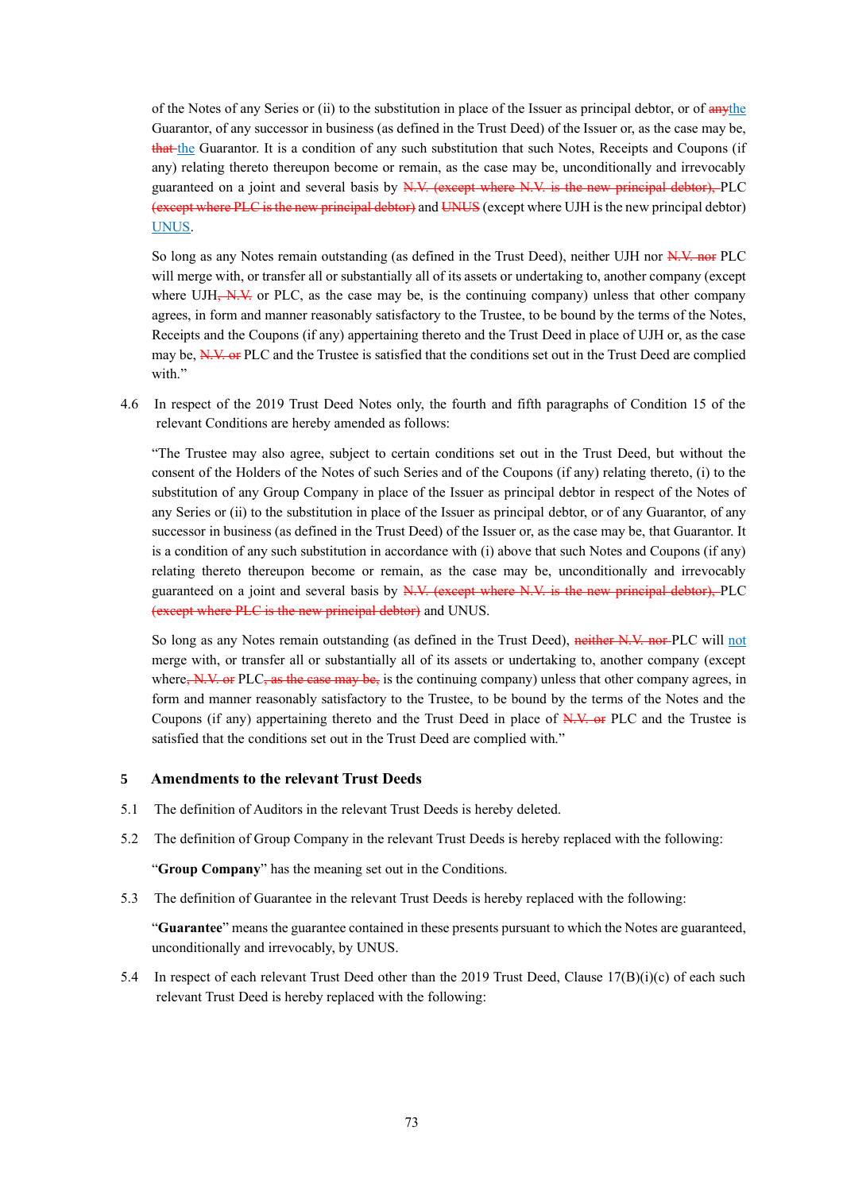of the Notes of any Series or (ii) to the substitution in place of the Issuer as principal debtor, or of ~~any~~the Guarantor, of any successor in business (as defined in the Trust Deed) of the Issuer or, as the case may be, ~~that~~ the Guarantor. It is a condition of any such substitution that such Notes, Receipts and Coupons (if any) relating thereto thereupon become or remain, as the case may be, unconditionally and irrevocably guaranteed on a joint and several basis by ~~N.V. (except where N.V. is the new principal debtor),~~ PLC ~~(except where PLC is the new principal debtor)~~ and ~~UNUS~~ (except where UJH is the new principal debtor) UNUS.

So long as any Notes remain outstanding (as defined in the Trust Deed), neither UJH nor ~~N.V. nor~~ PLC will merge with, or transfer all or substantially all of its assets or undertaking to, another company (except where UJH~~, N.V.~~ or PLC, as the case may be, is the continuing company) unless that other company agrees, in form and manner reasonably satisfactory to the Trustee, to be bound by the terms of the Notes, Receipts and the Coupons (if any) appertaining thereto and the Trust Deed in place of UJH or, as the case may be, ~~N.V. or~~ PLC and the Trustee is satisfied that the conditions set out in the Trust Deed are complied with."

4.6 In respect of the 2019 Trust Deed Notes only, the fourth and fifth paragraphs of Condition 15 of the relevant Conditions are hereby amended as follows:

"The Trustee may also agree, subject to certain conditions set out in the Trust Deed, but without the consent of the Holders of the Notes of such Series and of the Coupons (if any) relating thereto, (i) to the substitution of any Group Company in place of the Issuer as principal debtor in respect of the Notes of any Series or (ii) to the substitution in place of the Issuer as principal debtor, or of any Guarantor, of any successor in business (as defined in the Trust Deed) of the Issuer or, as the case may be, that Guarantor. It is a condition of any such substitution in accordance with (i) above that such Notes and Coupons (if any) relating thereto thereupon become or remain, as the case may be, unconditionally and irrevocably guaranteed on a joint and several basis by ~~N.V. (except where N.V. is the new principal debtor),~~ PLC ~~(except where PLC is the new principal debtor)~~ and UNUS.

So long as any Notes remain outstanding (as defined in the Trust Deed), ~~neither N.V. nor~~ PLC will not merge with, or transfer all or substantially all of its assets or undertaking to, another company (except where~~, N.V. or~~ PLC~~, as the case may be,~~ is the continuing company) unless that other company agrees, in form and manner reasonably satisfactory to the Trustee, to be bound by the terms of the Notes and the Coupons (if any) appertaining thereto and the Trust Deed in place of ~~N.V. or~~ PLC and the Trustee is satisfied that the conditions set out in the Trust Deed are complied with."

## 5 Amendments to the relevant Trust Deeds

5.1 The definition of Auditors in the relevant Trust Deeds is hereby deleted.

5.2 The definition of Group Company in the relevant Trust Deeds is hereby replaced with the following:

"**Group Company**" has the meaning set out in the Conditions.

5.3 The definition of Guarantee in the relevant Trust Deeds is hereby replaced with the following:

"**Guarantee**" means the guarantee contained in these presents pursuant to which the Notes are guaranteed, unconditionally and irrevocably, by UNUS.

5.4 In respect of each relevant Trust Deed other than the 2019 Trust Deed, Clause 17(B)(i)(c) of each such relevant Trust Deed is hereby replaced with the following: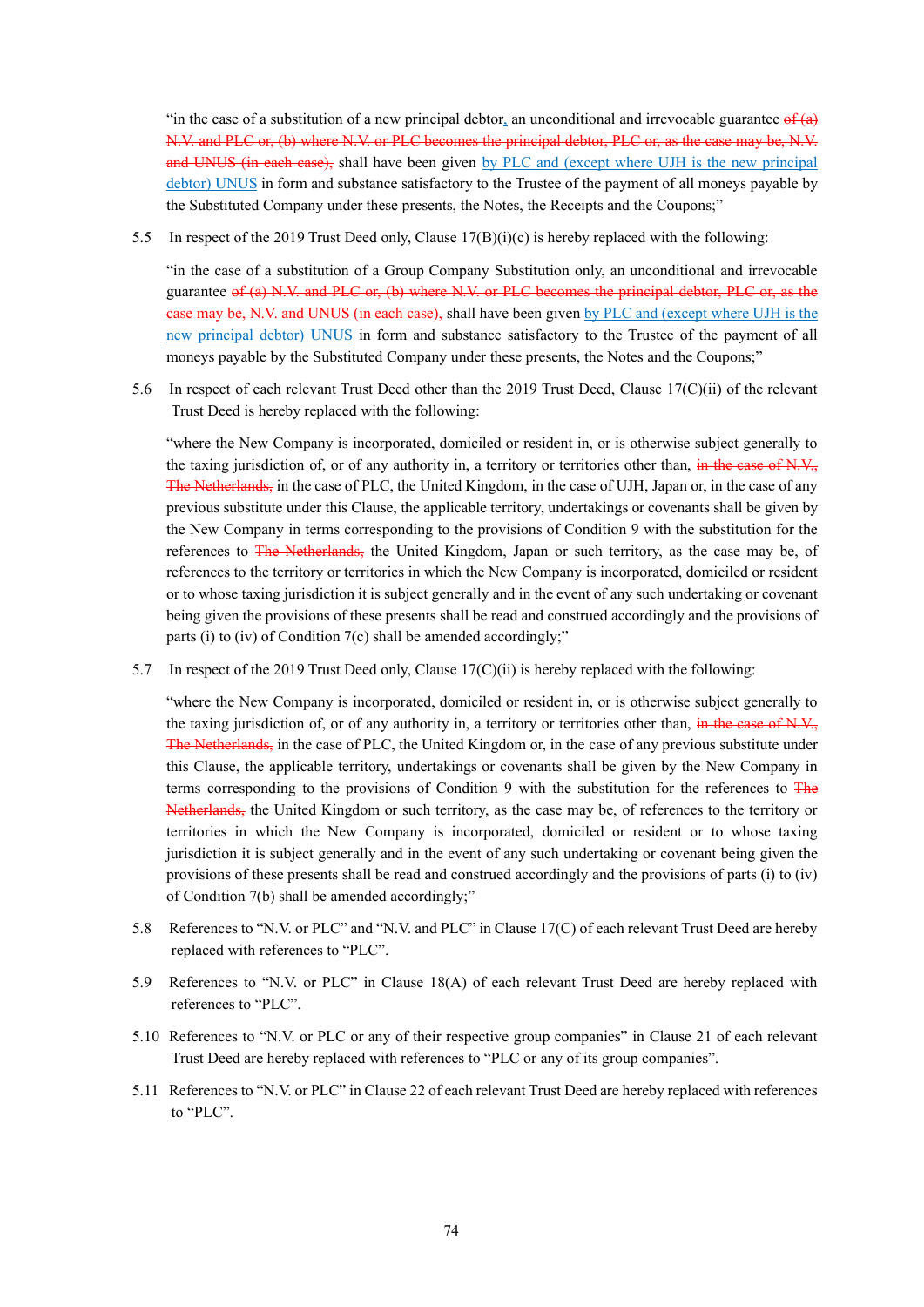"in the case of a substitution of a new principal debtor<u>,</u> an unconditional and irrevocable guarantee ~~of (a) N.V. and PLC or, (b) where N.V. or PLC becomes the principal debtor, PLC or, as the case may be, N.V. and UNUS (in each case),~~ shall have been given <u>by PLC and (except where UJH is the new principal debtor) UNUS</u> in form and substance satisfactory to the Trustee of the payment of all moneys payable by the Substituted Company under these presents, the Notes, the Receipts and the Coupons;"

5.5 In respect of the 2019 Trust Deed only, Clause 17(B)(i)(c) is hereby replaced with the following:

"in the case of a substitution of a Group Company Substitution only, an unconditional and irrevocable guarantee ~~of (a) N.V. and PLC or, (b) where N.V. or PLC becomes the principal debtor, PLC or, as the case may be, N.V. and UNUS (in each case),~~ shall have been given <u>by PLC and (except where UJH is the new principal debtor) UNUS</u> in form and substance satisfactory to the Trustee of the payment of all moneys payable by the Substituted Company under these presents, the Notes and the Coupons;"

5.6 In respect of each relevant Trust Deed other than the 2019 Trust Deed, Clause 17(C)(ii) of the relevant Trust Deed is hereby replaced with the following:

"where the New Company is incorporated, domiciled or resident in, or is otherwise subject generally to the taxing jurisdiction of, or of any authority in, a territory or territories other than, ~~in the case of N.V., The Netherlands,~~ in the case of PLC, the United Kingdom, in the case of UJH, Japan or, in the case of any previous substitute under this Clause, the applicable territory, undertakings or covenants shall be given by the New Company in terms corresponding to the provisions of Condition 9 with the substitution for the references to ~~The Netherlands,~~ the United Kingdom, Japan or such territory, as the case may be, of references to the territory or territories in which the New Company is incorporated, domiciled or resident or to whose taxing jurisdiction it is subject generally and in the event of any such undertaking or covenant being given the provisions of these presents shall be read and construed accordingly and the provisions of parts (i) to (iv) of Condition 7(c) shall be amended accordingly;"

5.7 In respect of the 2019 Trust Deed only, Clause 17(C)(ii) is hereby replaced with the following:

"where the New Company is incorporated, domiciled or resident in, or is otherwise subject generally to the taxing jurisdiction of, or of any authority in, a territory or territories other than, ~~in the case of N.V., The Netherlands,~~ in the case of PLC, the United Kingdom or, in the case of any previous substitute under this Clause, the applicable territory, undertakings or covenants shall be given by the New Company in terms corresponding to the provisions of Condition 9 with the substitution for the references to ~~The Netherlands,~~ the United Kingdom or such territory, as the case may be, of references to the territory or territories in which the New Company is incorporated, domiciled or resident or to whose taxing jurisdiction it is subject generally and in the event of any such undertaking or covenant being given the provisions of these presents shall be read and construed accordingly and the provisions of parts (i) to (iv) of Condition 7(b) shall be amended accordingly;"

5.8 References to "N.V. or PLC" and "N.V. and PLC" in Clause 17(C) of each relevant Trust Deed are hereby replaced with references to "PLC".

5.9 References to "N.V. or PLC" in Clause 18(A) of each relevant Trust Deed are hereby replaced with references to "PLC".

5.10 References to "N.V. or PLC or any of their respective group companies" in Clause 21 of each relevant Trust Deed are hereby replaced with references to "PLC or any of its group companies".

5.11 References to "N.V. or PLC" in Clause 22 of each relevant Trust Deed are hereby replaced with references to "PLC".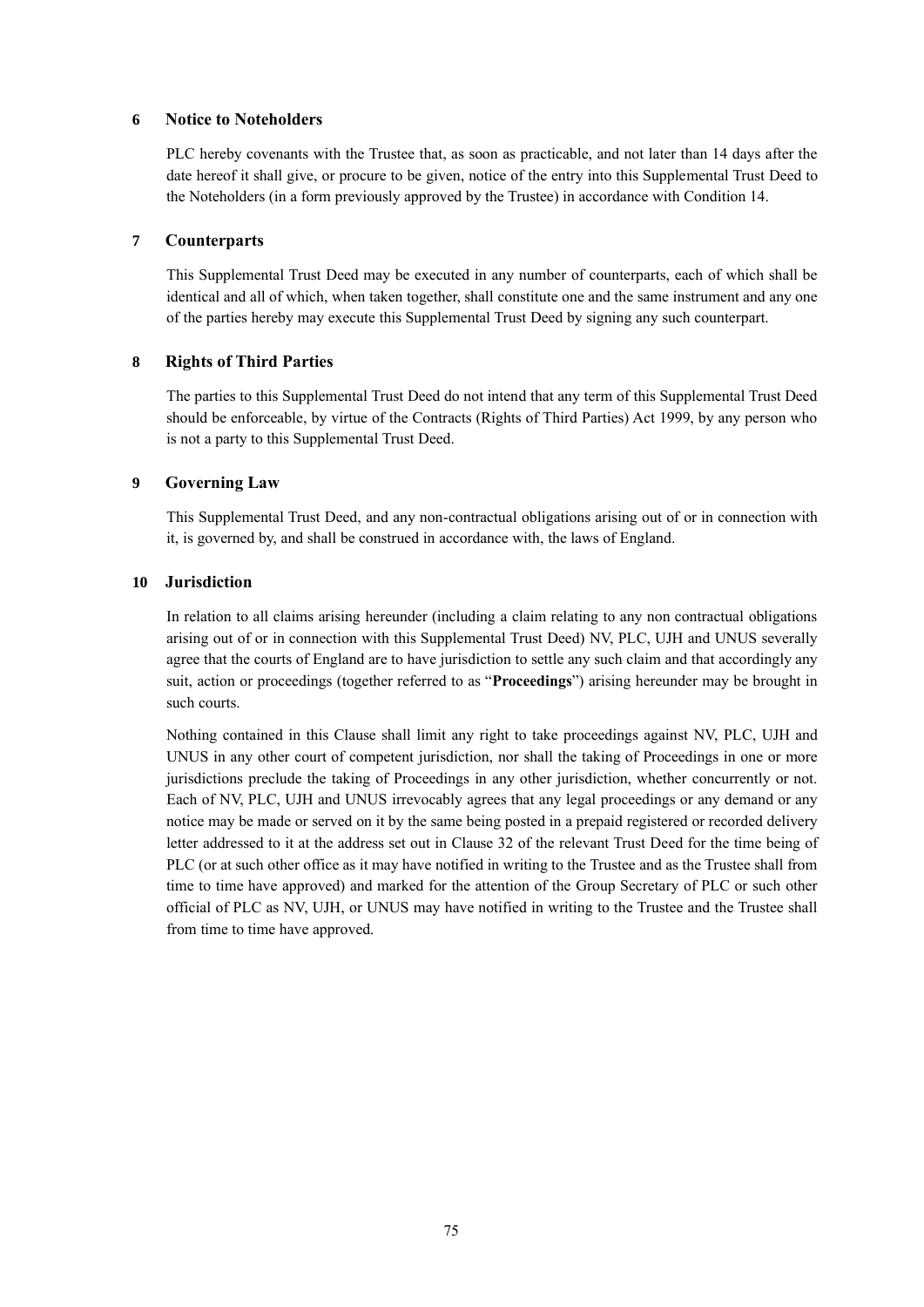## 6 Notice to Noteholders

PLC hereby covenants with the Trustee that, as soon as practicable, and not later than 14 days after the date hereof it shall give, or procure to be given, notice of the entry into this Supplemental Trust Deed to the Noteholders (in a form previously approved by the Trustee) in accordance with Condition 14.

## 7 Counterparts

This Supplemental Trust Deed may be executed in any number of counterparts, each of which shall be identical and all of which, when taken together, shall constitute one and the same instrument and any one of the parties hereby may execute this Supplemental Trust Deed by signing any such counterpart.

## 8 Rights of Third Parties

The parties to this Supplemental Trust Deed do not intend that any term of this Supplemental Trust Deed should be enforceable, by virtue of the Contracts (Rights of Third Parties) Act 1999, by any person who is not a party to this Supplemental Trust Deed.

## 9 Governing Law

This Supplemental Trust Deed, and any non-contractual obligations arising out of or in connection with it, is governed by, and shall be construed in accordance with, the laws of England.

## 10 Jurisdiction

In relation to all claims arising hereunder (including a claim relating to any non contractual obligations arising out of or in connection with this Supplemental Trust Deed) NV, PLC, UJH and UNUS severally agree that the courts of England are to have jurisdiction to settle any such claim and that accordingly any suit, action or proceedings (together referred to as "**Proceedings**") arising hereunder may be brought in such courts.

Nothing contained in this Clause shall limit any right to take proceedings against NV, PLC, UJH and UNUS in any other court of competent jurisdiction, nor shall the taking of Proceedings in one or more jurisdictions preclude the taking of Proceedings in any other jurisdiction, whether concurrently or not. Each of NV, PLC, UJH and UNUS irrevocably agrees that any legal proceedings or any demand or any notice may be made or served on it by the same being posted in a prepaid registered or recorded delivery letter addressed to it at the address set out in Clause 32 of the relevant Trust Deed for the time being of PLC (or at such other office as it may have notified in writing to the Trustee and as the Trustee shall from time to time have approved) and marked for the attention of the Group Secretary of PLC or such other official of PLC as NV, UJH, or UNUS may have notified in writing to the Trustee and the Trustee shall from time to time have approved.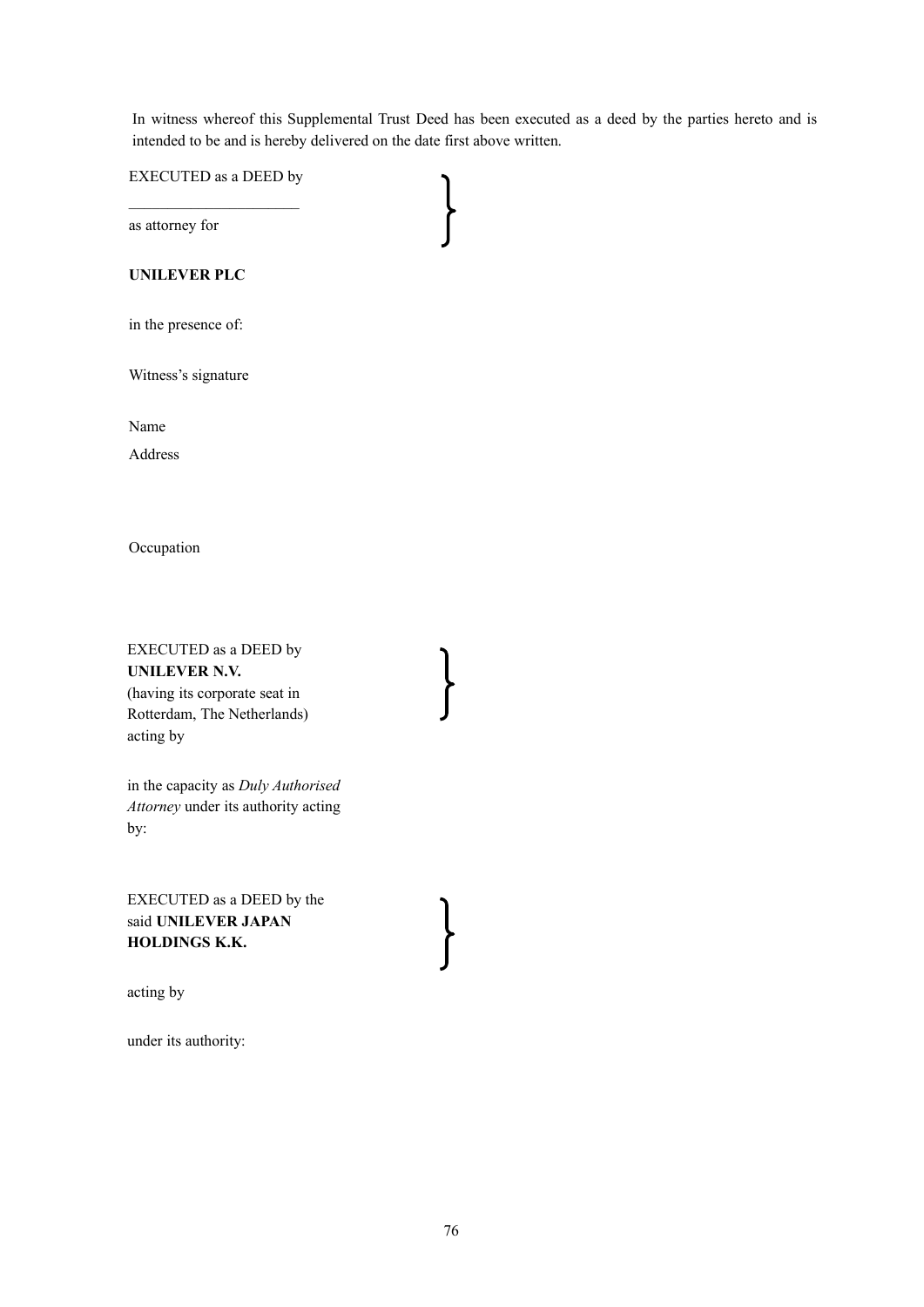In witness whereof this Supplemental Trust Deed has been executed as a deed by the parties hereto and is intended to be and is hereby delivered on the date first above written.

EXECUTED as a DEED by

______________________

as attorney for

**UNILEVER PLC**

in the presence of:

Witness's signature

Name

Address

Occupation

EXECUTED as a DEED by
**UNILEVER N.V.**
(having its corporate seat in Rotterdam, The Netherlands)
acting by

in the capacity as *Duly Authorised Attorney* under its authority acting by:

EXECUTED as a DEED by the said **UNILEVER JAPAN HOLDINGS K.K.**

acting by

under its authority: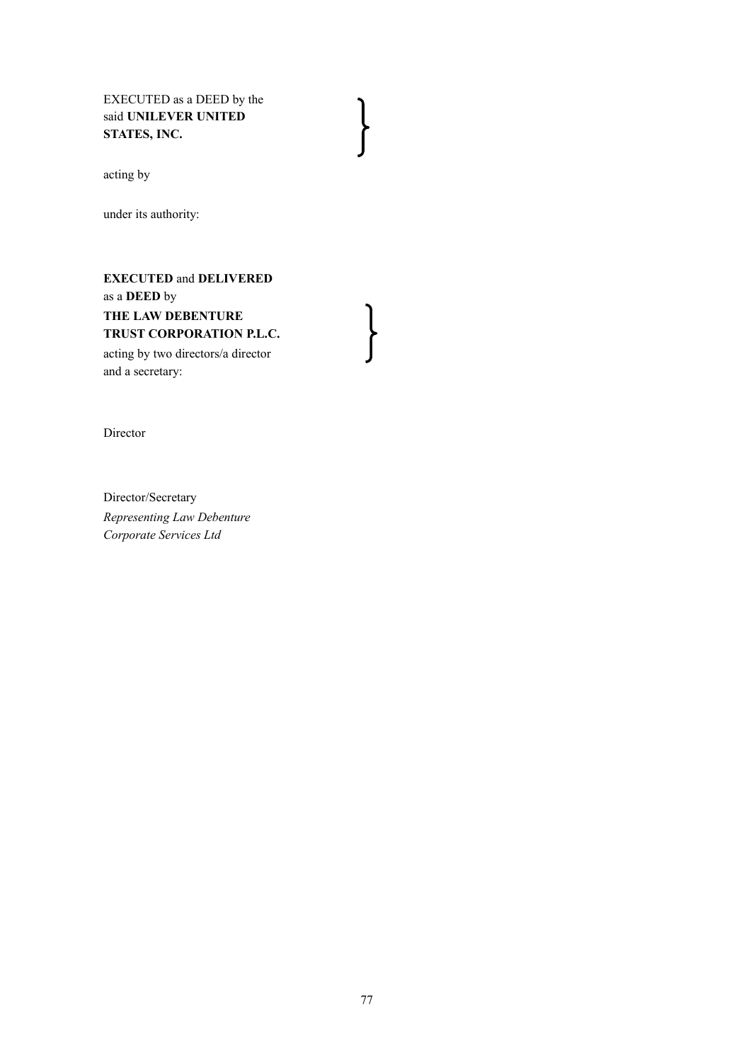EXECUTED as a DEED by the said **UNILEVER UNITED STATES, INC.** }

acting by

under its authority:

**EXECUTED** and **DELIVERED** as a **DEED** by **THE LAW DEBENTURE TRUST CORPORATION P.L.C.** acting by two directors/a director and a secretary: }

Director

Director/Secretary
*Representing Law Debenture Corporate Services Ltd*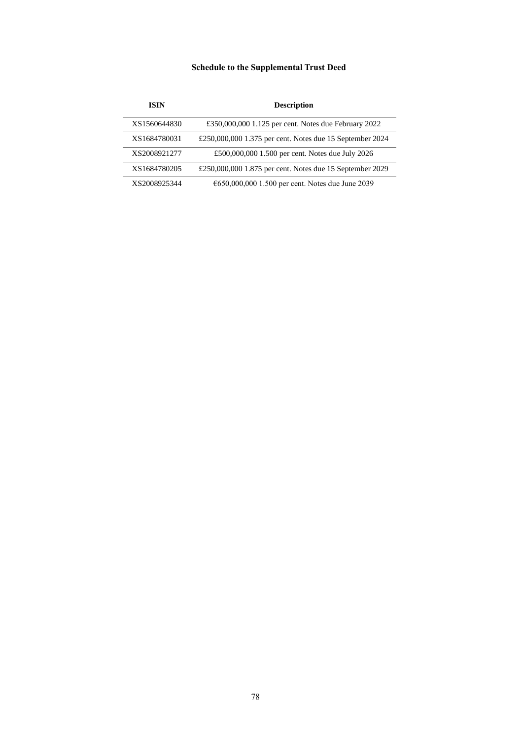## Schedule to the Supplemental Trust Deed

| ISIN | Description |
|---|---|
| XS1560644830 | £350,000,000 1.125 per cent. Notes due February 2022 |
| XS1684780031 | £250,000,000 1.375 per cent. Notes due 15 September 2024 |
| XS2008921277 | £500,000,000 1.500 per cent. Notes due July 2026 |
| XS1684780205 | £250,000,000 1.875 per cent. Notes due 15 September 2029 |
| XS2008925344 | €650,000,000 1.500 per cent. Notes due June 2039 |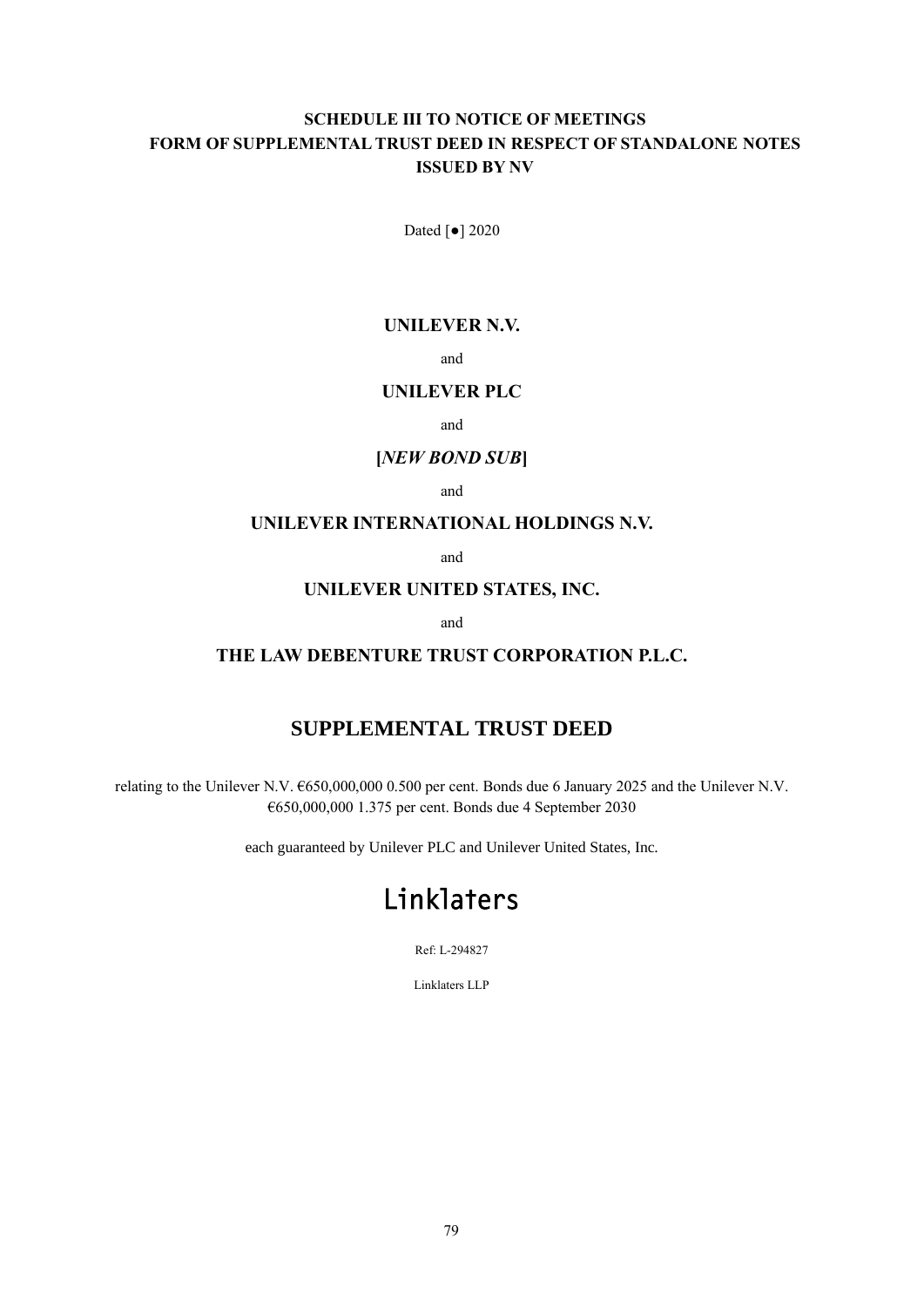**SCHEDULE III TO NOTICE OF MEETINGS**
**FORM OF SUPPLEMENTAL TRUST DEED IN RESPECT OF STANDALONE NOTES ISSUED BY NV**

Dated [●] 2020

**UNILEVER N.V.**

and

**UNILEVER PLC**

and

**[*NEW BOND SUB*]**

and

**UNILEVER INTERNATIONAL HOLDINGS N.V.**

and

**UNILEVER UNITED STATES, INC.**

and

**THE LAW DEBENTURE TRUST CORPORATION P.L.C.**

# SUPPLEMENTAL TRUST DEED

relating to the Unilever N.V. €650,000,000 0.500 per cent. Bonds due 6 January 2025 and the Unilever N.V. €650,000,000 1.375 per cent. Bonds due 4 September 2030

each guaranteed by Unilever PLC and Unilever United States, Inc.

Linklaters

Ref: L-294827

Linklaters LLP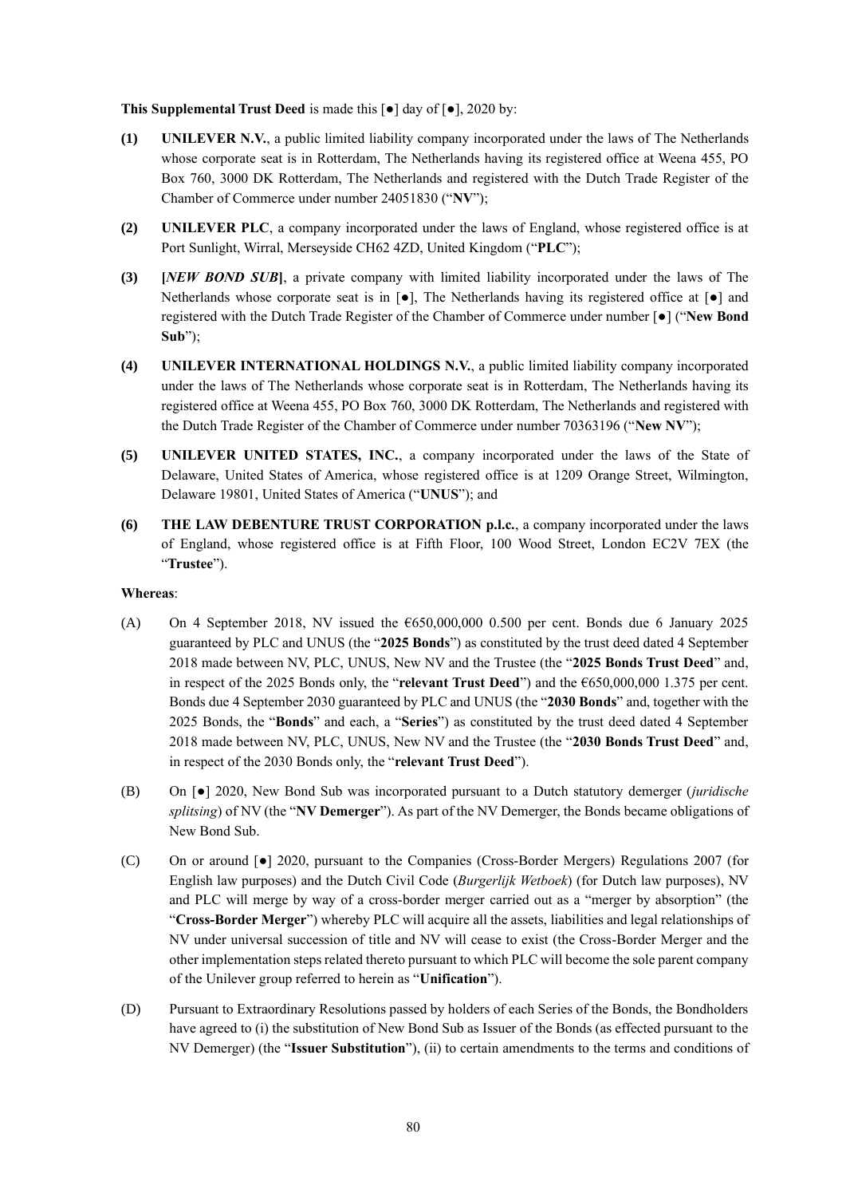**This Supplemental Trust Deed** is made this [●] day of [●], 2020 by:

**(1)** **UNILEVER N.V.**, a public limited liability company incorporated under the laws of The Netherlands whose corporate seat is in Rotterdam, The Netherlands having its registered office at Weena 455, PO Box 760, 3000 DK Rotterdam, The Netherlands and registered with the Dutch Trade Register of the Chamber of Commerce under number 24051830 ("**NV**");

**(2)** **UNILEVER PLC**, a company incorporated under the laws of England, whose registered office is at Port Sunlight, Wirral, Merseyside CH62 4ZD, United Kingdom ("**PLC**");

**(3)** **[*NEW BOND SUB*]**, a private company with limited liability incorporated under the laws of The Netherlands whose corporate seat is in [●], The Netherlands having its registered office at [●] and registered with the Dutch Trade Register of the Chamber of Commerce under number [●] ("**New Bond Sub**");

**(4)** **UNILEVER INTERNATIONAL HOLDINGS N.V.**, a public limited liability company incorporated under the laws of The Netherlands whose corporate seat is in Rotterdam, The Netherlands having its registered office at Weena 455, PO Box 760, 3000 DK Rotterdam, The Netherlands and registered with the Dutch Trade Register of the Chamber of Commerce under number 70363196 ("**New NV**");

**(5)** **UNILEVER UNITED STATES, INC.**, a company incorporated under the laws of the State of Delaware, United States of America, whose registered office is at 1209 Orange Street, Wilmington, Delaware 19801, United States of America ("**UNUS**"); and

**(6)** **THE LAW DEBENTURE TRUST CORPORATION p.l.c.**, a company incorporated under the laws of England, whose registered office is at Fifth Floor, 100 Wood Street, London EC2V 7EX (the "**Trustee**").

**Whereas**:

(A) On 4 September 2018, NV issued the €650,000,000 0.500 per cent. Bonds due 6 January 2025 guaranteed by PLC and UNUS (the "**2025 Bonds**") as constituted by the trust deed dated 4 September 2018 made between NV, PLC, UNUS, New NV and the Trustee (the "**2025 Bonds Trust Deed**" and, in respect of the 2025 Bonds only, the "**relevant Trust Deed**") and the €650,000,000 1.375 per cent. Bonds due 4 September 2030 guaranteed by PLC and UNUS (the "**2030 Bonds**" and, together with the 2025 Bonds, the "**Bonds**" and each, a "**Series**") as constituted by the trust deed dated 4 September 2018 made between NV, PLC, UNUS, New NV and the Trustee (the "**2030 Bonds Trust Deed**" and, in respect of the 2030 Bonds only, the "**relevant Trust Deed**").

(B) On [●] 2020, New Bond Sub was incorporated pursuant to a Dutch statutory demerger (*juridische splitsing*) of NV (the "**NV Demerger**"). As part of the NV Demerger, the Bonds became obligations of New Bond Sub.

(C) On or around [●] 2020, pursuant to the Companies (Cross-Border Mergers) Regulations 2007 (for English law purposes) and the Dutch Civil Code (*Burgerlijk Wetboek*) (for Dutch law purposes), NV and PLC will merge by way of a cross-border merger carried out as a "merger by absorption" (the "**Cross-Border Merger**") whereby PLC will acquire all the assets, liabilities and legal relationships of NV under universal succession of title and NV will cease to exist (the Cross-Border Merger and the other implementation steps related thereto pursuant to which PLC will become the sole parent company of the Unilever group referred to herein as "**Unification**").

(D) Pursuant to Extraordinary Resolutions passed by holders of each Series of the Bonds, the Bondholders have agreed to (i) the substitution of New Bond Sub as Issuer of the Bonds (as effected pursuant to the NV Demerger) (the "**Issuer Substitution**"), (ii) to certain amendments to the terms and conditions of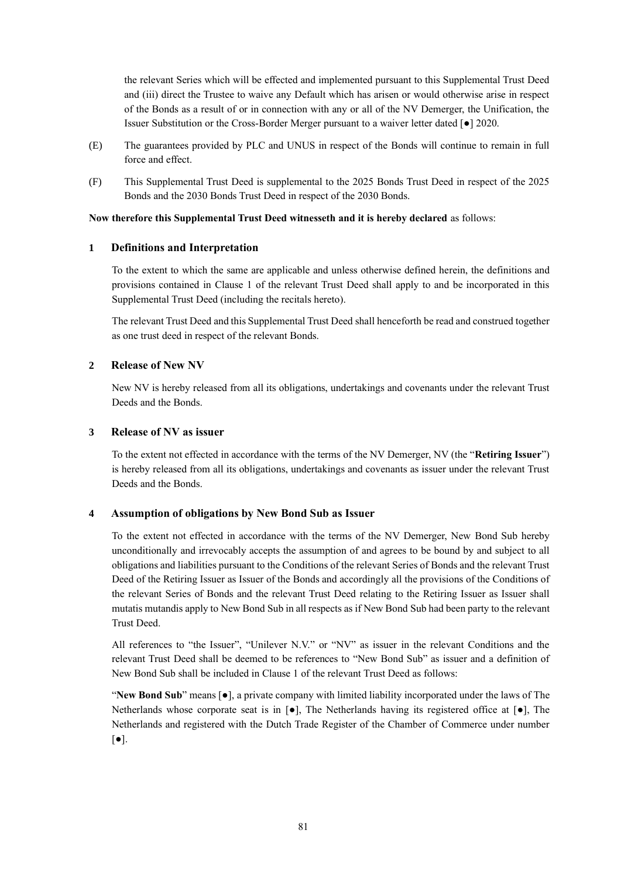the relevant Series which will be effected and implemented pursuant to this Supplemental Trust Deed and (iii) direct the Trustee to waive any Default which has arisen or would otherwise arise in respect of the Bonds as a result of or in connection with any or all of the NV Demerger, the Unification, the Issuer Substitution or the Cross-Border Merger pursuant to a waiver letter dated [●] 2020.

(E) The guarantees provided by PLC and UNUS in respect of the Bonds will continue to remain in full force and effect.

(F) This Supplemental Trust Deed is supplemental to the 2025 Bonds Trust Deed in respect of the 2025 Bonds and the 2030 Bonds Trust Deed in respect of the 2030 Bonds.

**Now therefore this Supplemental Trust Deed witnesseth and it is hereby declared** as follows:

## 1 Definitions and Interpretation

To the extent to which the same are applicable and unless otherwise defined herein, the definitions and provisions contained in Clause 1 of the relevant Trust Deed shall apply to and be incorporated in this Supplemental Trust Deed (including the recitals hereto).

The relevant Trust Deed and this Supplemental Trust Deed shall henceforth be read and construed together as one trust deed in respect of the relevant Bonds.

## 2 Release of New NV

New NV is hereby released from all its obligations, undertakings and covenants under the relevant Trust Deeds and the Bonds.

## 3 Release of NV as issuer

To the extent not effected in accordance with the terms of the NV Demerger, NV (the "**Retiring Issuer**") is hereby released from all its obligations, undertakings and covenants as issuer under the relevant Trust Deeds and the Bonds.

## 4 Assumption of obligations by New Bond Sub as Issuer

To the extent not effected in accordance with the terms of the NV Demerger, New Bond Sub hereby unconditionally and irrevocably accepts the assumption of and agrees to be bound by and subject to all obligations and liabilities pursuant to the Conditions of the relevant Series of Bonds and the relevant Trust Deed of the Retiring Issuer as Issuer of the Bonds and accordingly all the provisions of the Conditions of the relevant Series of Bonds and the relevant Trust Deed relating to the Retiring Issuer as Issuer shall mutatis mutandis apply to New Bond Sub in all respects as if New Bond Sub had been party to the relevant Trust Deed.

All references to "the Issuer", "Unilever N.V." or "NV" as issuer in the relevant Conditions and the relevant Trust Deed shall be deemed to be references to "New Bond Sub" as issuer and a definition of New Bond Sub shall be included in Clause 1 of the relevant Trust Deed as follows:

"**New Bond Sub**" means [●], a private company with limited liability incorporated under the laws of The Netherlands whose corporate seat is in [●], The Netherlands having its registered office at [●], The Netherlands and registered with the Dutch Trade Register of the Chamber of Commerce under number [●].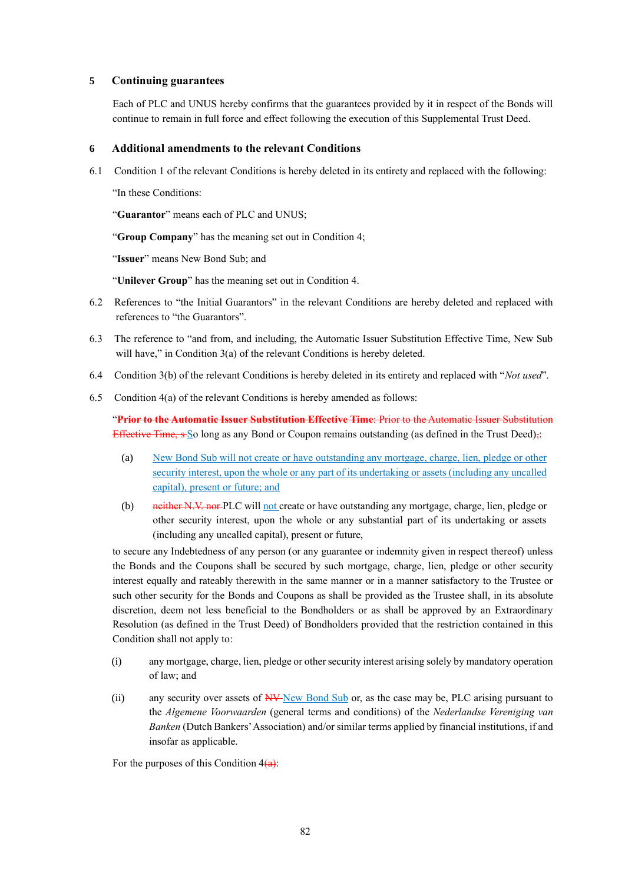## 5 Continuing guarantees

Each of PLC and UNUS hereby confirms that the guarantees provided by it in respect of the Bonds will continue to remain in full force and effect following the execution of this Supplemental Trust Deed.

## 6 Additional amendments to the relevant Conditions

6.1 Condition 1 of the relevant Conditions is hereby deleted in its entirety and replaced with the following:

"In these Conditions:

"**Guarantor**" means each of PLC and UNUS;

"**Group Company**" has the meaning set out in Condition 4;

"**Issuer**" means New Bond Sub; and

"**Unilever Group**" has the meaning set out in Condition 4.

6.2 References to "the Initial Guarantors" in the relevant Conditions are hereby deleted and replaced with references to "the Guarantors".

6.3 The reference to "and from, and including, the Automatic Issuer Substitution Effective Time, New Sub will have," in Condition 3(a) of the relevant Conditions is hereby deleted.

6.4 Condition 3(b) of the relevant Conditions is hereby deleted in its entirety and replaced with "*Not used*".

6.5 Condition 4(a) of the relevant Conditions is hereby amended as follows:

"~~**Prior to the Automatic Issuer Substitution Effective Time**: Prior to the Automatic Issuer Substitution Effective Time, s~~ So long as any Bond or Coupon remains outstanding (as defined in the Trust Deed)~~,~~:

(a) New Bond Sub will not create or have outstanding any mortgage, charge, lien, pledge or other security interest, upon the whole or any part of its undertaking or assets (including any uncalled capital), present or future; and

(b) ~~neither N.V. nor~~ PLC will not create or have outstanding any mortgage, charge, lien, pledge or other security interest, upon the whole or any substantial part of its undertaking or assets (including any uncalled capital), present or future,

to secure any Indebtedness of any person (or any guarantee or indemnity given in respect thereof) unless the Bonds and the Coupons shall be secured by such mortgage, charge, lien, pledge or other security interest equally and rateably therewith in the same manner or in a manner satisfactory to the Trustee or such other security for the Bonds and Coupons as shall be provided as the Trustee shall, in its absolute discretion, deem not less beneficial to the Bondholders or as shall be approved by an Extraordinary Resolution (as defined in the Trust Deed) of Bondholders provided that the restriction contained in this Condition shall not apply to:

(i) any mortgage, charge, lien, pledge or other security interest arising solely by mandatory operation of law; and

(ii) any security over assets of ~~NV~~ New Bond Sub or, as the case may be, PLC arising pursuant to the *Algemene Voorwaarden* (general terms and conditions) of the *Nederlandse Vereniging van Banken* (Dutch Bankers' Association) and/or similar terms applied by financial institutions, if and insofar as applicable.

For the purposes of this Condition 4~~(a)~~: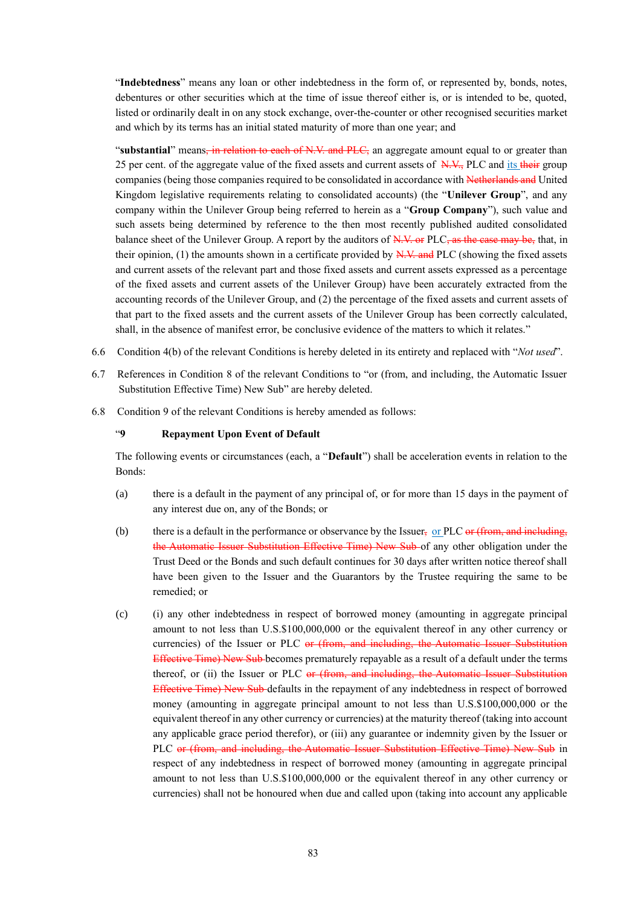"**Indebtedness**" means any loan or other indebtedness in the form of, or represented by, bonds, notes, debentures or other securities which at the time of issue thereof either is, or is intended to be, quoted, listed or ordinarily dealt in on any stock exchange, over-the-counter or other recognised securities market and which by its terms has an initial stated maturity of more than one year; and

"**substantial**" means~~, in relation to each of N.V. and PLC,~~ an aggregate amount equal to or greater than 25 per cent. of the aggregate value of the fixed assets and current assets of ~~N.V.,~~ PLC and its ~~their~~ group companies (being those companies required to be consolidated in accordance with ~~Netherlands and~~ United Kingdom legislative requirements relating to consolidated accounts) (the "**Unilever Group**", and any company within the Unilever Group being referred to herein as a "**Group Company**"), such value and such assets being determined by reference to the then most recently published audited consolidated balance sheet of the Unilever Group. A report by the auditors of ~~N.V. or~~ PLC~~, as the case may be,~~ that, in their opinion, (1) the amounts shown in a certificate provided by ~~N.V. and~~ PLC (showing the fixed assets and current assets of the relevant part and those fixed assets and current assets expressed as a percentage of the fixed assets and current assets of the Unilever Group) have been accurately extracted from the accounting records of the Unilever Group, and (2) the percentage of the fixed assets and current assets of that part to the fixed assets and the current assets of the Unilever Group has been correctly calculated, shall, in the absence of manifest error, be conclusive evidence of the matters to which it relates."

6.6 Condition 4(b) of the relevant Conditions is hereby deleted in its entirety and replaced with "*Not used*".

6.7 References in Condition 8 of the relevant Conditions to "or (from, and including, the Automatic Issuer Substitution Effective Time) New Sub" are hereby deleted.

6.8 Condition 9 of the relevant Conditions is hereby amended as follows:

"**9 Repayment Upon Event of Default**

The following events or circumstances (each, a "**Default**") shall be acceleration events in relation to the Bonds:

(a) there is a default in the payment of any principal of, or for more than 15 days in the payment of any interest due on, any of the Bonds; or

(b) there is a default in the performance or observance by the Issuer~~,~~ or PLC ~~or (from, and including, the Automatic Issuer Substitution Effective Time) New Sub~~ of any other obligation under the Trust Deed or the Bonds and such default continues for 30 days after written notice thereof shall have been given to the Issuer and the Guarantors by the Trustee requiring the same to be remedied; or

(c) (i) any other indebtedness in respect of borrowed money (amounting in aggregate principal amount to not less than U.S.$100,000,000 or the equivalent thereof in any other currency or currencies) of the Issuer or PLC ~~or (from, and including, the Automatic Issuer Substitution Effective Time) New Sub~~ becomes prematurely repayable as a result of a default under the terms thereof, or (ii) the Issuer or PLC ~~or (from, and including, the Automatic Issuer Substitution Effective Time) New Sub~~ defaults in the repayment of any indebtedness in respect of borrowed money (amounting in aggregate principal amount to not less than U.S.$100,000,000 or the equivalent thereof in any other currency or currencies) at the maturity thereof (taking into account any applicable grace period therefor), or (iii) any guarantee or indemnity given by the Issuer or PLC ~~or (from, and including, the Automatic Issuer Substitution Effective Time) New Sub~~ in respect of any indebtedness in respect of borrowed money (amounting in aggregate principal amount to not less than U.S.$100,000,000 or the equivalent thereof in any other currency or currencies) shall not be honoured when due and called upon (taking into account any applicable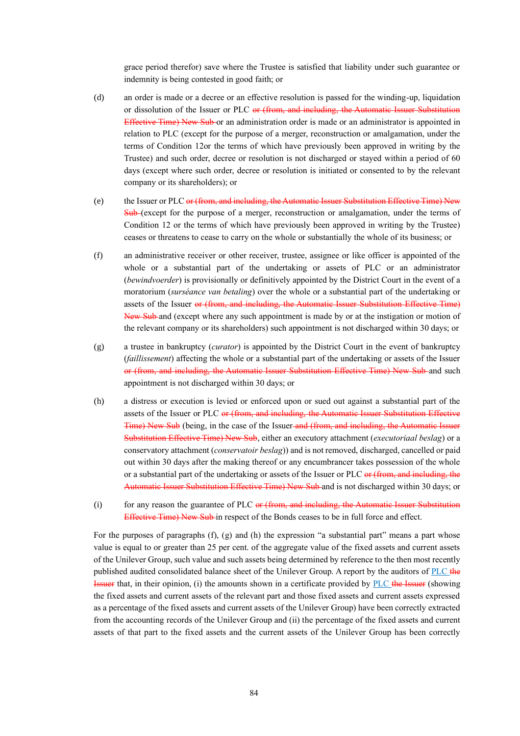grace period therefor) save where the Trustee is satisfied that liability under such guarantee or indemnity is being contested in good faith; or

(d) an order is made or a decree or an effective resolution is passed for the winding-up, liquidation or dissolution of the Issuer or PLC ~~or (from, and including, the Automatic Issuer Substitution Effective Time) New Sub~~ or an administration order is made or an administrator is appointed in relation to PLC (except for the purpose of a merger, reconstruction or amalgamation, under the terms of Condition 12or the terms of which have previously been approved in writing by the Trustee) and such order, decree or resolution is not discharged or stayed within a period of 60 days (except where such order, decree or resolution is initiated or consented to by the relevant company or its shareholders); or

(e) the Issuer or PLC ~~or (from, and including, the Automatic Issuer Substitution Effective Time) New Sub~~ (except for the purpose of a merger, reconstruction or amalgamation, under the terms of Condition 12 or the terms of which have previously been approved in writing by the Trustee) ceases or threatens to cease to carry on the whole or substantially the whole of its business; or

(f) an administrative receiver or other receiver, trustee, assignee or like officer is appointed of the whole or a substantial part of the undertaking or assets of PLC or an administrator (*bewindvoerder*) is provisionally or definitively appointed by the District Court in the event of a moratorium (*surséance van betaling*) over the whole or a substantial part of the undertaking or assets of the Issuer ~~or (from, and including, the Automatic Issuer Substitution Effective Time) New Sub~~ and (except where any such appointment is made by or at the instigation or motion of the relevant company or its shareholders) such appointment is not discharged within 30 days; or

(g) a trustee in bankruptcy (*curator*) is appointed by the District Court in the event of bankruptcy (*faillissement*) affecting the whole or a substantial part of the undertaking or assets of the Issuer ~~or (from, and including, the Automatic Issuer Substitution Effective Time) New Sub~~ and such appointment is not discharged within 30 days; or

(h) a distress or execution is levied or enforced upon or sued out against a substantial part of the assets of the Issuer or PLC ~~or (from, and including, the Automatic Issuer Substitution Effective Time) New Sub~~ (being, in the case of the Issuer ~~and (from, and including, the Automatic Issuer Substitution Effective Time) New Sub~~, either an executory attachment (*executoriaal beslag*) or a conservatory attachment (*conservatoir beslag*)) and is not removed, discharged, cancelled or paid out within 30 days after the making thereof or any encumbrancer takes possession of the whole or a substantial part of the undertaking or assets of the Issuer or PLC ~~or (from, and including, the Automatic Issuer Substitution Effective Time) New Sub~~ and is not discharged within 30 days; or

(i) for any reason the guarantee of PLC ~~or (from, and including, the Automatic Issuer Substitution Effective Time) New Sub~~ in respect of the Bonds ceases to be in full force and effect.

For the purposes of paragraphs (f), (g) and (h) the expression "a substantial part" means a part whose value is equal to or greater than 25 per cent. of the aggregate value of the fixed assets and current assets of the Unilever Group, such value and such assets being determined by reference to the then most recently published audited consolidated balance sheet of the Unilever Group. A report by the auditors of PLC ~~the Issuer~~ that, in their opinion, (i) the amounts shown in a certificate provided by PLC ~~the Issuer~~ (showing the fixed assets and current assets of the relevant part and those fixed assets and current assets expressed as a percentage of the fixed assets and current assets of the Unilever Group) have been correctly extracted from the accounting records of the Unilever Group and (ii) the percentage of the fixed assets and current assets of that part to the fixed assets and the current assets of the Unilever Group has been correctly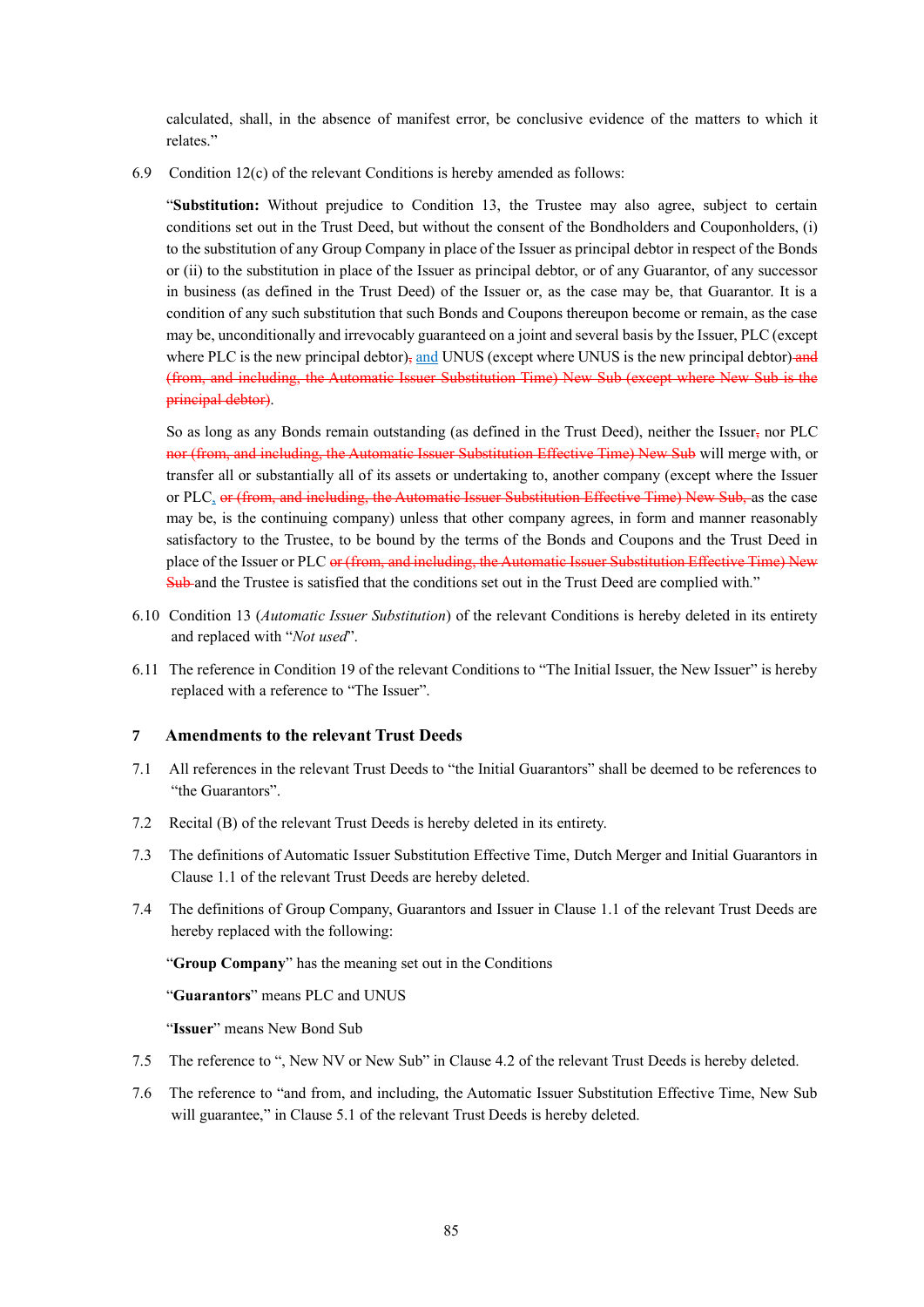calculated, shall, in the absence of manifest error, be conclusive evidence of the matters to which it relates."

6.9 Condition 12(c) of the relevant Conditions is hereby amended as follows:

"**Substitution:** Without prejudice to Condition 13, the Trustee may also agree, subject to certain conditions set out in the Trust Deed, but without the consent of the Bondholders and Couponholders, (i) to the substitution of any Group Company in place of the Issuer as principal debtor in respect of the Bonds or (ii) to the substitution in place of the Issuer as principal debtor, or of any Guarantor, of any successor in business (as defined in the Trust Deed) of the Issuer or, as the case may be, that Guarantor. It is a condition of any such substitution that such Bonds and Coupons thereupon become or remain, as the case may be, unconditionally and irrevocably guaranteed on a joint and several basis by the Issuer, PLC (except where PLC is the new principal debtor)~~,~~ and UNUS (except where UNUS is the new principal debtor)~~ and (from, and including, the Automatic Issuer Substitution Time) New Sub (except where New Sub is the principal debtor)~~.

So as long as any Bonds remain outstanding (as defined in the Trust Deed), neither the Issuer~~,~~ nor PLC ~~nor (from, and including, the Automatic Issuer Substitution Effective Time) New Sub~~ will merge with, or transfer all or substantially all of its assets or undertaking to, another company (except where the Issuer or PLC, ~~or (from, and including, the Automatic Issuer Substitution Effective Time) New Sub,~~ as the case may be, is the continuing company) unless that other company agrees, in form and manner reasonably satisfactory to the Trustee, to be bound by the terms of the Bonds and Coupons and the Trust Deed in place of the Issuer or PLC ~~or (from, and including, the Automatic Issuer Substitution Effective Time) New Sub~~ and the Trustee is satisfied that the conditions set out in the Trust Deed are complied with."

6.10 Condition 13 (*Automatic Issuer Substitution*) of the relevant Conditions is hereby deleted in its entirety and replaced with "*Not used*".

6.11 The reference in Condition 19 of the relevant Conditions to "The Initial Issuer, the New Issuer" is hereby replaced with a reference to "The Issuer".

## 7 Amendments to the relevant Trust Deeds

7.1 All references in the relevant Trust Deeds to "the Initial Guarantors" shall be deemed to be references to "the Guarantors".

7.2 Recital (B) of the relevant Trust Deeds is hereby deleted in its entirety.

7.3 The definitions of Automatic Issuer Substitution Effective Time, Dutch Merger and Initial Guarantors in Clause 1.1 of the relevant Trust Deeds are hereby deleted.

7.4 The definitions of Group Company, Guarantors and Issuer in Clause 1.1 of the relevant Trust Deeds are hereby replaced with the following:

"**Group Company**" has the meaning set out in the Conditions

"**Guarantors**" means PLC and UNUS

"**Issuer**" means New Bond Sub

7.5 The reference to ", New NV or New Sub" in Clause 4.2 of the relevant Trust Deeds is hereby deleted.

7.6 The reference to "and from, and including, the Automatic Issuer Substitution Effective Time, New Sub will guarantee," in Clause 5.1 of the relevant Trust Deeds is hereby deleted.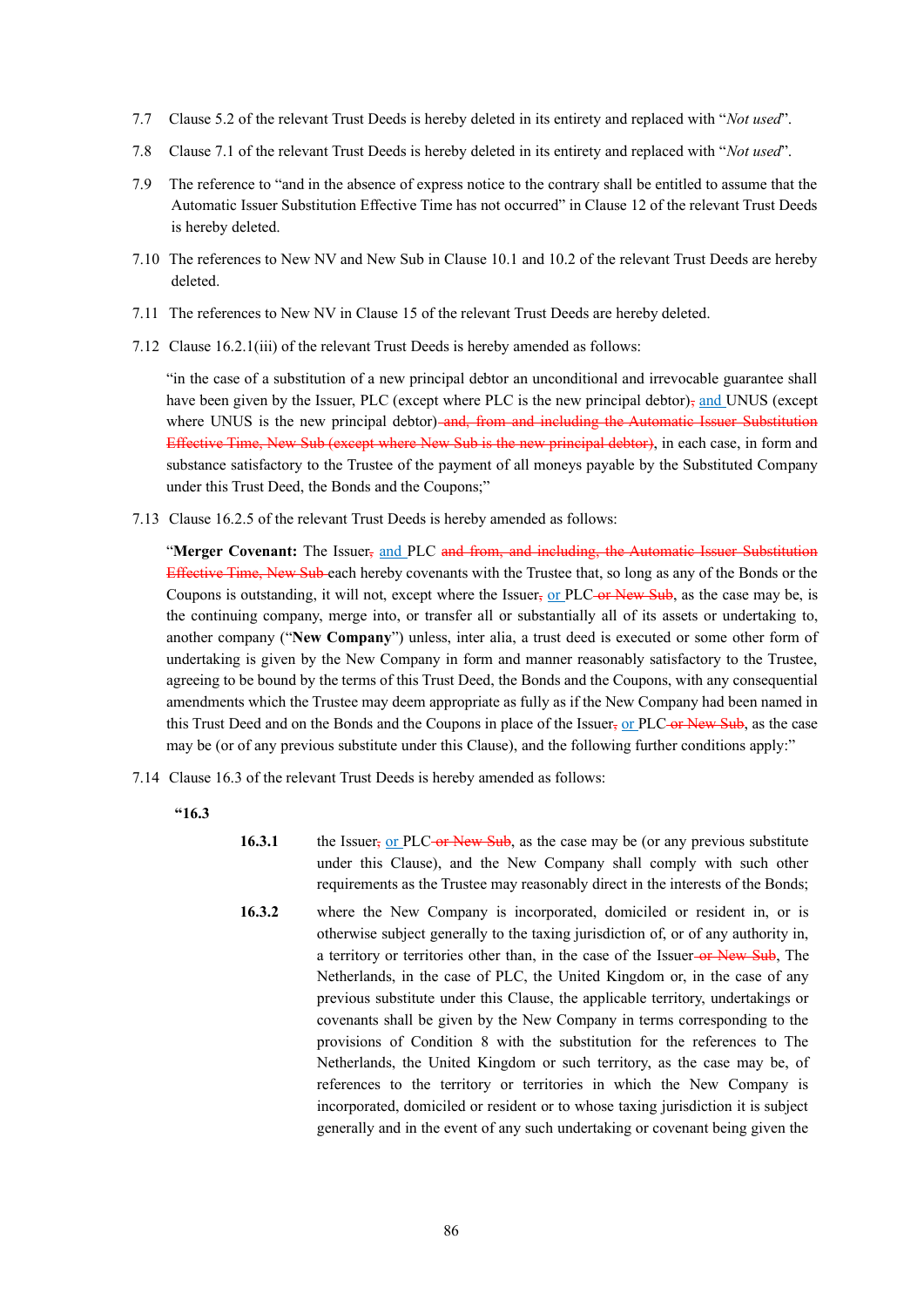7.7 Clause 5.2 of the relevant Trust Deeds is hereby deleted in its entirety and replaced with "*Not used*".

7.8 Clause 7.1 of the relevant Trust Deeds is hereby deleted in its entirety and replaced with "*Not used*".

7.9 The reference to "and in the absence of express notice to the contrary shall be entitled to assume that the Automatic Issuer Substitution Effective Time has not occurred" in Clause 12 of the relevant Trust Deeds is hereby deleted.

7.10 The references to New NV and New Sub in Clause 10.1 and 10.2 of the relevant Trust Deeds are hereby deleted.

7.11 The references to New NV in Clause 15 of the relevant Trust Deeds are hereby deleted.

7.12 Clause 16.2.1(iii) of the relevant Trust Deeds is hereby amended as follows:

"in the case of a substitution of a new principal debtor an unconditional and irrevocable guarantee shall have been given by the Issuer, PLC (except where PLC is the new principal debtor)~~,~~ and UNUS (except where UNUS is the new principal debtor)~~ and, from and including the Automatic Issuer Substitution Effective Time, New Sub (except where New Sub is the new principal debtor)~~, in each case, in form and substance satisfactory to the Trustee of the payment of all moneys payable by the Substituted Company under this Trust Deed, the Bonds and the Coupons;"

7.13 Clause 16.2.5 of the relevant Trust Deeds is hereby amended as follows:

"**Merger Covenant:** The Issuer~~,~~ and PLC ~~and from, and including, the Automatic Issuer Substitution Effective Time, New Sub~~ each hereby covenants with the Trustee that, so long as any of the Bonds or the Coupons is outstanding, it will not, except where the Issuer~~,~~ or PLC~~ or New Sub~~, as the case may be, is the continuing company, merge into, or transfer all or substantially all of its assets or undertaking to, another company ("**New Company**") unless, inter alia, a trust deed is executed or some other form of undertaking is given by the New Company in form and manner reasonably satisfactory to the Trustee, agreeing to be bound by the terms of this Trust Deed, the Bonds and the Coupons, with any consequential amendments which the Trustee may deem appropriate as fully as if the New Company had been named in this Trust Deed and on the Bonds and the Coupons in place of the Issuer~~,~~ or PLC~~ or New Sub~~, as the case may be (or of any previous substitute under this Clause), and the following further conditions apply:"

7.14 Clause 16.3 of the relevant Trust Deeds is hereby amended as follows:

**"16.3**

**16.3.1** the Issuer~~,~~ or PLC~~ or New Sub~~, as the case may be (or any previous substitute under this Clause), and the New Company shall comply with such other requirements as the Trustee may reasonably direct in the interests of the Bonds;

**16.3.2** where the New Company is incorporated, domiciled or resident in, or is otherwise subject generally to the taxing jurisdiction of, or of any authority in, a territory or territories other than, in the case of the Issuer~~ or New Sub~~, The Netherlands, in the case of PLC, the United Kingdom or, in the case of any previous substitute under this Clause, the applicable territory, undertakings or covenants shall be given by the New Company in terms corresponding to the provisions of Condition 8 with the substitution for the references to The Netherlands, the United Kingdom or such territory, as the case may be, of references to the territory or territories in which the New Company is incorporated, domiciled or resident or to whose taxing jurisdiction it is subject generally and in the event of any such undertaking or covenant being given the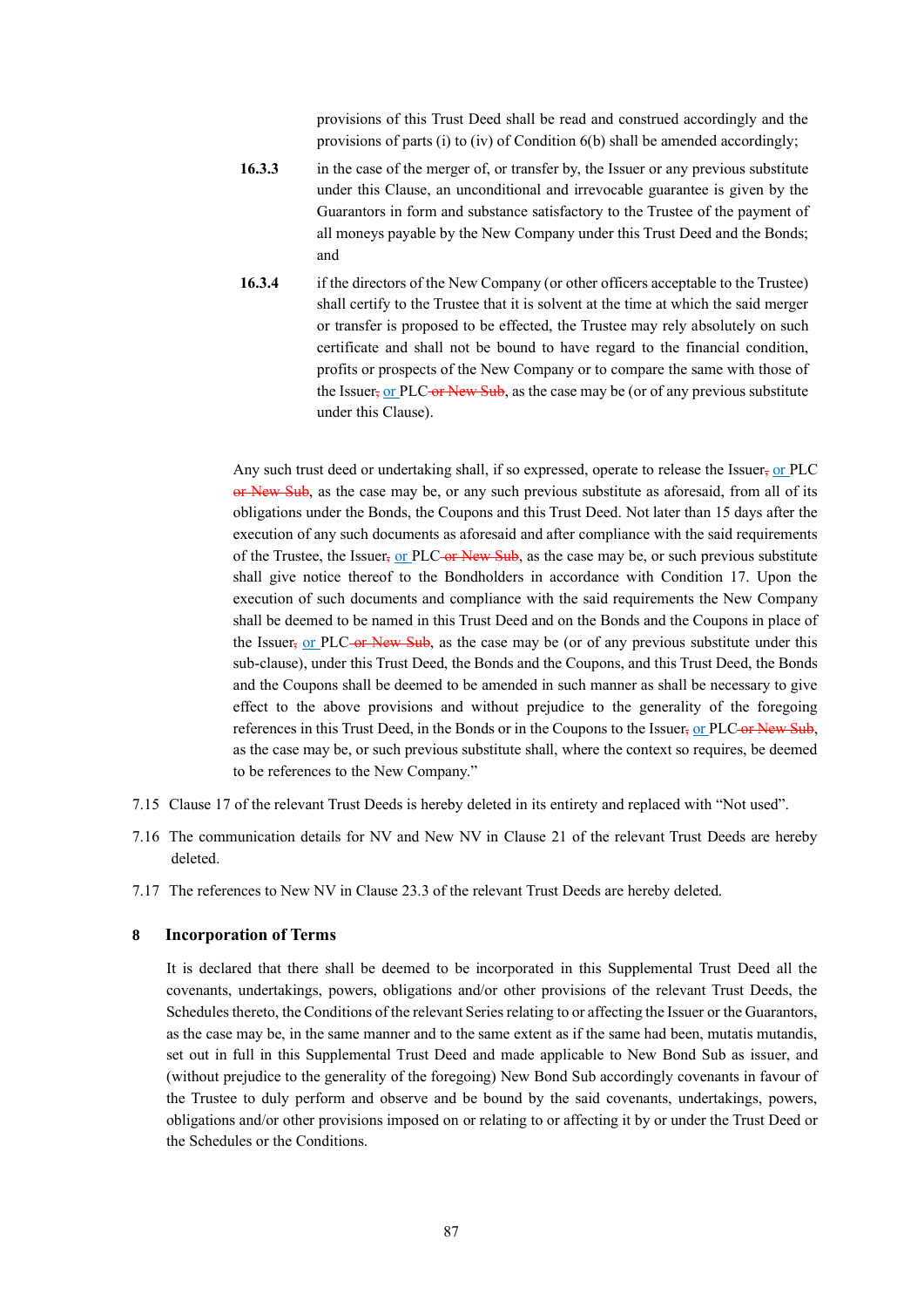provisions of this Trust Deed shall be read and construed accordingly and the provisions of parts (i) to (iv) of Condition 6(b) shall be amended accordingly;

**16.3.3** in the case of the merger of, or transfer by, the Issuer or any previous substitute under this Clause, an unconditional and irrevocable guarantee is given by the Guarantors in form and substance satisfactory to the Trustee of the payment of all moneys payable by the New Company under this Trust Deed and the Bonds; and

**16.3.4** if the directors of the New Company (or other officers acceptable to the Trustee) shall certify to the Trustee that it is solvent at the time at which the said merger or transfer is proposed to be effected, the Trustee may rely absolutely on such certificate and shall not be bound to have regard to the financial condition, profits or prospects of the New Company or to compare the same with those of the Issuer~~,~~ or PLC ~~or New Sub~~, as the case may be (or of any previous substitute under this Clause).

Any such trust deed or undertaking shall, if so expressed, operate to release the Issuer~~,~~ or PLC ~~or New Sub~~, as the case may be, or any such previous substitute as aforesaid, from all of its obligations under the Bonds, the Coupons and this Trust Deed. Not later than 15 days after the execution of any such documents as aforesaid and after compliance with the said requirements of the Trustee, the Issuer~~,~~ or PLC ~~or New Sub~~, as the case may be, or such previous substitute shall give notice thereof to the Bondholders in accordance with Condition 17. Upon the execution of such documents and compliance with the said requirements the New Company shall be deemed to be named in this Trust Deed and on the Bonds and the Coupons in place of the Issuer~~,~~ or PLC ~~or New Sub~~, as the case may be (or of any previous substitute under this sub-clause), under this Trust Deed, the Bonds and the Coupons, and this Trust Deed, the Bonds and the Coupons shall be deemed to be amended in such manner as shall be necessary to give effect to the above provisions and without prejudice to the generality of the foregoing references in this Trust Deed, in the Bonds or in the Coupons to the Issuer~~,~~ or PLC ~~or New Sub~~, as the case may be, or such previous substitute shall, where the context so requires, be deemed to be references to the New Company."

7.15 Clause 17 of the relevant Trust Deeds is hereby deleted in its entirety and replaced with "Not used".

7.16 The communication details for NV and New NV in Clause 21 of the relevant Trust Deeds are hereby deleted.

7.17 The references to New NV in Clause 23.3 of the relevant Trust Deeds are hereby deleted.

## 8 Incorporation of Terms

It is declared that there shall be deemed to be incorporated in this Supplemental Trust Deed all the covenants, undertakings, powers, obligations and/or other provisions of the relevant Trust Deeds, the Schedules thereto, the Conditions of the relevant Series relating to or affecting the Issuer or the Guarantors, as the case may be, in the same manner and to the same extent as if the same had been, mutatis mutandis, set out in full in this Supplemental Trust Deed and made applicable to New Bond Sub as issuer, and (without prejudice to the generality of the foregoing) New Bond Sub accordingly covenants in favour of the Trustee to duly perform and observe and be bound by the said covenants, undertakings, powers, obligations and/or other provisions imposed on or relating to or affecting it by or under the Trust Deed or the Schedules or the Conditions.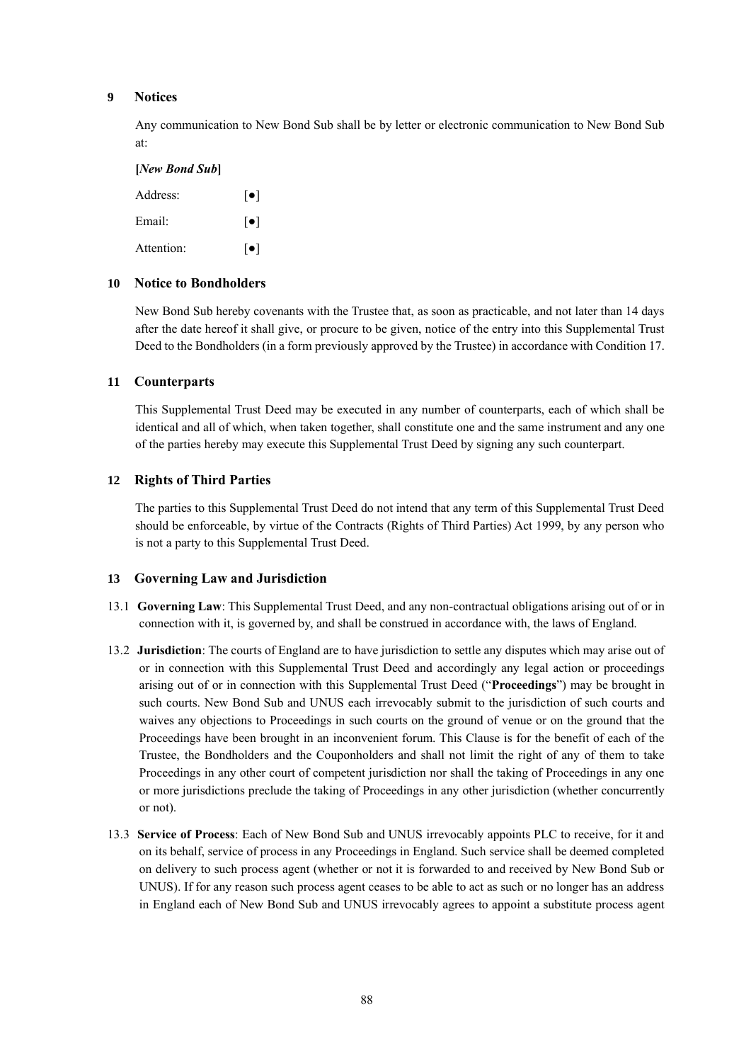## 9 Notices

Any communication to New Bond Sub shall be by letter or electronic communication to New Bond Sub at:

**[*New Bond Sub*]**

| | |
|---|---|
| Address: | [●] |
| Email: | [●] |
| Attention: | [●] |

## 10 Notice to Bondholders

New Bond Sub hereby covenants with the Trustee that, as soon as practicable, and not later than 14 days after the date hereof it shall give, or procure to be given, notice of the entry into this Supplemental Trust Deed to the Bondholders (in a form previously approved by the Trustee) in accordance with Condition 17.

## 11 Counterparts

This Supplemental Trust Deed may be executed in any number of counterparts, each of which shall be identical and all of which, when taken together, shall constitute one and the same instrument and any one of the parties hereby may execute this Supplemental Trust Deed by signing any such counterpart.

## 12 Rights of Third Parties

The parties to this Supplemental Trust Deed do not intend that any term of this Supplemental Trust Deed should be enforceable, by virtue of the Contracts (Rights of Third Parties) Act 1999, by any person who is not a party to this Supplemental Trust Deed.

## 13 Governing Law and Jurisdiction

13.1 **Governing Law**: This Supplemental Trust Deed, and any non-contractual obligations arising out of or in connection with it, is governed by, and shall be construed in accordance with, the laws of England.

13.2 **Jurisdiction**: The courts of England are to have jurisdiction to settle any disputes which may arise out of or in connection with this Supplemental Trust Deed and accordingly any legal action or proceedings arising out of or in connection with this Supplemental Trust Deed ("**Proceedings**") may be brought in such courts. New Bond Sub and UNUS each irrevocably submit to the jurisdiction of such courts and waives any objections to Proceedings in such courts on the ground of venue or on the ground that the Proceedings have been brought in an inconvenient forum. This Clause is for the benefit of each of the Trustee, the Bondholders and the Couponholders and shall not limit the right of any of them to take Proceedings in any other court of competent jurisdiction nor shall the taking of Proceedings in any one or more jurisdictions preclude the taking of Proceedings in any other jurisdiction (whether concurrently or not).

13.3 **Service of Process**: Each of New Bond Sub and UNUS irrevocably appoints PLC to receive, for it and on its behalf, service of process in any Proceedings in England. Such service shall be deemed completed on delivery to such process agent (whether or not it is forwarded to and received by New Bond Sub or UNUS). If for any reason such process agent ceases to be able to act as such or no longer has an address in England each of New Bond Sub and UNUS irrevocably agrees to appoint a substitute process agent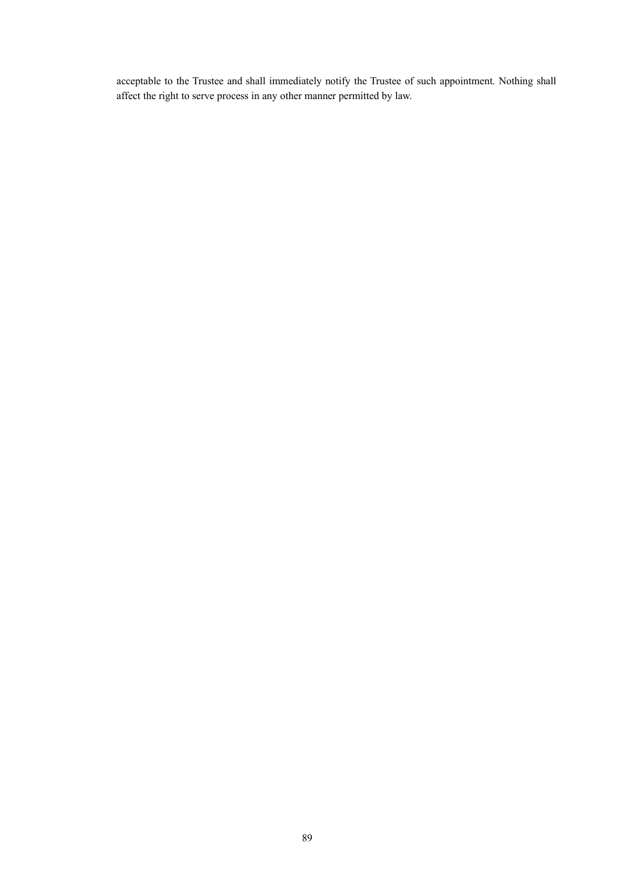acceptable to the Trustee and shall immediately notify the Trustee of such appointment. Nothing shall affect the right to serve process in any other manner permitted by law.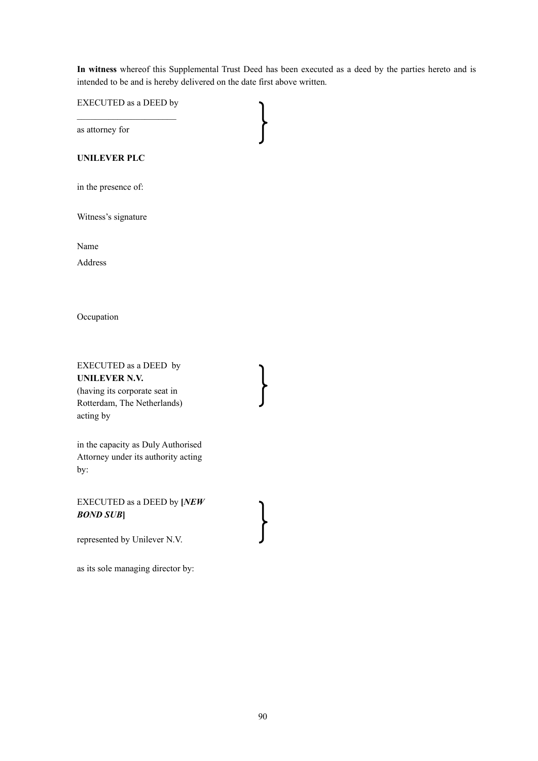**In witness** whereof this Supplemental Trust Deed has been executed as a deed by the parties hereto and is intended to be and is hereby delivered on the date first above written.

EXECUTED as a DEED by

______________________

as attorney for

**UNILEVER PLC**

in the presence of:

Witness's signature

Name

Address

Occupation

EXECUTED as a DEED by
**UNILEVER N.V.**
(having its corporate seat in Rotterdam, The Netherlands)
acting by

in the capacity as Duly Authorised Attorney under its authority acting by:

EXECUTED as a DEED by **[*NEW BOND SUB*]**

represented by Unilever N.V.

as its sole managing director by: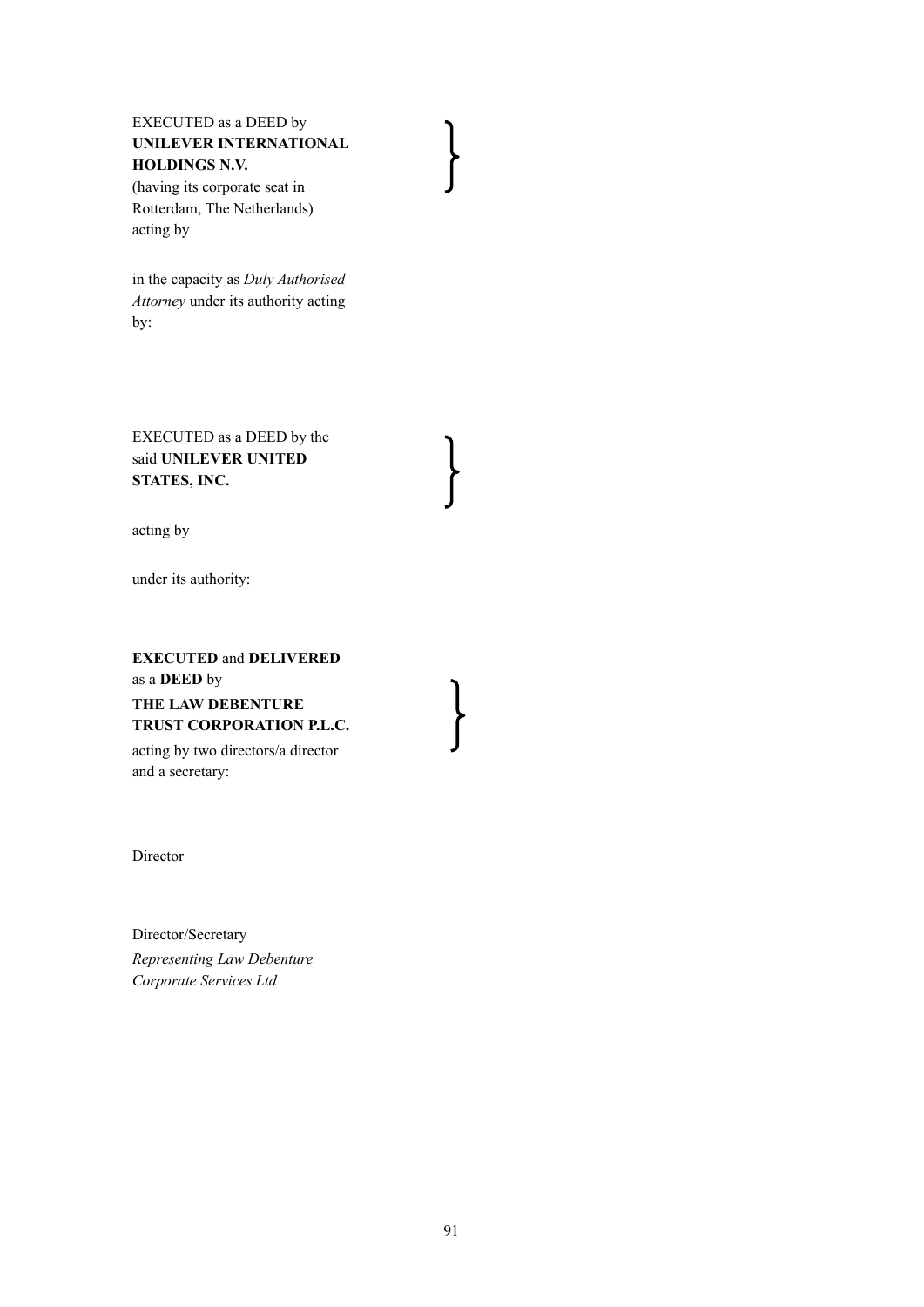EXECUTED as a DEED by
**UNILEVER INTERNATIONAL HOLDINGS N.V.**
(having its corporate seat in Rotterdam, The Netherlands)
acting by

in the capacity as *Duly Authorised Attorney* under its authority acting by:

EXECUTED as a DEED by the said **UNILEVER UNITED STATES, INC.**

acting by

under its authority:

**EXECUTED** and **DELIVERED** as a **DEED** by
**THE LAW DEBENTURE TRUST CORPORATION P.L.C.**
acting by two directors/a director and a secretary:

Director

Director/Secretary
*Representing Law Debenture Corporate Services Ltd*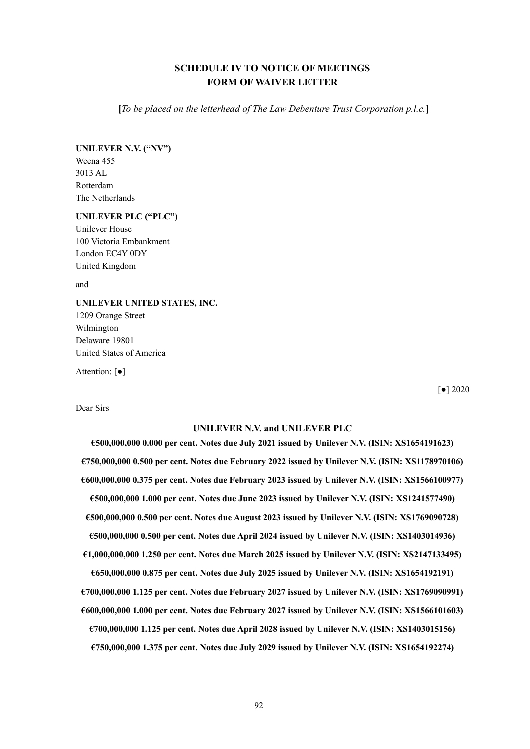**SCHEDULE IV TO NOTICE OF MEETINGS**
**FORM OF WAIVER LETTER**

**[***To be placed on the letterhead of The Law Debenture Trust Corporation p.l.c.***]**

**UNILEVER N.V. ("NV")**
Weena 455
3013 AL
Rotterdam
The Netherlands

**UNILEVER PLC ("PLC")**
Unilever House
100 Victoria Embankment
London EC4Y 0DY
United Kingdom

and

**UNILEVER UNITED STATES, INC.**
1209 Orange Street
Wilmington
Delaware 19801
United States of America

Attention: [●]

[●] 2020

Dear Sirs

**UNILEVER N.V. and UNILEVER PLC**

**€500,000,000 0.000 per cent. Notes due July 2021 issued by Unilever N.V. (ISIN: XS1654191623)**

**€750,000,000 0.500 per cent. Notes due February 2022 issued by Unilever N.V. (ISIN: XS1178970106)**

**€600,000,000 0.375 per cent. Notes due February 2023 issued by Unilever N.V. (ISIN: XS1566100977)**

**€500,000,000 1.000 per cent. Notes due June 2023 issued by Unilever N.V. (ISIN: XS1241577490)**

**€500,000,000 0.500 per cent. Notes due August 2023 issued by Unilever N.V. (ISIN: XS1769090728)**

**€500,000,000 0.500 per cent. Notes due April 2024 issued by Unilever N.V. (ISIN: XS1403014936)**

**€1,000,000,000 1.250 per cent. Notes due March 2025 issued by Unilever N.V. (ISIN: XS2147133495)**

**€650,000,000 0.875 per cent. Notes due July 2025 issued by Unilever N.V. (ISIN: XS1654192191)**

**€700,000,000 1.125 per cent. Notes due February 2027 issued by Unilever N.V. (ISIN: XS1769090991)**

**€600,000,000 1.000 per cent. Notes due February 2027 issued by Unilever N.V. (ISIN: XS1566101603)**

**€700,000,000 1.125 per cent. Notes due April 2028 issued by Unilever N.V. (ISIN: XS1403015156)**

**€750,000,000 1.375 per cent. Notes due July 2029 issued by Unilever N.V. (ISIN: XS1654192274)**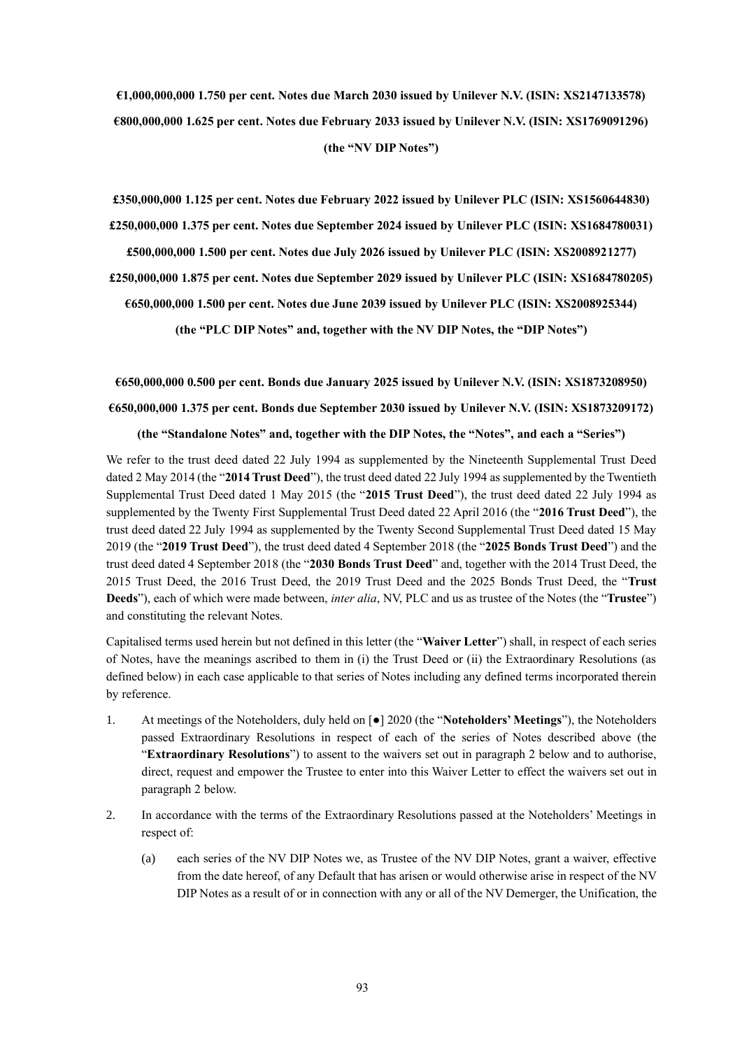**€1,000,000,000 1.750 per cent. Notes due March 2030 issued by Unilever N.V. (ISIN: XS2147133578)**

**€800,000,000 1.625 per cent. Notes due February 2033 issued by Unilever N.V. (ISIN: XS1769091296)**

**(the "NV DIP Notes")**

**£350,000,000 1.125 per cent. Notes due February 2022 issued by Unilever PLC (ISIN: XS1560644830)**

**£250,000,000 1.375 per cent. Notes due September 2024 issued by Unilever PLC (ISIN: XS1684780031)**

**£500,000,000 1.500 per cent. Notes due July 2026 issued by Unilever PLC (ISIN: XS2008921277)**

**£250,000,000 1.875 per cent. Notes due September 2029 issued by Unilever PLC (ISIN: XS1684780205)**

**€650,000,000 1.500 per cent. Notes due June 2039 issued by Unilever PLC (ISIN: XS2008925344)**

**(the "PLC DIP Notes" and, together with the NV DIP Notes, the "DIP Notes")**

**€650,000,000 0.500 per cent. Bonds due January 2025 issued by Unilever N.V. (ISIN: XS1873208950)**

**€650,000,000 1.375 per cent. Bonds due September 2030 issued by Unilever N.V. (ISIN: XS1873209172)**

**(the "Standalone Notes" and, together with the DIP Notes, the "Notes", and each a "Series")**

We refer to the trust deed dated 22 July 1994 as supplemented by the Nineteenth Supplemental Trust Deed dated 2 May 2014 (the "**2014 Trust Deed**"), the trust deed dated 22 July 1994 as supplemented by the Twentieth Supplemental Trust Deed dated 1 May 2015 (the "**2015 Trust Deed**"), the trust deed dated 22 July 1994 as supplemented by the Twenty First Supplemental Trust Deed dated 22 April 2016 (the "**2016 Trust Deed**"), the trust deed dated 22 July 1994 as supplemented by the Twenty Second Supplemental Trust Deed dated 15 May 2019 (the "**2019 Trust Deed**"), the trust deed dated 4 September 2018 (the "**2025 Bonds Trust Deed**") and the trust deed dated 4 September 2018 (the "**2030 Bonds Trust Deed**" and, together with the 2014 Trust Deed, the 2015 Trust Deed, the 2016 Trust Deed, the 2019 Trust Deed and the 2025 Bonds Trust Deed, the "**Trust Deeds**"), each of which were made between, *inter alia*, NV, PLC and us as trustee of the Notes (the "**Trustee**") and constituting the relevant Notes.

Capitalised terms used herein but not defined in this letter (the "**Waiver Letter**") shall, in respect of each series of Notes, have the meanings ascribed to them in (i) the Trust Deed or (ii) the Extraordinary Resolutions (as defined below) in each case applicable to that series of Notes including any defined terms incorporated therein by reference.

1. At meetings of the Noteholders, duly held on [●] 2020 (the "**Noteholders' Meetings**"), the Noteholders passed Extraordinary Resolutions in respect of each of the series of Notes described above (the "**Extraordinary Resolutions**") to assent to the waivers set out in paragraph 2 below and to authorise, direct, request and empower the Trustee to enter into this Waiver Letter to effect the waivers set out in paragraph 2 below.

2. In accordance with the terms of the Extraordinary Resolutions passed at the Noteholders' Meetings in respect of:

   (a) each series of the NV DIP Notes we, as Trustee of the NV DIP Notes, grant a waiver, effective from the date hereof, of any Default that has arisen or would otherwise arise in respect of the NV DIP Notes as a result of or in connection with any or all of the NV Demerger, the Unification, the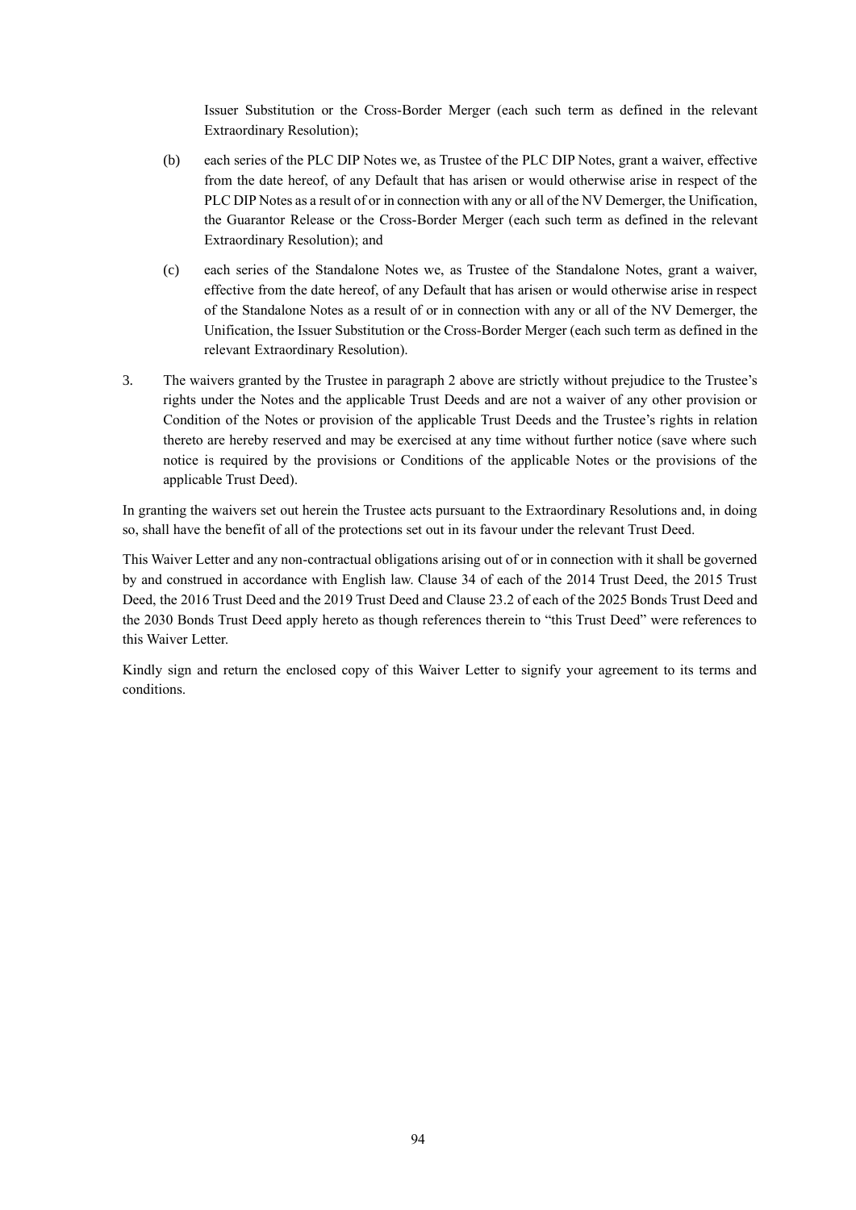Issuer Substitution or the Cross-Border Merger (each such term as defined in the relevant Extraordinary Resolution);

(b) each series of the PLC DIP Notes we, as Trustee of the PLC DIP Notes, grant a waiver, effective from the date hereof, of any Default that has arisen or would otherwise arise in respect of the PLC DIP Notes as a result of or in connection with any or all of the NV Demerger, the Unification, the Guarantor Release or the Cross-Border Merger (each such term as defined in the relevant Extraordinary Resolution); and

(c) each series of the Standalone Notes we, as Trustee of the Standalone Notes, grant a waiver, effective from the date hereof, of any Default that has arisen or would otherwise arise in respect of the Standalone Notes as a result of or in connection with any or all of the NV Demerger, the Unification, the Issuer Substitution or the Cross-Border Merger (each such term as defined in the relevant Extraordinary Resolution).

3. The waivers granted by the Trustee in paragraph 2 above are strictly without prejudice to the Trustee's rights under the Notes and the applicable Trust Deeds and are not a waiver of any other provision or Condition of the Notes or provision of the applicable Trust Deeds and the Trustee's rights in relation thereto are hereby reserved and may be exercised at any time without further notice (save where such notice is required by the provisions or Conditions of the applicable Notes or the provisions of the applicable Trust Deed).

In granting the waivers set out herein the Trustee acts pursuant to the Extraordinary Resolutions and, in doing so, shall have the benefit of all of the protections set out in its favour under the relevant Trust Deed.

This Waiver Letter and any non-contractual obligations arising out of or in connection with it shall be governed by and construed in accordance with English law. Clause 34 of each of the 2014 Trust Deed, the 2015 Trust Deed, the 2016 Trust Deed and the 2019 Trust Deed and Clause 23.2 of each of the 2025 Bonds Trust Deed and the 2030 Bonds Trust Deed apply hereto as though references therein to "this Trust Deed" were references to this Waiver Letter.

Kindly sign and return the enclosed copy of this Waiver Letter to signify your agreement to its terms and conditions.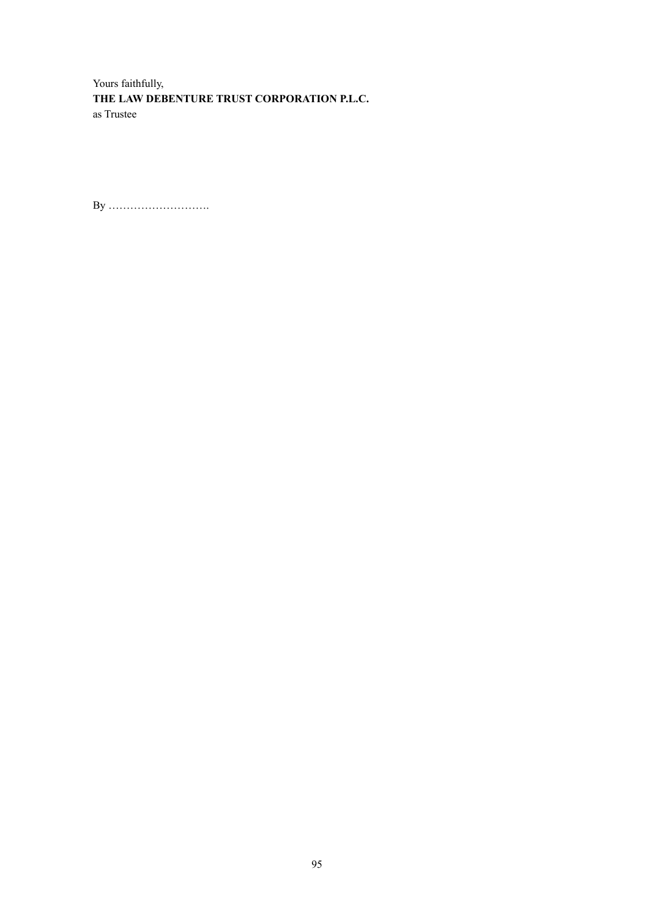Yours faithfully,

**THE LAW DEBENTURE TRUST CORPORATION P.L.C.**

as Trustee

By ……………………….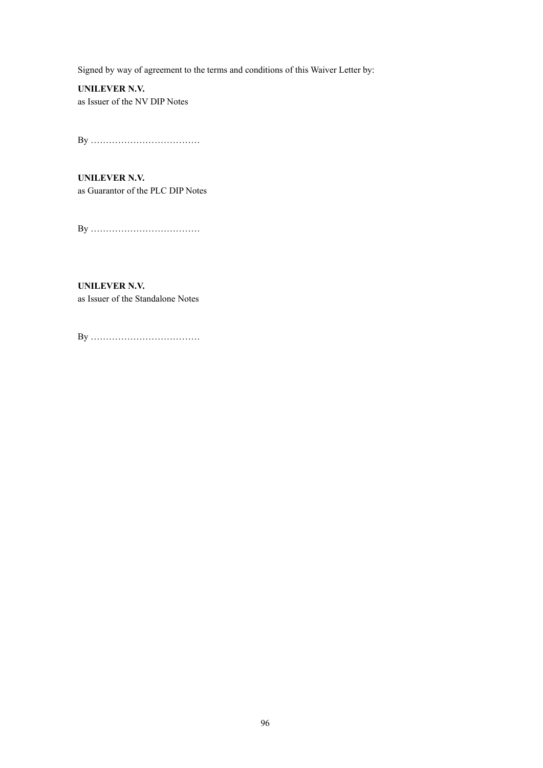Signed by way of agreement to the terms and conditions of this Waiver Letter by:

**UNILEVER N.V.**
as Issuer of the NV DIP Notes

By ………………………………

**UNILEVER N.V.**
as Guarantor of the PLC DIP Notes

By ………………………………

**UNILEVER N.V.**
as Issuer of the Standalone Notes

By ………………………………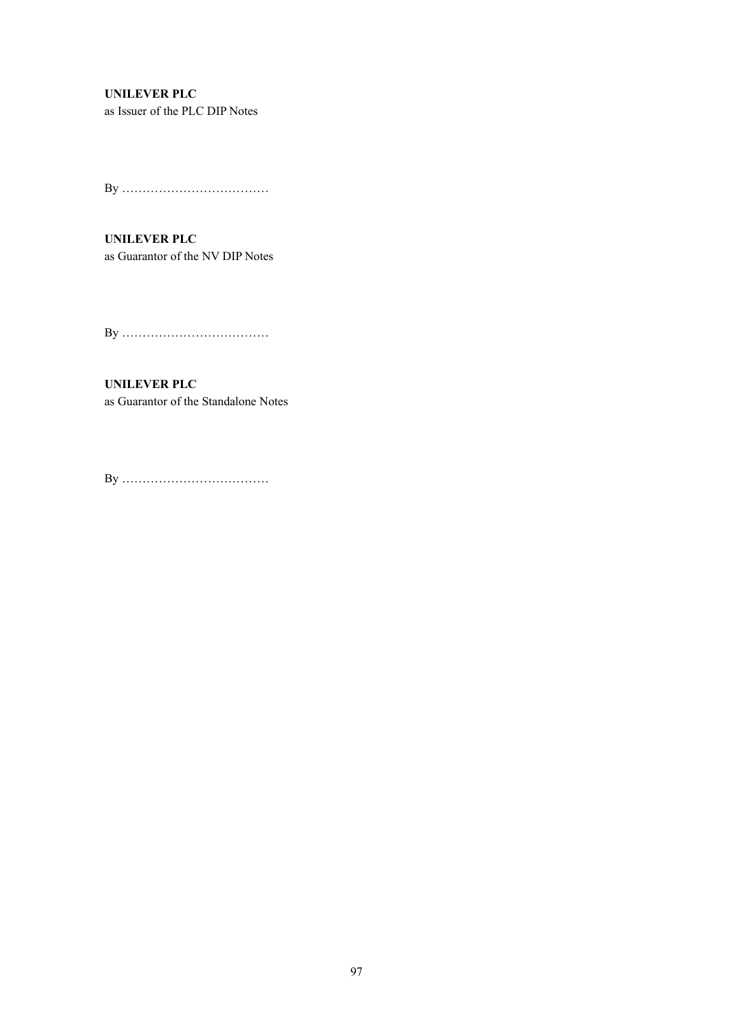**UNILEVER PLC**
as Issuer of the PLC DIP Notes

By ………………………………

**UNILEVER PLC**
as Guarantor of the NV DIP Notes

By ………………………………

**UNILEVER PLC**
as Guarantor of the Standalone Notes

By ………………………………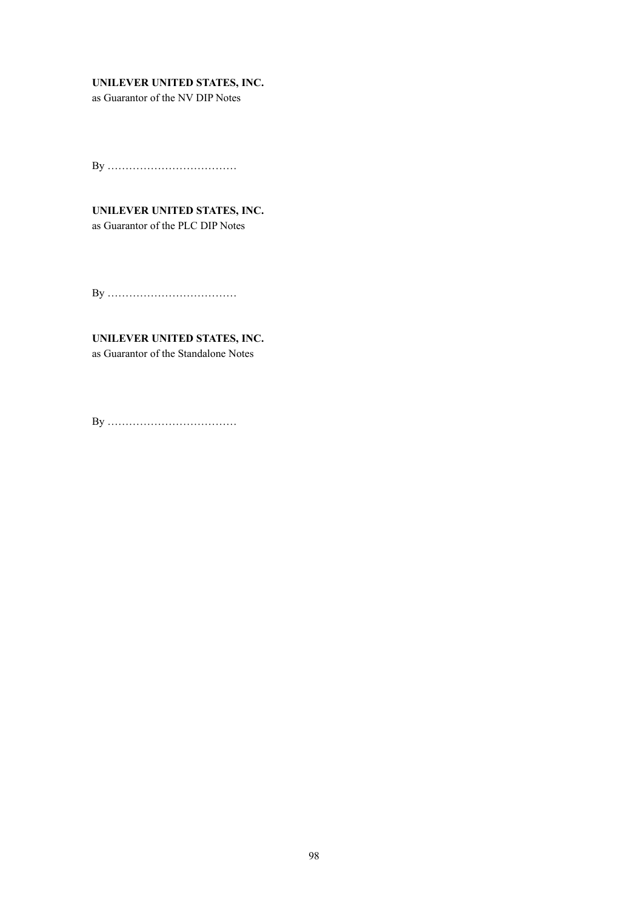**UNILEVER UNITED STATES, INC.**
as Guarantor of the NV DIP Notes

By ………………………………

**UNILEVER UNITED STATES, INC.**
as Guarantor of the PLC DIP Notes

By ………………………………

**UNILEVER UNITED STATES, INC.**
as Guarantor of the Standalone Notes

By ………………………………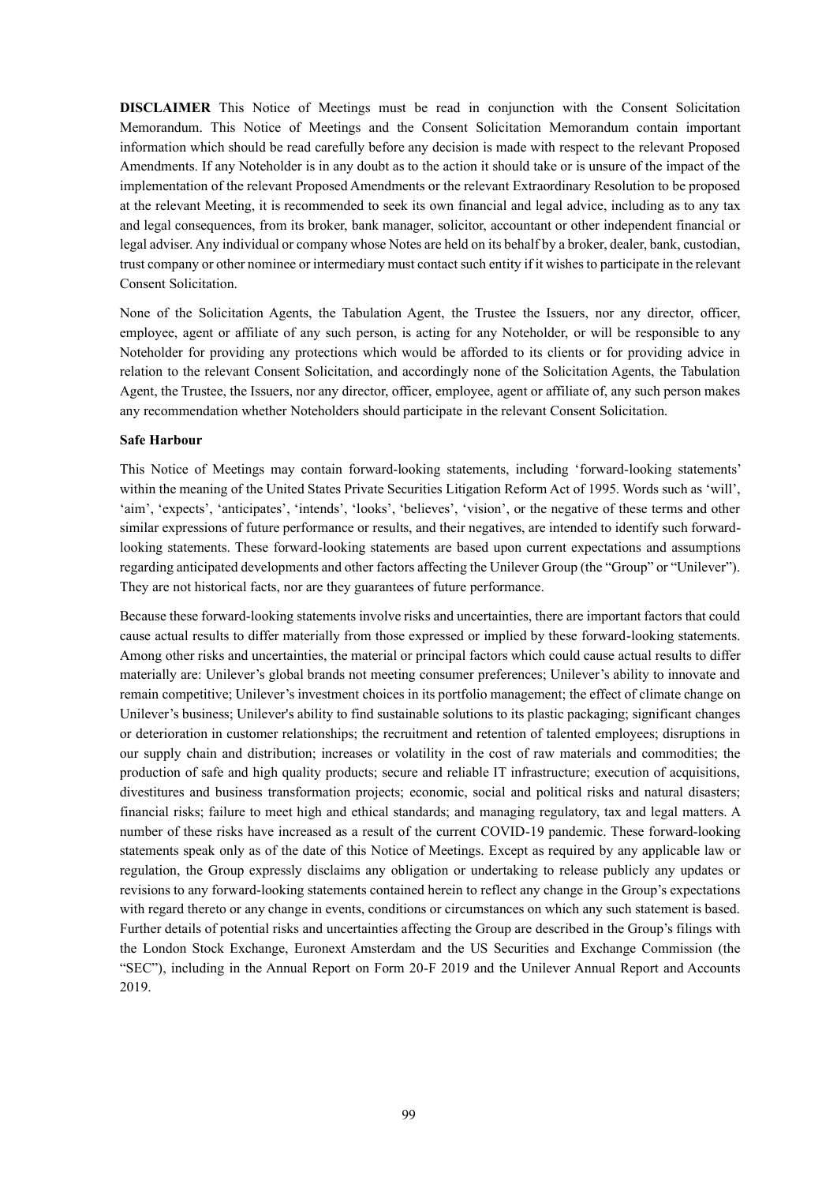**DISCLAIMER** This Notice of Meetings must be read in conjunction with the Consent Solicitation Memorandum. This Notice of Meetings and the Consent Solicitation Memorandum contain important information which should be read carefully before any decision is made with respect to the relevant Proposed Amendments. If any Noteholder is in any doubt as to the action it should take or is unsure of the impact of the implementation of the relevant Proposed Amendments or the relevant Extraordinary Resolution to be proposed at the relevant Meeting, it is recommended to seek its own financial and legal advice, including as to any tax and legal consequences, from its broker, bank manager, solicitor, accountant or other independent financial or legal adviser. Any individual or company whose Notes are held on its behalf by a broker, dealer, bank, custodian, trust company or other nominee or intermediary must contact such entity if it wishes to participate in the relevant Consent Solicitation.

None of the Solicitation Agents, the Tabulation Agent, the Trustee the Issuers, nor any director, officer, employee, agent or affiliate of any such person, is acting for any Noteholder, or will be responsible to any Noteholder for providing any protections which would be afforded to its clients or for providing advice in relation to the relevant Consent Solicitation, and accordingly none of the Solicitation Agents, the Tabulation Agent, the Trustee, the Issuers, nor any director, officer, employee, agent or affiliate of, any such person makes any recommendation whether Noteholders should participate in the relevant Consent Solicitation.

**Safe Harbour**

This Notice of Meetings may contain forward-looking statements, including 'forward-looking statements' within the meaning of the United States Private Securities Litigation Reform Act of 1995. Words such as 'will', 'aim', 'expects', 'anticipates', 'intends', 'looks', 'believes', 'vision', or the negative of these terms and other similar expressions of future performance or results, and their negatives, are intended to identify such forward-looking statements. These forward-looking statements are based upon current expectations and assumptions regarding anticipated developments and other factors affecting the Unilever Group (the "Group" or "Unilever"). They are not historical facts, nor are they guarantees of future performance.

Because these forward-looking statements involve risks and uncertainties, there are important factors that could cause actual results to differ materially from those expressed or implied by these forward-looking statements. Among other risks and uncertainties, the material or principal factors which could cause actual results to differ materially are: Unilever's global brands not meeting consumer preferences; Unilever's ability to innovate and remain competitive; Unilever's investment choices in its portfolio management; the effect of climate change on Unilever's business; Unilever's ability to find sustainable solutions to its plastic packaging; significant changes or deterioration in customer relationships; the recruitment and retention of talented employees; disruptions in our supply chain and distribution; increases or volatility in the cost of raw materials and commodities; the production of safe and high quality products; secure and reliable IT infrastructure; execution of acquisitions, divestitures and business transformation projects; economic, social and political risks and natural disasters; financial risks; failure to meet high and ethical standards; and managing regulatory, tax and legal matters. A number of these risks have increased as a result of the current COVID-19 pandemic. These forward-looking statements speak only as of the date of this Notice of Meetings. Except as required by any applicable law or regulation, the Group expressly disclaims any obligation or undertaking to release publicly any updates or revisions to any forward-looking statements contained herein to reflect any change in the Group's expectations with regard thereto or any change in events, conditions or circumstances on which any such statement is based. Further details of potential risks and uncertainties affecting the Group are described in the Group's filings with the London Stock Exchange, Euronext Amsterdam and the US Securities and Exchange Commission (the "SEC"), including in the Annual Report on Form 20-F 2019 and the Unilever Annual Report and Accounts 2019.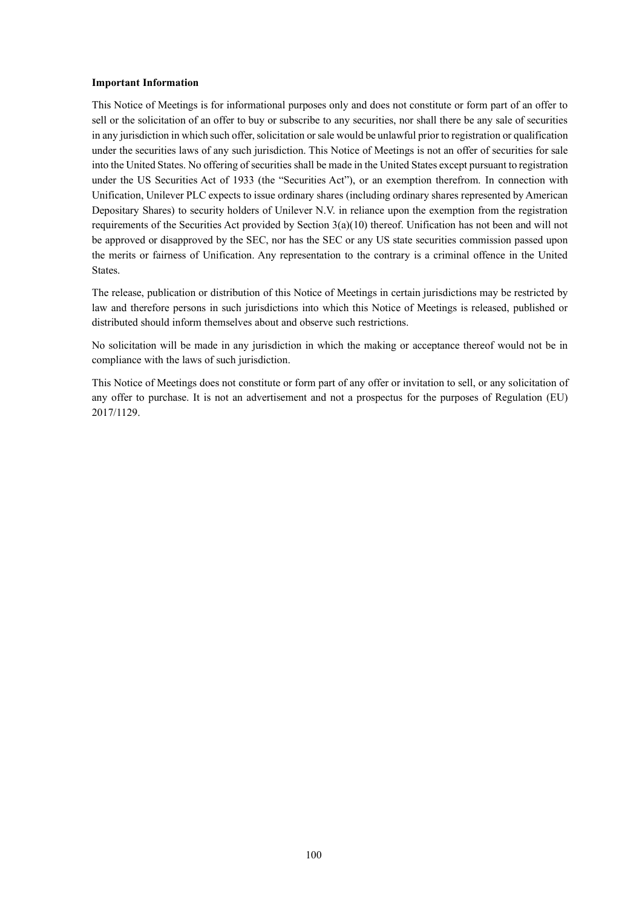**Important Information**

This Notice of Meetings is for informational purposes only and does not constitute or form part of an offer to sell or the solicitation of an offer to buy or subscribe to any securities, nor shall there be any sale of securities in any jurisdiction in which such offer, solicitation or sale would be unlawful prior to registration or qualification under the securities laws of any such jurisdiction. This Notice of Meetings is not an offer of securities for sale into the United States. No offering of securities shall be made in the United States except pursuant to registration under the US Securities Act of 1933 (the "Securities Act"), or an exemption therefrom. In connection with Unification, Unilever PLC expects to issue ordinary shares (including ordinary shares represented by American Depositary Shares) to security holders of Unilever N.V. in reliance upon the exemption from the registration requirements of the Securities Act provided by Section 3(a)(10) thereof. Unification has not been and will not be approved or disapproved by the SEC, nor has the SEC or any US state securities commission passed upon the merits or fairness of Unification. Any representation to the contrary is a criminal offence in the United States.

The release, publication or distribution of this Notice of Meetings in certain jurisdictions may be restricted by law and therefore persons in such jurisdictions into which this Notice of Meetings is released, published or distributed should inform themselves about and observe such restrictions.

No solicitation will be made in any jurisdiction in which the making or acceptance thereof would not be in compliance with the laws of such jurisdiction.

This Notice of Meetings does not constitute or form part of any offer or invitation to sell, or any solicitation of any offer to purchase. It is not an advertisement and not a prospectus for the purposes of Regulation (EU) 2017/1129.